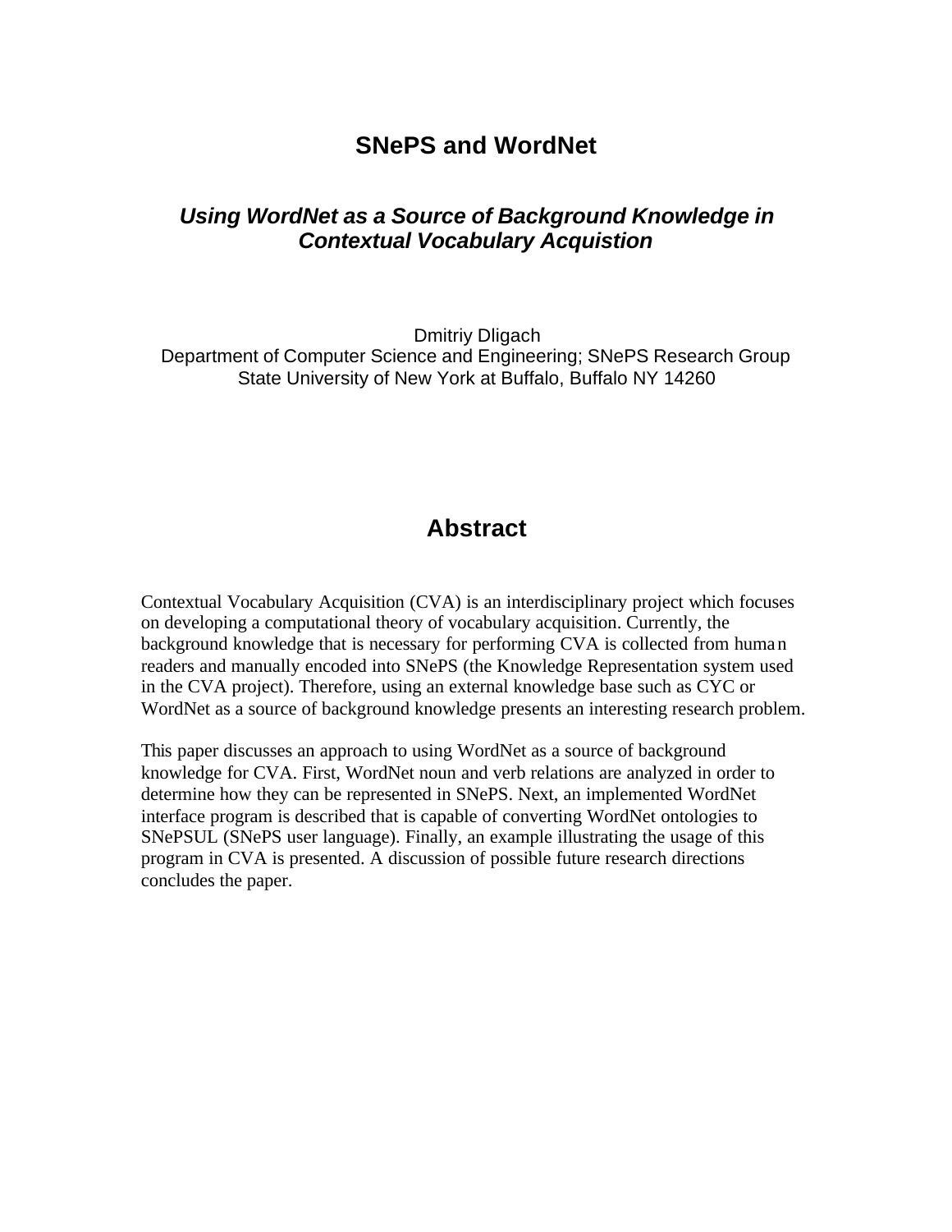# SNePS and WordNet

## *Using WordNet as a Source of Background Knowledge in Contextual Vocabulary Acquistion*

Dmitriy Dligach
Department of Computer Science and Engineering; SNePS Research Group
State University of New York at Buffalo, Buffalo NY 14260

## Abstract

Contextual Vocabulary Acquisition (CVA) is an interdisciplinary project which focuses on developing a computational theory of vocabulary acquisition. Currently, the background knowledge that is necessary for performing CVA is collected from human readers and manually encoded into SNePS (the Knowledge Representation system used in the CVA project). Therefore, using an external knowledge base such as CYC or WordNet as a source of background knowledge presents an interesting research problem.

This paper discusses an approach to using WordNet as a source of background knowledge for CVA. First, WordNet noun and verb relations are analyzed in order to determine how they can be represented in SNePS. Next, an implemented WordNet interface program is described that is capable of converting WordNet ontologies to SNePSUL (SNePS user language). Finally, an example illustrating the usage of this program in CVA is presented. A discussion of possible future research directions concludes the paper.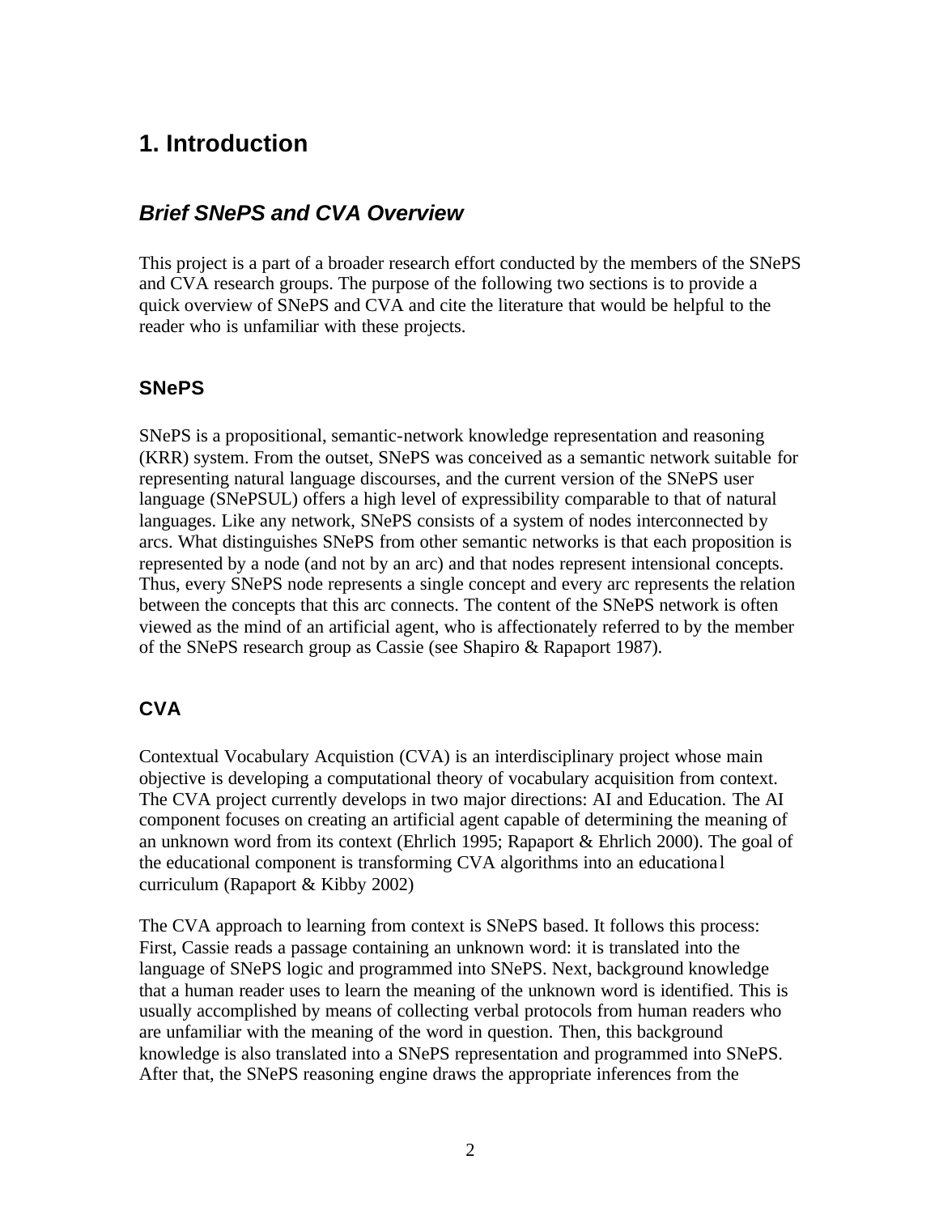# 1. Introduction

## *Brief SNePS and CVA Overview*

This project is a part of a broader research effort conducted by the members of the SNePS and CVA research groups. The purpose of the following two sections is to provide a quick overview of SNePS and CVA and cite the literature that would be helpful to the reader who is unfamiliar with these projects.

### SNePS

SNePS is a propositional, semantic-network knowledge representation and reasoning (KRR) system. From the outset, SNePS was conceived as a semantic network suitable for representing natural language discourses, and the current version of the SNePS user language (SNePSUL) offers a high level of expressibility comparable to that of natural languages. Like any network, SNePS consists of a system of nodes interconnected by arcs. What distinguishes SNePS from other semantic networks is that each proposition is represented by a node (and not by an arc) and that nodes represent intensional concepts. Thus, every SNePS node represents a single concept and every arc represents the relation between the concepts that this arc connects. The content of the SNePS network is often viewed as the mind of an artificial agent, who is affectionately referred to by the member of the SNePS research group as Cassie (see Shapiro & Rapaport 1987).

### CVA

Contextual Vocabulary Acquistion (CVA) is an interdisciplinary project whose main objective is developing a computational theory of vocabulary acquisition from context. The CVA project currently develops in two major directions: AI and Education. The AI component focuses on creating an artificial agent capable of determining the meaning of an unknown word from its context (Ehrlich 1995; Rapaport & Ehrlich 2000). The goal of the educational component is transforming CVA algorithms into an educational curriculum (Rapaport & Kibby 2002)

The CVA approach to learning from context is SNePS based. It follows this process: First, Cassie reads a passage containing an unknown word: it is translated into the language of SNePS logic and programmed into SNePS. Next, background knowledge that a human reader uses to learn the meaning of the unknown word is identified. This is usually accomplished by means of collecting verbal protocols from human readers who are unfamiliar with the meaning of the word in question. Then, this background knowledge is also translated into a SNePS representation and programmed into SNePS. After that, the SNePS reasoning engine draws the appropriate inferences from the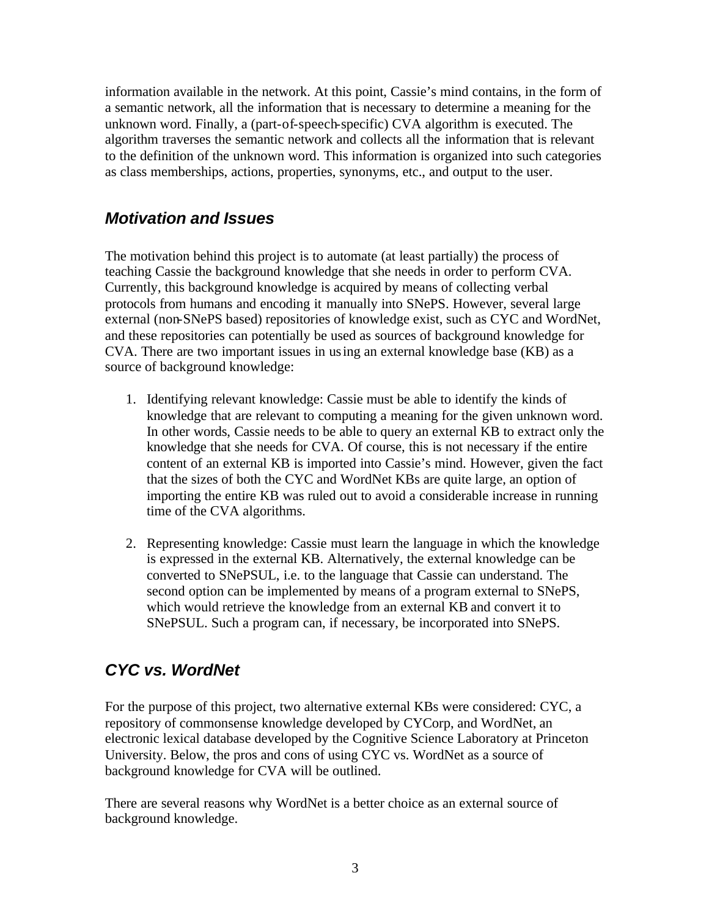information available in the network. At this point, Cassie's mind contains, in the form of a semantic network, all the information that is necessary to determine a meaning for the unknown word. Finally, a (part-of-speech-specific) CVA algorithm is executed. The algorithm traverses the semantic network and collects all the information that is relevant to the definition of the unknown word. This information is organized into such categories as class memberships, actions, properties, synonyms, etc., and output to the user.

## *Motivation and Issues*

The motivation behind this project is to automate (at least partially) the process of teaching Cassie the background knowledge that she needs in order to perform CVA. Currently, this background knowledge is acquired by means of collecting verbal protocols from humans and encoding it manually into SNePS. However, several large external (non-SNePS based) repositories of knowledge exist, such as CYC and WordNet, and these repositories can potentially be used as sources of background knowledge for CVA. There are two important issues in using an external knowledge base (KB) as a source of background knowledge:

1. Identifying relevant knowledge: Cassie must be able to identify the kinds of knowledge that are relevant to computing a meaning for the given unknown word. In other words, Cassie needs to be able to query an external KB to extract only the knowledge that she needs for CVA. Of course, this is not necessary if the entire content of an external KB is imported into Cassie's mind. However, given the fact that the sizes of both the CYC and WordNet KBs are quite large, an option of importing the entire KB was ruled out to avoid a considerable increase in running time of the CVA algorithms.

2. Representing knowledge: Cassie must learn the language in which the knowledge is expressed in the external KB. Alternatively, the external knowledge can be converted to SNePSUL, i.e. to the language that Cassie can understand. The second option can be implemented by means of a program external to SNePS, which would retrieve the knowledge from an external KB and convert it to SNePSUL. Such a program can, if necessary, be incorporated into SNePS.

## *CYC vs. WordNet*

For the purpose of this project, two alternative external KBs were considered: CYC, a repository of commonsense knowledge developed by CYCorp, and WordNet, an electronic lexical database developed by the Cognitive Science Laboratory at Princeton University. Below, the pros and cons of using CYC vs. WordNet as a source of background knowledge for CVA will be outlined.

There are several reasons why WordNet is a better choice as an external source of background knowledge.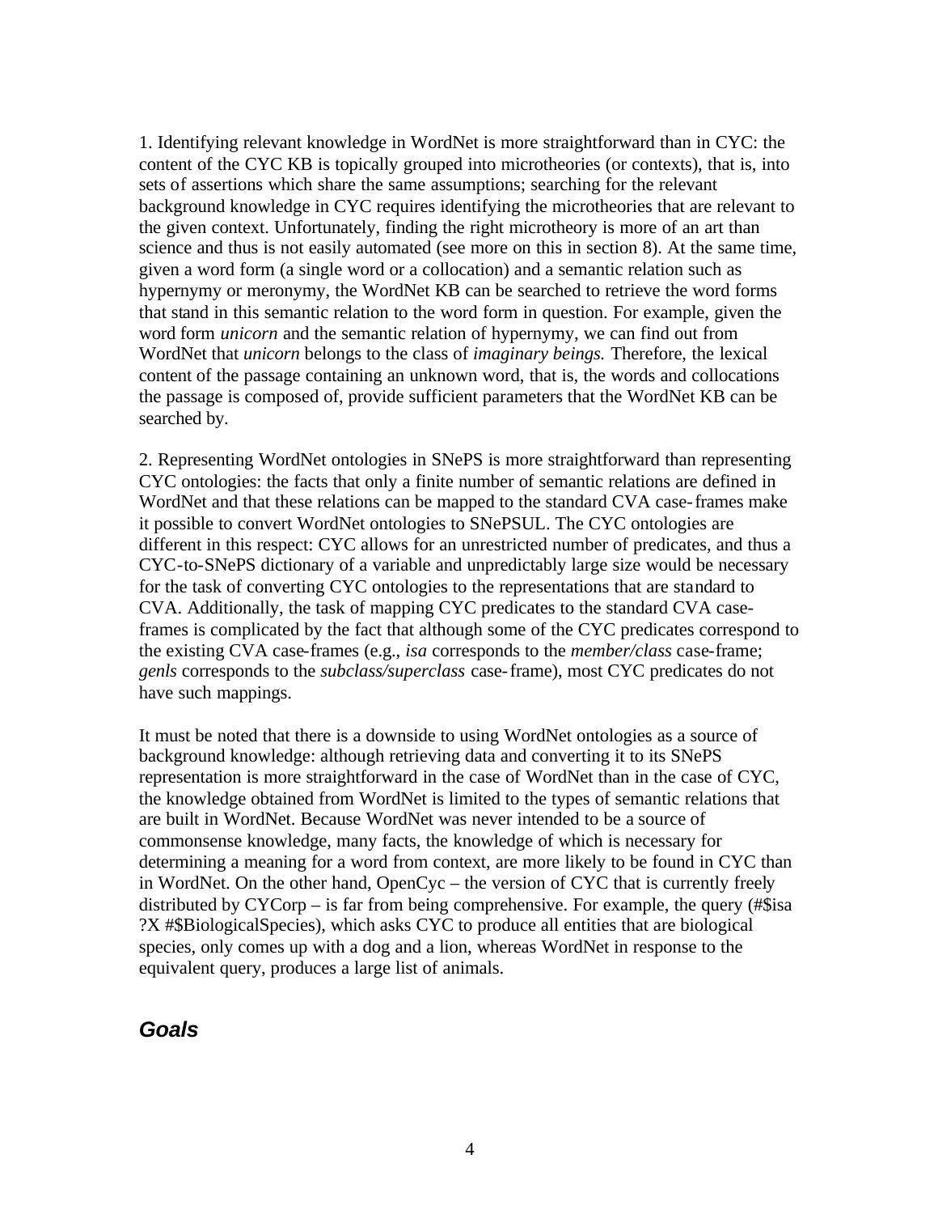1. Identifying relevant knowledge in WordNet is more straightforward than in CYC: the content of the CYC KB is topically grouped into microtheories (or contexts), that is, into sets of assertions which share the same assumptions; searching for the relevant background knowledge in CYC requires identifying the microtheories that are relevant to the given context. Unfortunately, finding the right microtheory is more of an art than science and thus is not easily automated (see more on this in section 8). At the same time, given a word form (a single word or a collocation) and a semantic relation such as hypernymy or meronymy, the WordNet KB can be searched to retrieve the word forms that stand in this semantic relation to the word form in question. For example, given the word form *unicorn* and the semantic relation of hypernymy, we can find out from WordNet that *unicorn* belongs to the class of *imaginary beings.* Therefore, the lexical content of the passage containing an unknown word, that is, the words and collocations the passage is composed of, provide sufficient parameters that the WordNet KB can be searched by.

2. Representing WordNet ontologies in SNePS is more straightforward than representing CYC ontologies: the facts that only a finite number of semantic relations are defined in WordNet and that these relations can be mapped to the standard CVA case-frames make it possible to convert WordNet ontologies to SNePSUL. The CYC ontologies are different in this respect: CYC allows for an unrestricted number of predicates, and thus a CYC-to-SNePS dictionary of a variable and unpredictably large size would be necessary for the task of converting CYC ontologies to the representations that are standard to CVA. Additionally, the task of mapping CYC predicates to the standard CVA case-frames is complicated by the fact that although some of the CYC predicates correspond to the existing CVA case-frames (e.g., *isa* corresponds to the *member/class* case-frame; *genls* corresponds to the *subclass/superclass* case-frame), most CYC predicates do not have such mappings.

It must be noted that there is a downside to using WordNet ontologies as a source of background knowledge: although retrieving data and converting it to its SNePS representation is more straightforward in the case of WordNet than in the case of CYC, the knowledge obtained from WordNet is limited to the types of semantic relations that are built in WordNet. Because WordNet was never intended to be a source of commonsense knowledge, many facts, the knowledge of which is necessary for determining a meaning for a word from context, are more likely to be found in CYC than in WordNet. On the other hand, OpenCyc – the version of CYC that is currently freely distributed by CYCorp – is far from being comprehensive. For example, the query (#$isa ?X #$BiologicalSpecies), which asks CYC to produce all entities that are biological species, only comes up with a dog and a lion, whereas WordNet in response to the equivalent query, produces a large list of animals.

## *Goals*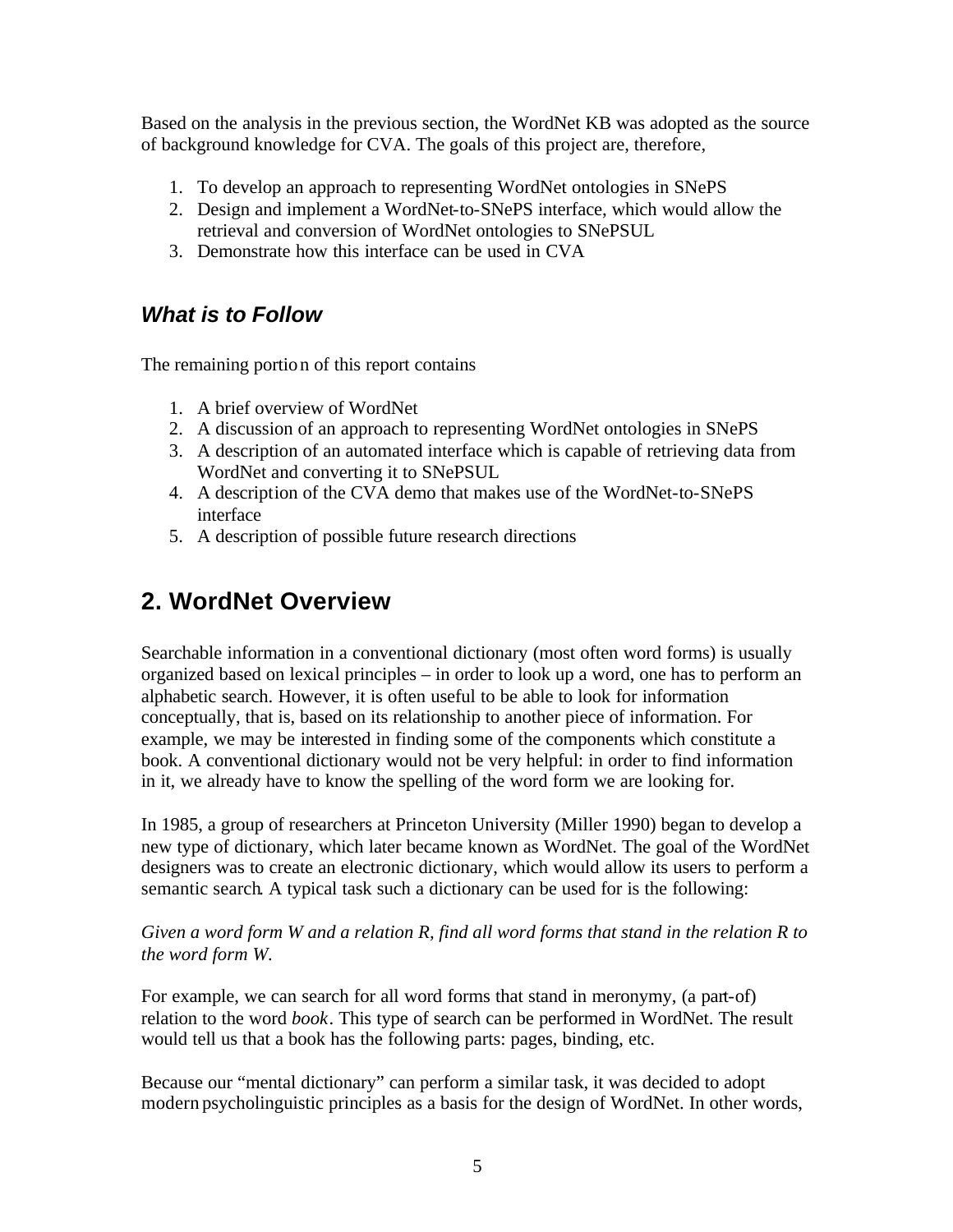Based on the analysis in the previous section, the WordNet KB was adopted as the source of background knowledge for CVA. The goals of this project are, therefore,

1. To develop an approach to representing WordNet ontologies in SNePS
2. Design and implement a WordNet-to-SNePS interface, which would allow the retrieval and conversion of WordNet ontologies to SNePSUL
3. Demonstrate how this interface can be used in CVA

### *What is to Follow*

The remaining portion of this report contains

1. A brief overview of WordNet
2. A discussion of an approach to representing WordNet ontologies in SNePS
3. A description of an automated interface which is capable of retrieving data from WordNet and converting it to SNePSUL
4. A description of the CVA demo that makes use of the WordNet-to-SNePS interface
5. A description of possible future research directions

## 2. WordNet Overview

Searchable information in a conventional dictionary (most often word forms) is usually organized based on lexical principles – in order to look up a word, one has to perform an alphabetic search. However, it is often useful to be able to look for information conceptually, that is, based on its relationship to another piece of information. For example, we may be interested in finding some of the components which constitute a book. A conventional dictionary would not be very helpful: in order to find information in it, we already have to know the spelling of the word form we are looking for.

In 1985, a group of researchers at Princeton University (Miller 1990) began to develop a new type of dictionary, which later became known as WordNet. The goal of the WordNet designers was to create an electronic dictionary, which would allow its users to perform a semantic search. A typical task such a dictionary can be used for is the following:

*Given a word form W and a relation R, find all word forms that stand in the relation R to the word form W.*

For example, we can search for all word forms that stand in meronymy, (a part-of) relation to the word *book*. This type of search can be performed in WordNet. The result would tell us that a book has the following parts: pages, binding, etc.

Because our "mental dictionary" can perform a similar task, it was decided to adopt modern psycholinguistic principles as a basis for the design of WordNet. In other words,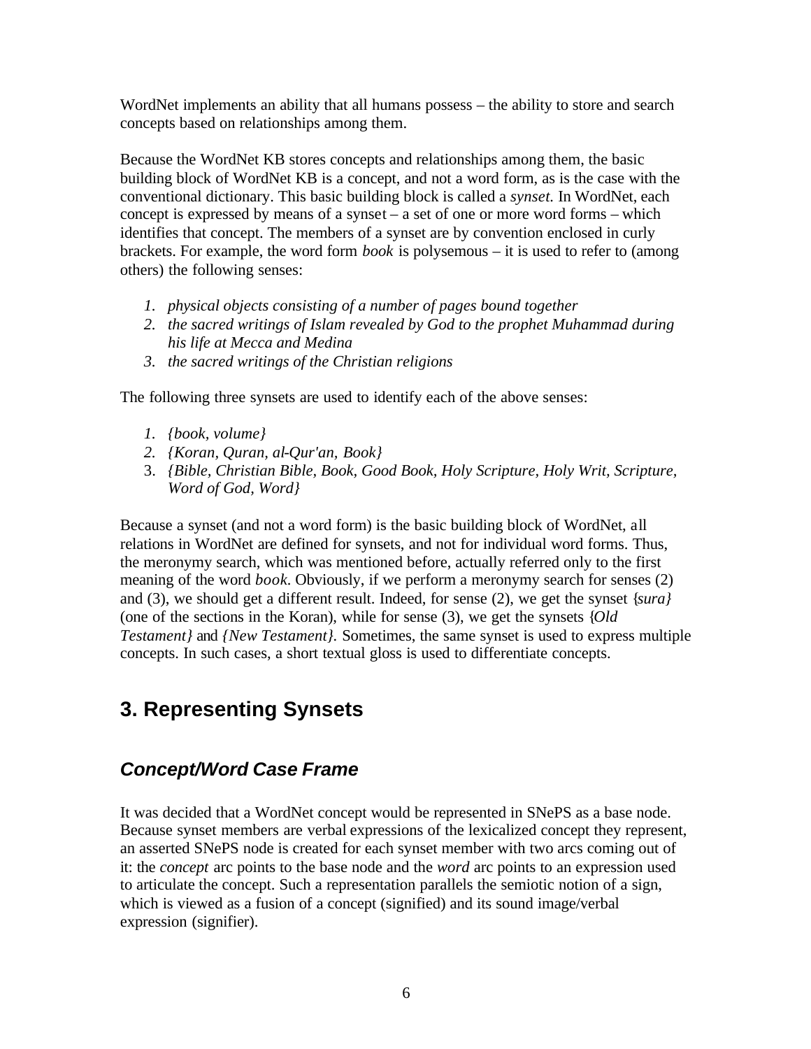WordNet implements an ability that all humans possess – the ability to store and search concepts based on relationships among them.

Because the WordNet KB stores concepts and relationships among them, the basic building block of WordNet KB is a concept, and not a word form, as is the case with the conventional dictionary. This basic building block is called a *synset*. In WordNet, each concept is expressed by means of a synset – a set of one or more word forms – which identifies that concept. The members of a synset are by convention enclosed in curly brackets. For example, the word form *book* is polysemous – it is used to refer to (among others) the following senses:

1. *physical objects consisting of a number of pages bound together*
2. *the sacred writings of Islam revealed by God to the prophet Muhammad during his life at Mecca and Medina*
3. *the sacred writings of the Christian religions*

The following three synsets are used to identify each of the above senses:

1. *{book, volume}*
2. *{Koran, Quran, al-Qur'an, Book}*
3. *{Bible, Christian Bible, Book, Good Book, Holy Scripture, Holy Writ, Scripture, Word of God, Word}*

Because a synset (and not a word form) is the basic building block of WordNet, all relations in WordNet are defined for synsets, and not for individual word forms. Thus, the meronymy search, which was mentioned before, actually referred only to the first meaning of the word *book*. Obviously, if we perform a meronymy search for senses (2) and (3), we should get a different result. Indeed, for sense (2), we get the synset *{sura}* (one of the sections in the Koran), while for sense (3), we get the synsets *{Old Testament}* and *{New Testament}*. Sometimes, the same synset is used to express multiple concepts. In such cases, a short textual gloss is used to differentiate concepts.

## 3. Representing Synsets

### *Concept/Word Case Frame*

It was decided that a WordNet concept would be represented in SNePS as a base node. Because synset members are verbal expressions of the lexicalized concept they represent, an asserted SNePS node is created for each synset member with two arcs coming out of it: the *concept* arc points to the base node and the *word* arc points to an expression used to articulate the concept. Such a representation parallels the semiotic notion of a sign, which is viewed as a fusion of a concept (signified) and its sound image/verbal expression (signifier).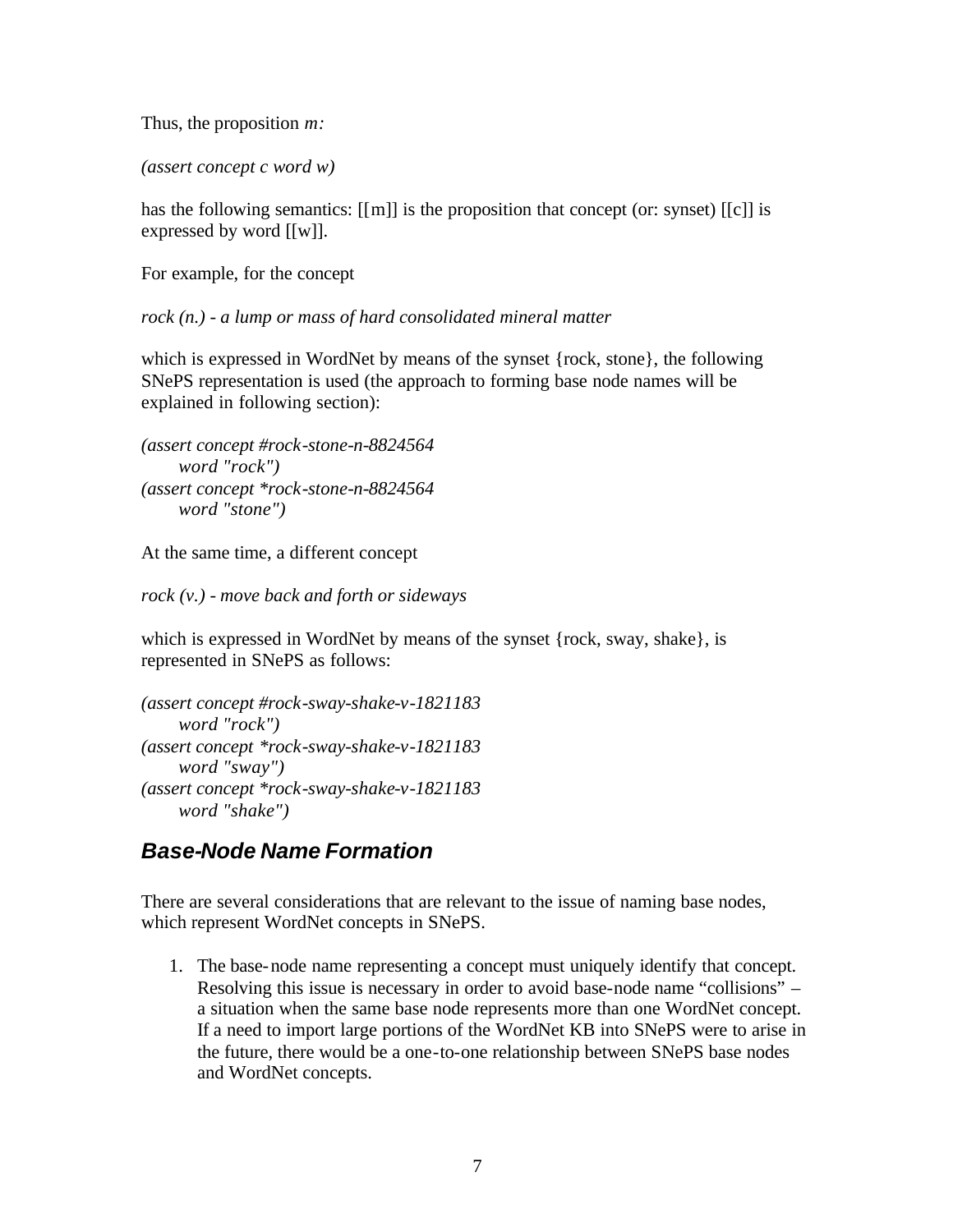Thus, the proposition *m:*

*(assert concept c word w)*

has the following semantics: [[m]] is the proposition that concept (or: synset) [[c]] is expressed by word [[w]].

For example, for the concept

*rock (n.) - a lump or mass of hard consolidated mineral matter*

which is expressed in WordNet by means of the synset {rock, stone}, the following SNePS representation is used (the approach to forming base node names will be explained in following section):

```
(assert concept #rock-stone-n-8824564
      word "rock")
(assert concept *rock-stone-n-8824564
      word "stone")
```

At the same time, a different concept

*rock (v.) - move back and forth or sideways*

which is expressed in WordNet by means of the synset {rock, sway, shake}, is represented in SNePS as follows:

```
(assert concept #rock-sway-shake-v-1821183
      word "rock")
(assert concept *rock-sway-shake-v-1821183
      word "sway")
(assert concept *rock-sway-shake-v-1821183
      word "shake")
```

## Base-Node Name Formation

There are several considerations that are relevant to the issue of naming base nodes, which represent WordNet concepts in SNePS.

1. The base-node name representing a concept must uniquely identify that concept. Resolving this issue is necessary in order to avoid base-node name "collisions" – a situation when the same base node represents more than one WordNet concept. If a need to import large portions of the WordNet KB into SNePS were to arise in the future, there would be a one-to-one relationship between SNePS base nodes and WordNet concepts.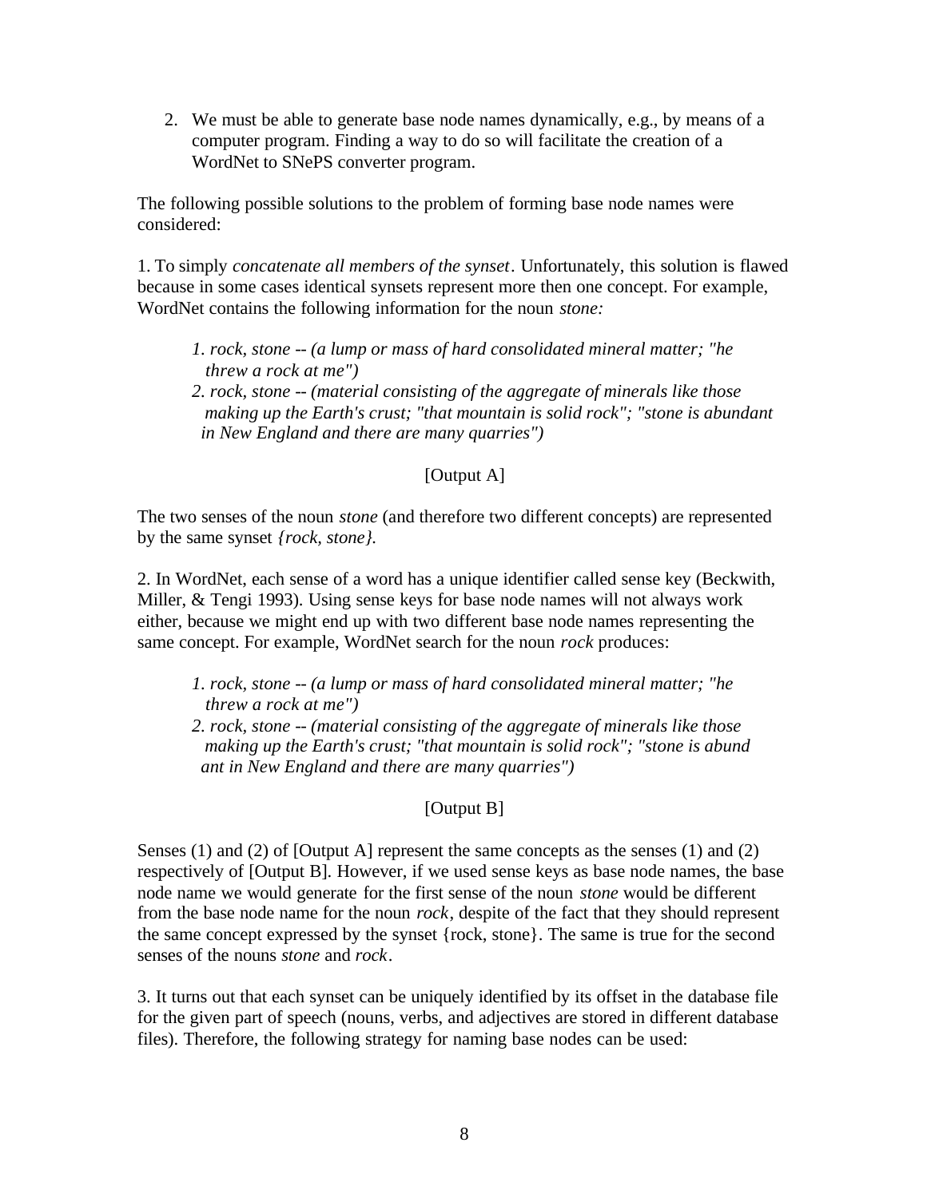2. We must be able to generate base node names dynamically, e.g., by means of a computer program. Finding a way to do so will facilitate the creation of a WordNet to SNePS converter program.

The following possible solutions to the problem of forming base node names were considered:

1. To simply *concatenate all members of the synset*. Unfortunately, this solution is flawed because in some cases identical synsets represent more then one concept. For example, WordNet contains the following information for the noun *stone:*

> *1. rock, stone -- (a lump or mass of hard consolidated mineral matter; "he threw a rock at me")*
> *2. rock, stone -- (material consisting of the aggregate of minerals like those making up the Earth's crust; "that mountain is solid rock"; "stone is abundant in New England and there are many quarries")*

[Output A]

The two senses of the noun *stone* (and therefore two different concepts) are represented by the same synset *{rock, stone}.*

2. In WordNet, each sense of a word has a unique identifier called sense key (Beckwith, Miller, & Tengi 1993). Using sense keys for base node names will not always work either, because we might end up with two different base node names representing the same concept. For example, WordNet search for the noun *rock* produces:

> *1. rock, stone -- (a lump or mass of hard consolidated mineral matter; "he threw a rock at me")*
> *2. rock, stone -- (material consisting of the aggregate of minerals like those making up the Earth's crust; "that mountain is solid rock"; "stone is abund ant in New England and there are many quarries")*

[Output B]

Senses (1) and (2) of [Output A] represent the same concepts as the senses (1) and (2) respectively of [Output B]. However, if we used sense keys as base node names, the base node name we would generate for the first sense of the noun *stone* would be different from the base node name for the noun *rock*, despite of the fact that they should represent the same concept expressed by the synset {rock, stone}. The same is true for the second senses of the nouns *stone* and *rock*.

3. It turns out that each synset can be uniquely identified by its offset in the database file for the given part of speech (nouns, verbs, and adjectives are stored in different database files). Therefore, the following strategy for naming base nodes can be used: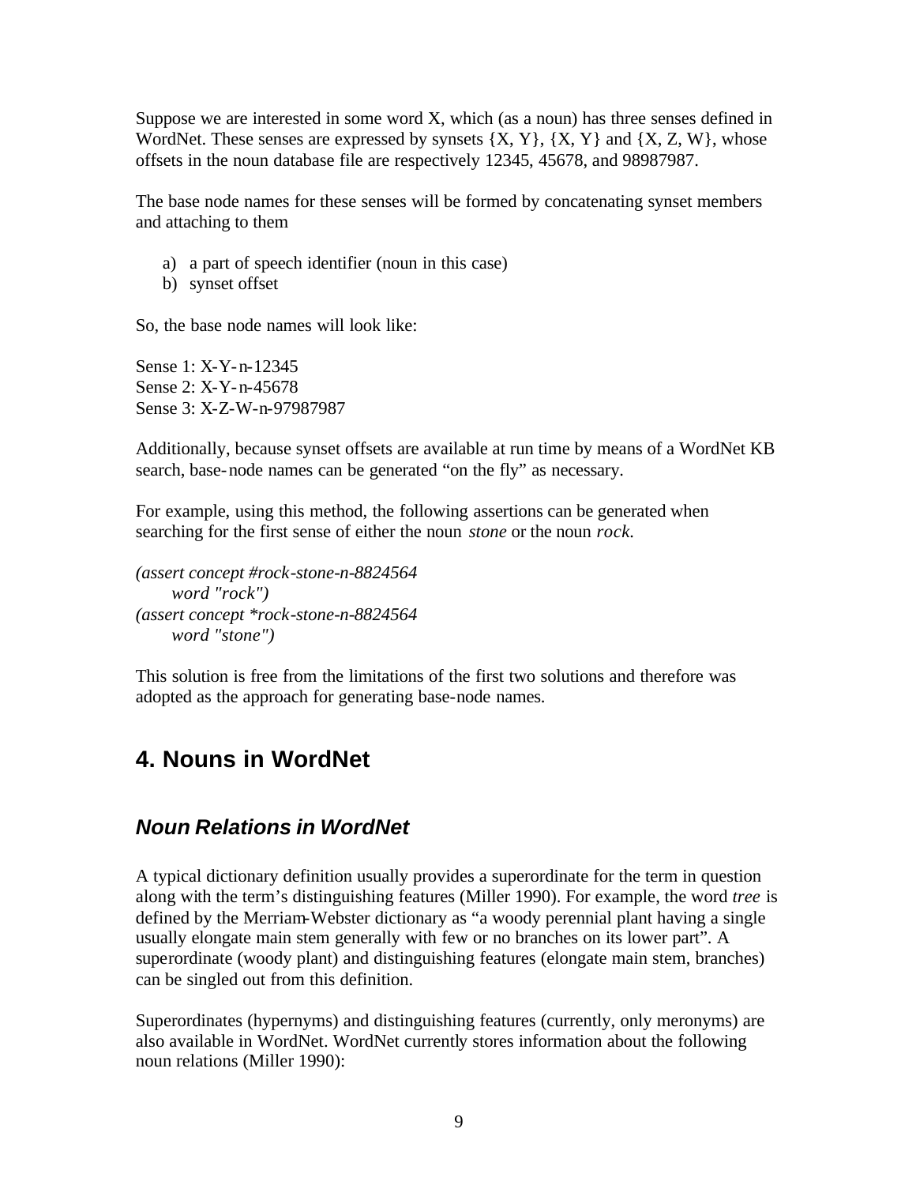Suppose we are interested in some word X, which (as a noun) has three senses defined in WordNet. These senses are expressed by synsets {X, Y}, {X, Y} and {X, Z, W}, whose offsets in the noun database file are respectively 12345, 45678, and 98987987.

The base node names for these senses will be formed by concatenating synset members and attaching to them

a) a part of speech identifier (noun in this case)
b) synset offset

So, the base node names will look like:

Sense 1: X-Y-n-12345
Sense 2: X-Y-n-45678
Sense 3: X-Z-W-n-97987987

Additionally, because synset offsets are available at run time by means of a WordNet KB search, base-node names can be generated "on the fly" as necessary.

For example, using this method, the following assertions can be generated when searching for the first sense of either the noun *stone* or the noun *rock*.

*(assert concept #rock-stone-n-8824564*
    *word "rock")*
*(assert concept *rock-stone-n-8824564*
    *word "stone")*

This solution is free from the limitations of the first two solutions and therefore was adopted as the approach for generating base-node names.

## 4. Nouns in WordNet

### *Noun Relations in WordNet*

A typical dictionary definition usually provides a superordinate for the term in question along with the term's distinguishing features (Miller 1990). For example, the word *tree* is defined by the Merriam-Webster dictionary as "a woody perennial plant having a single usually elongate main stem generally with few or no branches on its lower part". A superordinate (woody plant) and distinguishing features (elongate main stem, branches) can be singled out from this definition.

Superordinates (hypernyms) and distinguishing features (currently, only meronyms) are also available in WordNet. WordNet currently stores information about the following noun relations (Miller 1990):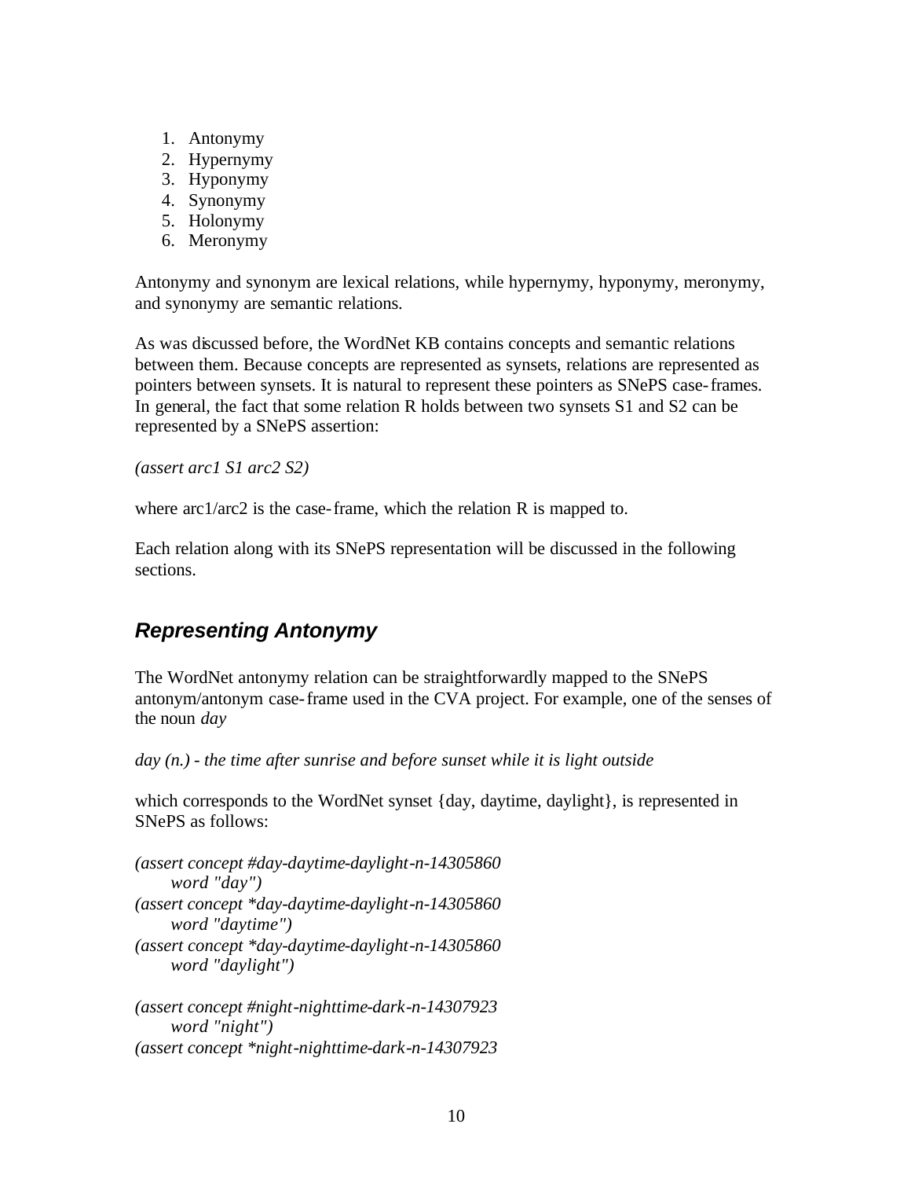1. Antonymy
2. Hypernymy
3. Hyponymy
4. Synonymy
5. Holonymy
6. Meronymy

Antonymy and synonym are lexical relations, while hypernymy, hyponymy, meronymy, and synonymy are semantic relations.

As was discussed before, the WordNet KB contains concepts and semantic relations between them. Because concepts are represented as synsets, relations are represented as pointers between synsets. It is natural to represent these pointers as SNePS case-frames. In general, the fact that some relation R holds between two synsets S1 and S2 can be represented by a SNePS assertion:

*(assert arc1 S1 arc2 S2)*

where arc1/arc2 is the case-frame, which the relation R is mapped to.

Each relation along with its SNePS representation will be discussed in the following sections.

## *Representing Antonymy*

The WordNet antonymy relation can be straightforwardly mapped to the SNePS antonym/antonym case-frame used in the CVA project. For example, one of the senses of the noun *day*

*day (n.) - the time after sunrise and before sunset while it is light outside*

which corresponds to the WordNet synset {day, daytime, daylight}, is represented in SNePS as follows:

```
(assert concept #day-daytime-daylight-n-14305860
    word "day")
(assert concept *day-daytime-daylight-n-14305860
    word "daytime")
(assert concept *day-daytime-daylight-n-14305860
    word "daylight")

(assert concept #night-nighttime-dark-n-14307923
    word "night")
(assert concept *night-nighttime-dark-n-14307923
```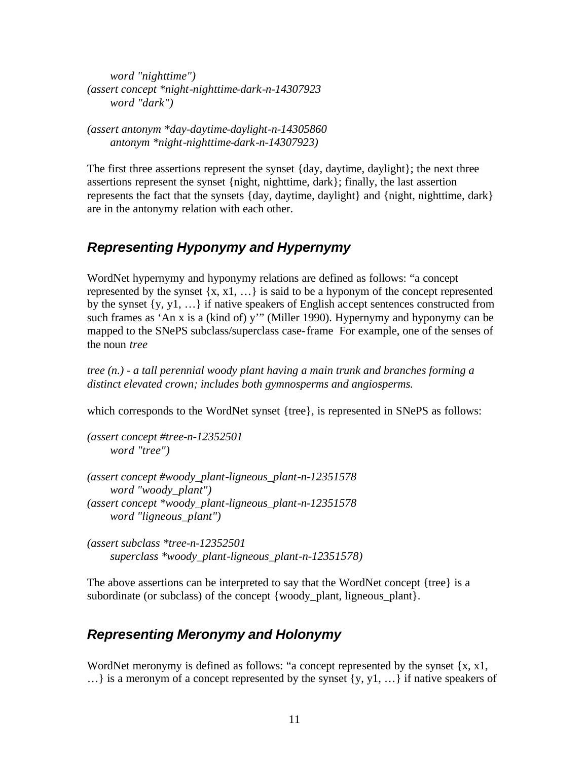*word "nighttime")*
*(assert concept *night-nighttime-dark-n-14307923*
*word "dark")*

*(assert antonym *day-daytime-daylight-n-14305860*
*antonym *night-nighttime-dark-n-14307923)*

The first three assertions represent the synset {day, daytime, daylight}; the next three assertions represent the synset {night, nighttime, dark}; finally, the last assertion represents the fact that the synsets {day, daytime, daylight} and {night, nighttime, dark} are in the antonymy relation with each other.

## Representing Hyponymy and Hypernymy

WordNet hypernymy and hyponymy relations are defined as follows: "a concept represented by the synset {x, x1, …} is said to be a hyponym of the concept represented by the synset {y, y1, …} if native speakers of English accept sentences constructed from such frames as 'An x is a (kind of) y'" (Miller 1990). Hypernymy and hyponymy can be mapped to the SNePS subclass/superclass case-frame For example, one of the senses of the noun *tree*

*tree (n.) - a tall perennial woody plant having a main trunk and branches forming a distinct elevated crown; includes both gymnosperms and angiosperms.*

which corresponds to the WordNet synset {tree}, is represented in SNePS as follows:

*(assert concept #tree-n-12352501*
*word "tree")*

*(assert concept #woody_plant-ligneous_plant-n-12351578*
*word "woody_plant")*
*(assert concept *woody_plant-ligneous_plant-n-12351578*
*word "ligneous_plant")*

*(assert subclass *tree-n-12352501*
*superclass *woody_plant-ligneous_plant-n-12351578)*

The above assertions can be interpreted to say that the WordNet concept {tree} is a subordinate (or subclass) of the concept {woody_plant, ligneous_plant}.

## Representing Meronymy and Holonymy

WordNet meronymy is defined as follows: "a concept represented by the synset {x, x1, …} is a meronym of a concept represented by the synset {y, y1, …} if native speakers of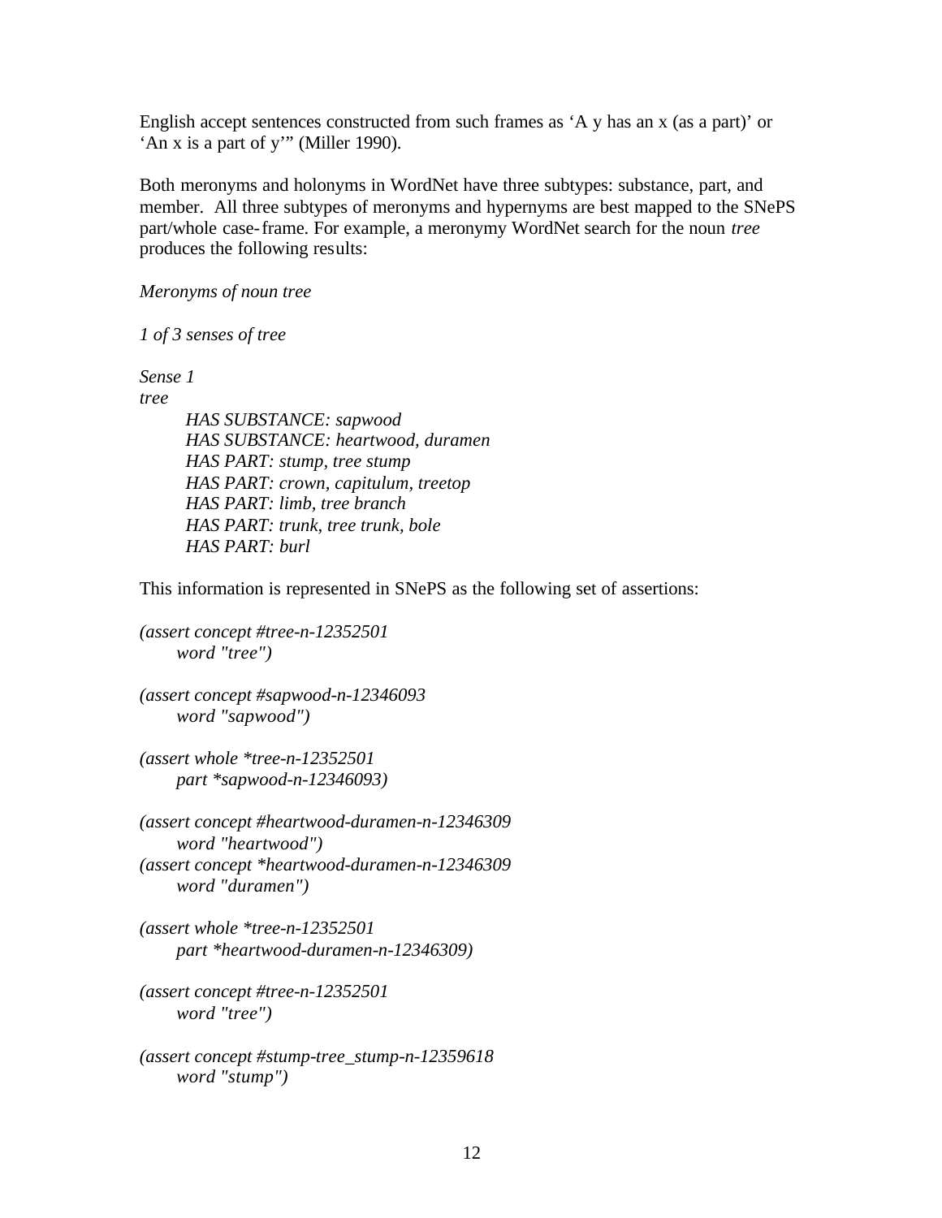English accept sentences constructed from such frames as 'A y has an x (as a part)' or 'An x is a part of y'" (Miller 1990).

Both meronyms and holonyms in WordNet have three subtypes: substance, part, and member. All three subtypes of meronyms and hypernyms are best mapped to the SNePS part/whole case-frame. For example, a meronymy WordNet search for the noun *tree* produces the following results:

*Meronyms of noun tree*

*1 of 3 senses of tree*

*Sense 1*
*tree*
&nbsp;&nbsp;&nbsp;&nbsp;*HAS SUBSTANCE: sapwood*
&nbsp;&nbsp;&nbsp;&nbsp;*HAS SUBSTANCE: heartwood, duramen*
&nbsp;&nbsp;&nbsp;&nbsp;*HAS PART: stump, tree stump*
&nbsp;&nbsp;&nbsp;&nbsp;*HAS PART: crown, capitulum, treetop*
&nbsp;&nbsp;&nbsp;&nbsp;*HAS PART: limb, tree branch*
&nbsp;&nbsp;&nbsp;&nbsp;*HAS PART: trunk, tree trunk, bole*
&nbsp;&nbsp;&nbsp;&nbsp;*HAS PART: burl*

This information is represented in SNePS as the following set of assertions:

```
(assert concept #tree-n-12352501
    word "tree")

(assert concept #sapwood-n-12346093
    word "sapwood")

(assert whole *tree-n-12352501
    part *sapwood-n-12346093)

(assert concept #heartwood-duramen-n-12346309
    word "heartwood")
(assert concept *heartwood-duramen-n-12346309
    word "duramen")

(assert whole *tree-n-12352501
    part *heartwood-duramen-n-12346309)

(assert concept #tree-n-12352501
    word "tree")

(assert concept #stump-tree_stump-n-12359618
    word "stump")
```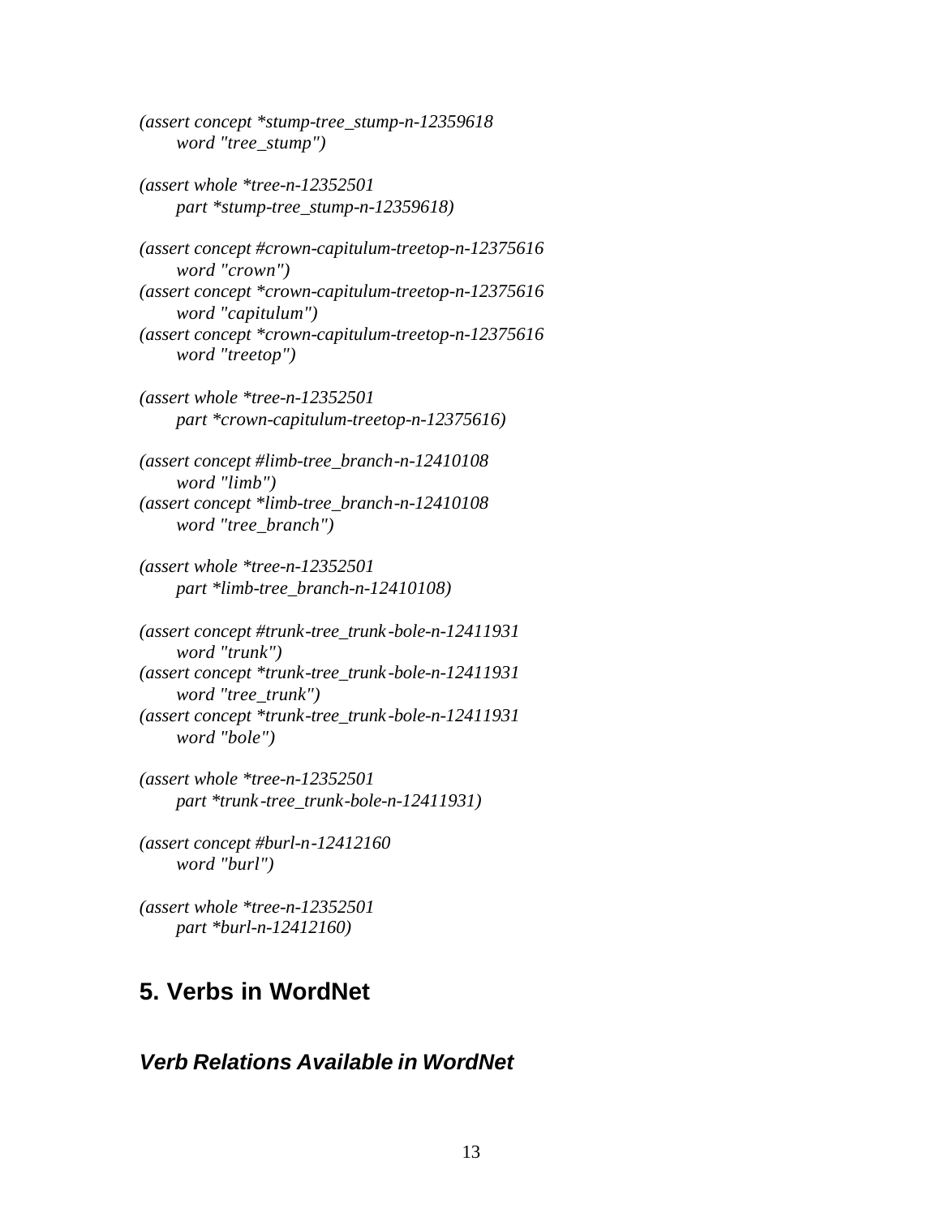```
(assert concept *stump-tree_stump-n-12359618
      word "tree_stump")

(assert whole *tree-n-12352501
      part *stump-tree_stump-n-12359618)

(assert concept #crown-capitulum-treetop-n-12375616
      word "crown")
(assert concept *crown-capitulum-treetop-n-12375616
      word "capitulum")
(assert concept *crown-capitulum-treetop-n-12375616
      word "treetop")

(assert whole *tree-n-12352501
      part *crown-capitulum-treetop-n-12375616)

(assert concept #limb-tree_branch-n-12410108
      word "limb")
(assert concept *limb-tree_branch-n-12410108
      word "tree_branch")

(assert whole *tree-n-12352501
      part *limb-tree_branch-n-12410108)

(assert concept #trunk-tree_trunk-bole-n-12411931
      word "trunk")
(assert concept *trunk-tree_trunk-bole-n-12411931
      word "tree_trunk")
(assert concept *trunk-tree_trunk-bole-n-12411931
      word "bole")

(assert whole *tree-n-12352501
      part *trunk-tree_trunk-bole-n-12411931)

(assert concept #burl-n-12412160
      word "burl")

(assert whole *tree-n-12352501
      part *burl-n-12412160)
```

## 5. Verbs in WordNet

### *Verb Relations Available in WordNet*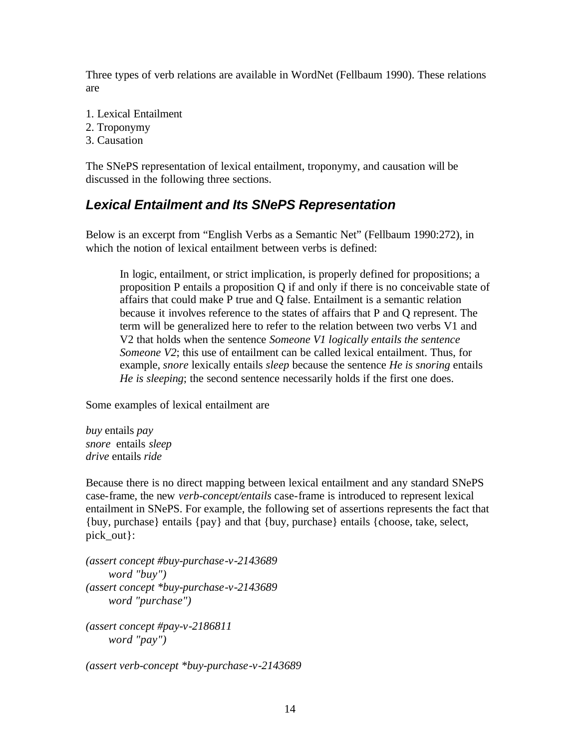Three types of verb relations are available in WordNet (Fellbaum 1990). These relations are

1. Lexical Entailment
2. Troponymy
3. Causation

The SNePS representation of lexical entailment, troponymy, and causation will be discussed in the following three sections.

## *Lexical Entailment and Its SNePS Representation*

Below is an excerpt from "English Verbs as a Semantic Net" (Fellbaum 1990:272), in which the notion of lexical entailment between verbs is defined:

> In logic, entailment, or strict implication, is properly defined for propositions; a proposition P entails a proposition Q if and only if there is no conceivable state of affairs that could make P true and Q false. Entailment is a semantic relation because it involves reference to the states of affairs that P and Q represent. The term will be generalized here to refer to the relation between two verbs V1 and V2 that holds when the sentence *Someone V1 logically entails the sentence Someone V2*; this use of entailment can be called lexical entailment. Thus, for example, *snore* lexically entails *sleep* because the sentence *He is snoring* entails *He is sleeping*; the second sentence necessarily holds if the first one does.

Some examples of lexical entailment are

*buy* entails *pay*
*snore* entails *sleep*
*drive* entails *ride*

Because there is no direct mapping between lexical entailment and any standard SNePS case-frame, the new *verb-concept/entails* case-frame is introduced to represent lexical entailment in SNePS. For example, the following set of assertions represents the fact that {buy, purchase} entails {pay} and that {buy, purchase} entails {choose, take, select, pick_out}:

```
(assert concept #buy-purchase-v-2143689
    word "buy")
(assert concept *buy-purchase-v-2143689
    word "purchase")

(assert concept #pay-v-2186811
    word "pay")

(assert verb-concept *buy-purchase-v-2143689
```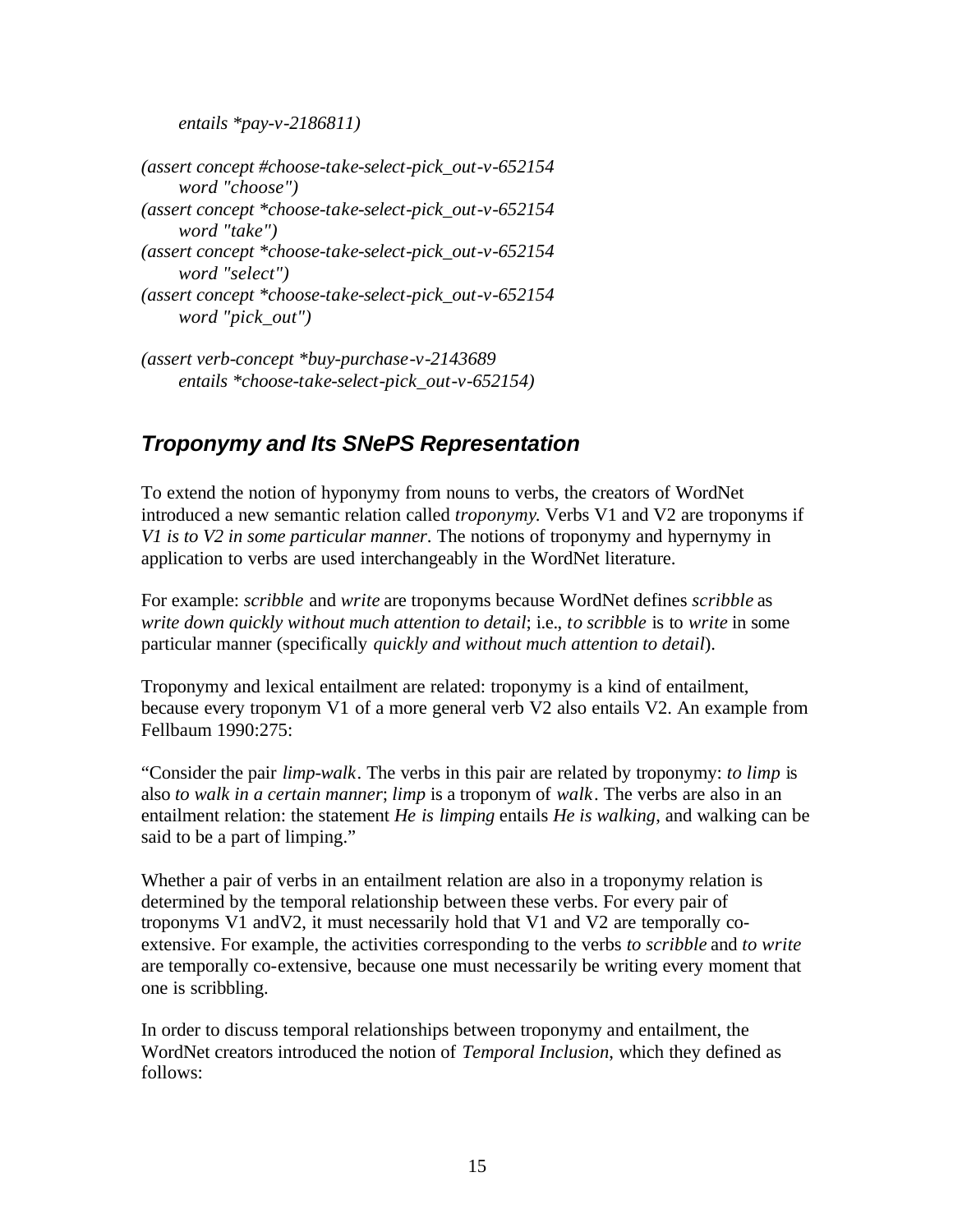```
    entails *pay-v-2186811)

(assert concept #choose-take-select-pick_out-v-652154
    word "choose")
(assert concept *choose-take-select-pick_out-v-652154
    word "take")
(assert concept *choose-take-select-pick_out-v-652154
    word "select")
(assert concept *choose-take-select-pick_out-v-652154
    word "pick_out")

(assert verb-concept *buy-purchase-v-2143689
    entails *choose-take-select-pick_out-v-652154)
```

## *Troponymy and Its SNePS Representation*

To extend the notion of hyponymy from nouns to verbs, the creators of WordNet introduced a new semantic relation called *troponymy*. Verbs V1 and V2 are troponyms if *V1 is to V2 in some particular manner*. The notions of troponymy and hypernymy in application to verbs are used interchangeably in the WordNet literature.

For example: *scribble* and *write* are troponyms because WordNet defines *scribble* as *write down quickly without much attention to detail*; i.e., *to scribble* is to *write* in some particular manner (specifically *quickly and without much attention to detail*).

Troponymy and lexical entailment are related: troponymy is a kind of entailment, because every troponym V1 of a more general verb V2 also entails V2. An example from Fellbaum 1990:275:

"Consider the pair *limp-walk*. The verbs in this pair are related by troponymy: *to limp* is also *to walk in a certain manner*; *limp* is a troponym of *walk*. The verbs are also in an entailment relation: the statement *He is limping* entails *He is walking*, and walking can be said to be a part of limping."

Whether a pair of verbs in an entailment relation are also in a troponymy relation is determined by the temporal relationship between these verbs. For every pair of troponyms V1 andV2, it must necessarily hold that V1 and V2 are temporally co-extensive. For example, the activities corresponding to the verbs *to scribble* and *to write* are temporally co-extensive, because one must necessarily be writing every moment that one is scribbling.

In order to discuss temporal relationships between troponymy and entailment, the WordNet creators introduced the notion of *Temporal Inclusion*, which they defined as follows: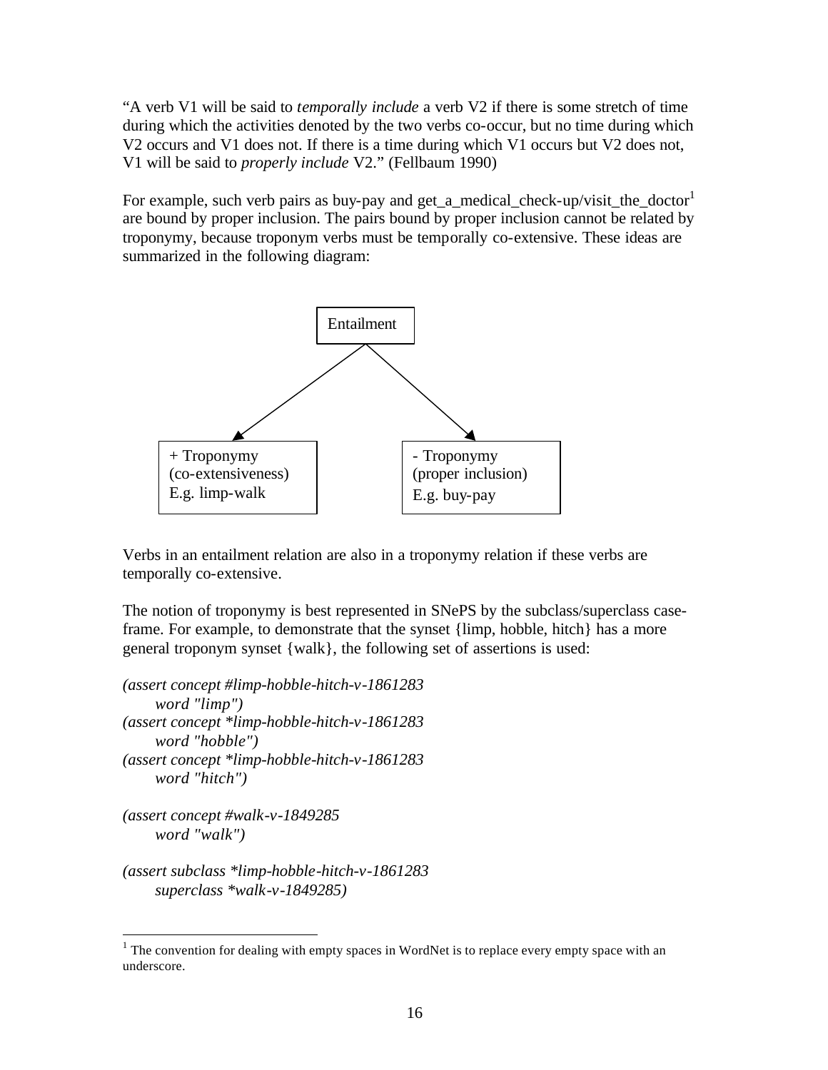"A verb V1 will be said to *temporally include* a verb V2 if there is some stretch of time during which the activities denoted by the two verbs co-occur, but no time during which V2 occurs and V1 does not. If there is a time during which V1 occurs but V2 does not, V1 will be said to *properly include* V2." (Fellbaum 1990)

For example, such verb pairs as buy-pay and get_a_medical_check-up/visit_the_doctor[1] are bound by proper inclusion. The pairs bound by proper inclusion cannot be related by troponymy, because troponym verbs must be temporally co-extensive. These ideas are summarized in the following diagram:

```
                    Entailment
                   /          \
                  v            v
+ Troponymy                 - Troponymy
(co-extensiveness)          (proper inclusion)
E.g. limp-walk              E.g. buy-pay
```

Verbs in an entailment relation are also in a troponymy relation if these verbs are temporally co-extensive.

The notion of troponymy is best represented in SNePS by the subclass/superclass case-frame. For example, to demonstrate that the synset {limp, hobble, hitch} has a more general troponym synset {walk}, the following set of assertions is used:

```
(assert concept #limp-hobble-hitch-v-1861283
     word "limp")
(assert concept *limp-hobble-hitch-v-1861283
     word "hobble")
(assert concept *limp-hobble-hitch-v-1861283
     word "hitch")

(assert concept #walk-v-1849285
     word "walk")

(assert subclass *limp-hobble-hitch-v-1861283
     superclass *walk-v-1849285)
```

[1] The convention for dealing with empty spaces in WordNet is to replace every empty space with an underscore.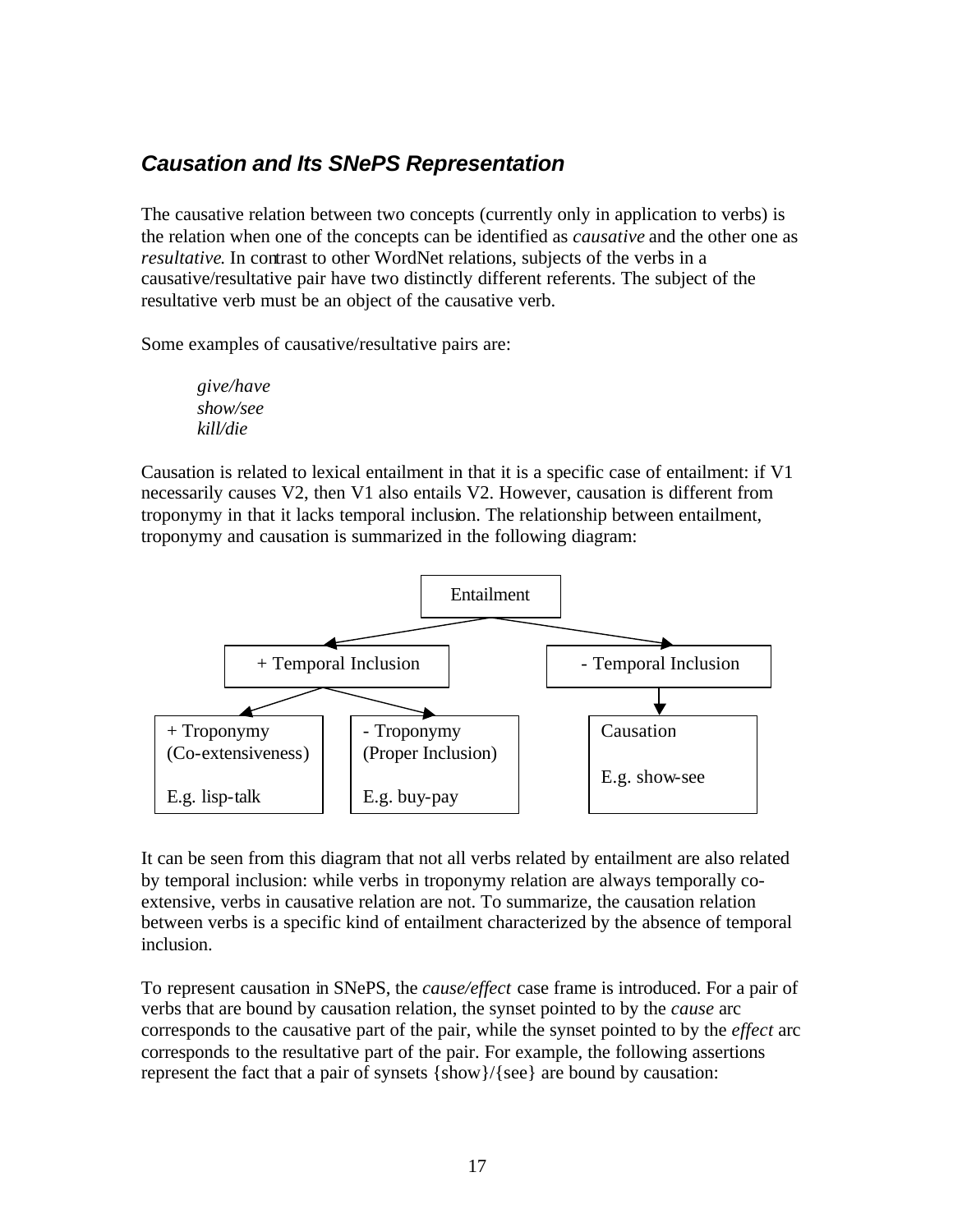### *Causation and Its SNePS Representation*

The causative relation between two concepts (currently only in application to verbs) is the relation when one of the concepts can be identified as *causative* and the other one as *resultative*. In contrast to other WordNet relations, subjects of the verbs in a causative/resultative pair have two distinctly different referents. The subject of the resultative verb must be an object of the causative verb.

Some examples of causative/resultative pairs are:

> *give/have*
> *show/see*
> *kill/die*

Causation is related to lexical entailment in that it is a specific case of entailment: if V1 necessarily causes V2, then V1 also entails V2. However, causation is different from troponymy in that it lacks temporal inclusion. The relationship between entailment, troponymy and causation is summarized in the following diagram:

```
                              Entailment
                    /                          \
      + Temporal Inclusion               - Temporal Inclusion
         /              \                         |
+ Troponymy          - Troponymy               Causation
(Co-extensiveness)   (Proper Inclusion)
                                               E.g. show-see
E.g. lisp-talk       E.g. buy-pay
```

It can be seen from this diagram that not all verbs related by entailment are also related by temporal inclusion: while verbs in troponymy relation are always temporally co-extensive, verbs in causative relation are not. To summarize, the causation relation between verbs is a specific kind of entailment characterized by the absence of temporal inclusion.

To represent causation in SNePS, the *cause/effect* case frame is introduced. For a pair of verbs that are bound by causation relation, the synset pointed to by the *cause* arc corresponds to the causative part of the pair, while the synset pointed to by the *effect* arc corresponds to the resultative part of the pair. For example, the following assertions represent the fact that a pair of synsets {show}/{see} are bound by causation: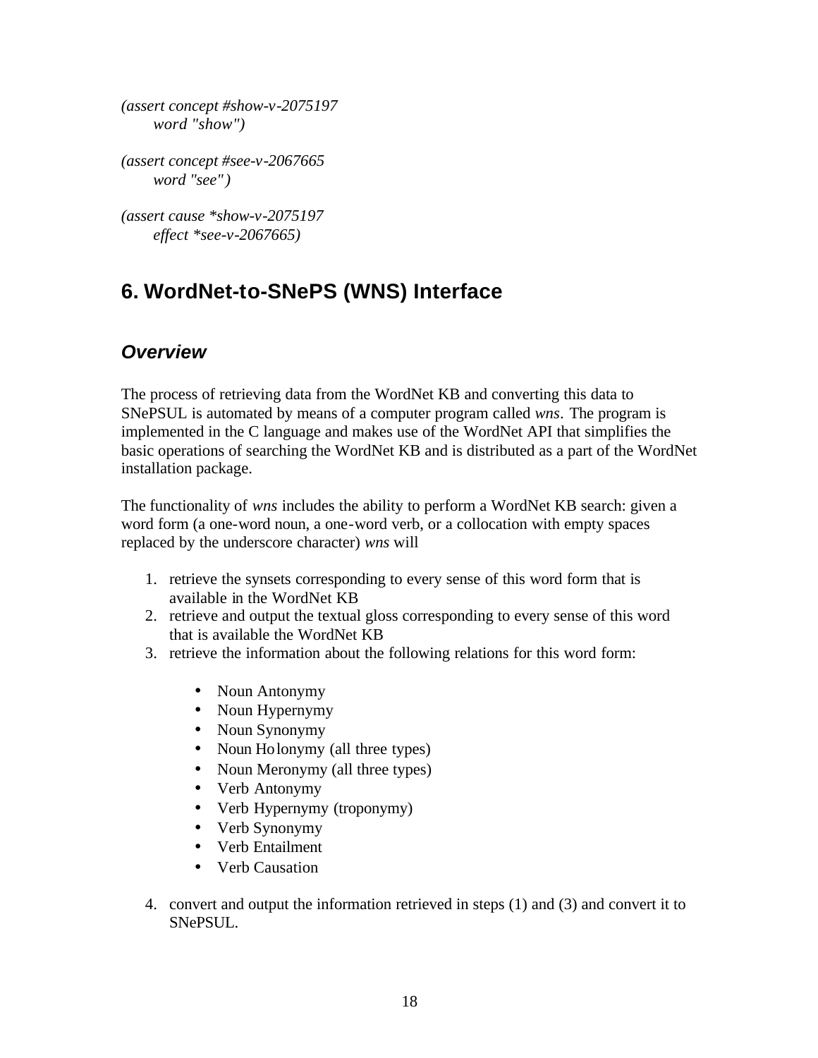```
(assert concept #show-v-2075197
       word "show")

(assert concept #see-v-2067665
       word "see")

(assert cause *show-v-2075197
       effect *see-v-2067665)
```

# 6. WordNet-to-SNePS (WNS) Interface

## *Overview*

The process of retrieving data from the WordNet KB and converting this data to SNePSUL is automated by means of a computer program called *wns*. The program is implemented in the C language and makes use of the WordNet API that simplifies the basic operations of searching the WordNet KB and is distributed as a part of the WordNet installation package.

The functionality of *wns* includes the ability to perform a WordNet KB search: given a word form (a one-word noun, a one-word verb, or a collocation with empty spaces replaced by the underscore character) *wns* will

1. retrieve the synsets corresponding to every sense of this word form that is available in the WordNet KB
2. retrieve and output the textual gloss corresponding to every sense of this word that is available the WordNet KB
3. retrieve the information about the following relations for this word form:
   - Noun Antonymy
   - Noun Hypernymy
   - Noun Synonymy
   - Noun Holonymy (all three types)
   - Noun Meronymy (all three types)
   - Verb Antonymy
   - Verb Hypernymy (troponymy)
   - Verb Synonymy
   - Verb Entailment
   - Verb Causation
4. convert and output the information retrieved in steps (1) and (3) and convert it to SNePSUL.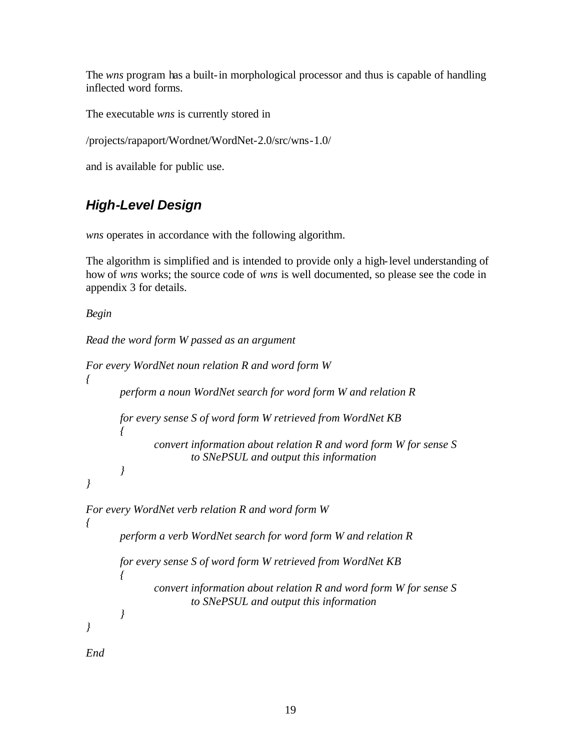The *wns* program has a built-in morphological processor and thus is capable of handling inflected word forms.

The executable *wns* is currently stored in

/projects/rapaport/Wordnet/WordNet-2.0/src/wns-1.0/

and is available for public use.

## ***High-Level Design***

*wns* operates in accordance with the following algorithm.

The algorithm is simplified and is intended to provide only a high-level understanding of how of *wns* works; the source code of *wns* is well documented, so please see the code in appendix 3 for details.

```
Begin

Read the word form W passed as an argument

For every WordNet noun relation R and word form W
{
        perform a noun WordNet search for word form W and relation R

        for every sense S of word form W retrieved from WordNet KB
        {
                convert information about relation R and word form W for sense S
                        to SNePSUL and output this information
        }
}

For every WordNet verb relation R and word form W
{
        perform a verb WordNet search for word form W and relation R

        for every sense S of word form W retrieved from WordNet KB
        {
                convert information about relation R and word form W for sense S
                        to SNePSUL and output this information
        }
}

End
```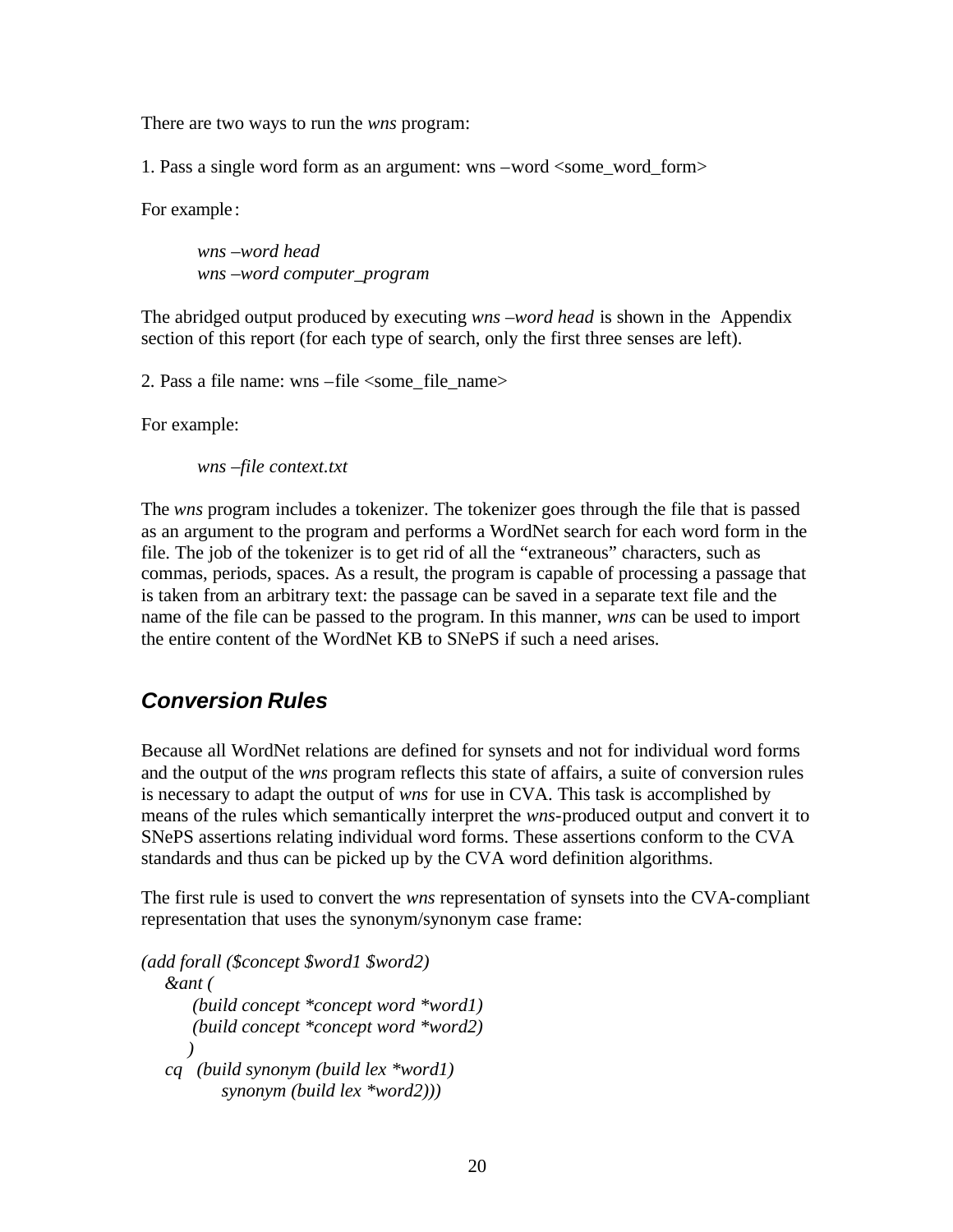There are two ways to run the *wns* program:

1. Pass a single word form as an argument: wns –word <some_word_form>

For example:

> *wns –word head*
> *wns –word computer_program*

The abridged output produced by executing *wns –word head* is shown in the Appendix section of this report (for each type of search, only the first three senses are left).

2. Pass a file name: wns –file <some_file_name>

For example:

> *wns –file context.txt*

The *wns* program includes a tokenizer. The tokenizer goes through the file that is passed as an argument to the program and performs a WordNet search for each word form in the file. The job of the tokenizer is to get rid of all the "extraneous" characters, such as commas, periods, spaces. As a result, the program is capable of processing a passage that is taken from an arbitrary text: the passage can be saved in a separate text file and the name of the file can be passed to the program. In this manner, *wns* can be used to import the entire content of the WordNet KB to SNePS if such a need arises.

## Conversion Rules

Because all WordNet relations are defined for synsets and not for individual word forms and the output of the *wns* program reflects this state of affairs, a suite of conversion rules is necessary to adapt the output of *wns* for use in CVA. This task is accomplished by means of the rules which semantically interpret the *wns*-produced output and convert it to SNePS assertions relating individual word forms. These assertions conform to the CVA standards and thus can be picked up by the CVA word definition algorithms.

The first rule is used to convert the *wns* representation of synsets into the CVA-compliant representation that uses the synonym/synonym case frame:

```
(add forall ($concept $word1 $word2)
   &ant (
       (build concept *concept word *word1)
       (build concept *concept word *word2)
      )
   cq   (build synonym (build lex *word1)
          synonym (build lex *word2)))
```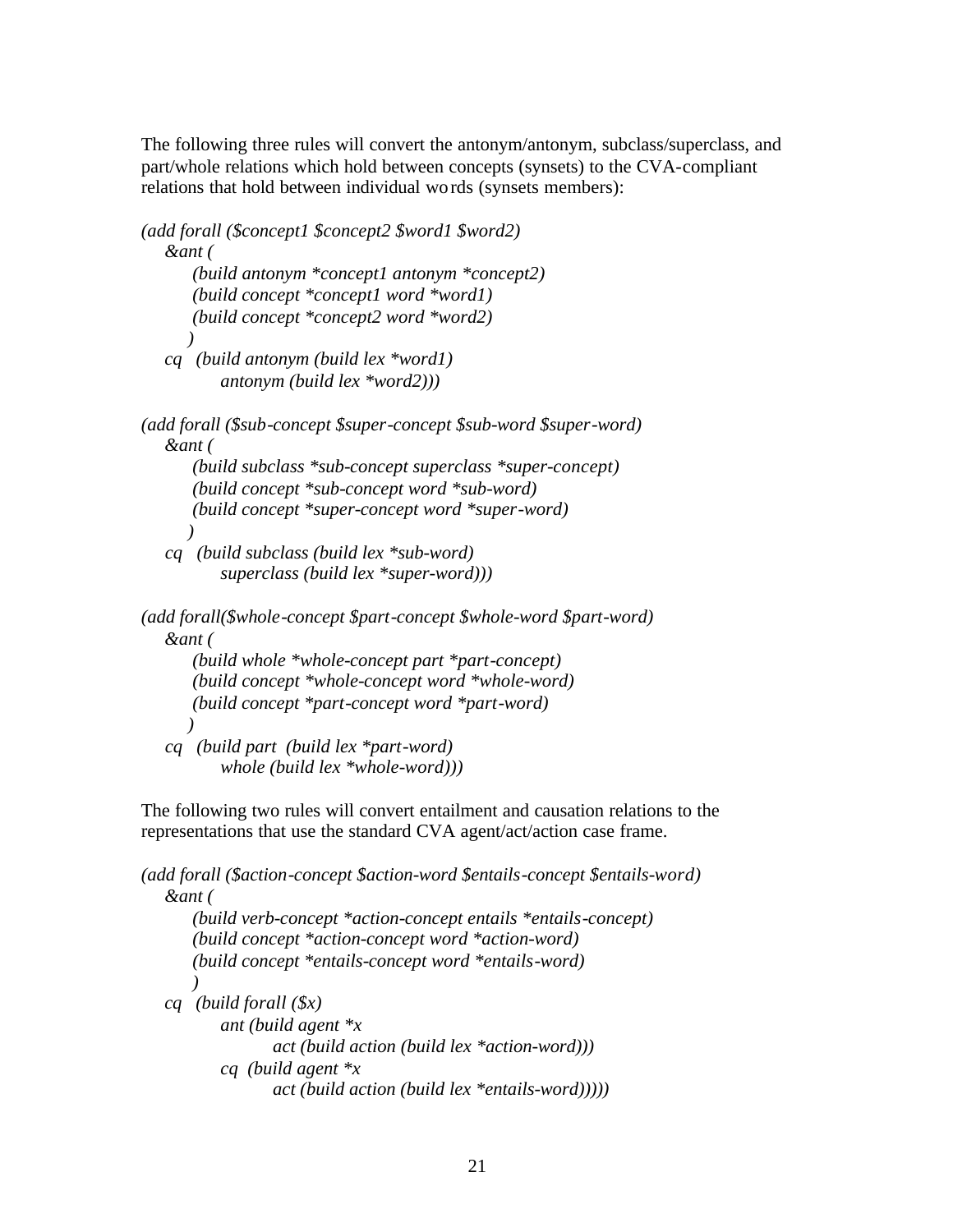The following three rules will convert the antonym/antonym, subclass/superclass, and part/whole relations which hold between concepts (synsets) to the CVA-compliant relations that hold between individual words (synsets members):

```
(add forall ($concept1 $concept2 $word1 $word2)
   &ant (
        (build antonym *concept1 antonym *concept2)
        (build concept *concept1 word *word1)
        (build concept *concept2 word *word2)
       )
   cq  (build antonym (build lex *word1)
            antonym (build lex *word2)))

(add forall ($sub-concept $super-concept $sub-word $super-word)
   &ant (
        (build subclass *sub-concept superclass *super-concept)
        (build concept *sub-concept word *sub-word)
        (build concept *super-concept word *super-word)
       )
   cq  (build subclass (build lex *sub-word)
            superclass (build lex *super-word)))

(add forall($whole-concept $part-concept $whole-word $part-word)
   &ant (
        (build whole *whole-concept part *part-concept)
        (build concept *whole-concept word *whole-word)
        (build concept *part-concept word *part-word)
       )
   cq  (build part  (build lex *part-word)
            whole (build lex *whole-word)))
```

The following two rules will convert entailment and causation relations to the representations that use the standard CVA agent/act/action case frame.

```
(add forall ($action-concept $action-word $entails-concept $entails-word)
   &ant (
        (build verb-concept *action-concept entails *entails-concept)
        (build concept *action-concept word *action-word)
        (build concept *entails-concept word *entails-word)
        )
   cq  (build forall ($x)
            ant (build agent *x
                    act (build action (build lex *action-word)))
            cq  (build agent *x
                    act (build action (build lex *entails-word)))))
```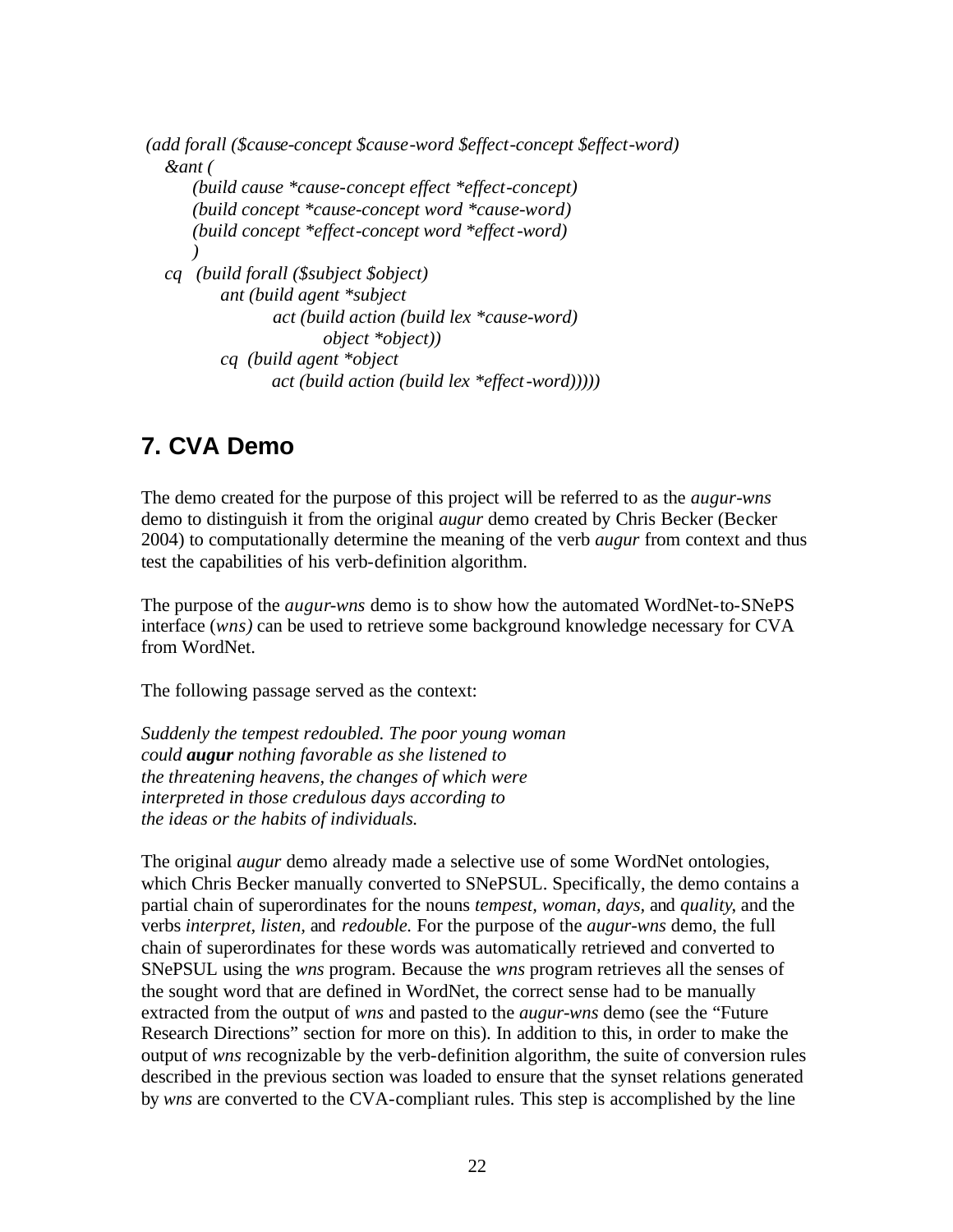```
(add forall ($cause-concept $cause-word $effect-concept $effect-word)
   &ant (
       (build cause *cause-concept effect *effect-concept)
       (build concept *cause-concept word *cause-word)
       (build concept *effect-concept word *effect-word)
       )
   cq  (build forall ($subject $object)
          ant (build agent *subject
                 act (build action (build lex *cause-word)
                          object *object))
          cq  (build agent *object
                 act (build action (build lex *effect-word)))))
```

## 7. CVA Demo

The demo created for the purpose of this project will be referred to as the *augur-wns* demo to distinguish it from the original *augur* demo created by Chris Becker (Becker 2004) to computationally determine the meaning of the verb *augur* from context and thus test the capabilities of his verb-definition algorithm.

The purpose of the *augur-wns* demo is to show how the automated WordNet-to-SNePS interface (*wns)* can be used to retrieve some background knowledge necessary for CVA from WordNet.

The following passage served as the context:

*Suddenly the tempest redoubled. The poor young woman could* ***augur*** *nothing favorable as she listened to the threatening heavens, the changes of which were interpreted in those credulous days according to the ideas or the habits of individuals.*

The original *augur* demo already made a selective use of some WordNet ontologies, which Chris Becker manually converted to SNePSUL. Specifically, the demo contains a partial chain of superordinates for the nouns *tempest, woman, days*, and *quality*, and the verbs *interpret, listen,* and *redouble.* For the purpose of the *augur-wns* demo, the full chain of superordinates for these words was automatically retrieved and converted to SNePSUL using the *wns* program. Because the *wns* program retrieves all the senses of the sought word that are defined in WordNet, the correct sense had to be manually extracted from the output of *wns* and pasted to the *augur-wns* demo (see the "Future Research Directions" section for more on this). In addition to this, in order to make the output of *wns* recognizable by the verb-definition algorithm, the suite of conversion rules described in the previous section was loaded to ensure that the synset relations generated by *wns* are converted to the CVA-compliant rules. This step is accomplished by the line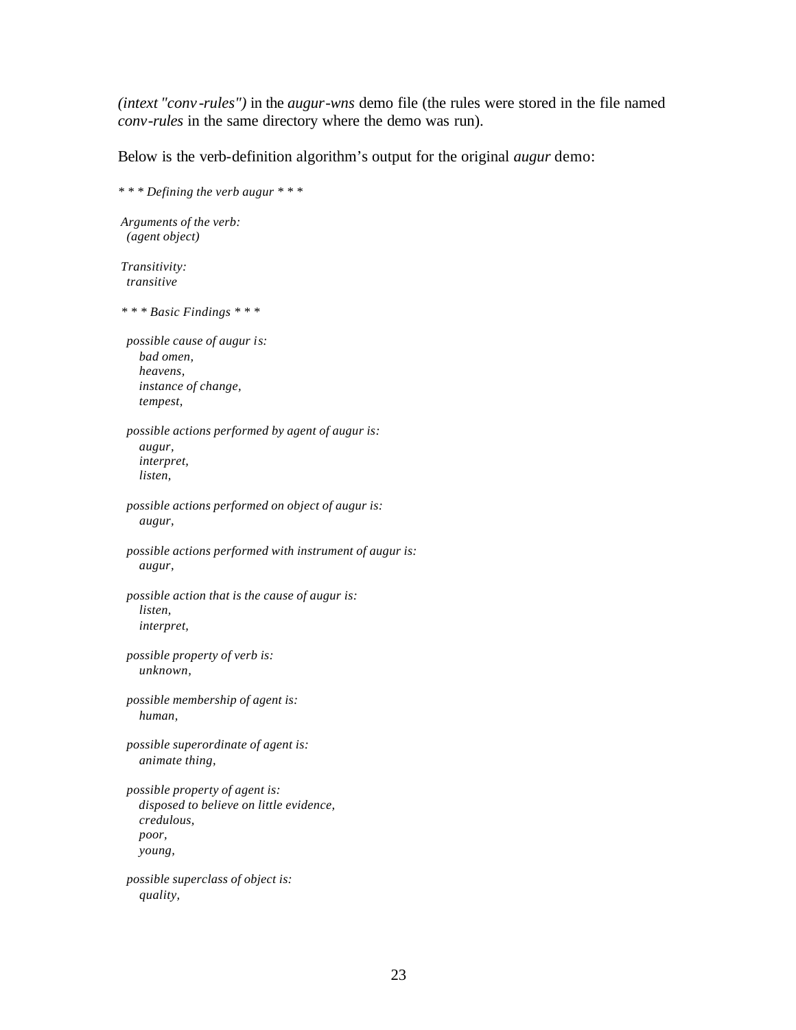*(intext "conv-rules")* in the *augur-wns* demo file (the rules were stored in the file named *conv-rules* in the same directory where the demo was run).

Below is the verb-definition algorithm's output for the original *augur* demo:

```
* * * Defining the verb augur * * *

 Arguments of the verb:
   (agent object)

 Transitivity:
   transitive

 * * * Basic Findings * * *

  possible cause of augur is:
     bad omen,
     heavens,
     instance of change,
     tempest,

  possible actions performed by agent of augur is:
     augur,
     interpret,
     listen,

  possible actions performed on object of augur is:
     augur,

  possible actions performed with instrument of augur is:
     augur,

  possible action that is the cause of augur is:
     listen,
     interpret,

  possible property of verb is:
     unknown,

  possible membership of agent is:
     human,

  possible superordinate of agent is:
     animate thing,

  possible property of agent is:
     disposed to believe on little evidence,
     credulous,
     poor,
     young,

  possible superclass of object is:
     quality,
```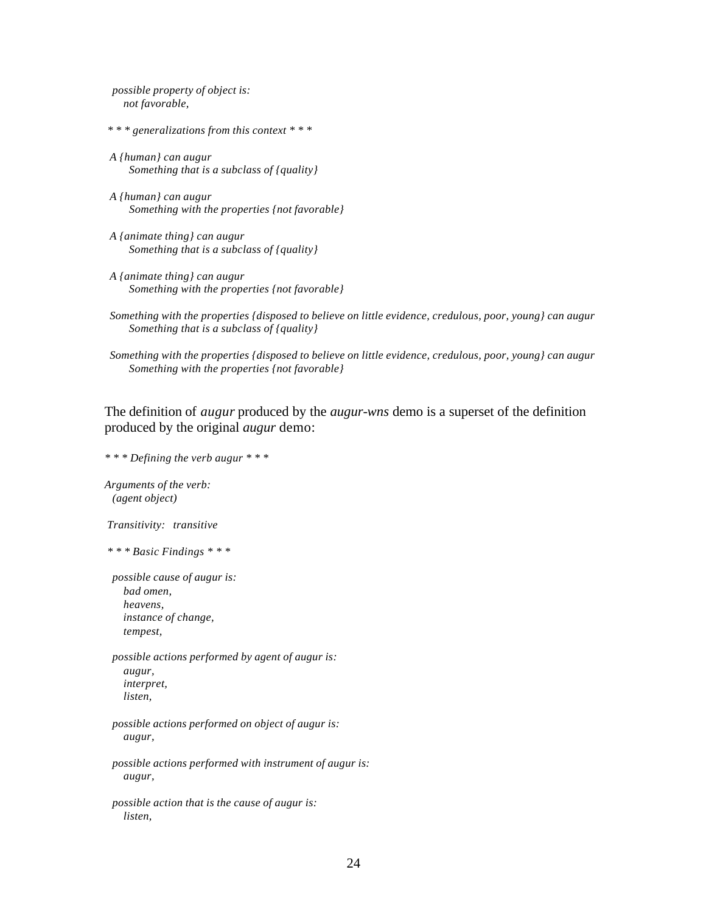*possible property of object is:*
*not favorable,*

*\* \* \* generalizations from this context \* \* \**

*A {human} can augur*
*Something that is a subclass of {quality}*

*A {human} can augur*
*Something with the properties {not favorable}*

*A {animate thing} can augur*
*Something that is a subclass of {quality}*

*A {animate thing} can augur*
*Something with the properties {not favorable}*

*Something with the properties {disposed to believe on little evidence, credulous, poor, young} can augur*
*Something that is a subclass of {quality}*

*Something with the properties {disposed to believe on little evidence, credulous, poor, young} can augur*
*Something with the properties {not favorable}*

The definition of *augur* produced by the *augur-wns* demo is a superset of the definition produced by the original *augur* demo:

*\* \* \* Defining the verb augur \* \* \**

*Arguments of the verb:*
*(agent object)*

*Transitivity: transitive*

*\* \* \* Basic Findings \* \* \**

*possible cause of augur is:*
*bad omen,*
*heavens,*
*instance of change,*
*tempest,*

*possible actions performed by agent of augur is:*
*augur,*
*interpret,*
*listen,*

*possible actions performed on object of augur is:*
*augur,*

*possible actions performed with instrument of augur is:*
*augur,*

*possible action that is the cause of augur is:*
*listen,*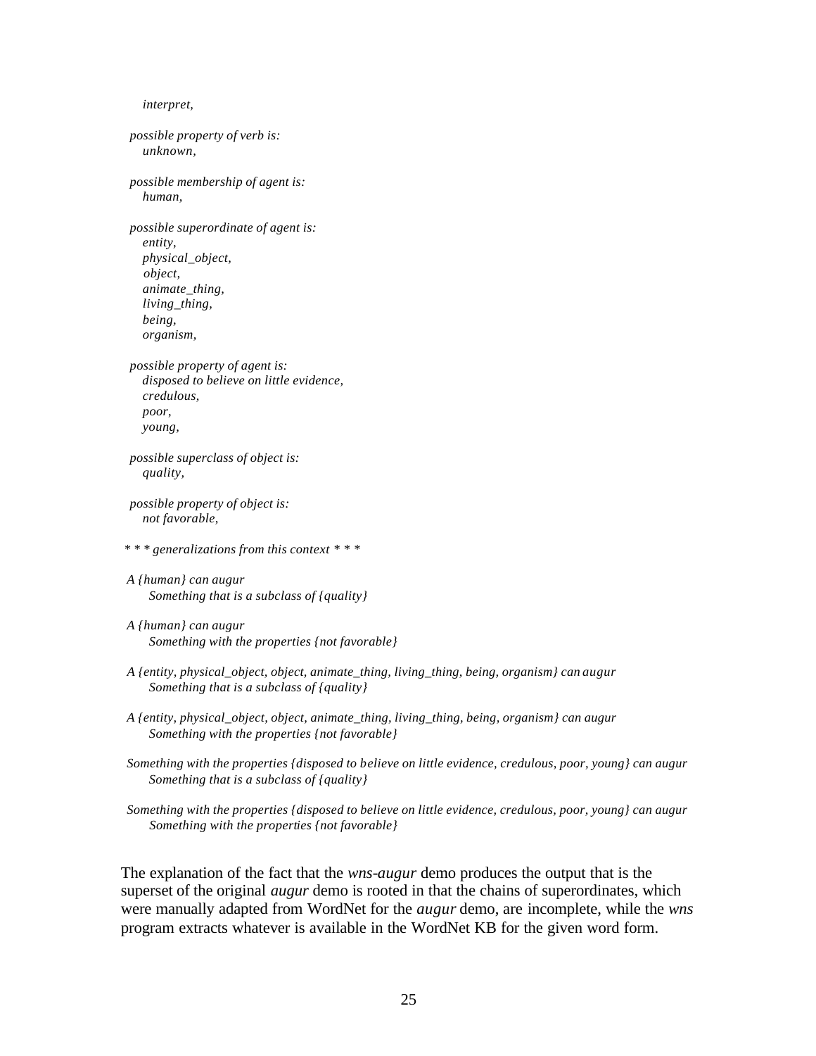*interpret,*

*possible property of verb is:*
*unknown,*

*possible membership of agent is:*
*human,*

*possible superordinate of agent is:*
*entity,*
*physical_object,*
*object,*
*animate_thing,*
*living_thing,*
*being,*
*organism,*

*possible property of agent is:*
*disposed to believe on little evidence,*
*credulous,*
*poor,*
*young,*

*possible superclass of object is:*
*quality,*

*possible property of object is:*
*not favorable,*

*\* \* \* generalizations from this context \* \* \**

*A {human} can augur*
*Something that is a subclass of {quality}*

*A {human} can augur*
*Something with the properties {not favorable}*

*A {entity, physical_object, object, animate_thing, living_thing, being, organism} can augur*
*Something that is a subclass of {quality}*

*A {entity, physical_object, object, animate_thing, living_thing, being, organism} can augur*
*Something with the properties {not favorable}*

*Something with the properties {disposed to believe on little evidence, credulous, poor, young} can augur*
*Something that is a subclass of {quality}*

*Something with the properties {disposed to believe on little evidence, credulous, poor, young} can augur*
*Something with the properties {not favorable}*

The explanation of the fact that the *wns-augur* demo produces the output that is the superset of the original *augur* demo is rooted in that the chains of superordinates, which were manually adapted from WordNet for the *augur* demo, are incomplete, while the *wns* program extracts whatever is available in the WordNet KB for the given word form.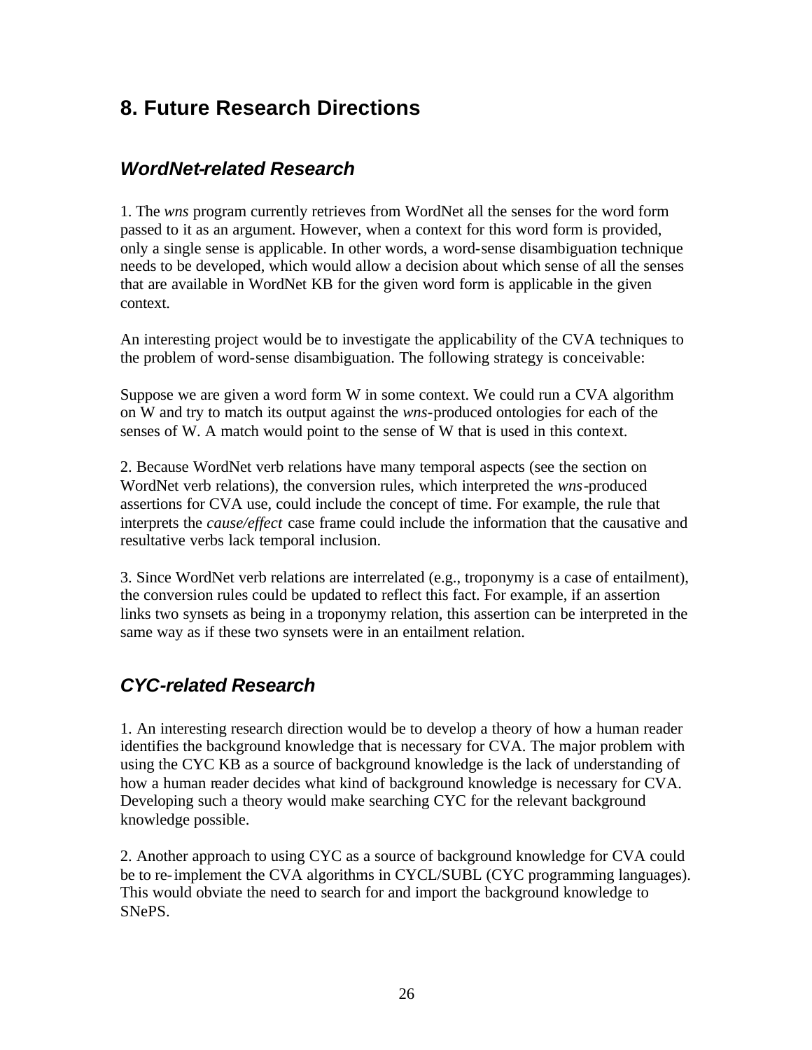## 8. Future Research Directions

### *WordNet-related Research*

1. The *wns* program currently retrieves from WordNet all the senses for the word form passed to it as an argument. However, when a context for this word form is provided, only a single sense is applicable. In other words, a word-sense disambiguation technique needs to be developed, which would allow a decision about which sense of all the senses that are available in WordNet KB for the given word form is applicable in the given context.

An interesting project would be to investigate the applicability of the CVA techniques to the problem of word-sense disambiguation. The following strategy is conceivable:

Suppose we are given a word form W in some context. We could run a CVA algorithm on W and try to match its output against the *wns*-produced ontologies for each of the senses of W. A match would point to the sense of W that is used in this context.

2. Because WordNet verb relations have many temporal aspects (see the section on WordNet verb relations), the conversion rules, which interpreted the *wns*-produced assertions for CVA use, could include the concept of time. For example, the rule that interprets the *cause/effect* case frame could include the information that the causative and resultative verbs lack temporal inclusion.

3. Since WordNet verb relations are interrelated (e.g., troponymy is a case of entailment), the conversion rules could be updated to reflect this fact. For example, if an assertion links two synsets as being in a troponymy relation, this assertion can be interpreted in the same way as if these two synsets were in an entailment relation.

### *CYC-related Research*

1. An interesting research direction would be to develop a theory of how a human reader identifies the background knowledge that is necessary for CVA. The major problem with using the CYC KB as a source of background knowledge is the lack of understanding of how a human reader decides what kind of background knowledge is necessary for CVA. Developing such a theory would make searching CYC for the relevant background knowledge possible.

2. Another approach to using CYC as a source of background knowledge for CVA could be to re-implement the CVA algorithms in CYCL/SUBL (CYC programming languages). This would obviate the need to search for and import the background knowledge to SNePS.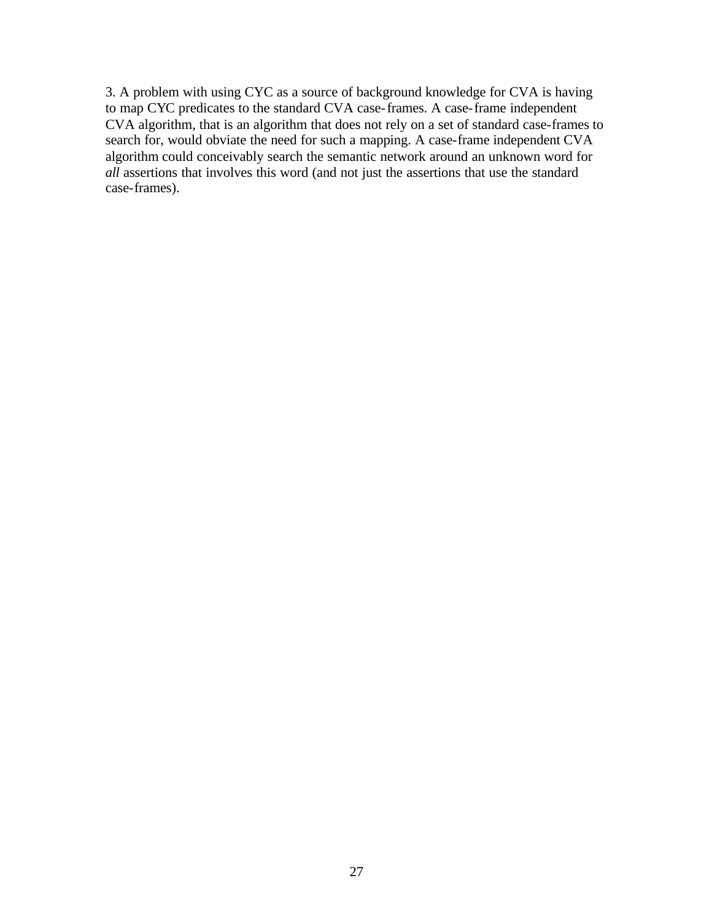3. A problem with using CYC as a source of background knowledge for CVA is having to map CYC predicates to the standard CVA case-frames. A case-frame independent CVA algorithm, that is an algorithm that does not rely on a set of standard case-frames to search for, would obviate the need for such a mapping. A case-frame independent CVA algorithm could conceivably search the semantic network around an unknown word for *all* assertions that involves this word (and not just the assertions that use the standard case-frames).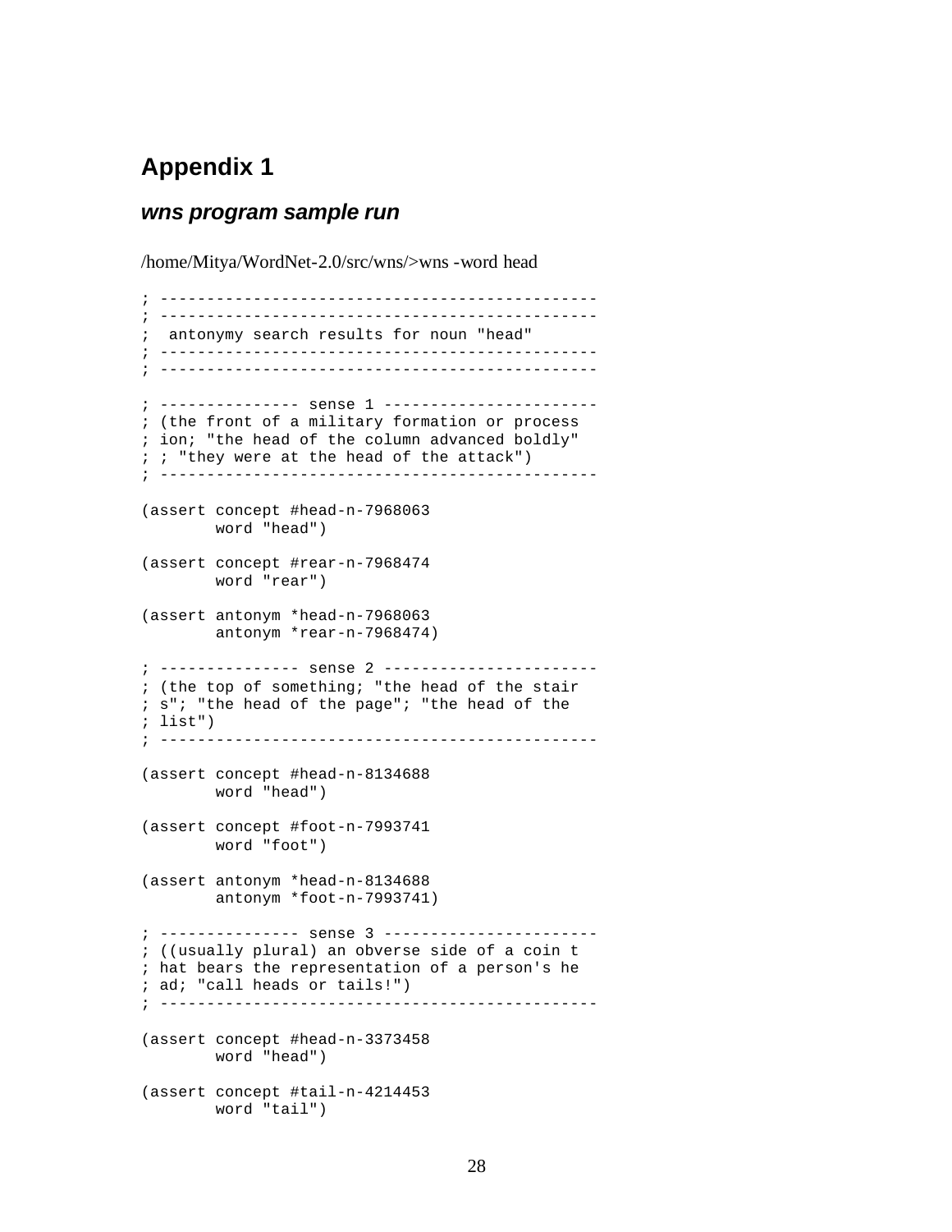# Appendix 1

## *wns program sample run*

/home/Mitya/WordNet-2.0/src/wns/>wns -word head

```
; ----------------------------------------------
; ----------------------------------------------
;  antonymy search results for noun "head"
; ----------------------------------------------
; ----------------------------------------------

; --------------- sense 1 -----------------------
; (the front of a military formation or process
; ion; "the head of the column advanced boldly"
; ; "they were at the head of the attack")
; ----------------------------------------------

(assert concept #head-n-7968063
        word "head")

(assert concept #rear-n-7968474
        word "rear")

(assert antonym *head-n-7968063
        antonym *rear-n-7968474)

; --------------- sense 2 -----------------------
; (the top of something; "the head of the stair
; s"; "the head of the page"; "the head of the
; list")
; ----------------------------------------------

(assert concept #head-n-8134688
        word "head")

(assert concept #foot-n-7993741
        word "foot")

(assert antonym *head-n-8134688
        antonym *foot-n-7993741)

; --------------- sense 3 -----------------------
; ((usually plural) an obverse side of a coin t
; hat bears the representation of a person's he
; ad; "call heads or tails!")
; ----------------------------------------------

(assert concept #head-n-3373458
        word "head")

(assert concept #tail-n-4214453
        word "tail")
```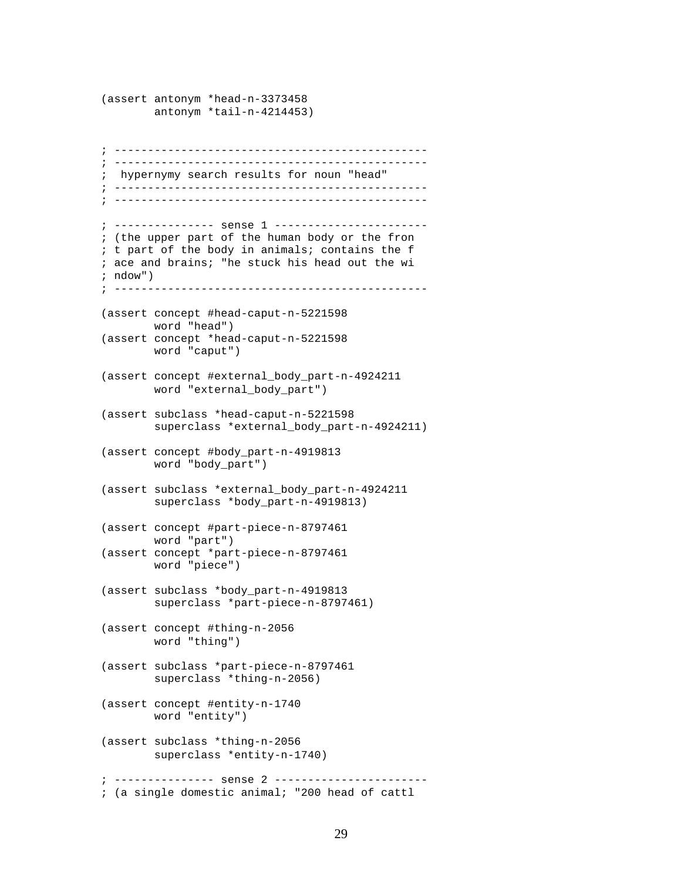```
(assert antonym *head-n-3373458
        antonym *tail-n-4214453)


; ---------------------------------------------
; ---------------------------------------------
;  hypernymy search results for noun "head"
; ---------------------------------------------
; ---------------------------------------------

; --------------- sense 1 ----------------------
; (the upper part of the human body or the fron
; t part of the body in animals; contains the f
; ace and brains; "he stuck his head out the wi
; ndow")
; ---------------------------------------------

(assert concept #head-caput-n-5221598
        word "head")
(assert concept *head-caput-n-5221598
        word "caput")

(assert concept #external_body_part-n-4924211
        word "external_body_part")

(assert subclass *head-caput-n-5221598
        superclass *external_body_part-n-4924211)

(assert concept #body_part-n-4919813
        word "body_part")

(assert subclass *external_body_part-n-4924211
        superclass *body_part-n-4919813)

(assert concept #part-piece-n-8797461
        word "part")
(assert concept *part-piece-n-8797461
        word "piece")

(assert subclass *body_part-n-4919813
        superclass *part-piece-n-8797461)

(assert concept #thing-n-2056
        word "thing")

(assert subclass *part-piece-n-8797461
        superclass *thing-n-2056)

(assert concept #entity-n-1740
        word "entity")

(assert subclass *thing-n-2056
        superclass *entity-n-1740)

; --------------- sense 2 ----------------------
; (a single domestic animal; "200 head of cattl
```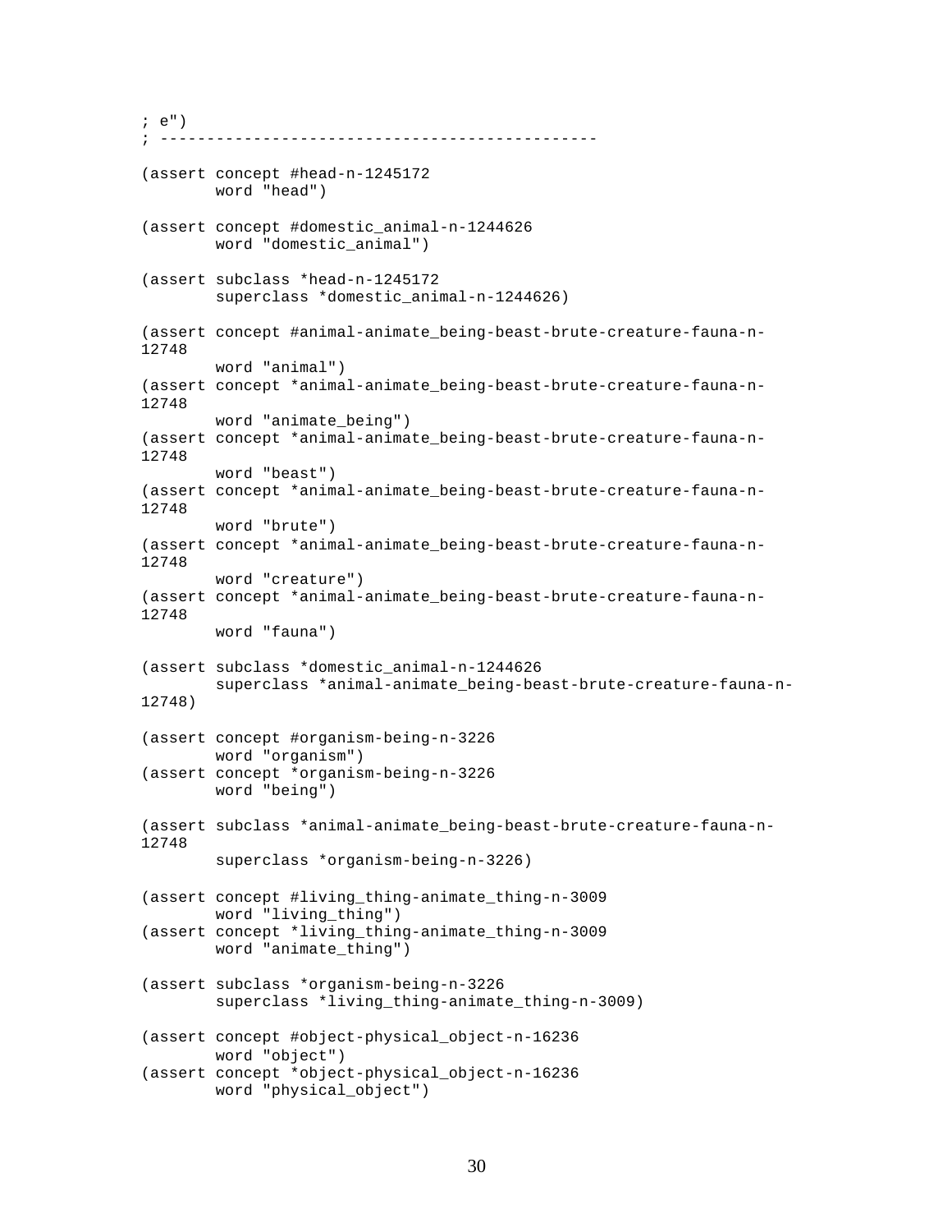```
; e")
; ----------------------------------------------

(assert concept #head-n-1245172
        word "head")

(assert concept #domestic_animal-n-1244626
        word "domestic_animal")

(assert subclass *head-n-1245172
        superclass *domestic_animal-n-1244626)

(assert concept #animal-animate_being-beast-brute-creature-fauna-n-
12748
        word "animal")
(assert concept *animal-animate_being-beast-brute-creature-fauna-n-
12748
        word "animate_being")
(assert concept *animal-animate_being-beast-brute-creature-fauna-n-
12748
        word "beast")
(assert concept *animal-animate_being-beast-brute-creature-fauna-n-
12748
        word "brute")
(assert concept *animal-animate_being-beast-brute-creature-fauna-n-
12748
        word "creature")
(assert concept *animal-animate_being-beast-brute-creature-fauna-n-
12748
        word "fauna")

(assert subclass *domestic_animal-n-1244626
        superclass *animal-animate_being-beast-brute-creature-fauna-n-
12748)

(assert concept #organism-being-n-3226
        word "organism")
(assert concept *organism-being-n-3226
        word "being")

(assert subclass *animal-animate_being-beast-brute-creature-fauna-n-
12748
        superclass *organism-being-n-3226)

(assert concept #living_thing-animate_thing-n-3009
        word "living_thing")
(assert concept *living_thing-animate_thing-n-3009
        word "animate_thing")

(assert subclass *organism-being-n-3226
        superclass *living_thing-animate_thing-n-3009)

(assert concept #object-physical_object-n-16236
        word "object")
(assert concept *object-physical_object-n-16236
        word "physical_object")
```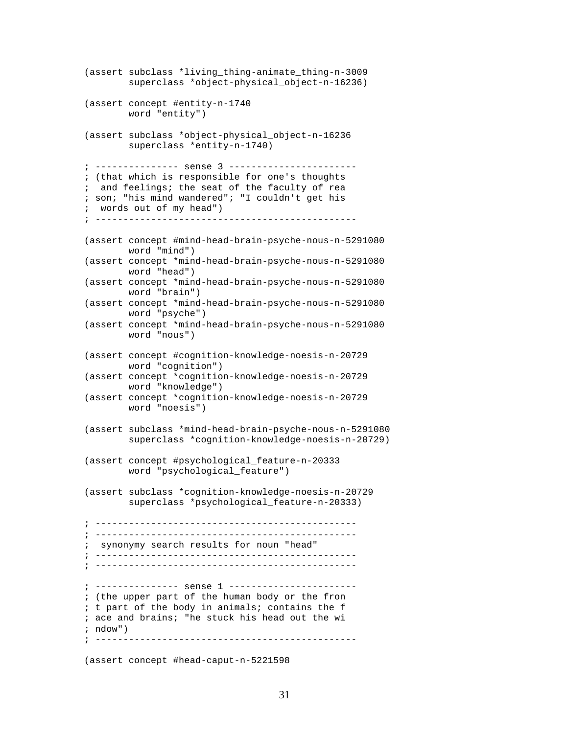```
(assert subclass *living_thing-animate_thing-n-3009
        superclass *object-physical_object-n-16236)

(assert concept #entity-n-1740
        word "entity")

(assert subclass *object-physical_object-n-16236
        superclass *entity-n-1740)

; --------------- sense 3 -----------------------
; (that which is responsible for one's thoughts
;  and feelings; the seat of the faculty of rea
; son; "his mind wandered"; "I couldn't get his
;  words out of my head")
; -----------------------------------------------

(assert concept #mind-head-brain-psyche-nous-n-5291080
        word "mind")
(assert concept *mind-head-brain-psyche-nous-n-5291080
        word "head")
(assert concept *mind-head-brain-psyche-nous-n-5291080
        word "brain")
(assert concept *mind-head-brain-psyche-nous-n-5291080
        word "psyche")
(assert concept *mind-head-brain-psyche-nous-n-5291080
        word "nous")

(assert concept #cognition-knowledge-noesis-n-20729
        word "cognition")
(assert concept *cognition-knowledge-noesis-n-20729
        word "knowledge")
(assert concept *cognition-knowledge-noesis-n-20729
        word "noesis")

(assert subclass *mind-head-brain-psyche-nous-n-5291080
        superclass *cognition-knowledge-noesis-n-20729)

(assert concept #psychological_feature-n-20333
        word "psychological_feature")

(assert subclass *cognition-knowledge-noesis-n-20729
        superclass *psychological_feature-n-20333)

; -----------------------------------------------
; -----------------------------------------------
;  synonymy search results for noun "head"
; -----------------------------------------------
; -----------------------------------------------

; --------------- sense 1 -----------------------
; (the upper part of the human body or the fron
; t part of the body in animals; contains the f
; ace and brains; "he stuck his head out the wi
; ndow")
; -----------------------------------------------

(assert concept #head-caput-n-5221598
```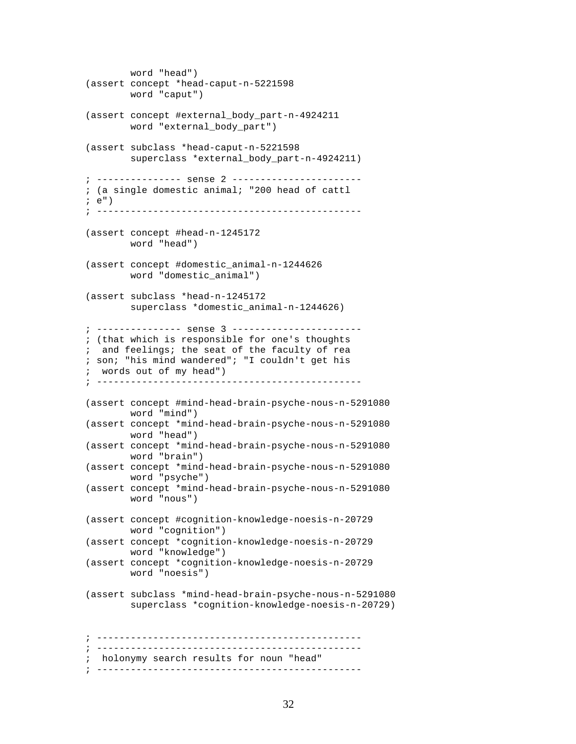```
        word "head")
(assert concept *head-caput-n-5221598
        word "caput")

(assert concept #external_body_part-n-4924211
        word "external_body_part")

(assert subclass *head-caput-n-5221598
        superclass *external_body_part-n-4924211)

; --------------- sense 2 -----------------------
; (a single domestic animal; "200 head of cattl
; e")
; ----------------------------------------------

(assert concept #head-n-1245172
        word "head")

(assert concept #domestic_animal-n-1244626
        word "domestic_animal")

(assert subclass *head-n-1245172
        superclass *domestic_animal-n-1244626)

; --------------- sense 3 -----------------------
; (that which is responsible for one's thoughts
;  and feelings; the seat of the faculty of rea
; son; "his mind wandered"; "I couldn't get his
;  words out of my head")
; ----------------------------------------------

(assert concept #mind-head-brain-psyche-nous-n-5291080
        word "mind")
(assert concept *mind-head-brain-psyche-nous-n-5291080
        word "head")
(assert concept *mind-head-brain-psyche-nous-n-5291080
        word "brain")
(assert concept *mind-head-brain-psyche-nous-n-5291080
        word "psyche")
(assert concept *mind-head-brain-psyche-nous-n-5291080
        word "nous")

(assert concept #cognition-knowledge-noesis-n-20729
        word "cognition")
(assert concept *cognition-knowledge-noesis-n-20729
        word "knowledge")
(assert concept *cognition-knowledge-noesis-n-20729
        word "noesis")

(assert subclass *mind-head-brain-psyche-nous-n-5291080
        superclass *cognition-knowledge-noesis-n-20729)


; ----------------------------------------------
; ----------------------------------------------
;  holonymy search results for noun "head"
; ----------------------------------------------
```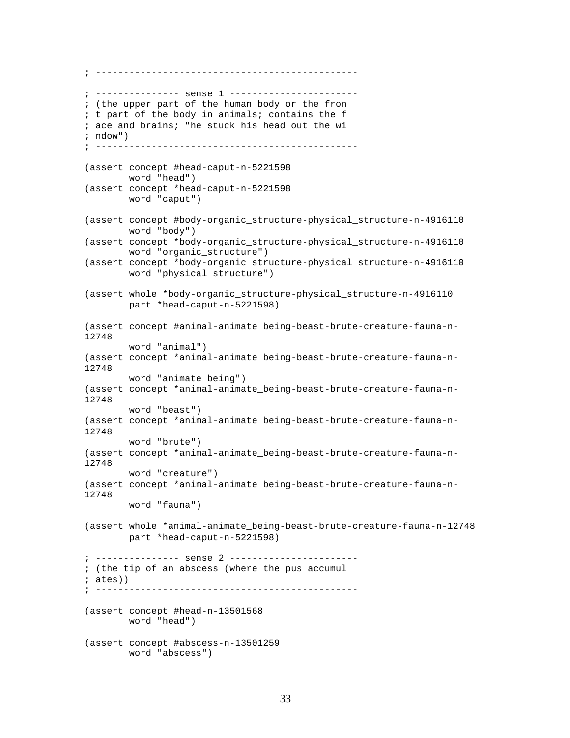```
; ----------------------------------------------

; --------------- sense 1 -----------------------
; (the upper part of the human body or the fron
; t part of the body in animals; contains the f
; ace and brains; "he stuck his head out the wi
; ndow")
; ----------------------------------------------

(assert concept #head-caput-n-5221598
        word "head")
(assert concept *head-caput-n-5221598
        word "caput")

(assert concept #body-organic_structure-physical_structure-n-4916110
        word "body")
(assert concept *body-organic_structure-physical_structure-n-4916110
        word "organic_structure")
(assert concept *body-organic_structure-physical_structure-n-4916110
        word "physical_structure")

(assert whole *body-organic_structure-physical_structure-n-4916110
        part *head-caput-n-5221598)

(assert concept #animal-animate_being-beast-brute-creature-fauna-n-
12748
        word "animal")
(assert concept *animal-animate_being-beast-brute-creature-fauna-n-
12748
        word "animate_being")
(assert concept *animal-animate_being-beast-brute-creature-fauna-n-
12748
        word "beast")
(assert concept *animal-animate_being-beast-brute-creature-fauna-n-
12748
        word "brute")
(assert concept *animal-animate_being-beast-brute-creature-fauna-n-
12748
        word "creature")
(assert concept *animal-animate_being-beast-brute-creature-fauna-n-
12748
        word "fauna")

(assert whole *animal-animate_being-beast-brute-creature-fauna-n-12748
        part *head-caput-n-5221598)

; --------------- sense 2 -----------------------
; (the tip of an abscess (where the pus accumul
; ates))
; ----------------------------------------------

(assert concept #head-n-13501568
        word "head")

(assert concept #abscess-n-13501259
        word "abscess")
```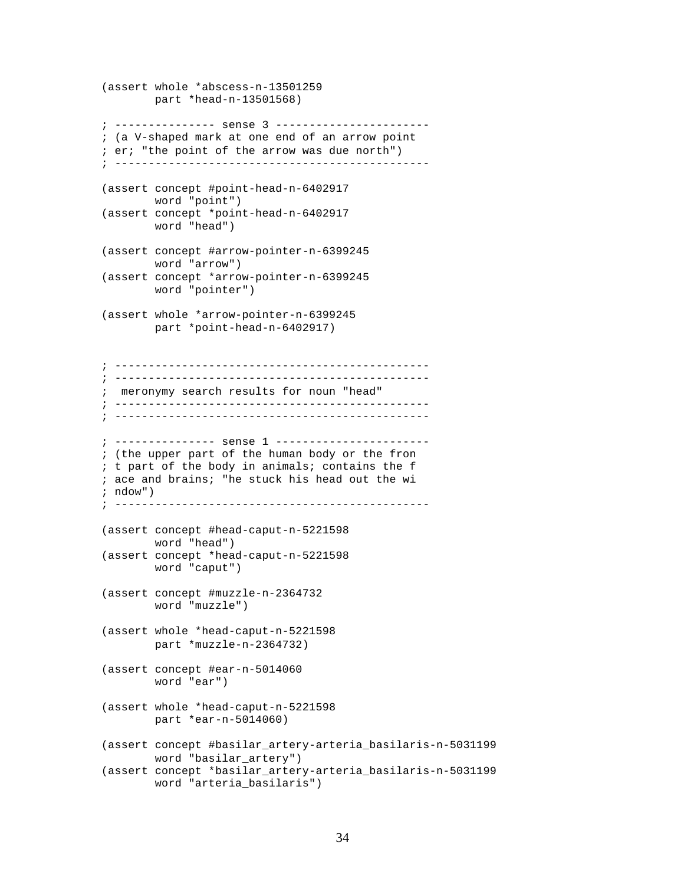```
(assert whole *abscess-n-13501259
        part *head-n-13501568)

; --------------- sense 3 -----------------------
; (a V-shaped mark at one end of an arrow point
; er; "the point of the arrow was due north")
; ----------------------------------------------

(assert concept #point-head-n-6402917
        word "point")
(assert concept *point-head-n-6402917
        word "head")

(assert concept #arrow-pointer-n-6399245
        word "arrow")
(assert concept *arrow-pointer-n-6399245
        word "pointer")

(assert whole *arrow-pointer-n-6399245
        part *point-head-n-6402917)


; ----------------------------------------------
; ----------------------------------------------
;  meronymy search results for noun "head"
; ----------------------------------------------
; ----------------------------------------------

; --------------- sense 1 -----------------------
; (the upper part of the human body or the fron
; t part of the body in animals; contains the f
; ace and brains; "he stuck his head out the wi
; ndow")
; ----------------------------------------------

(assert concept #head-caput-n-5221598
        word "head")
(assert concept *head-caput-n-5221598
        word "caput")

(assert concept #muzzle-n-2364732
        word "muzzle")

(assert whole *head-caput-n-5221598
        part *muzzle-n-2364732)

(assert concept #ear-n-5014060
        word "ear")

(assert whole *head-caput-n-5221598
        part *ear-n-5014060)

(assert concept #basilar_artery-arteria_basilaris-n-5031199
        word "basilar_artery")
(assert concept *basilar_artery-arteria_basilaris-n-5031199
        word "arteria_basilaris")
```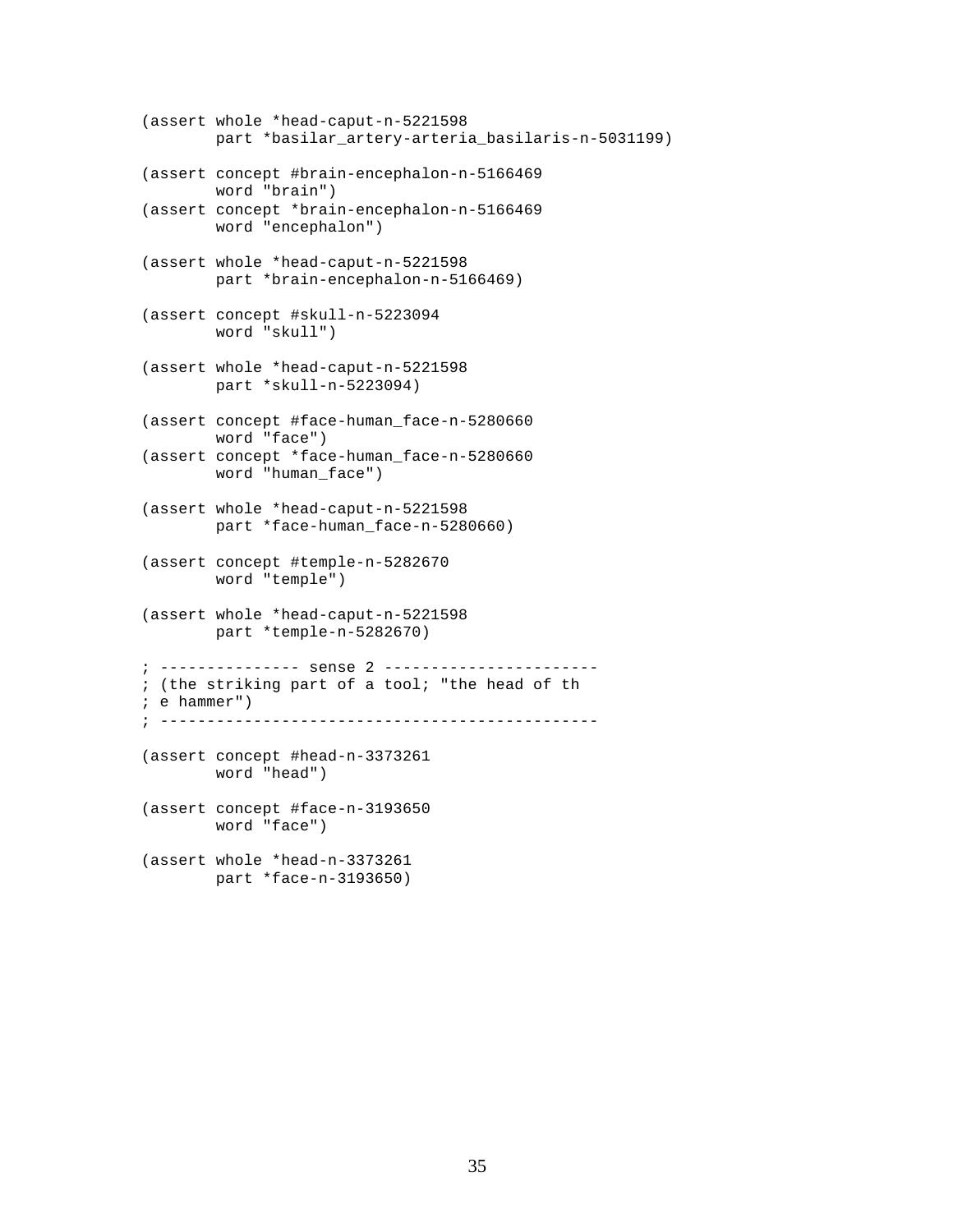```
(assert whole *head-caput-n-5221598
        part *basilar_artery-arteria_basilaris-n-5031199)

(assert concept #brain-encephalon-n-5166469
        word "brain")
(assert concept *brain-encephalon-n-5166469
        word "encephalon")

(assert whole *head-caput-n-5221598
        part *brain-encephalon-n-5166469)

(assert concept #skull-n-5223094
        word "skull")

(assert whole *head-caput-n-5221598
        part *skull-n-5223094)

(assert concept #face-human_face-n-5280660
        word "face")
(assert concept *face-human_face-n-5280660
        word "human_face")

(assert whole *head-caput-n-5221598
        part *face-human_face-n-5280660)

(assert concept #temple-n-5282670
        word "temple")

(assert whole *head-caput-n-5221598
        part *temple-n-5282670)

; --------------- sense 2 -----------------------
; (the striking part of a tool; "the head of th
; e hammer")
; ----------------------------------------------

(assert concept #head-n-3373261
        word "head")

(assert concept #face-n-3193650
        word "face")

(assert whole *head-n-3373261
        part *face-n-3193650)
```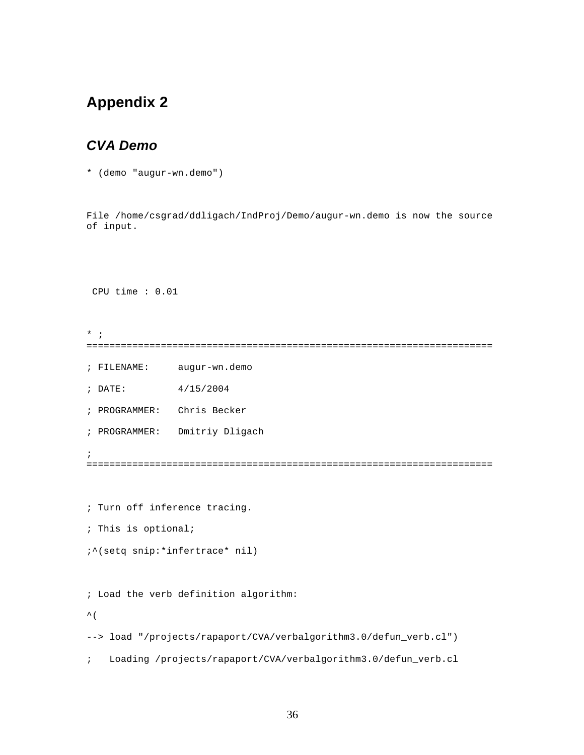# Appendix 2

## *CVA Demo*

```
* (demo "augur-wn.demo")


File /home/csgrad/ddligach/IndProj/Demo/augur-wn.demo is now the source
of input.



 CPU time : 0.01


* ;
=======================================================================

; FILENAME:     augur-wn.demo

; DATE:         4/15/2004

; PROGRAMMER:   Chris Becker

; PROGRAMMER:   Dmitriy Dligach

;
=======================================================================


; Turn off inference tracing.

; This is optional;

;^(setq snip:*infertrace* nil)


; Load the verb definition algorithm:

^(

--> load "/projects/rapaport/CVA/verbalgorithm3.0/defun_verb.cl")

;   Loading /projects/rapaport/CVA/verbalgorithm3.0/defun_verb.cl
```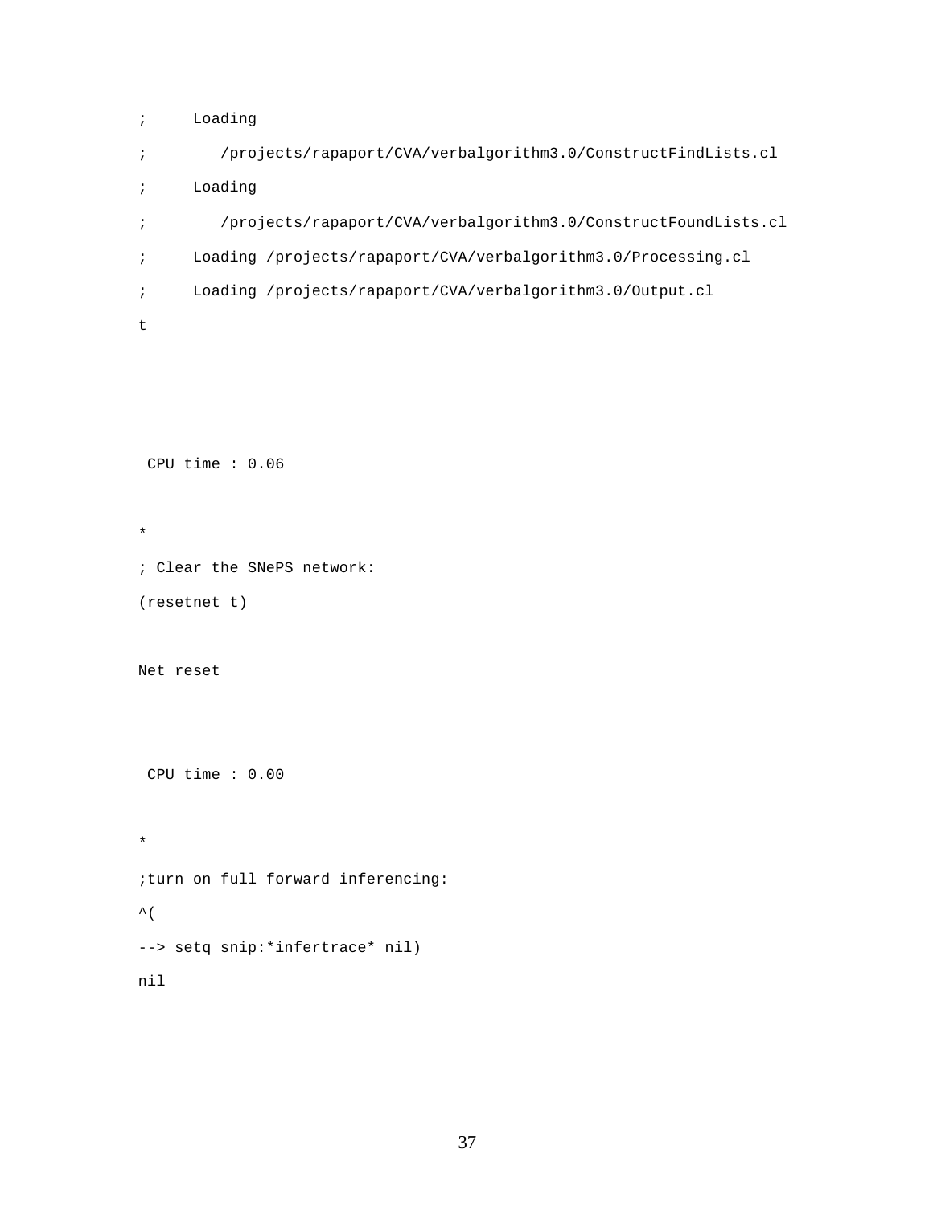```
;     Loading
;        /projects/rapaport/CVA/verbalgorithm3.0/ConstructFindLists.cl
;     Loading
;        /projects/rapaport/CVA/verbalgorithm3.0/ConstructFoundLists.cl
;     Loading /projects/rapaport/CVA/verbalgorithm3.0/Processing.cl
;     Loading /projects/rapaport/CVA/verbalgorithm3.0/Output.cl
t



 CPU time : 0.06


*
; Clear the SNePS network:
(resetnet t)


Net reset



 CPU time : 0.00


*
;turn on full forward inferencing:
^(
--> setq snip:*infertrace* nil)
nil
```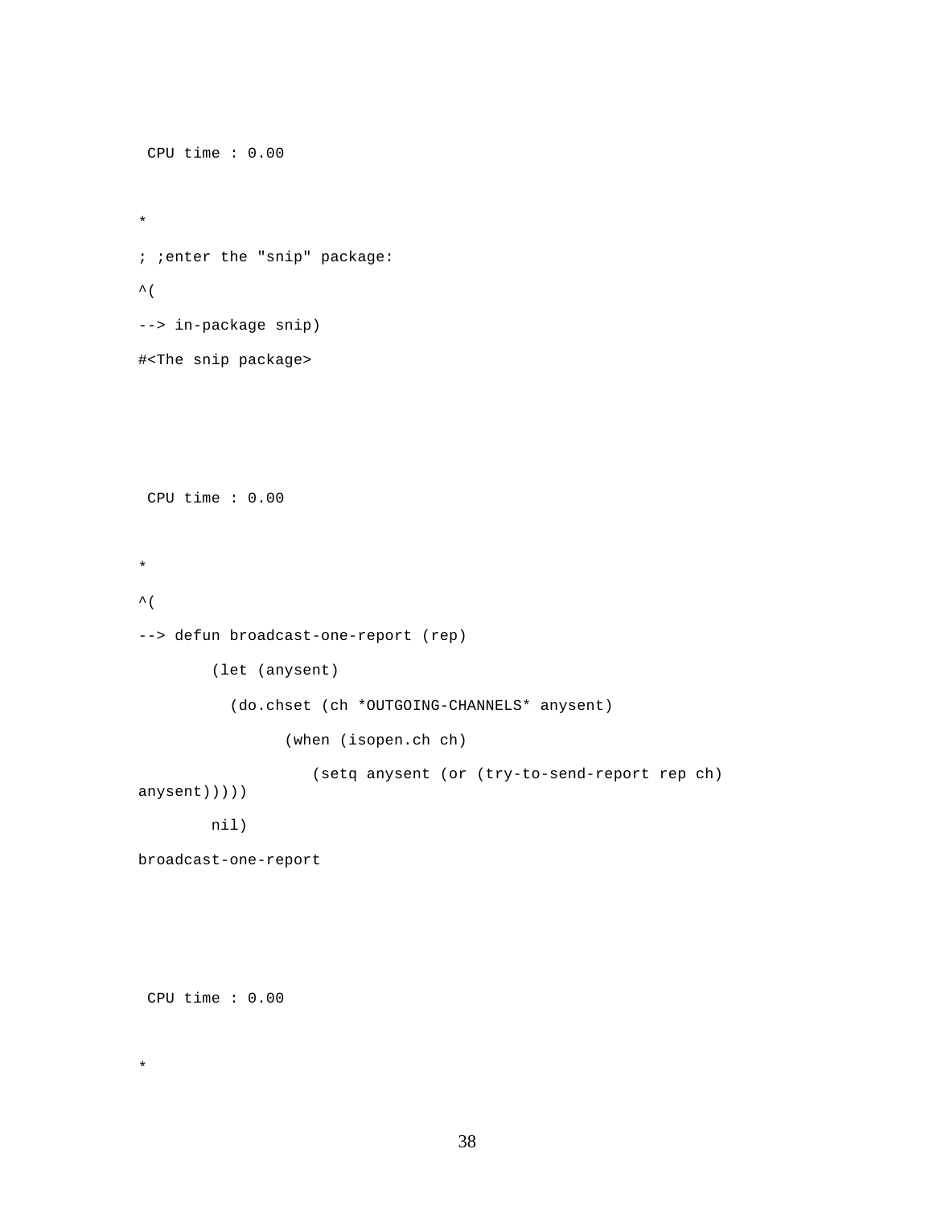```
 CPU time : 0.00


*

; ;enter the "snip" package:

^(

--> in-package snip)

#<The snip package>





 CPU time : 0.00


*

^(

--> defun broadcast-one-report (rep)

        (let (anysent)

          (do.chset (ch *OUTGOING-CHANNELS* anysent)

                (when (isopen.ch ch)

                   (setq anysent (or (try-to-send-report rep ch)
anysent)))))

        nil)

broadcast-one-report





 CPU time : 0.00


*
```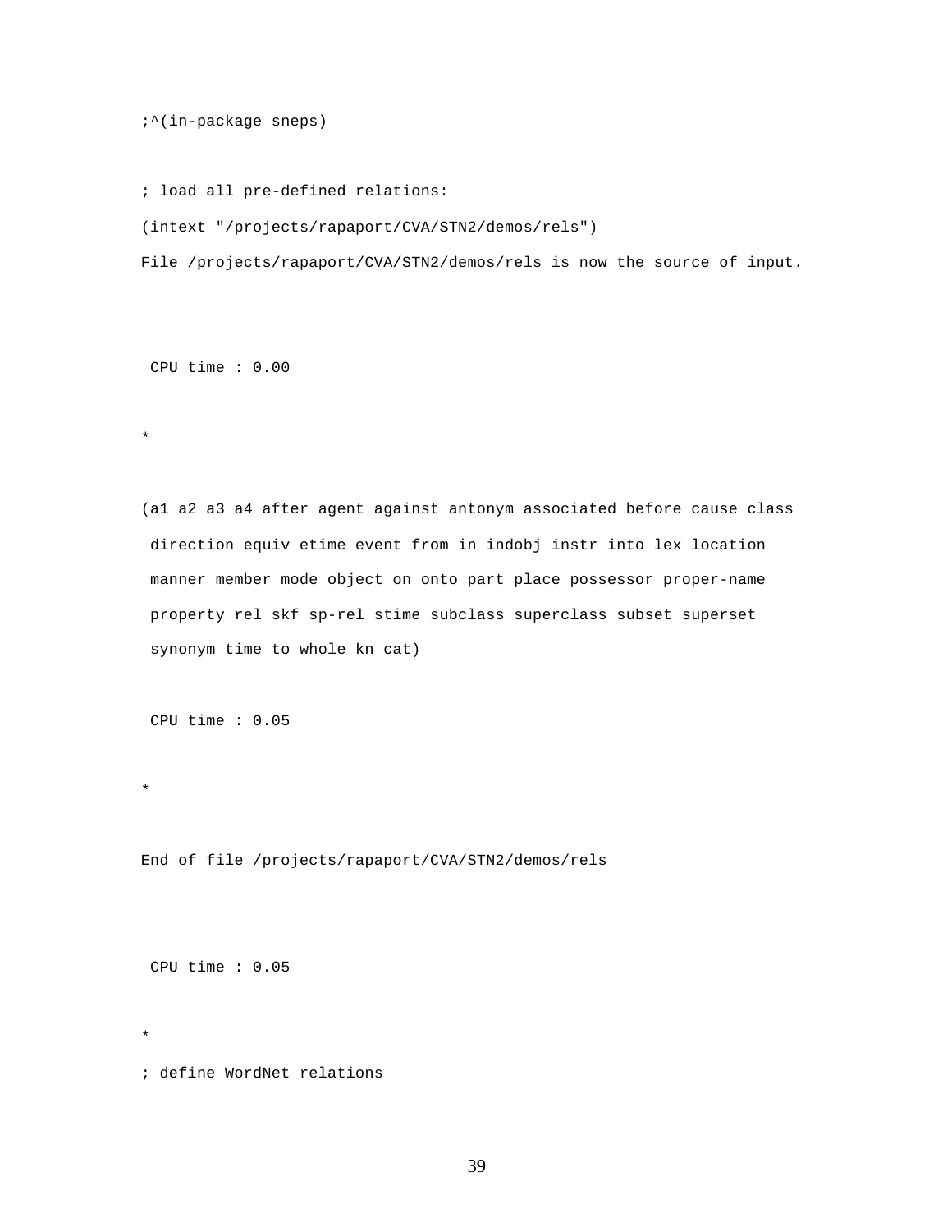```
;^(in-package sneps)

; load all pre-defined relations:
(intext "/projects/rapaport/CVA/STN2/demos/rels")
File /projects/rapaport/CVA/STN2/demos/rels is now the source of input.


 CPU time : 0.00

*

(a1 a2 a3 a4 after agent against antonym associated before cause class
 direction equiv etime event from in indobj instr into lex location
 manner member mode object on onto part place possessor proper-name
 property rel skf sp-rel stime subclass superclass subset superset
 synonym time to whole kn_cat)

 CPU time : 0.05

*

End of file /projects/rapaport/CVA/STN2/demos/rels


 CPU time : 0.05

*
; define WordNet relations
```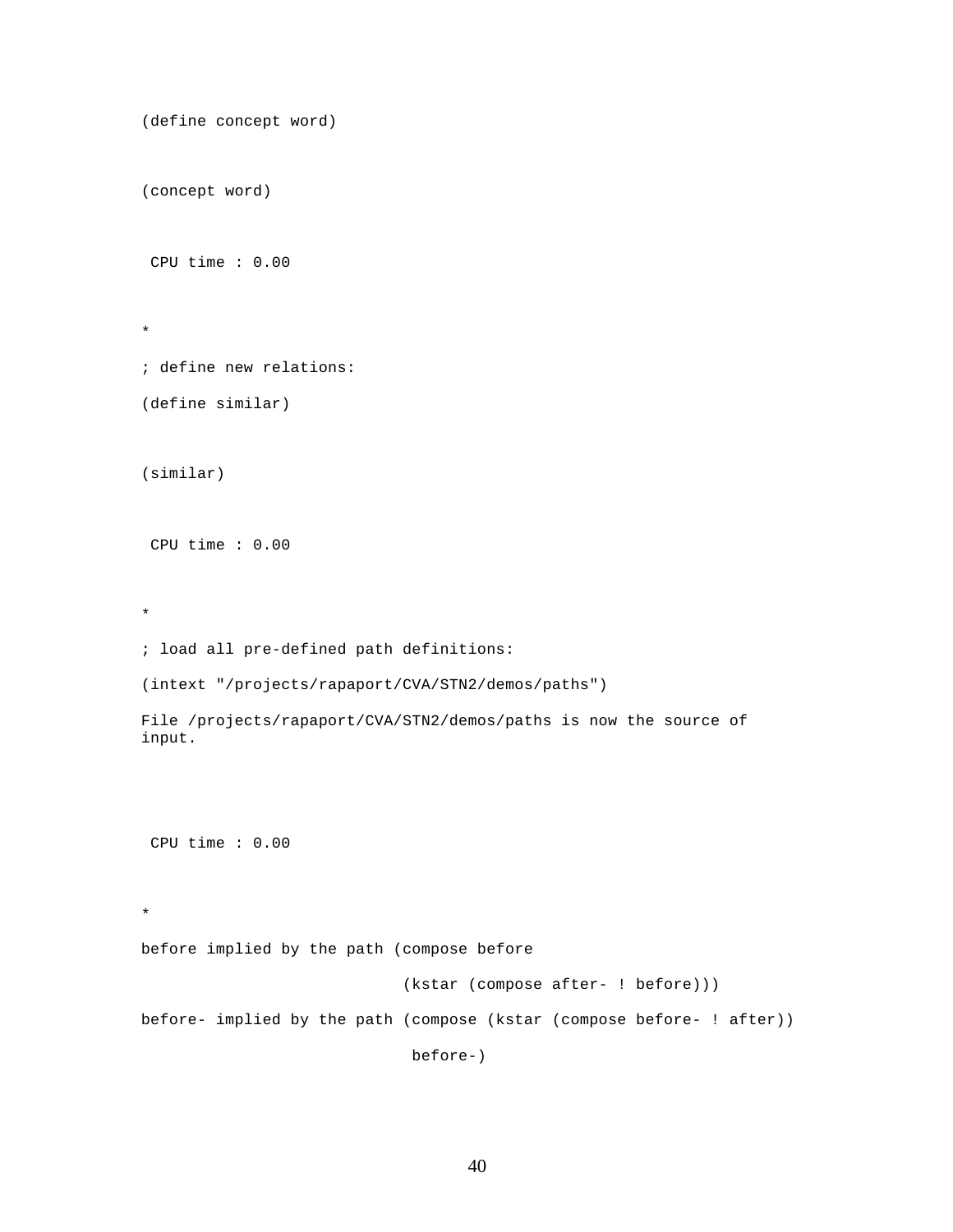```
(define concept word)


(concept word)


 CPU time : 0.00


*

; define new relations:

(define similar)


(similar)


 CPU time : 0.00


*

; load all pre-defined path definitions:

(intext "/projects/rapaport/CVA/STN2/demos/paths")

File /projects/rapaport/CVA/STN2/demos/paths is now the source of
input.



 CPU time : 0.00


*

before implied by the path (compose before

                            (kstar (compose after- ! before)))

before- implied by the path (compose (kstar (compose before- ! after))

                             before-)
```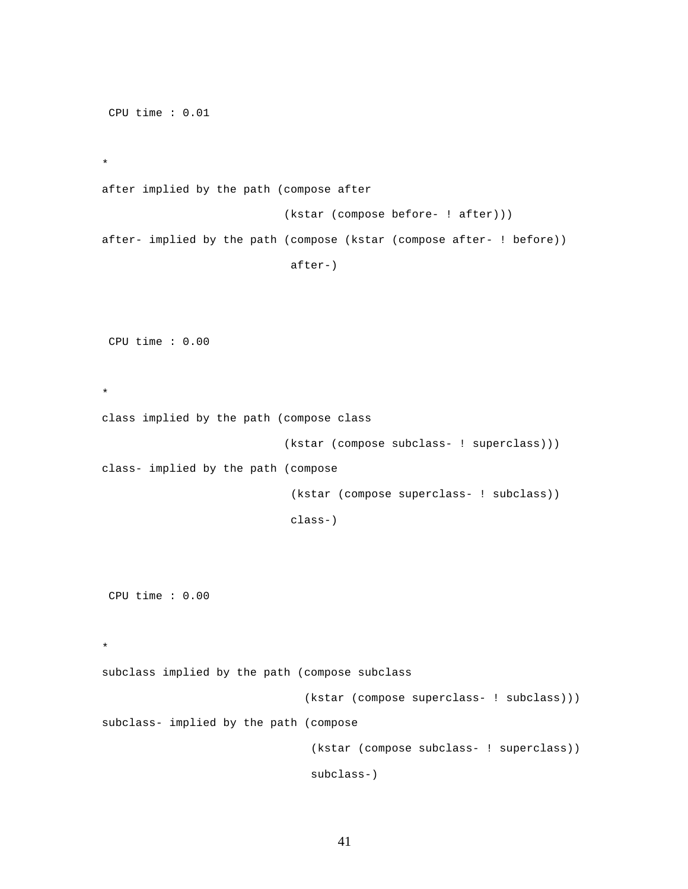```
 CPU time : 0.01

*
after implied by the path (compose after
                           (kstar (compose before- ! after)))
after- implied by the path (compose (kstar (compose after- ! before))
                            after-)


 CPU time : 0.00

*
class implied by the path (compose class
                           (kstar (compose subclass- ! superclass)))
class- implied by the path (compose
                            (kstar (compose superclass- ! subclass))
                            class-)


 CPU time : 0.00

*
subclass implied by the path (compose subclass
                              (kstar (compose superclass- ! subclass)))
subclass- implied by the path (compose
                               (kstar (compose subclass- ! superclass))
                               subclass-)
```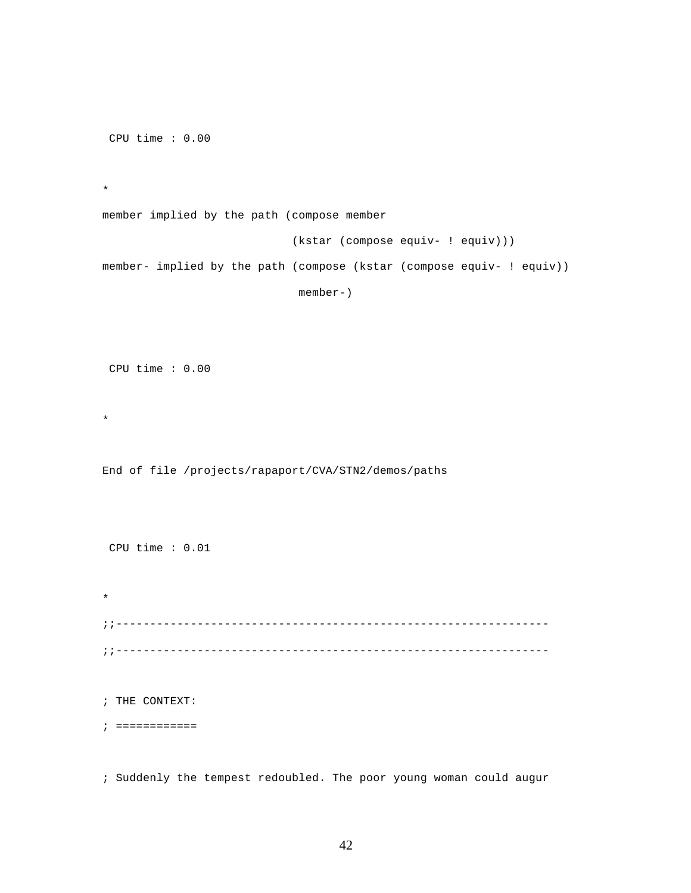```
 CPU time : 0.00

*
member implied by the path (compose member
                            (kstar (compose equiv- ! equiv)))
member- implied by the path (compose (kstar (compose equiv- ! equiv))
                             member-)


 CPU time : 0.00

*

End of file /projects/rapaport/CVA/STN2/demos/paths


 CPU time : 0.01

*
;;---------------------------------------------------------------
;;---------------------------------------------------------------

; THE CONTEXT:
; ============

; Suddenly the tempest redoubled. The poor young woman could augur
```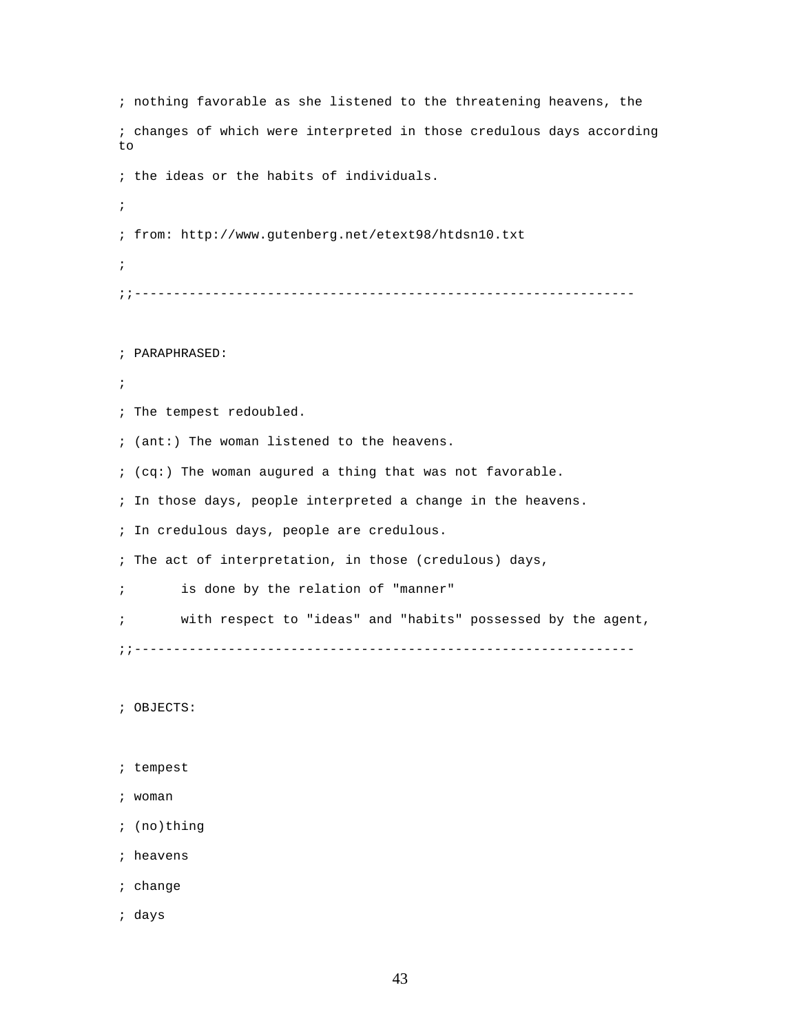```
; nothing favorable as she listened to the threatening heavens, the
; changes of which were interpreted in those credulous days according
to
; the ideas or the habits of individuals.
;
; from: http://www.gutenberg.net/etext98/htdsn10.txt
;
;;-----------------------------------------------------------------

; PARAPHRASED:
;
; The tempest redoubled.
; (ant:) The woman listened to the heavens.
; (cq:) The woman augured a thing that was not favorable.
; In those days, people interpreted a change in the heavens.
; In credulous days, people are credulous.
; The act of interpretation, in those (credulous) days,
;       is done by the relation of "manner"
;       with respect to "ideas" and "habits" possessed by the agent,
;;-----------------------------------------------------------------

; OBJECTS:

; tempest
; woman
; (no)thing
; heavens
; change
; days
```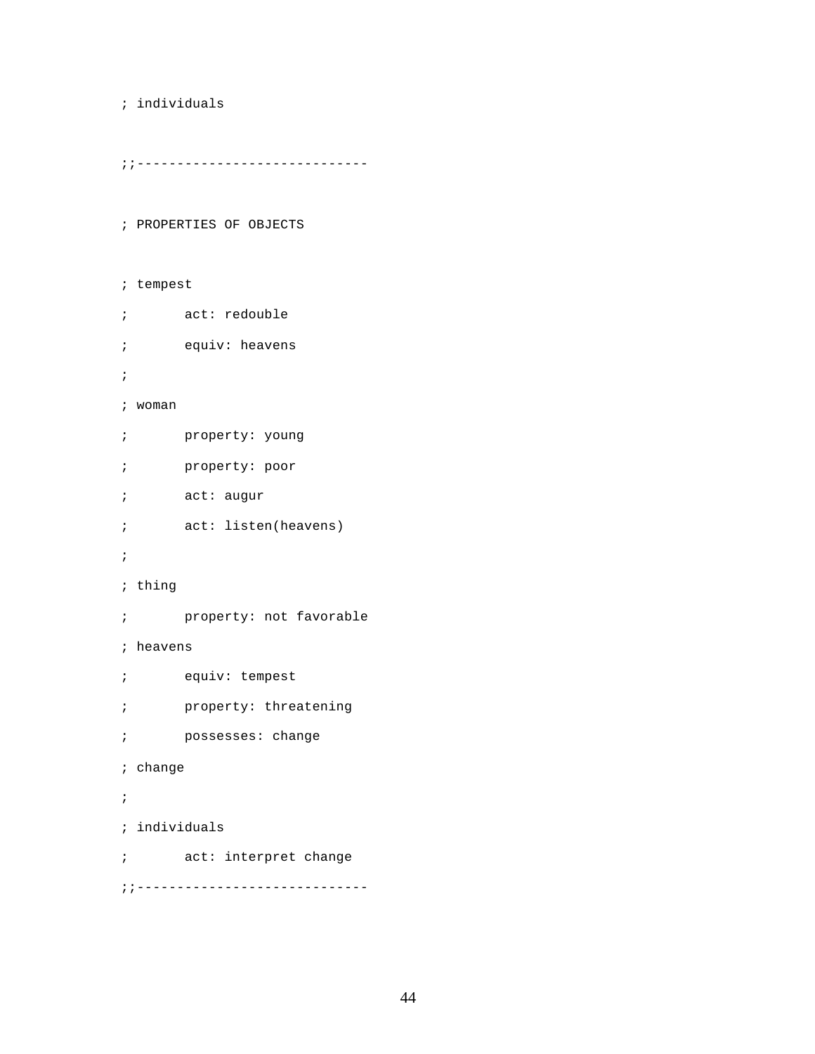```
; individuals

;;-----------------------------

; PROPERTIES OF OBJECTS

; tempest
;       act: redouble
;       equiv: heavens
;
; woman
;       property: young
;       property: poor
;       act: augur
;       act: listen(heavens)
;
; thing
;       property: not favorable
; heavens
;       equiv: tempest
;       property: threatening
;       possesses: change
; change
;
; individuals
;       act: interpret change
;;-----------------------------
```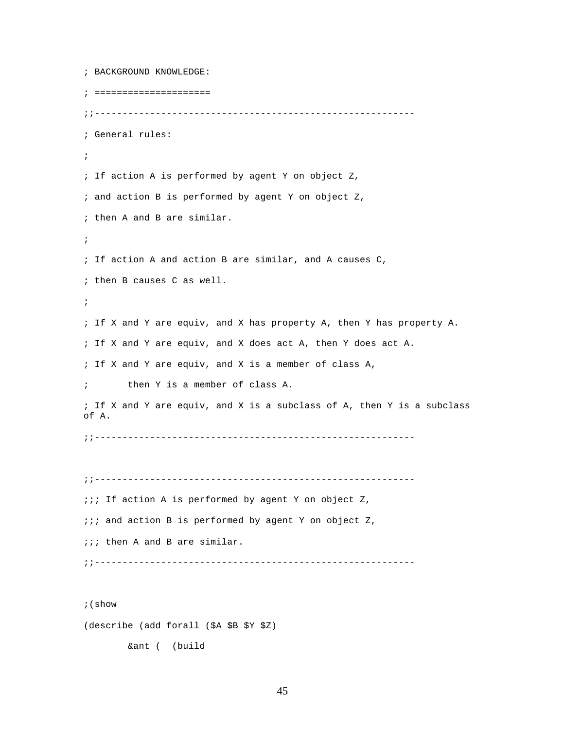```
; BACKGROUND KNOWLEDGE:
; ====================
;;---------------------------------------------------------
; General rules:
;
; If action A is performed by agent Y on object Z,
; and action B is performed by agent Y on object Z,
; then A and B are similar.
;
; If action A and action B are similar, and A causes C,
; then B causes C as well.
;
; If X and Y are equiv, and X has property A, then Y has property A.
; If X and Y are equiv, and X does act A, then Y does act A.
; If X and Y are equiv, and X is a member of class A,
;       then Y is a member of class A.
; If X and Y are equiv, and X is a subclass of A, then Y is a subclass
of A.
;;---------------------------------------------------------


;;---------------------------------------------------------
;;; If action A is performed by agent Y on object Z,
;;; and action B is performed by agent Y on object Z,
;;; then A and B are similar.
;;---------------------------------------------------------


;(show
(describe (add forall ($A $B $Y $Z)
        &ant (  (build
```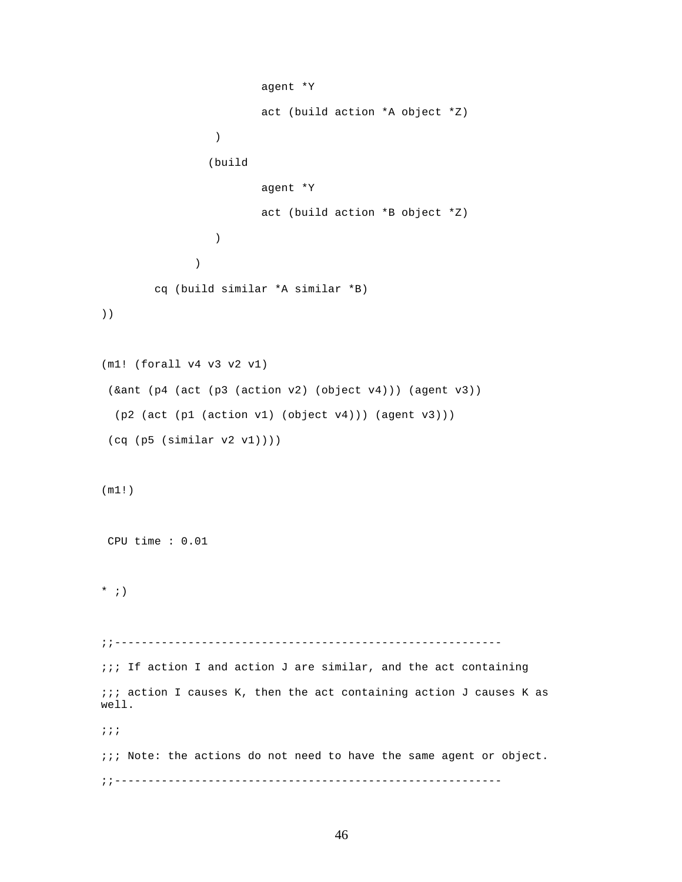```
                        agent *Y
                        act (build action *A object *Z)
                 )
                (build
                        agent *Y
                        act (build action *B object *Z)
                 )
              )
        cq (build similar *A similar *B)
))

(m1! (forall v4 v3 v2 v1)
 (&ant (p4 (act (p3 (action v2) (object v4))) (agent v3))
  (p2 (act (p1 (action v1) (object v4))) (agent v3)))
 (cq (p5 (similar v2 v1))))

(m1!)

 CPU time : 0.01

* ;)

;;----------------------------------------------------------
;;; If action I and action J are similar, and the act containing
;;; action I causes K, then the act containing action J causes K as
well.
;;;
;;; Note: the actions do not need to have the same agent or object.
;;----------------------------------------------------------
```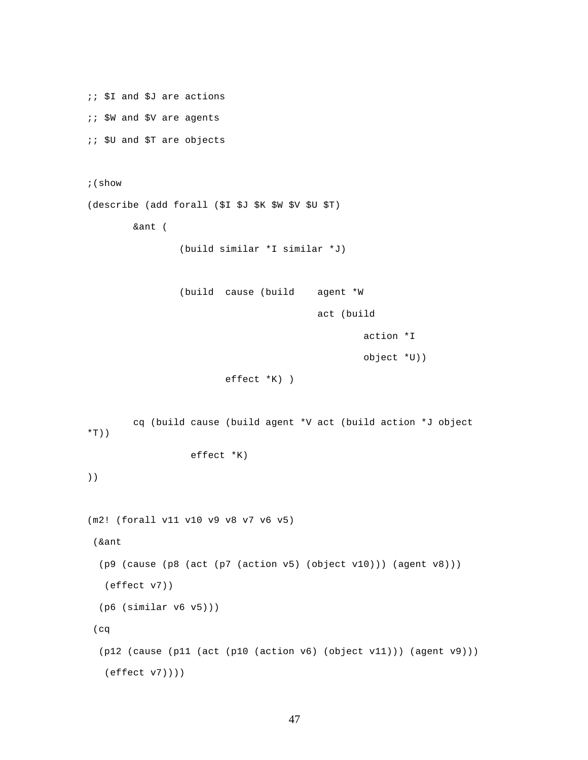```
;; $I and $J are actions
;; $W and $V are agents
;; $U and $T are objects

;(show
(describe (add forall ($I $J $K $W $V $U $T)
        &ant (
                (build similar *I similar *J)

                (build  cause (build    agent *W
                                        act (build
                                                action *I
                                                object *U))
                        effect *K) )

        cq (build cause (build agent *V act (build action *J object
*T))
                  effect *K)
))

(m2! (forall v11 v10 v9 v8 v7 v6 v5)
 (&ant
  (p9 (cause (p8 (act (p7 (action v5) (object v10))) (agent v8)))
   (effect v7))
  (p6 (similar v6 v5)))
 (cq
  (p12 (cause (p11 (act (p10 (action v6) (object v11))) (agent v9)))
   (effect v7))))
```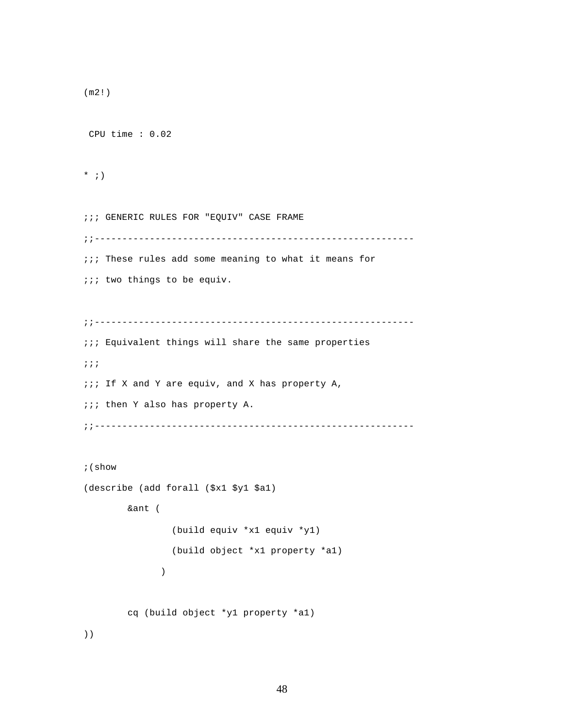```
(m2!)

 CPU time : 0.02

* ;)

;;; GENERIC RULES FOR "EQUIV" CASE FRAME
;;---------------------------------------------------------
;;; These rules add some meaning to what it means for
;;; two things to be equiv.

;;---------------------------------------------------------
;;; Equivalent things will share the same properties
;;;
;;; If X and Y are equiv, and X has property A,
;;; then Y also has property A.
;;---------------------------------------------------------

;(show
(describe (add forall ($x1 $y1 $a1)
        &ant (
                (build equiv *x1 equiv *y1)
                (build object *x1 property *a1)
              )

        cq (build object *y1 property *a1)
))
```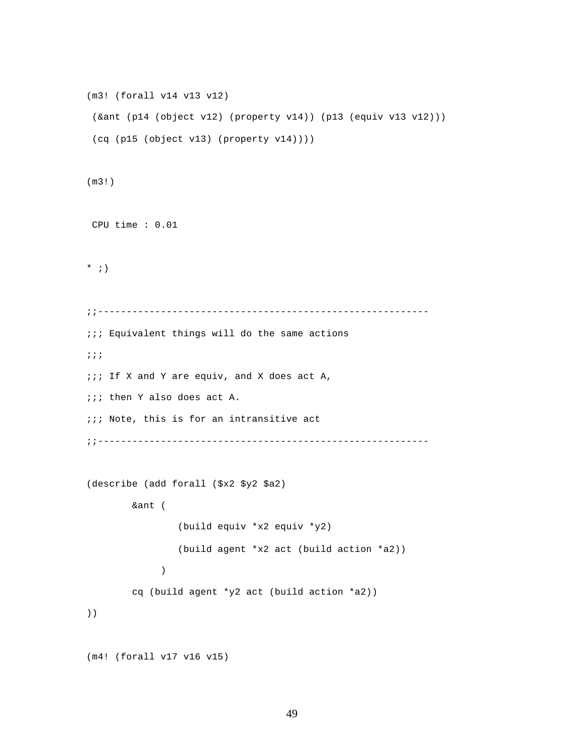```
(m3! (forall v14 v13 v12)
 (&ant (p14 (object v12) (property v14)) (p13 (equiv v13 v12)))
 (cq (p15 (object v13) (property v14))))

(m3!)

 CPU time : 0.01

* ;)

;;---------------------------------------------------------
;;; Equivalent things will do the same actions
;;;
;;; If X and Y are equiv, and X does act A,
;;; then Y also does act A.
;;; Note, this is for an intransitive act
;;---------------------------------------------------------

(describe (add forall ($x2 $y2 $a2)
        &ant (
                (build equiv *x2 equiv *y2)
                (build agent *x2 act (build action *a2))
             )
        cq (build agent *y2 act (build action *a2))
))

(m4! (forall v17 v16 v15)
```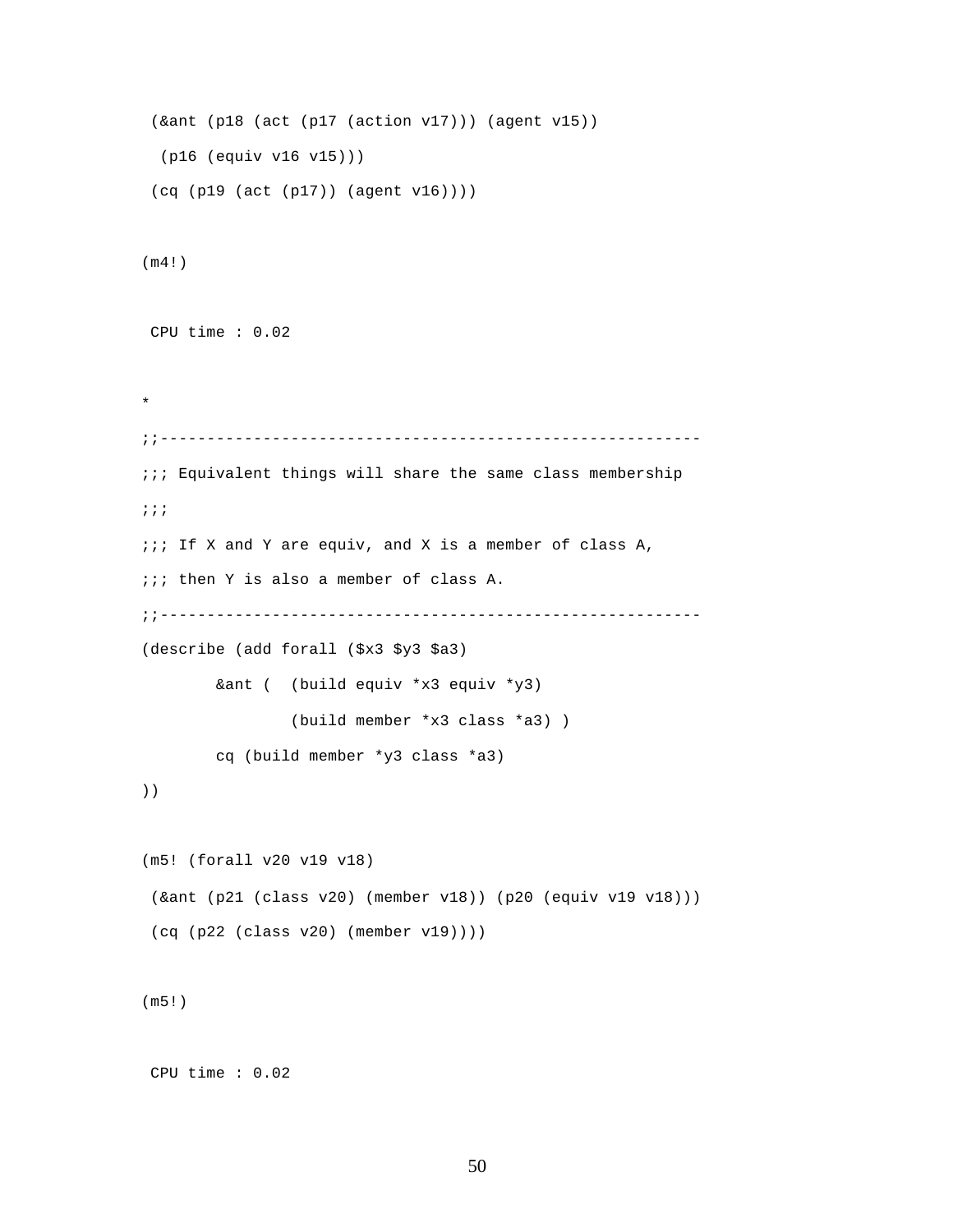```
 (&ant (p18 (act (p17 (action v17))) (agent v15))
  (p16 (equiv v16 v15)))
 (cq (p19 (act (p17)) (agent v16))))

(m4!)

 CPU time : 0.02

*
;;--------------------------------------------------------
;;; Equivalent things will share the same class membership
;;;
;;; If X and Y are equiv, and X is a member of class A,
;;; then Y is also a member of class A.
;;--------------------------------------------------------
(describe (add forall ($x3 $y3 $a3)
        &ant (  (build equiv *x3 equiv *y3)
                (build member *x3 class *a3) )
        cq (build member *y3 class *a3)
))

(m5! (forall v20 v19 v18)
 (&ant (p21 (class v20) (member v18)) (p20 (equiv v19 v18)))
 (cq (p22 (class v20) (member v19))))

(m5!)

 CPU time : 0.02
```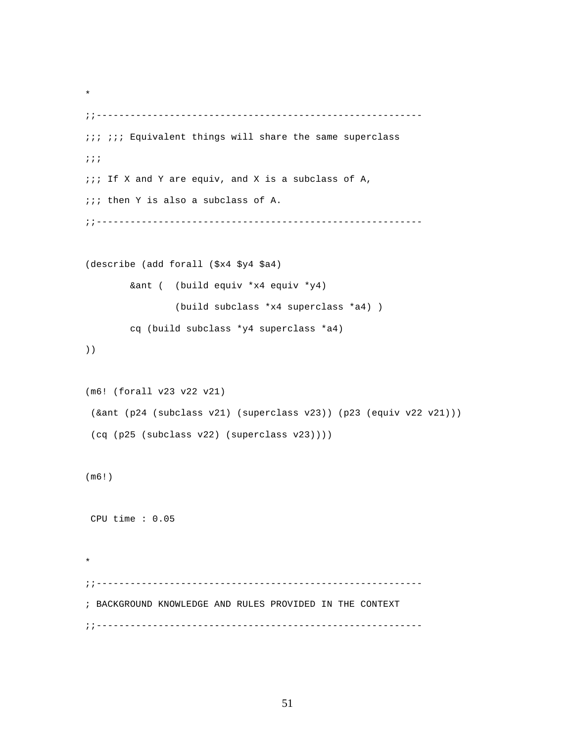```
*
;;---------------------------------------------------------
;;; ;;; Equivalent things will share the same superclass
;;;
;;; If X and Y are equiv, and X is a subclass of A,
;;; then Y is also a subclass of A.
;;---------------------------------------------------------

(describe (add forall ($x4 $y4 $a4)
        &ant (  (build equiv *x4 equiv *y4)
                (build subclass *x4 superclass *a4) )
        cq (build subclass *y4 superclass *a4)
))

(m6! (forall v23 v22 v21)
 (&ant (p24 (subclass v21) (superclass v23)) (p23 (equiv v22 v21)))
 (cq (p25 (subclass v22) (superclass v23))))

(m6!)

 CPU time : 0.05

*
;;---------------------------------------------------------
; BACKGROUND KNOWLEDGE AND RULES PROVIDED IN THE CONTEXT
;;---------------------------------------------------------
```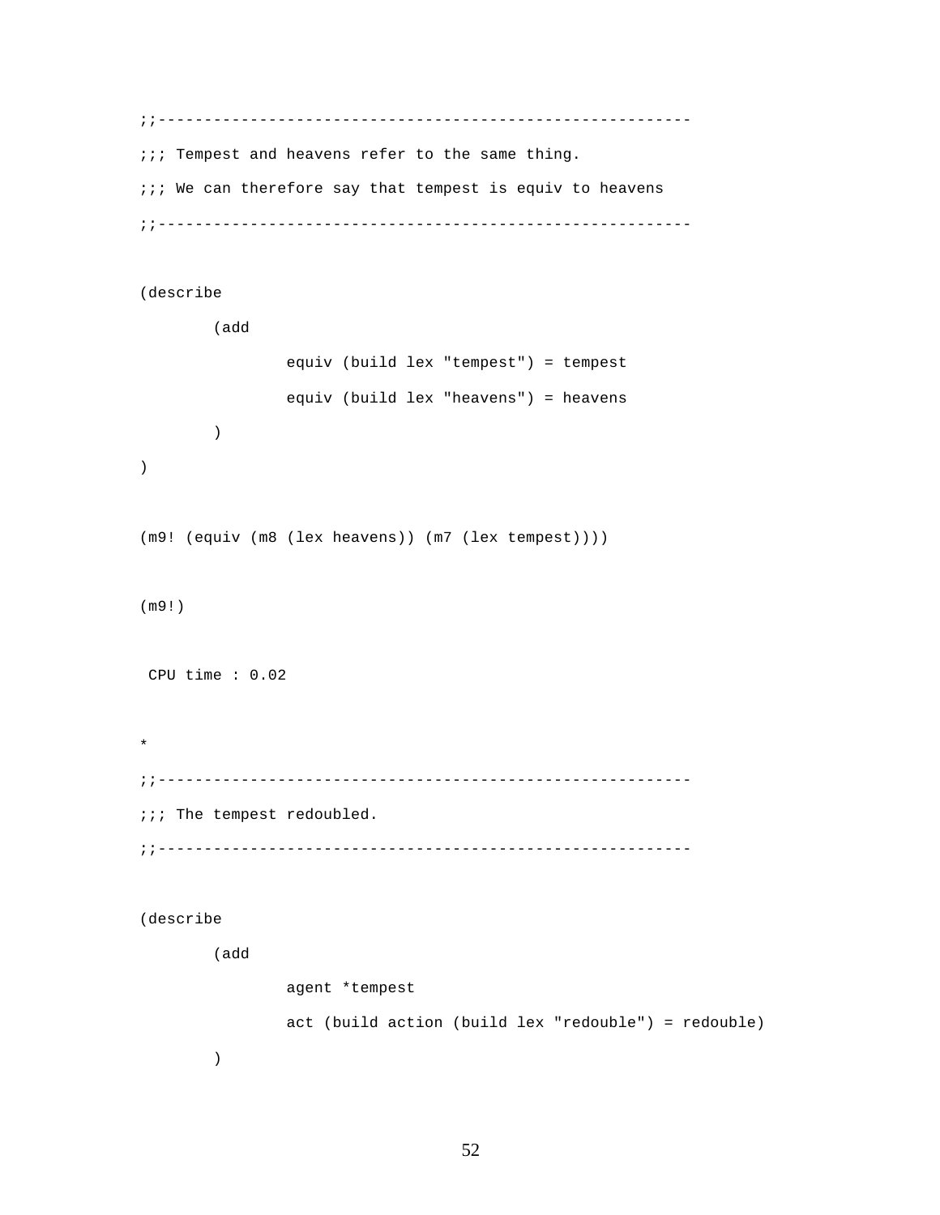```
;;---------------------------------------------------------
;;; Tempest and heavens refer to the same thing.
;;; We can therefore say that tempest is equiv to heavens
;;---------------------------------------------------------

(describe
        (add
                equiv (build lex "tempest") = tempest
                equiv (build lex "heavens") = heavens
        )
)

(m9! (equiv (m8 (lex heavens)) (m7 (lex tempest))))

(m9!)

 CPU time : 0.02

*
;;---------------------------------------------------------
;;; The tempest redoubled.
;;---------------------------------------------------------

(describe
        (add
                agent *tempest
                act (build action (build lex "redouble") = redouble)
        )
```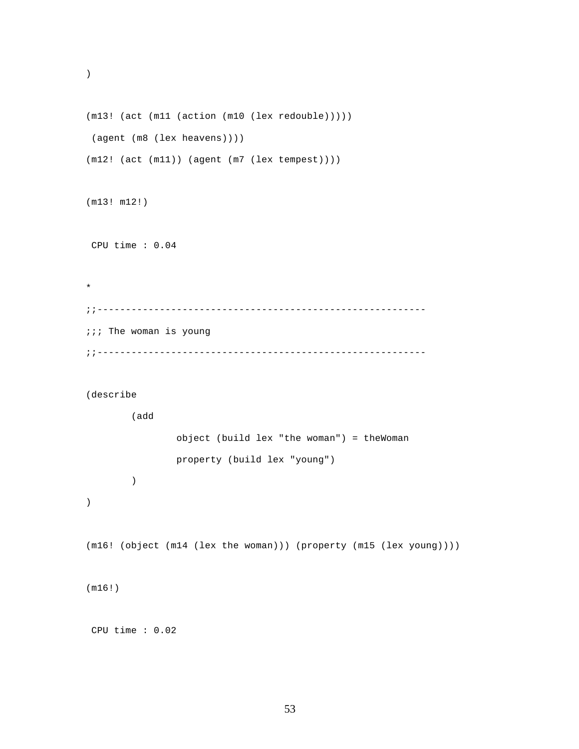```
)

(m13! (act (m11 (action (m10 (lex redouble)))))
 (agent (m8 (lex heavens))))
(m12! (act (m11)) (agent (m7 (lex tempest))))

(m13! m12!)

 CPU time : 0.04

*
;;---------------------------------------------------------
;;; The woman is young
;;---------------------------------------------------------

(describe
        (add
                object (build lex "the woman") = theWoman
                property (build lex "young")
        )
)

(m16! (object (m14 (lex the woman))) (property (m15 (lex young))))

(m16!)

 CPU time : 0.02
```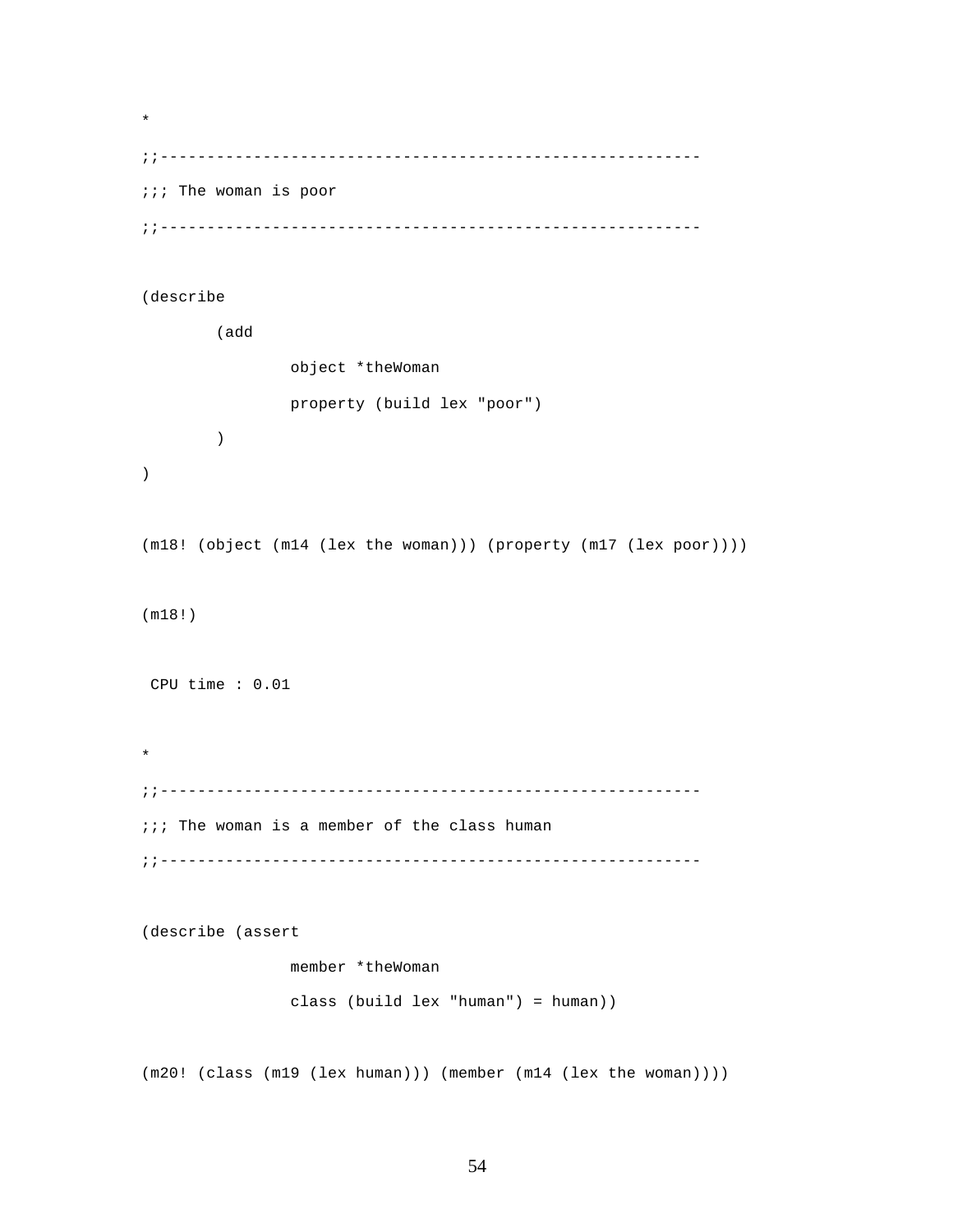```
*
;;-----------------------------------------------------------
;;; The woman is poor
;;-----------------------------------------------------------

(describe
        (add
                object *theWoman
                property (build lex "poor")
        )
)

(m18! (object (m14 (lex the woman))) (property (m17 (lex poor))))

(m18!)

 CPU time : 0.01

*
;;-----------------------------------------------------------
;;; The woman is a member of the class human
;;-----------------------------------------------------------

(describe (assert
                member *theWoman
                class (build lex "human") = human))

(m20! (class (m19 (lex human))) (member (m14 (lex the woman))))
```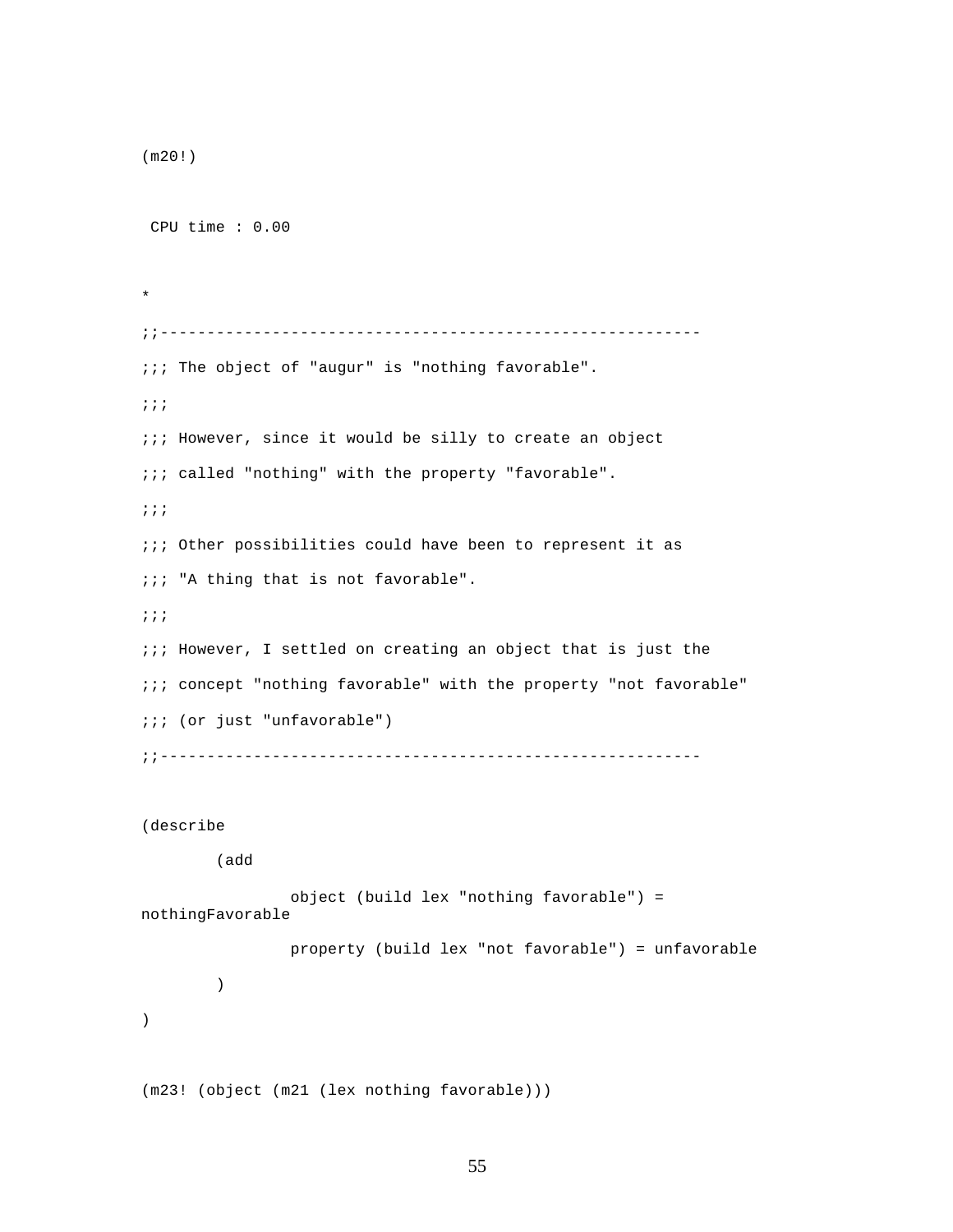```
(m20!)

 CPU time : 0.00

*
;;---------------------------------------------------------
;;; The object of "augur" is "nothing favorable".
;;;
;;; However, since it would be silly to create an object
;;; called "nothing" with the property "favorable".
;;;
;;; Other possibilities could have been to represent it as
;;; "A thing that is not favorable".
;;;
;;; However, I settled on creating an object that is just the
;;; concept "nothing favorable" with the property "not favorable"
;;; (or just "unfavorable")
;;---------------------------------------------------------

(describe
        (add
                object (build lex "nothing favorable") =
nothingFavorable
                property (build lex "not favorable") = unfavorable
        )
)

(m23! (object (m21 (lex nothing favorable)))
```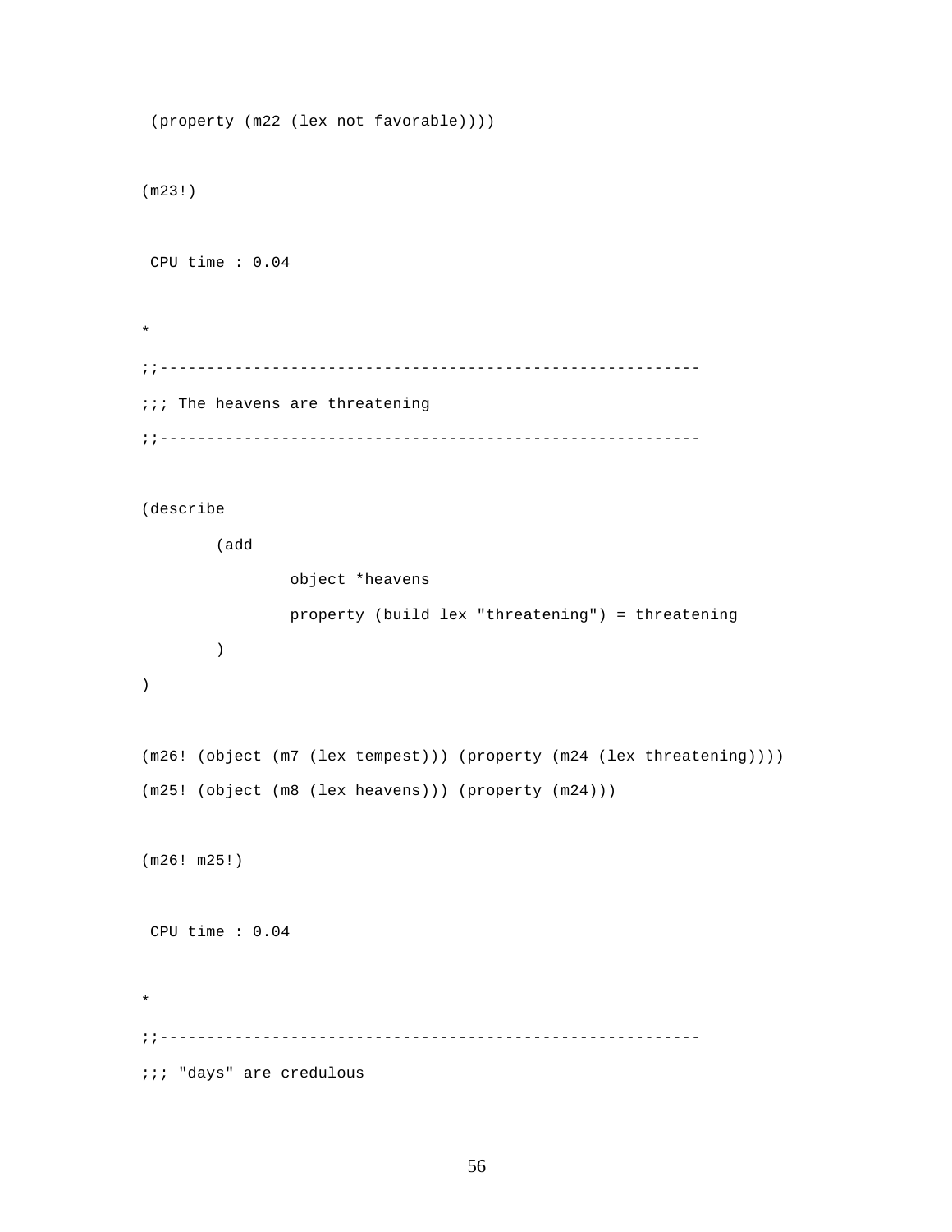```
 (property (m22 (lex not favorable))))

(m23!)

 CPU time : 0.04

*
;;---------------------------------------------------------
;;; The heavens are threatening
;;---------------------------------------------------------

(describe
        (add
                object *heavens
                property (build lex "threatening") = threatening
        )
)

(m26! (object (m7 (lex tempest))) (property (m24 (lex threatening))))
(m25! (object (m8 (lex heavens))) (property (m24)))

(m26! m25!)

 CPU time : 0.04

*
;;---------------------------------------------------------
;;; "days" are credulous
```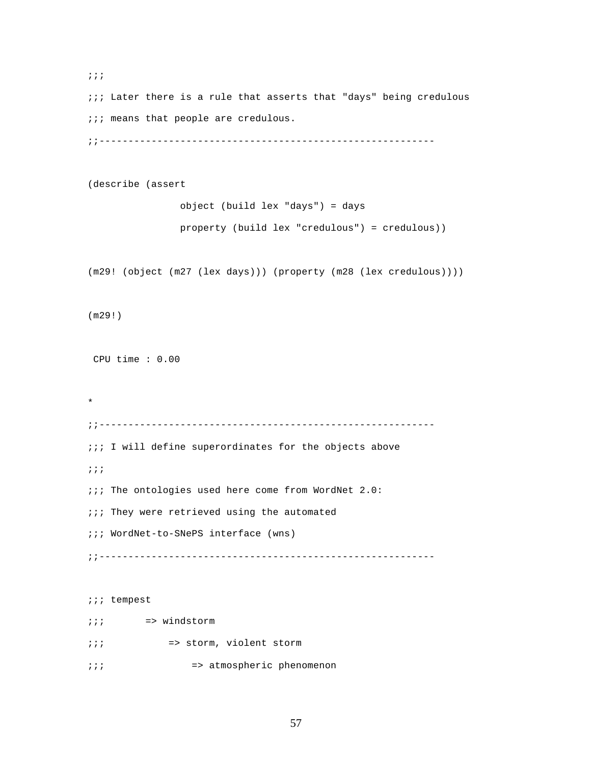```
;;;
;;; Later there is a rule that asserts that "days" being credulous
;;; means that people are credulous.
;;---------------------------------------------------------

(describe (assert
                object (build lex "days") = days
                property (build lex "credulous") = credulous))

(m29! (object (m27 (lex days))) (property (m28 (lex credulous))))

(m29!)

 CPU time : 0.00

*
;;---------------------------------------------------------
;;; I will define superordinates for the objects above
;;;
;;; The ontologies used here come from WordNet 2.0:
;;; They were retrieved using the automated
;;; WordNet-to-SNePS interface (wns)
;;---------------------------------------------------------

;;; tempest
;;;       => windstorm
;;;           => storm, violent storm
;;;               => atmospheric phenomenon
```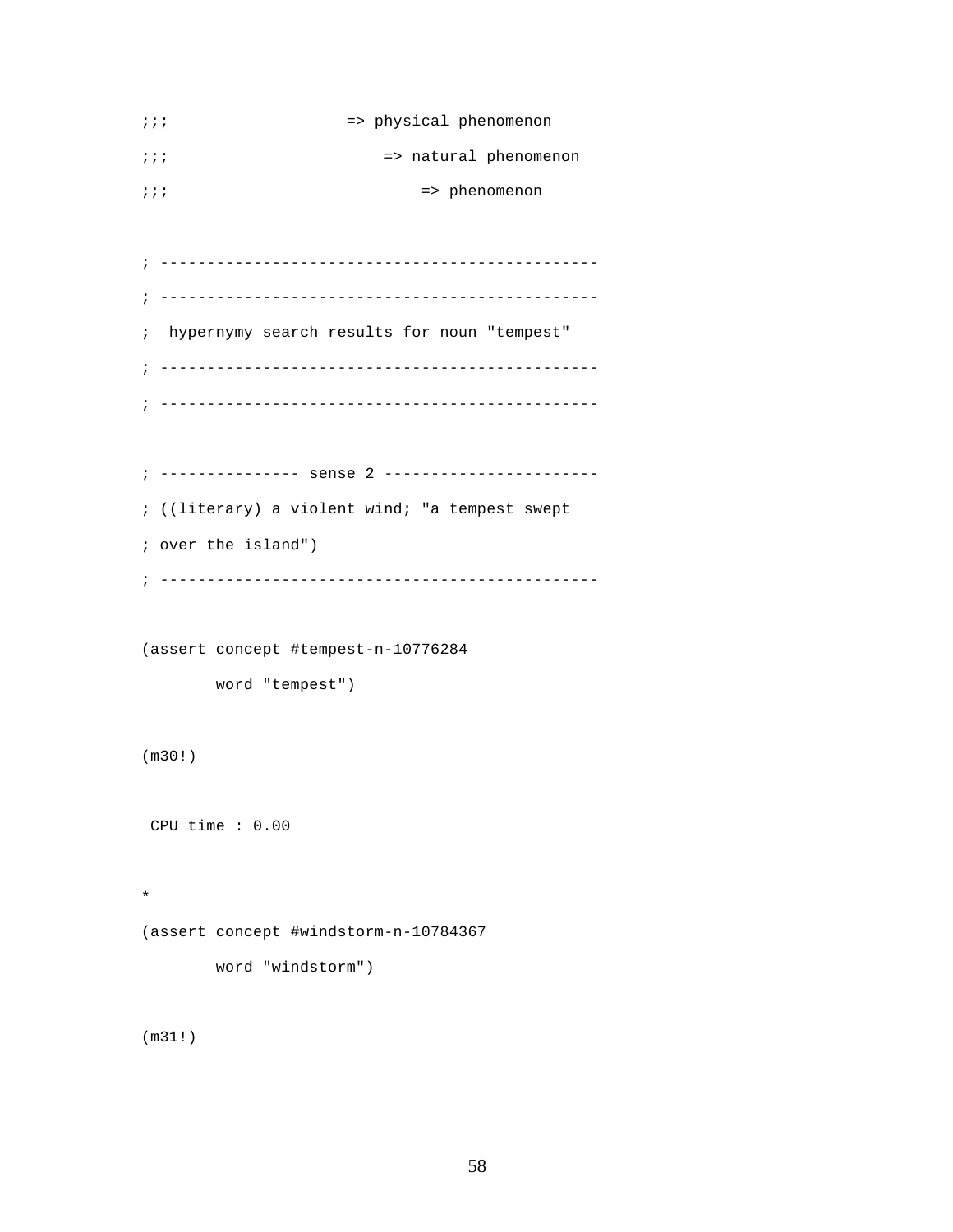```
;;;                     => physical phenomenon
;;;                         => natural phenomenon
;;;                             => phenomenon

; -----------------------------------------------
; -----------------------------------------------
;  hypernymy search results for noun "tempest"
; -----------------------------------------------
; -----------------------------------------------

; --------------- sense 2 -----------------------
; ((literary) a violent wind; "a tempest swept
; over the island")
; -----------------------------------------------

(assert concept #tempest-n-10776284
        word "tempest")

(m30!)

 CPU time : 0.00

*
(assert concept #windstorm-n-10784367
        word "windstorm")

(m31!)
```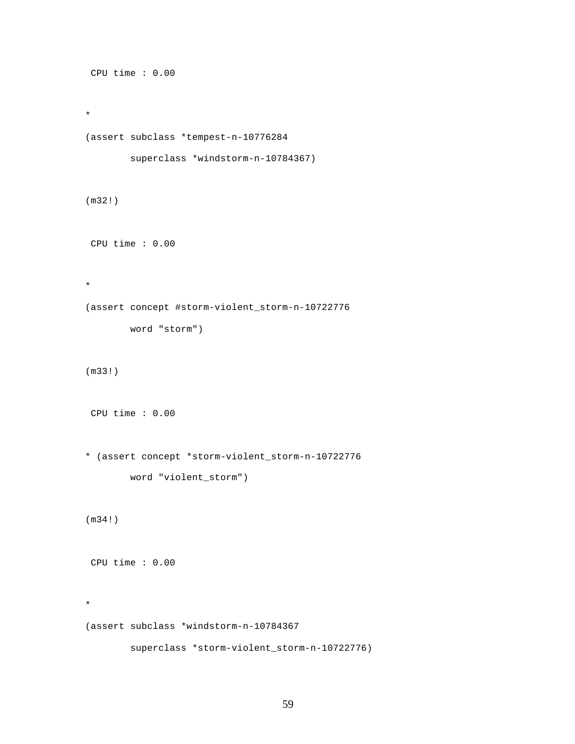```
 CPU time : 0.00

*
(assert subclass *tempest-n-10776284
        superclass *windstorm-n-10784367)

(m32!)

 CPU time : 0.00

*
(assert concept #storm-violent_storm-n-10722776
        word "storm")

(m33!)

 CPU time : 0.00

* (assert concept *storm-violent_storm-n-10722776
        word "violent_storm")

(m34!)

 CPU time : 0.00

*
(assert subclass *windstorm-n-10784367
        superclass *storm-violent_storm-n-10722776)
```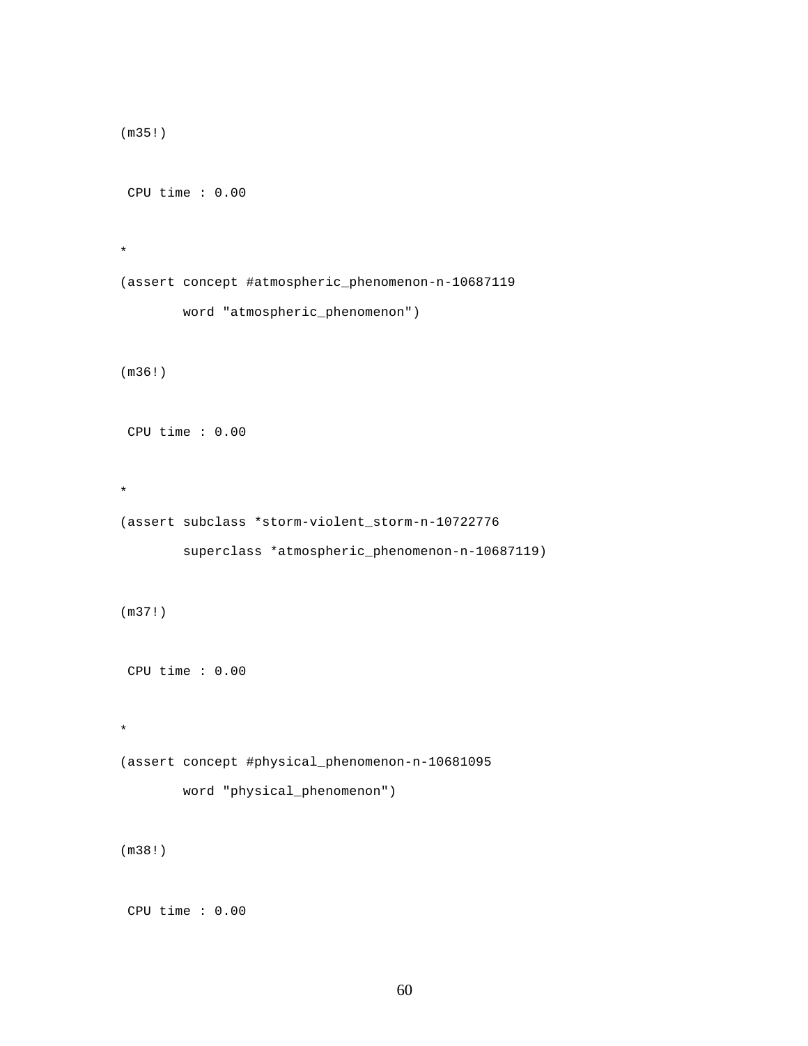```
(m35!)

 CPU time : 0.00

*
(assert concept #atmospheric_phenomenon-n-10687119
        word "atmospheric_phenomenon")

(m36!)

 CPU time : 0.00

*
(assert subclass *storm-violent_storm-n-10722776
        superclass *atmospheric_phenomenon-n-10687119)

(m37!)

 CPU time : 0.00

*
(assert concept #physical_phenomenon-n-10681095
        word "physical_phenomenon")

(m38!)

 CPU time : 0.00
```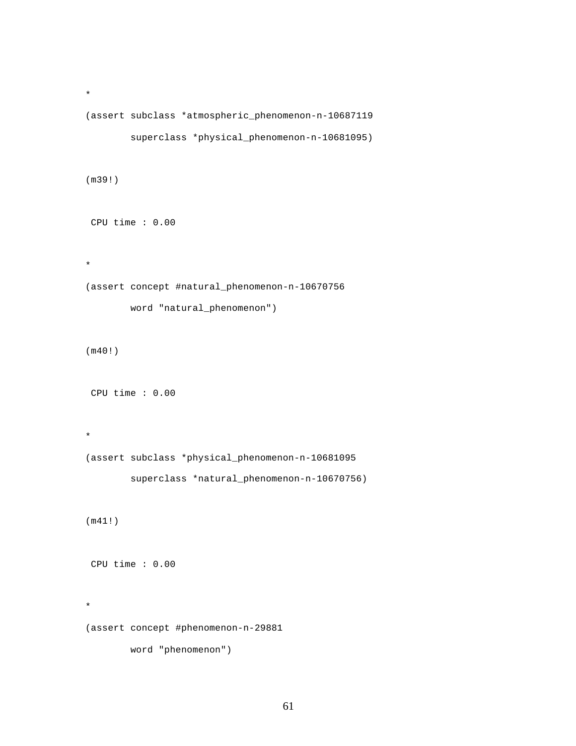```
*
(assert subclass *atmospheric_phenomenon-n-10687119
        superclass *physical_phenomenon-n-10681095)

(m39!)

 CPU time : 0.00

*
(assert concept #natural_phenomenon-n-10670756
        word "natural_phenomenon")

(m40!)

 CPU time : 0.00

*
(assert subclass *physical_phenomenon-n-10681095
        superclass *natural_phenomenon-n-10670756)

(m41!)

 CPU time : 0.00

*
(assert concept #phenomenon-n-29881
        word "phenomenon")
```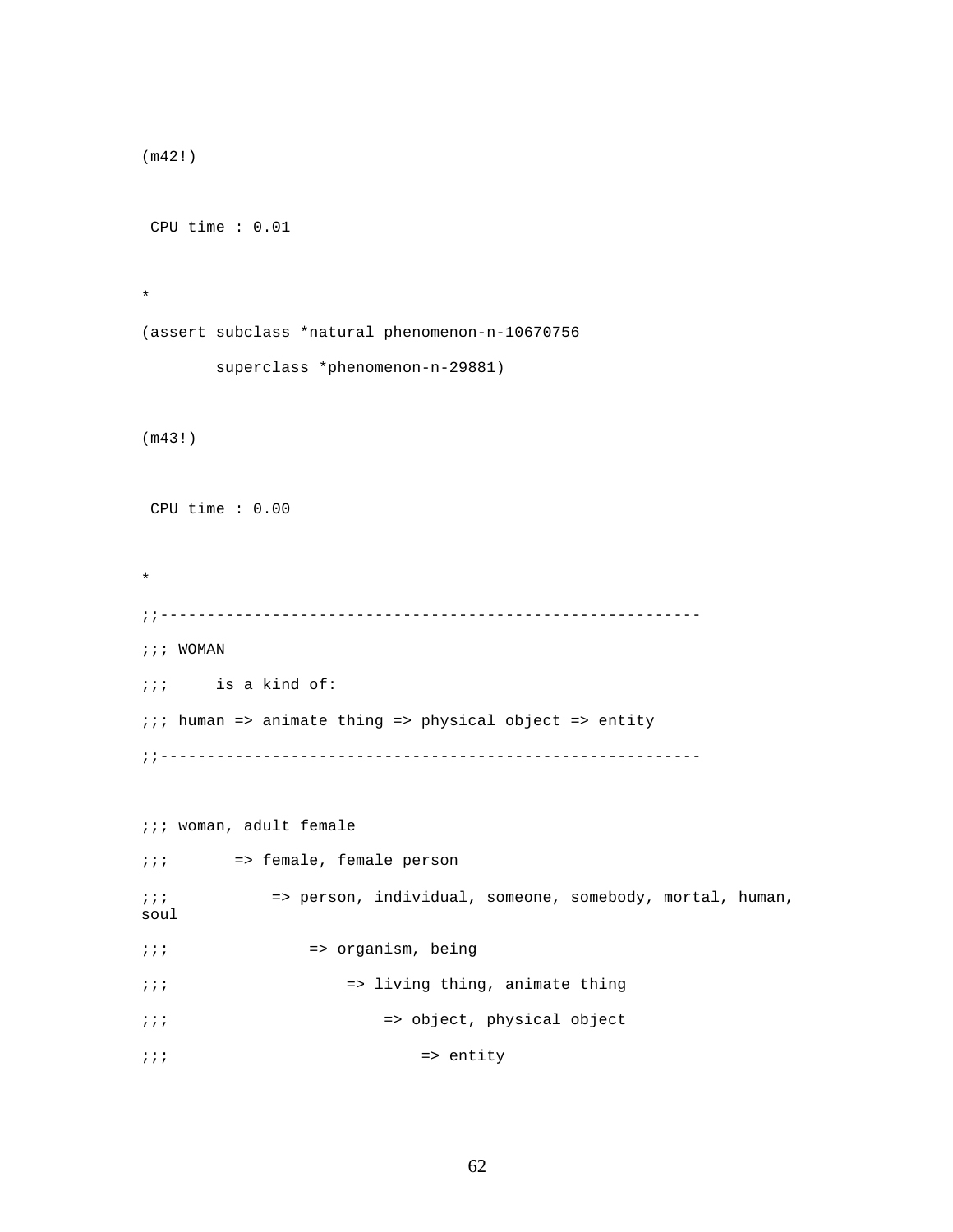```
(m42!)

 CPU time : 0.01

*
(assert subclass *natural_phenomenon-n-10670756
        superclass *phenomenon-n-29881)

(m43!)

 CPU time : 0.00

*
;;---------------------------------------------------------
;;; WOMAN
;;;     is a kind of:
;;; human => animate thing => physical object => entity
;;---------------------------------------------------------

;;; woman, adult female
;;;       => female, female person
;;;           => person, individual, someone, somebody, mortal, human,
soul
;;;               => organism, being
;;;                   => living thing, animate thing
;;;                       => object, physical object
;;;                           => entity
```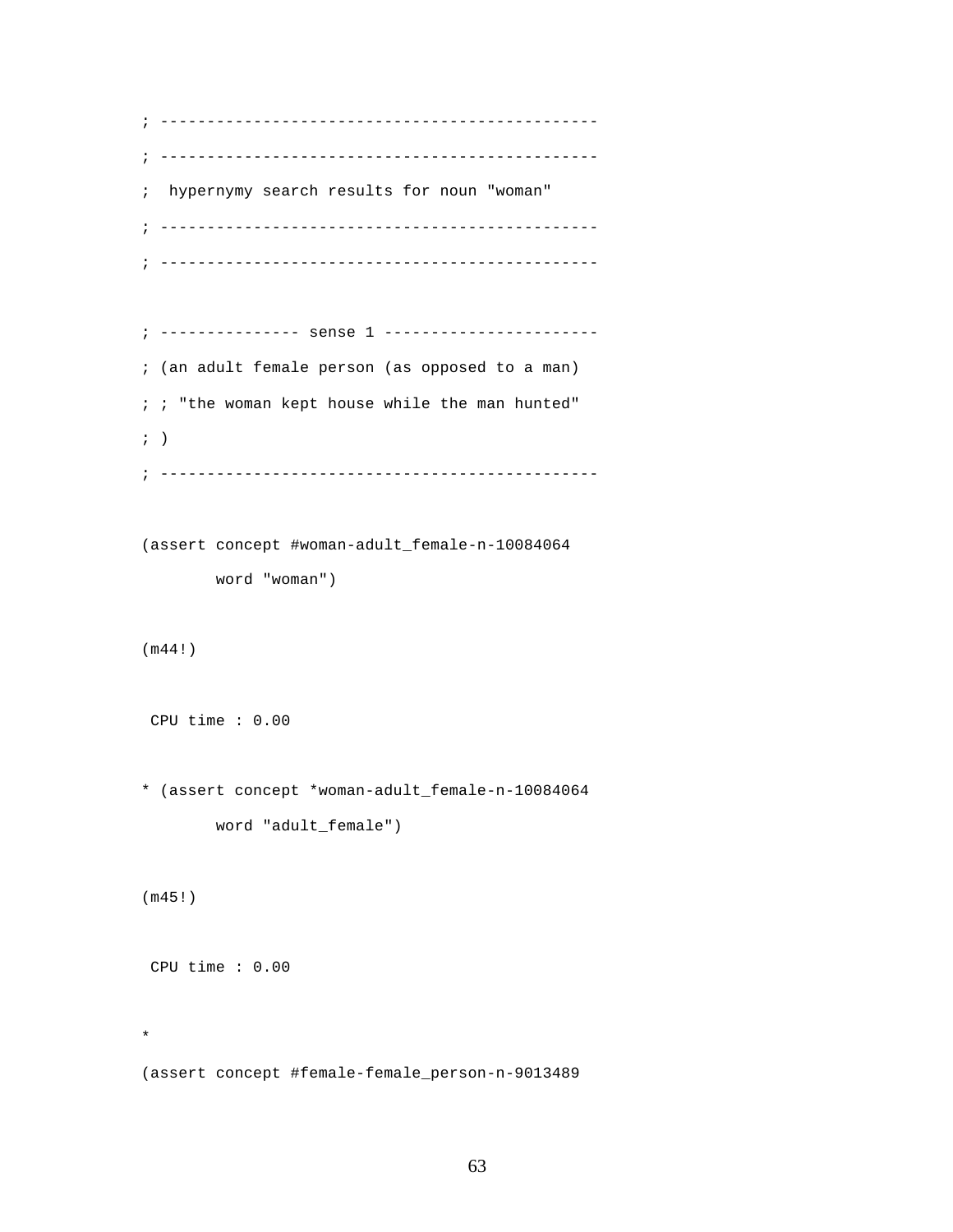```
; ---------------------------------------------
; ---------------------------------------------
;  hypernymy search results for noun "woman"
; ---------------------------------------------
; ---------------------------------------------

; --------------- sense 1 ----------------------
; (an adult female person (as opposed to a man)
; ; "the woman kept house while the man hunted"
; )
; ---------------------------------------------

(assert concept #woman-adult_female-n-10084064
        word "woman")

(m44!)

 CPU time : 0.00

* (assert concept *woman-adult_female-n-10084064
        word "adult_female")

(m45!)

 CPU time : 0.00

*
(assert concept #female-female_person-n-9013489
```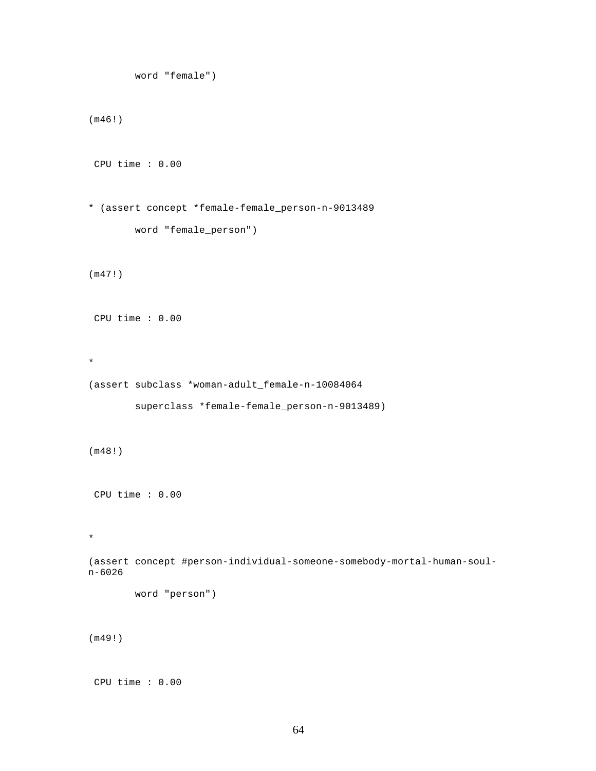```
        word "female")


(m46!)


 CPU time : 0.00


* (assert concept *female-female_person-n-9013489
        word "female_person")


(m47!)


 CPU time : 0.00


*

(assert subclass *woman-adult_female-n-10084064
        superclass *female-female_person-n-9013489)


(m48!)


 CPU time : 0.00


*

(assert concept #person-individual-someone-somebody-mortal-human-soul-
n-6026
        word "person")


(m49!)


 CPU time : 0.00
```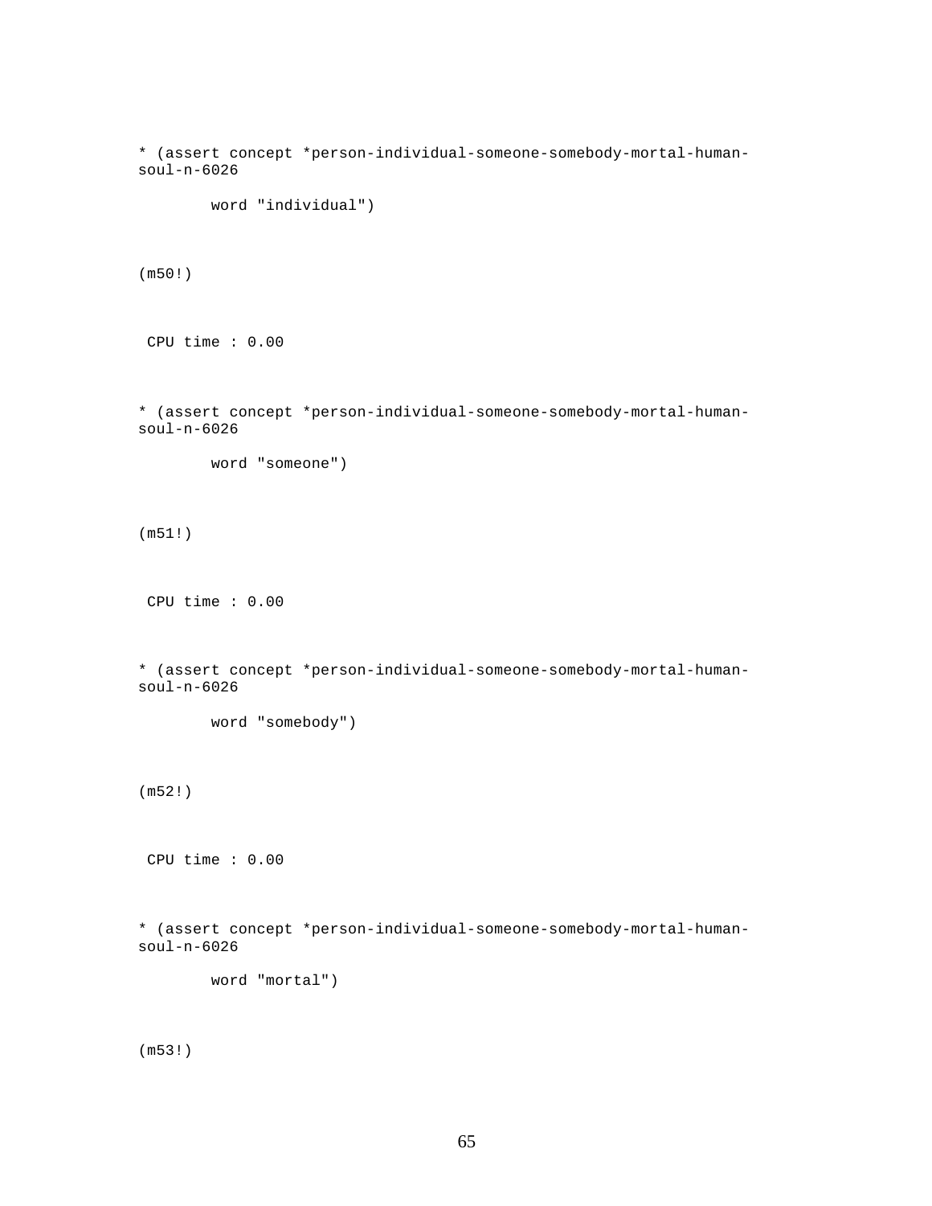```
* (assert concept *person-individual-someone-somebody-mortal-human-
soul-n-6026

        word "individual")


(m50!)


 CPU time : 0.00


* (assert concept *person-individual-someone-somebody-mortal-human-
soul-n-6026

        word "someone")


(m51!)


 CPU time : 0.00


* (assert concept *person-individual-someone-somebody-mortal-human-
soul-n-6026

        word "somebody")


(m52!)


 CPU time : 0.00


* (assert concept *person-individual-someone-somebody-mortal-human-
soul-n-6026

        word "mortal")


(m53!)
```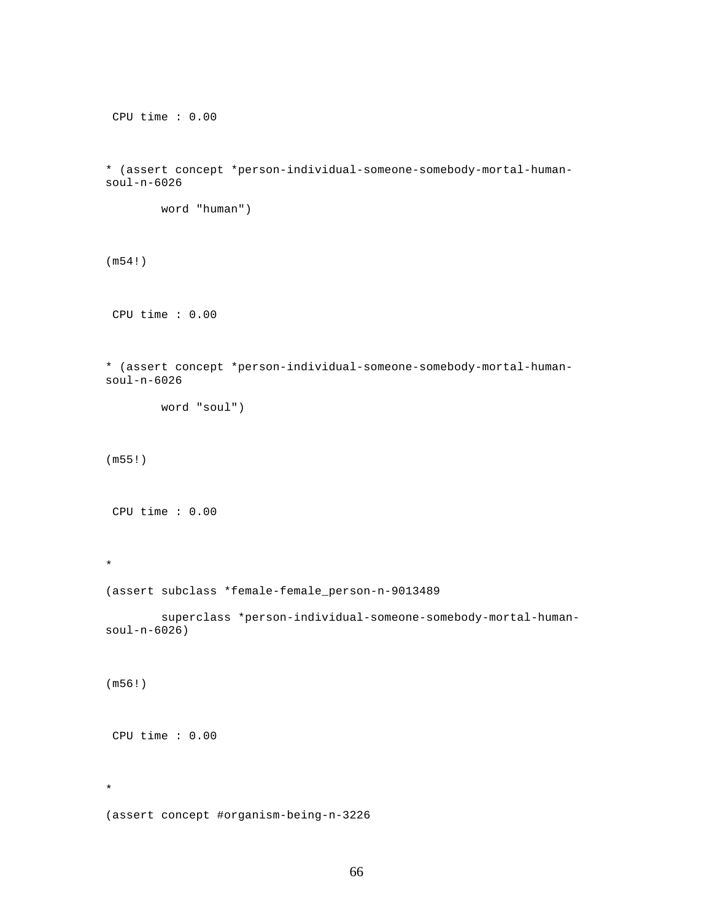```
 CPU time : 0.00

* (assert concept *person-individual-someone-somebody-mortal-human-
soul-n-6026

        word "human")

(m54!)

 CPU time : 0.00

* (assert concept *person-individual-someone-somebody-mortal-human-
soul-n-6026

        word "soul")

(m55!)

 CPU time : 0.00

*

(assert subclass *female-female_person-n-9013489

        superclass *person-individual-someone-somebody-mortal-human-
soul-n-6026)

(m56!)

 CPU time : 0.00

*

(assert concept #organism-being-n-3226
```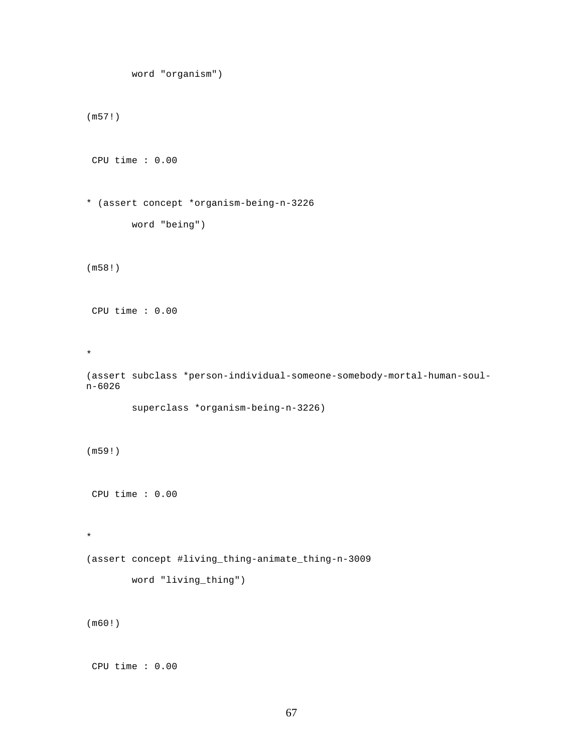```
        word "organism")


(m57!)


 CPU time : 0.00


* (assert concept *organism-being-n-3226
        word "being")


(m58!)


 CPU time : 0.00


*
(assert subclass *person-individual-someone-somebody-mortal-human-soul-
n-6026
        superclass *organism-being-n-3226)


(m59!)


 CPU time : 0.00


*
(assert concept #living_thing-animate_thing-n-3009
        word "living_thing")


(m60!)


 CPU time : 0.00
```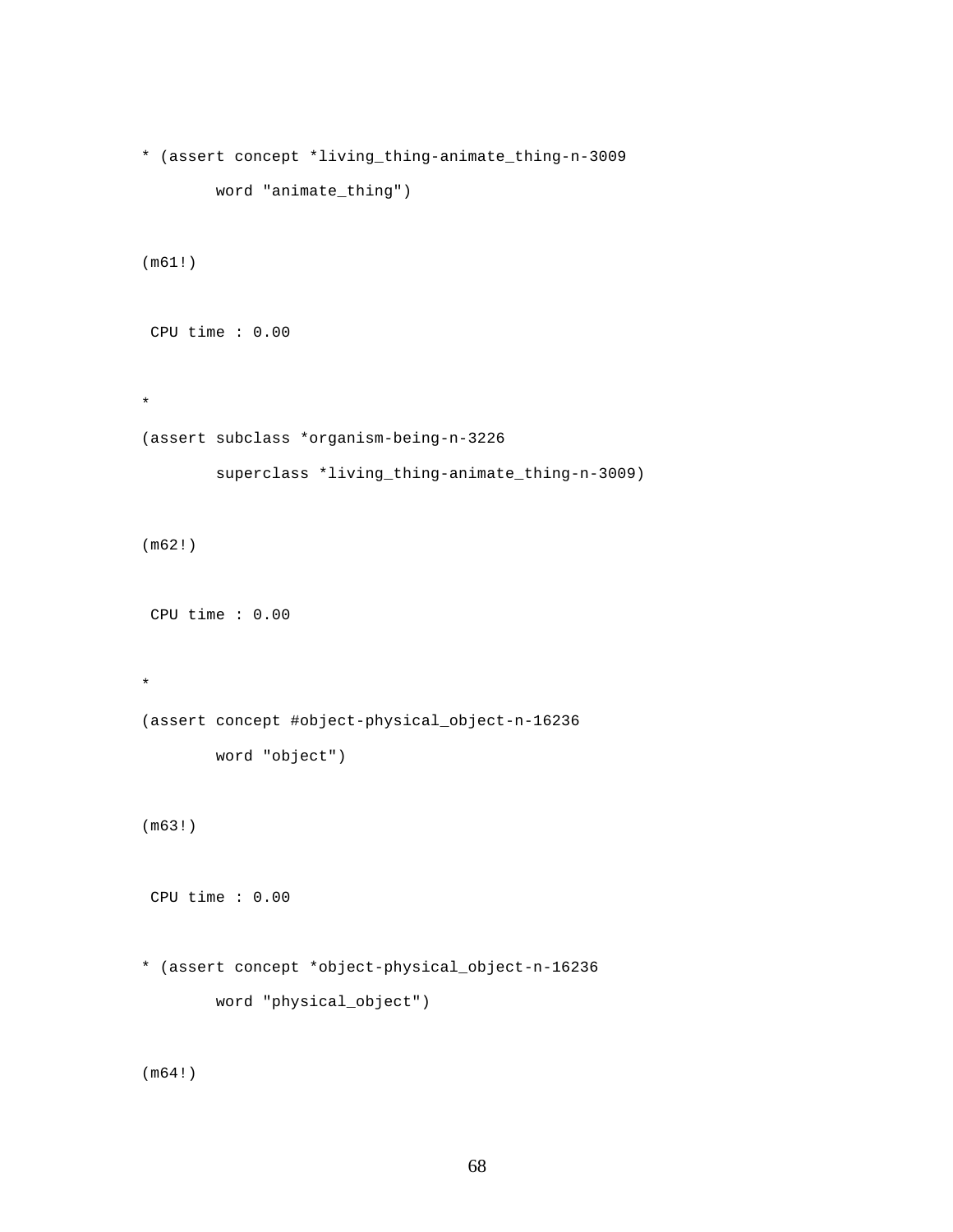```
* (assert concept *living_thing-animate_thing-n-3009
        word "animate_thing")

(m61!)

 CPU time : 0.00

*
(assert subclass *organism-being-n-3226
        superclass *living_thing-animate_thing-n-3009)

(m62!)

 CPU time : 0.00

*
(assert concept #object-physical_object-n-16236
        word "object")

(m63!)

 CPU time : 0.00

* (assert concept *object-physical_object-n-16236
        word "physical_object")

(m64!)
```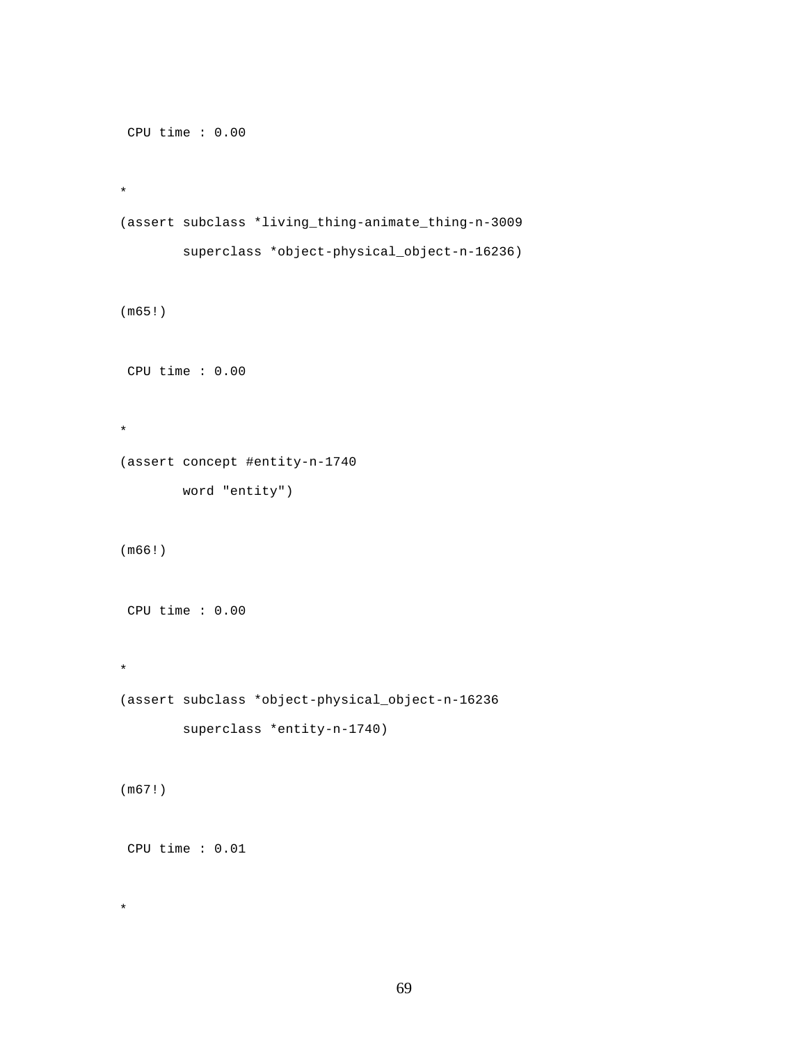```
 CPU time : 0.00

*
(assert subclass *living_thing-animate_thing-n-3009
        superclass *object-physical_object-n-16236)

(m65!)

 CPU time : 0.00

*
(assert concept #entity-n-1740
        word "entity")

(m66!)

 CPU time : 0.00

*
(assert subclass *object-physical_object-n-16236
        superclass *entity-n-1740)

(m67!)

 CPU time : 0.01

*
```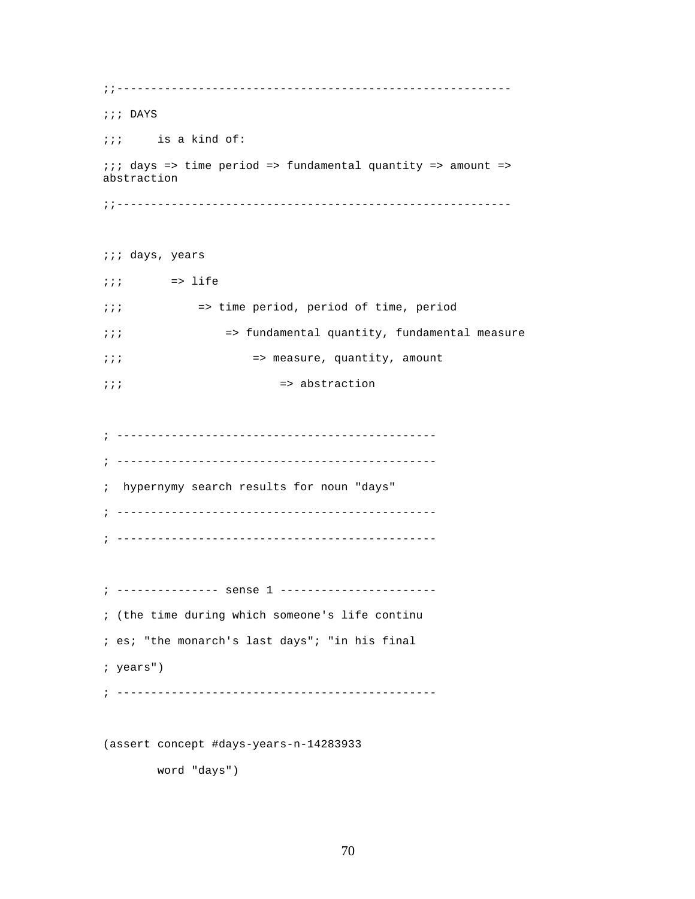```
;;---------------------------------------------------------

;;; DAYS

;;;     is a kind of:

;;; days => time period => fundamental quantity => amount =>
abstraction

;;---------------------------------------------------------


;;; days, years

;;;       => life

;;;           => time period, period of time, period

;;;               => fundamental quantity, fundamental measure

;;;                   => measure, quantity, amount

;;;                       => abstraction


; ----------------------------------------------

; ----------------------------------------------

;  hypernymy search results for noun "days"

; ----------------------------------------------

; ----------------------------------------------


; --------------- sense 1 -----------------------

; (the time during which someone's life continu

; es; "the monarch's last days"; "in his final

; years")

; ----------------------------------------------


(assert concept #days-years-n-14283933

        word "days")
```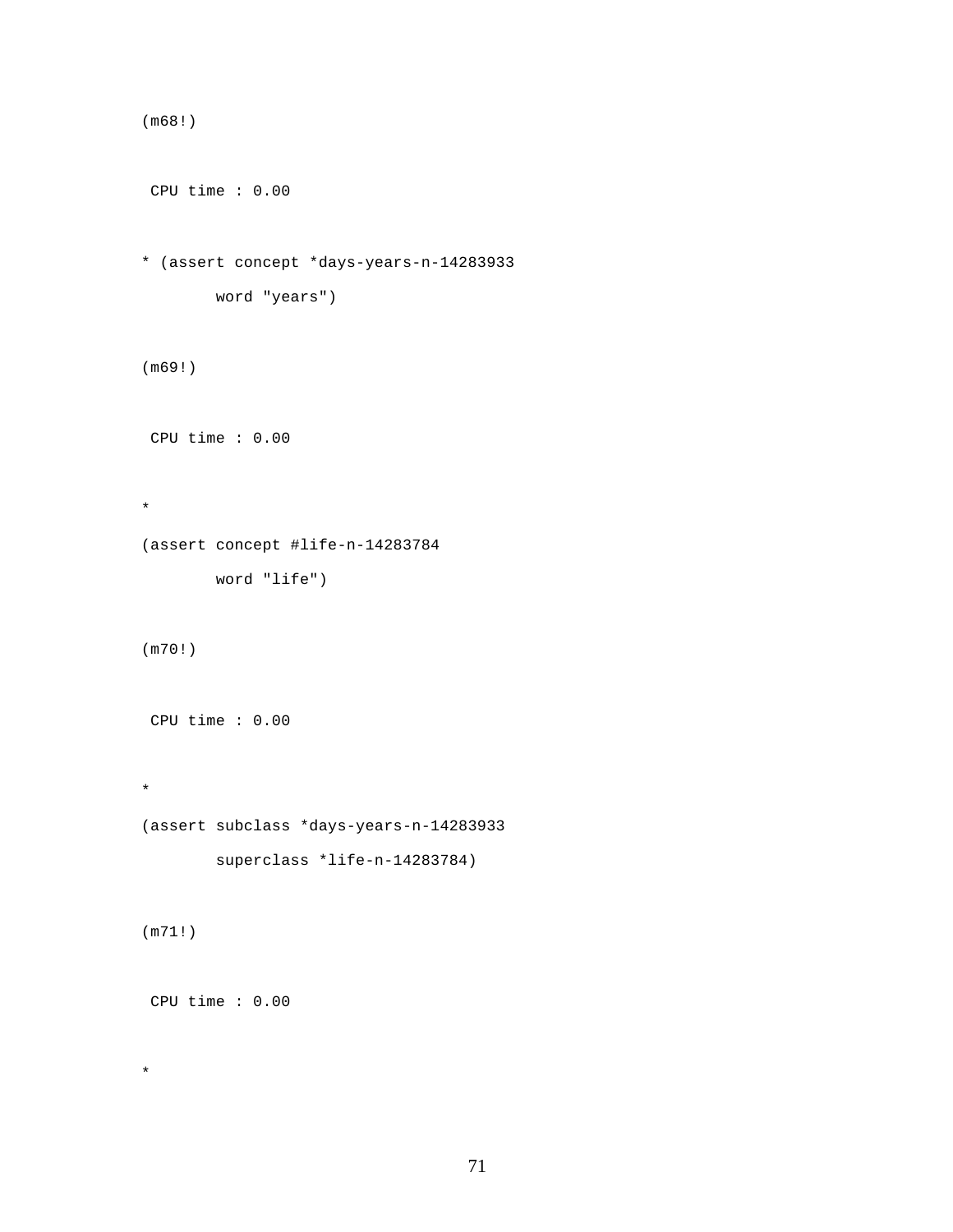```
(m68!)


 CPU time : 0.00


* (assert concept *days-years-n-14283933
        word "years")


(m69!)


 CPU time : 0.00


*

(assert concept #life-n-14283784
        word "life")


(m70!)


 CPU time : 0.00


*

(assert subclass *days-years-n-14283933
        superclass *life-n-14283784)


(m71!)


 CPU time : 0.00


*
```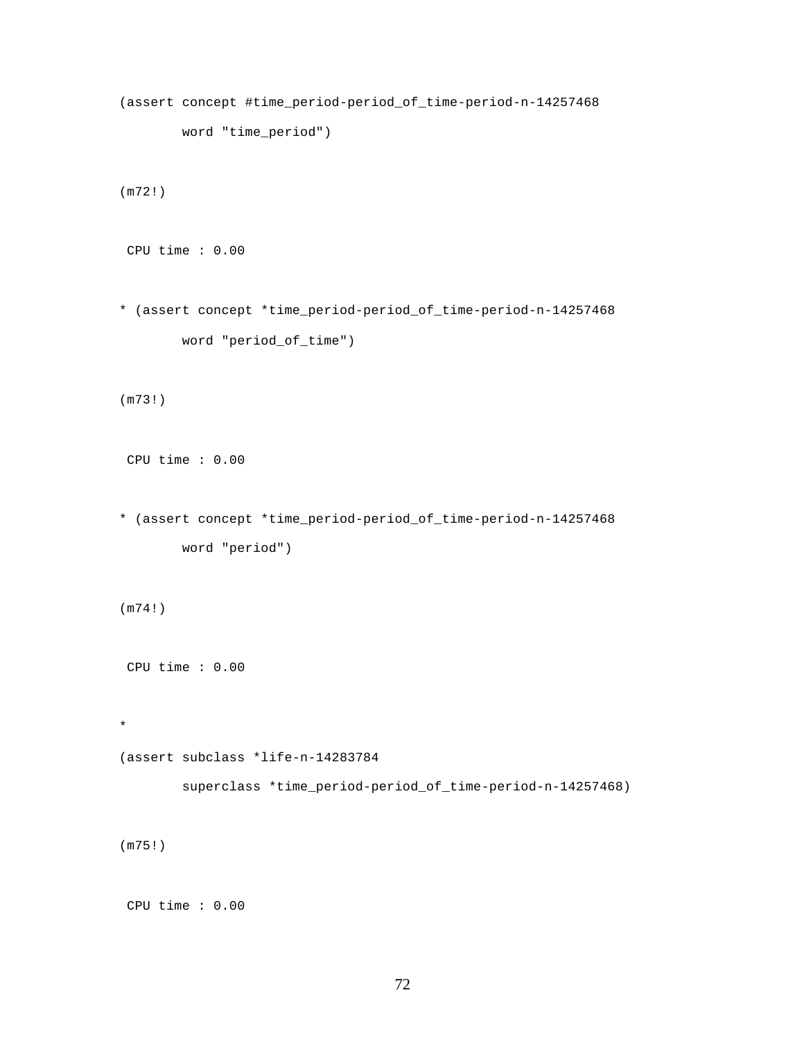```
(assert concept #time_period-period_of_time-period-n-14257468
        word "time_period")

(m72!)

 CPU time : 0.00

* (assert concept *time_period-period_of_time-period-n-14257468
        word "period_of_time")

(m73!)

 CPU time : 0.00

* (assert concept *time_period-period_of_time-period-n-14257468
        word "period")

(m74!)

 CPU time : 0.00

*
(assert subclass *life-n-14283784
        superclass *time_period-period_of_time-period-n-14257468)

(m75!)

 CPU time : 0.00
```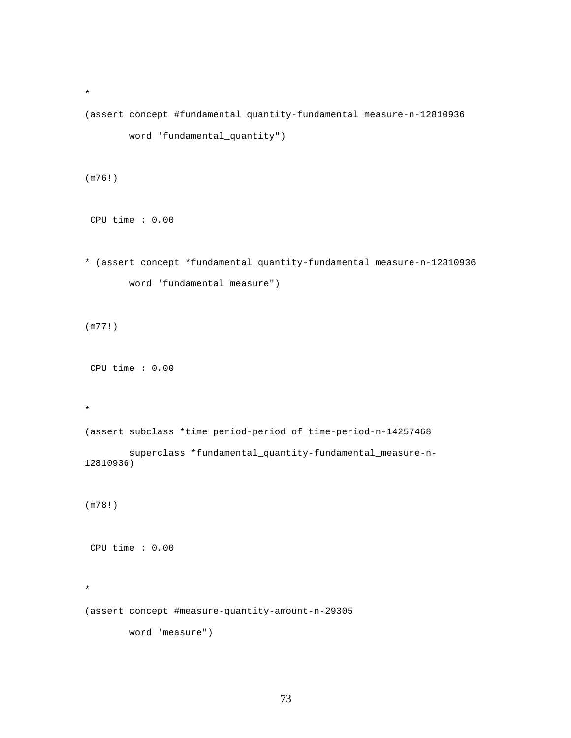```
*

(assert concept #fundamental_quantity-fundamental_measure-n-12810936

        word "fundamental_quantity")


(m76!)


 CPU time : 0.00


* (assert concept *fundamental_quantity-fundamental_measure-n-12810936

        word "fundamental_measure")


(m77!)


 CPU time : 0.00


*

(assert subclass *time_period-period_of_time-period-n-14257468

        superclass *fundamental_quantity-fundamental_measure-n-
12810936)


(m78!)


 CPU time : 0.00


*

(assert concept #measure-quantity-amount-n-29305

        word "measure")
```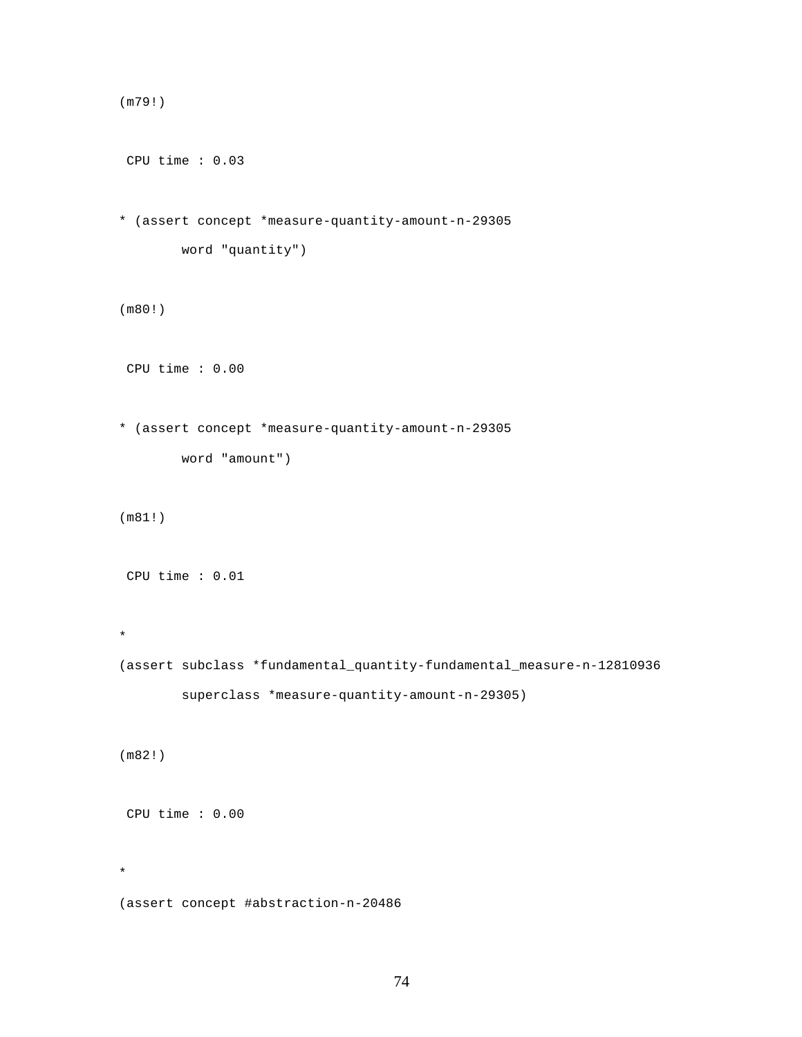```
(m79!)

 CPU time : 0.03

* (assert concept *measure-quantity-amount-n-29305
        word "quantity")

(m80!)

 CPU time : 0.00

* (assert concept *measure-quantity-amount-n-29305
        word "amount")

(m81!)

 CPU time : 0.01

*
(assert subclass *fundamental_quantity-fundamental_measure-n-12810936
        superclass *measure-quantity-amount-n-29305)

(m82!)

 CPU time : 0.00

*
(assert concept #abstraction-n-20486
```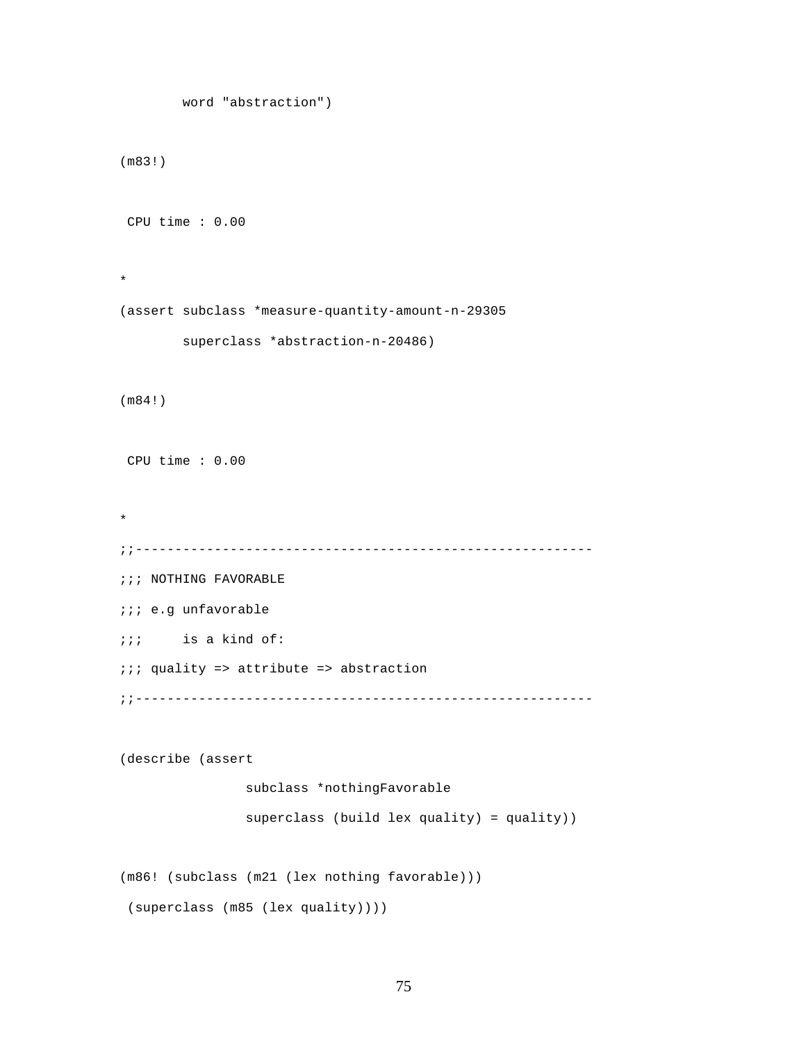```
        word "abstraction")


(m83!)


 CPU time : 0.00


*

(assert subclass *measure-quantity-amount-n-29305

        superclass *abstraction-n-20486)


(m84!)


 CPU time : 0.00


*

;;---------------------------------------------------------

;;; NOTHING FAVORABLE

;;; e.g unfavorable

;;;     is a kind of:

;;; quality => attribute => abstraction

;;---------------------------------------------------------


(describe (assert

                subclass *nothingFavorable

                superclass (build lex quality) = quality))


(m86! (subclass (m21 (lex nothing favorable)))

 (superclass (m85 (lex quality))))
```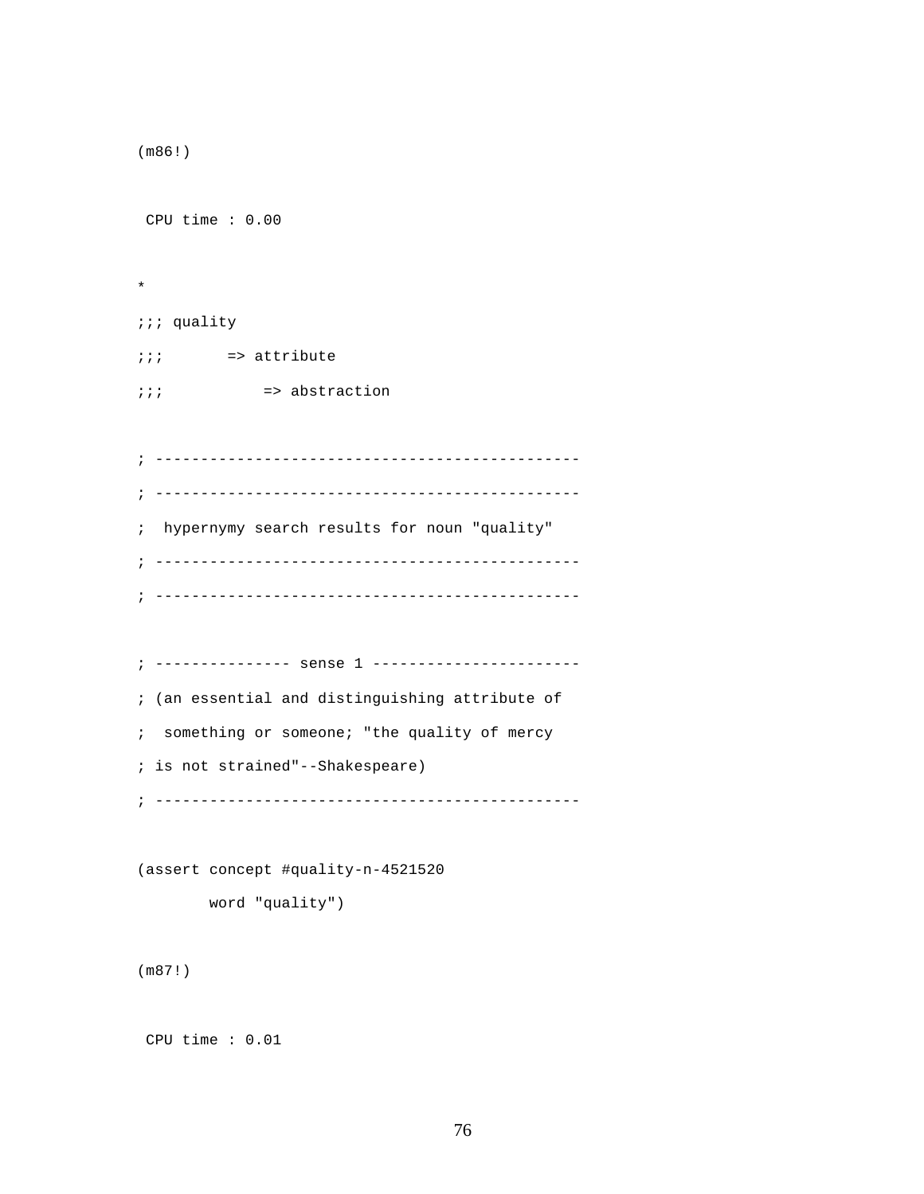```
(m86!)

 CPU time : 0.00

*
;;; quality
;;;       => attribute
;;;           => abstraction

; ----------------------------------------------
; ----------------------------------------------
;  hypernymy search results for noun "quality"
; ----------------------------------------------
; ----------------------------------------------

; --------------- sense 1 -----------------------
; (an essential and distinguishing attribute of
;  something or someone; "the quality of mercy
; is not strained"--Shakespeare)
; ----------------------------------------------

(assert concept #quality-n-4521520
        word "quality")

(m87!)

 CPU time : 0.01
```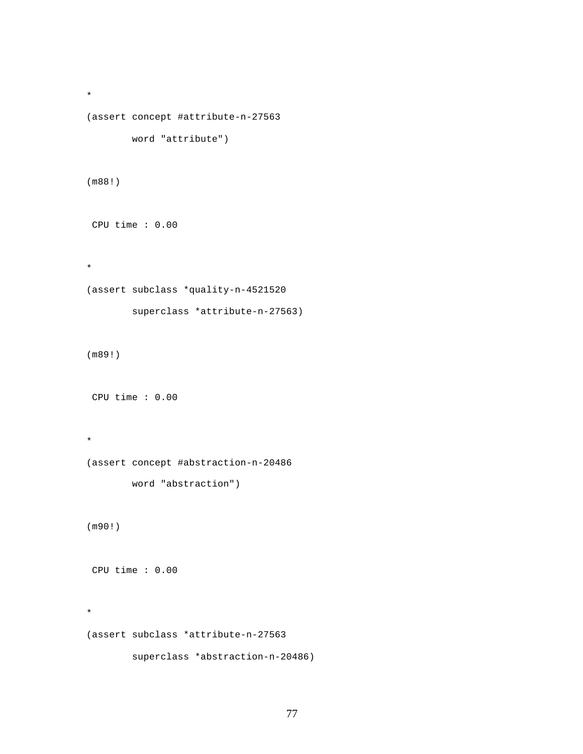```
*
(assert concept #attribute-n-27563
        word "attribute")

(m88!)

 CPU time : 0.00

*
(assert subclass *quality-n-4521520
        superclass *attribute-n-27563)

(m89!)

 CPU time : 0.00

*
(assert concept #abstraction-n-20486
        word "abstraction")

(m90!)

 CPU time : 0.00

*
(assert subclass *attribute-n-27563
        superclass *abstraction-n-20486)
```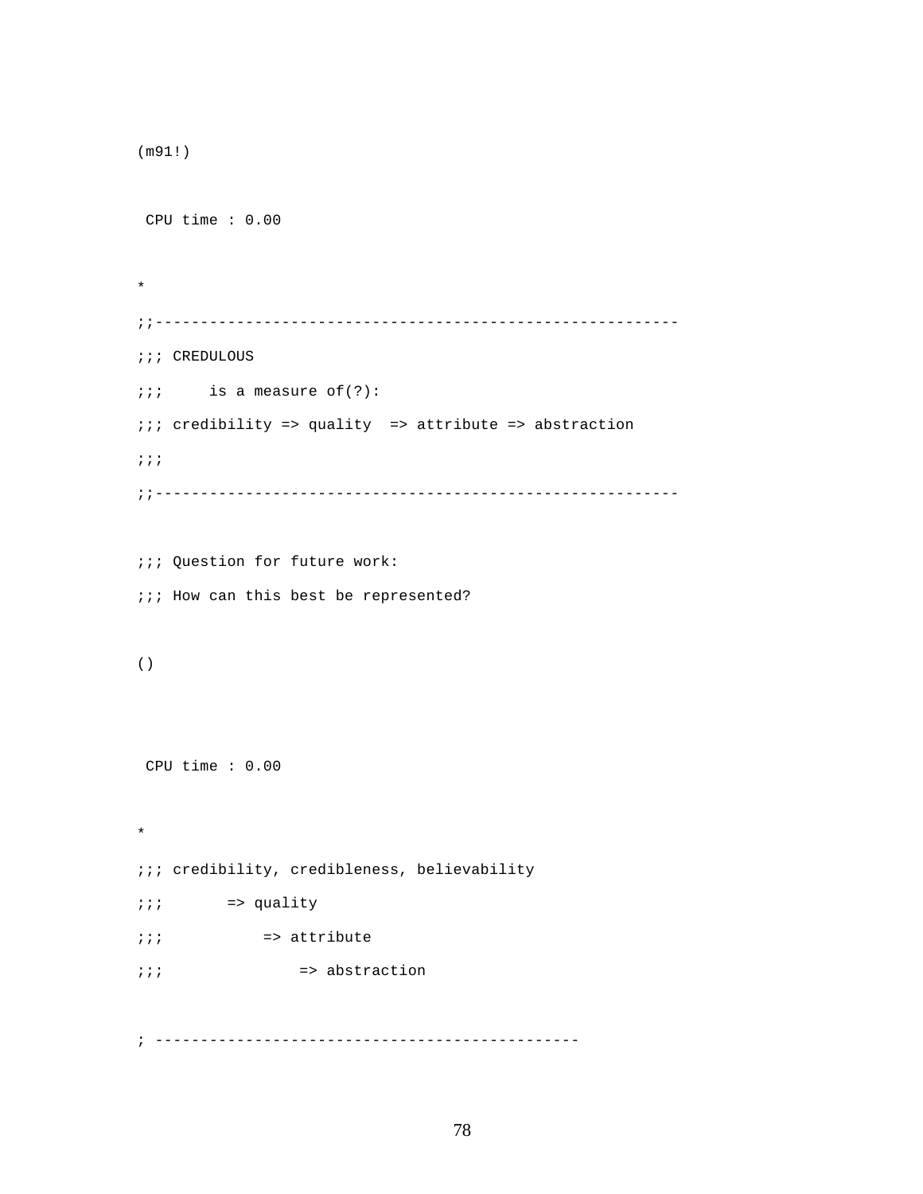```
(m91!)

 CPU time : 0.00

*
;;--------------------------------------------------------
;;; CREDULOUS
;;;     is a measure of(?):
;;; credibility => quality  => attribute => abstraction
;;;
;;--------------------------------------------------------

;;; Question for future work:
;;; How can this best be represented?

()


 CPU time : 0.00

*
;;; credibility, credibleness, believability
;;;       => quality
;;;           => attribute
;;;               => abstraction

; ----------------------------------------------
```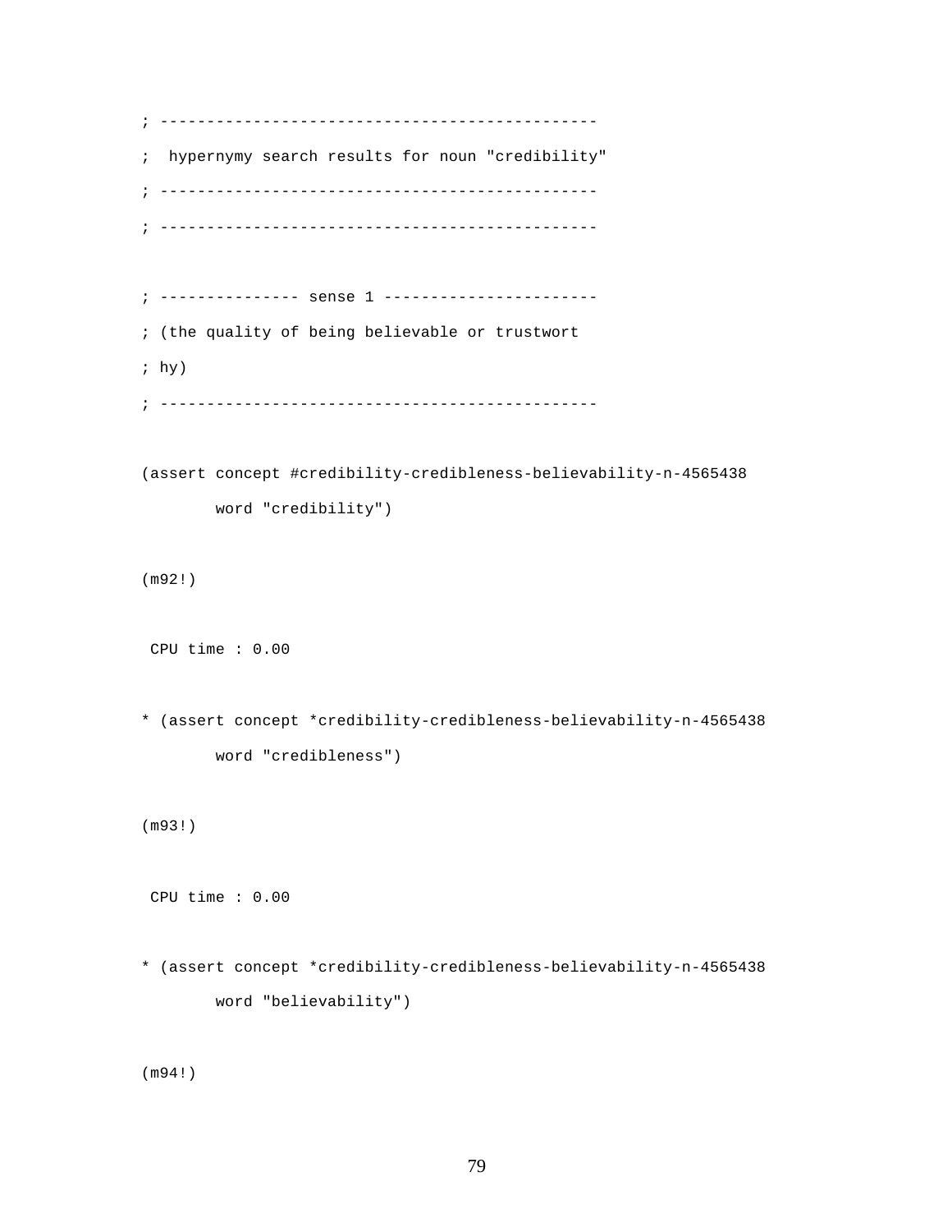```
; ----------------------------------------------
;  hypernymy search results for noun "credibility"
; ----------------------------------------------
; ----------------------------------------------

; --------------- sense 1 -----------------------
; (the quality of being believable or trustwort
; hy)
; ----------------------------------------------

(assert concept #credibility-credibleness-believability-n-4565438
        word "credibility")

(m92!)

 CPU time : 0.00

* (assert concept *credibility-credibleness-believability-n-4565438
        word "credibleness")

(m93!)

 CPU time : 0.00

* (assert concept *credibility-credibleness-believability-n-4565438
        word "believability")

(m94!)
```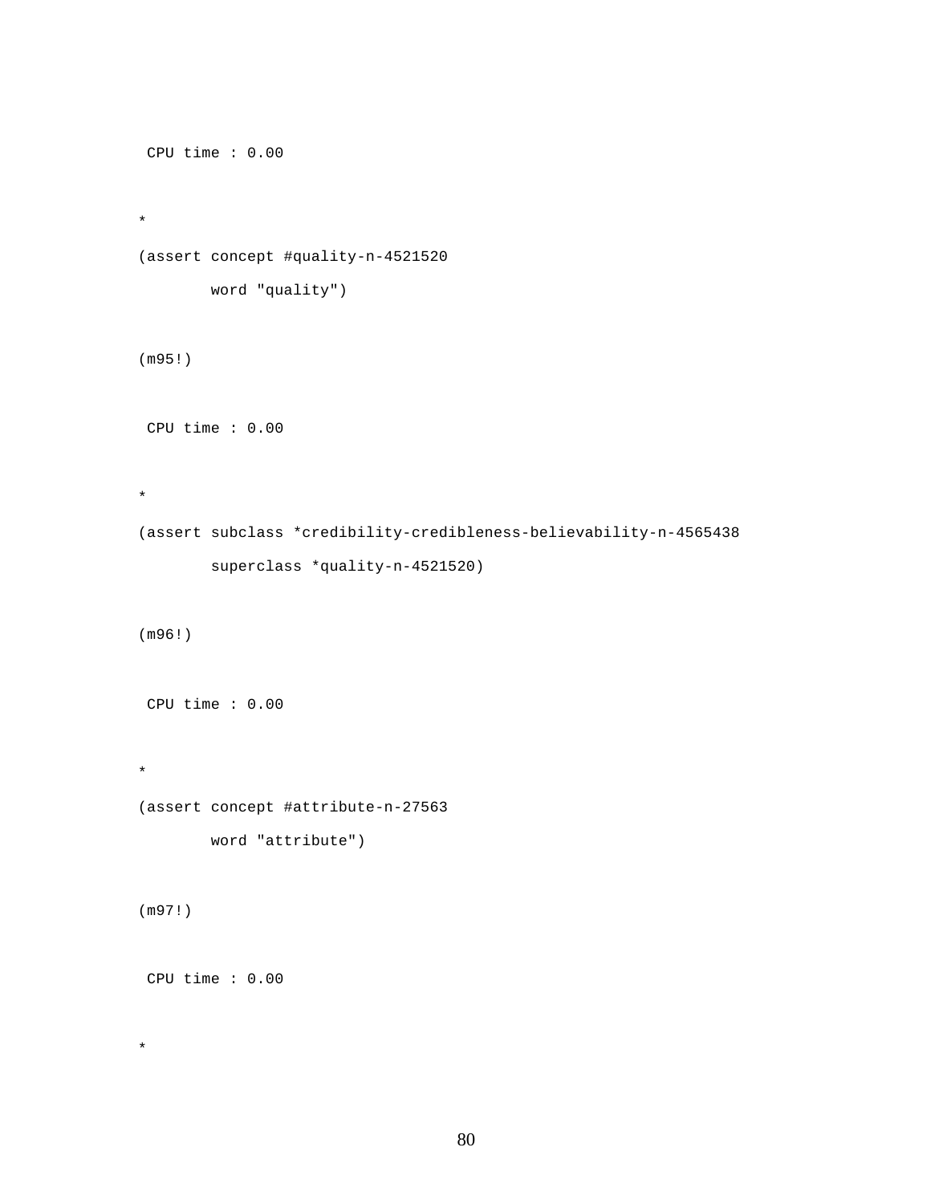```
 CPU time : 0.00

*
(assert concept #quality-n-4521520
        word "quality")

(m95!)

 CPU time : 0.00

*
(assert subclass *credibility-credibleness-believability-n-4565438
        superclass *quality-n-4521520)

(m96!)

 CPU time : 0.00

*
(assert concept #attribute-n-27563
        word "attribute")

(m97!)

 CPU time : 0.00

*
```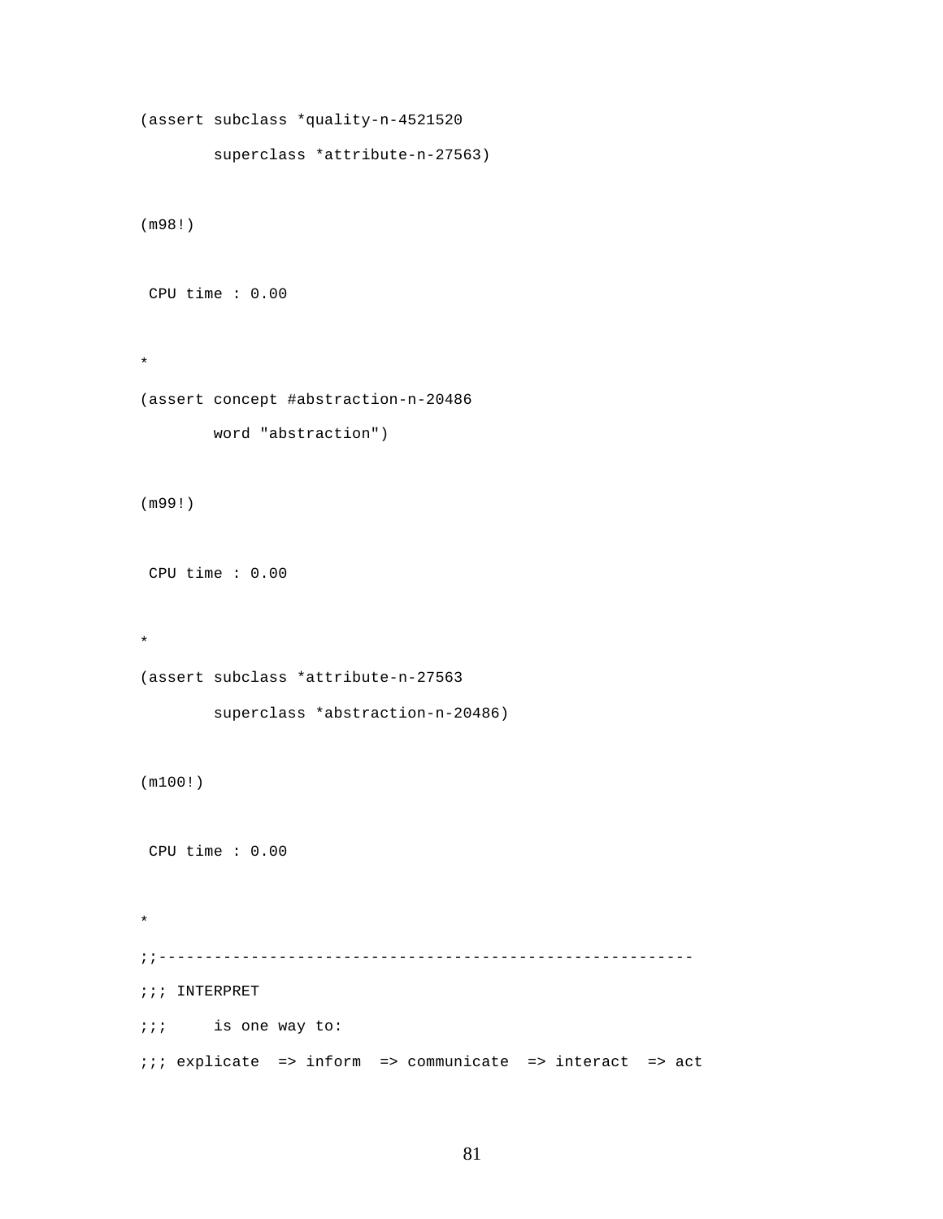```
(assert subclass *quality-n-4521520
        superclass *attribute-n-27563)

(m98!)

 CPU time : 0.00

*
(assert concept #abstraction-n-20486
        word "abstraction")

(m99!)

 CPU time : 0.00

*
(assert subclass *attribute-n-27563
        superclass *abstraction-n-20486)

(m100!)

 CPU time : 0.00

*
;;----------------------------------------------------------
;;; INTERPRET
;;;     is one way to:
;;; explicate  => inform  => communicate  => interact  => act
```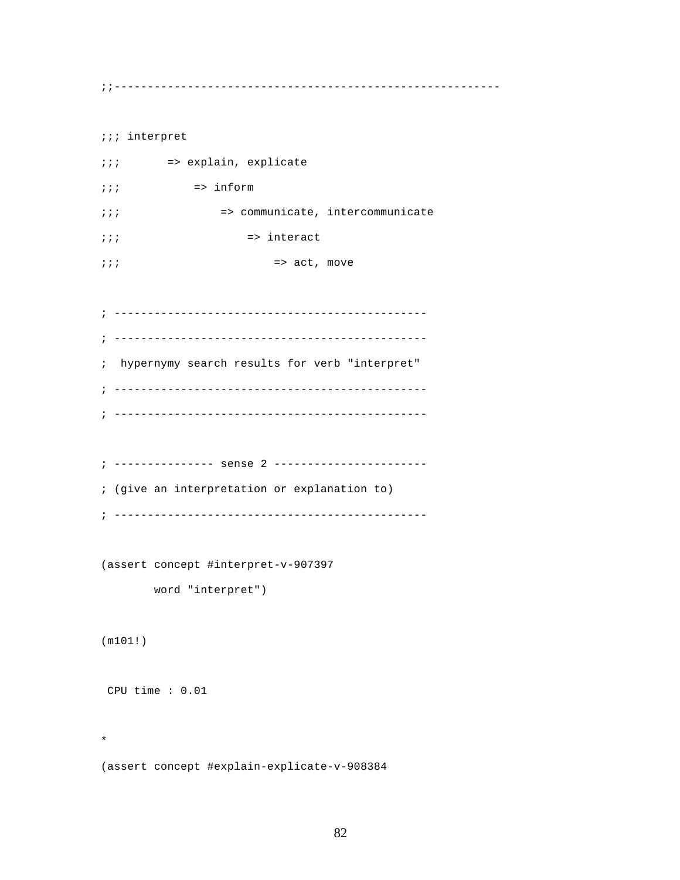```
;;--------------------------------------------------------

;;; interpret
;;;       => explain, explicate
;;;           => inform
;;;               => communicate, intercommunicate
;;;                   => interact
;;;                       => act, move

; ----------------------------------------------
; ----------------------------------------------
;  hypernymy search results for verb "interpret"
; ----------------------------------------------
; ----------------------------------------------

; --------------- sense 2 -----------------------
; (give an interpretation or explanation to)
; ----------------------------------------------

(assert concept #interpret-v-907397
        word "interpret")

(m101!)

 CPU time : 0.01

*
(assert concept #explain-explicate-v-908384
```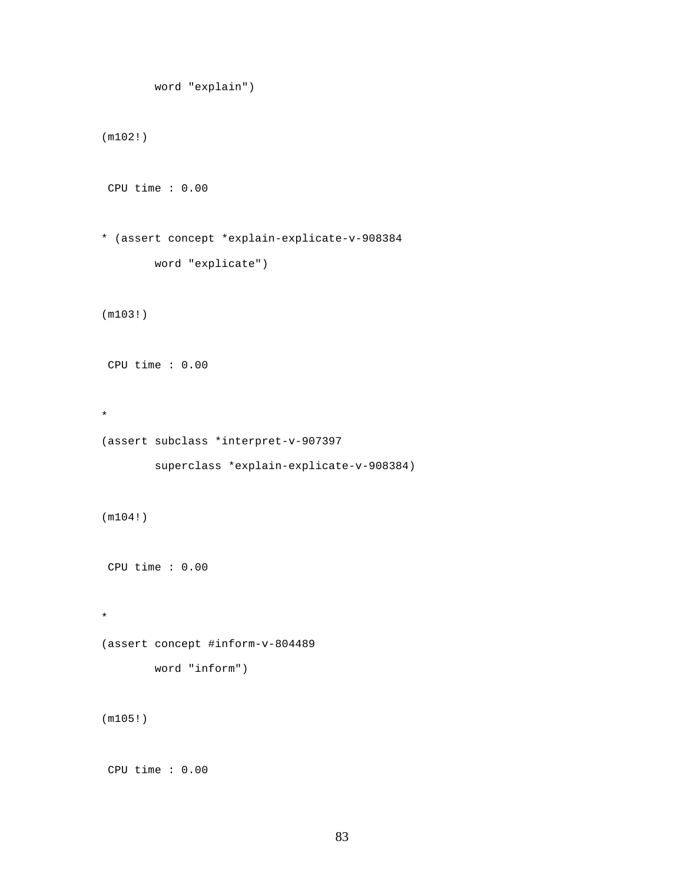```
        word "explain")

(m102!)

 CPU time : 0.00

* (assert concept *explain-explicate-v-908384
        word "explicate")

(m103!)

 CPU time : 0.00

*
(assert subclass *interpret-v-907397
        superclass *explain-explicate-v-908384)

(m104!)

 CPU time : 0.00

*
(assert concept #inform-v-804489
        word "inform")

(m105!)

 CPU time : 0.00
```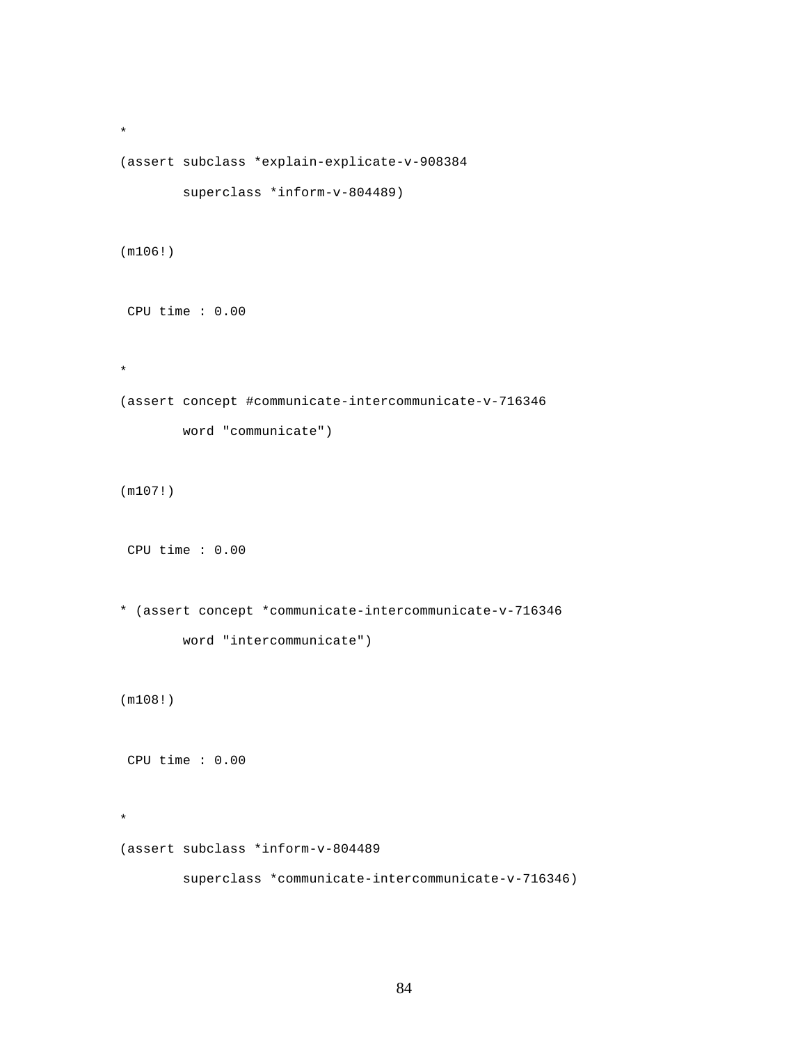```
*
(assert subclass *explain-explicate-v-908384
        superclass *inform-v-804489)

(m106!)

 CPU time : 0.00

*
(assert concept #communicate-intercommunicate-v-716346
        word "communicate")

(m107!)

 CPU time : 0.00

* (assert concept *communicate-intercommunicate-v-716346
        word "intercommunicate")

(m108!)

 CPU time : 0.00

*
(assert subclass *inform-v-804489
        superclass *communicate-intercommunicate-v-716346)
```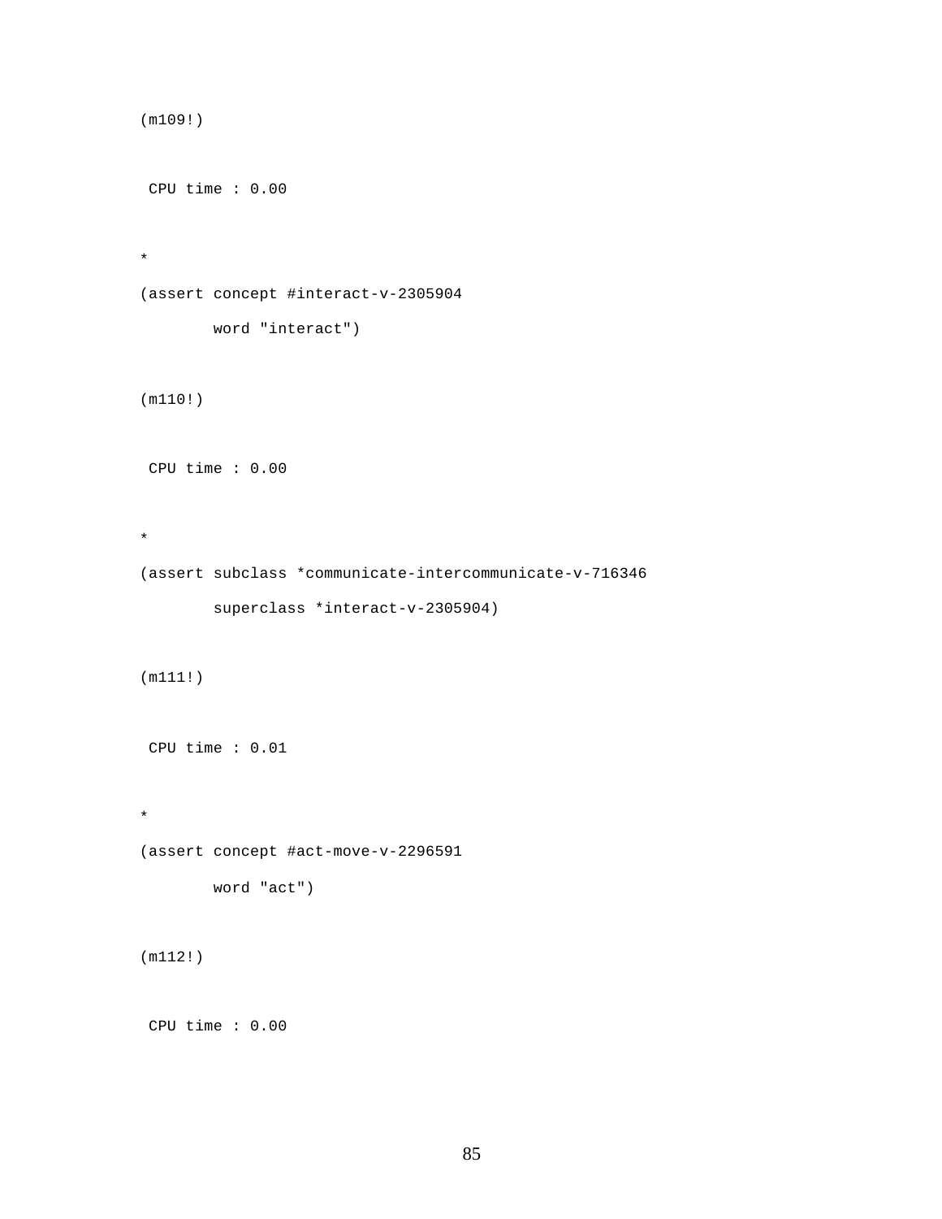```
(m109!)

 CPU time : 0.00

*
(assert concept #interact-v-2305904
        word "interact")

(m110!)

 CPU time : 0.00

*
(assert subclass *communicate-intercommunicate-v-716346
        superclass *interact-v-2305904)

(m111!)

 CPU time : 0.01

*
(assert concept #act-move-v-2296591
        word "act")

(m112!)

 CPU time : 0.00
```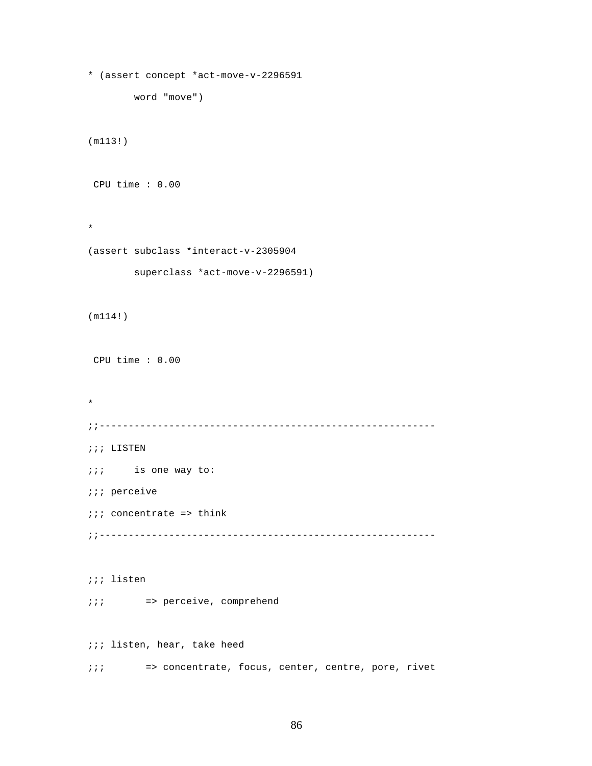```
* (assert concept *act-move-v-2296591
        word "move")

(m113!)

 CPU time : 0.00

*
(assert subclass *interact-v-2305904
        superclass *act-move-v-2296591)

(m114!)

 CPU time : 0.00

*
;;---------------------------------------------------------
;;; LISTEN
;;;     is one way to:
;;; perceive
;;; concentrate => think
;;---------------------------------------------------------

;;; listen
;;;       => perceive, comprehend

;;; listen, hear, take heed
;;;       => concentrate, focus, center, centre, pore, rivet
```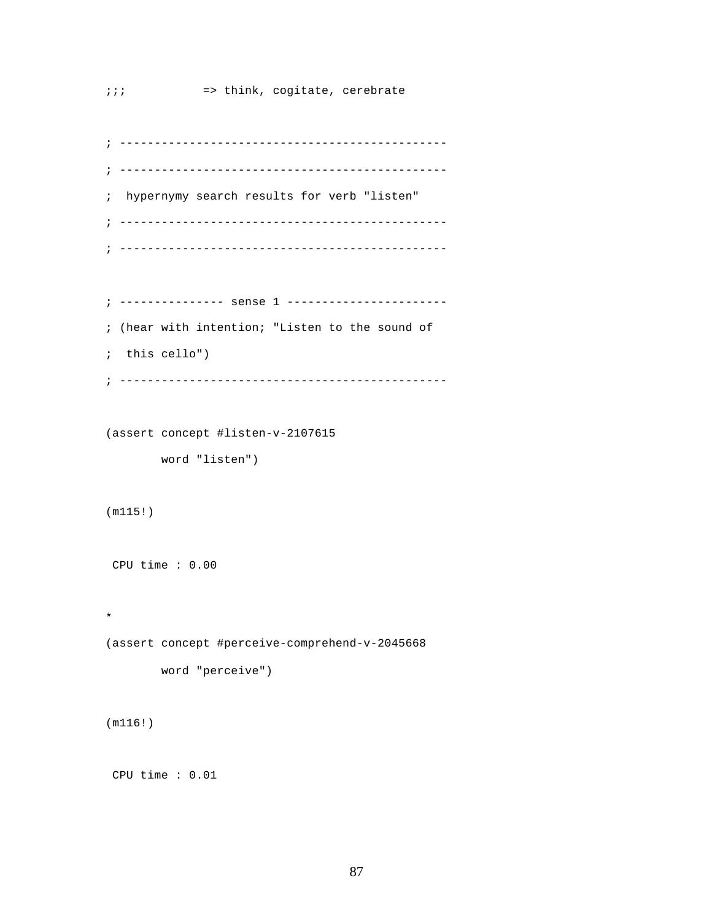```
;;;           => think, cogitate, cerebrate

; ----------------------------------------------
; ----------------------------------------------
;  hypernymy search results for verb "listen"
; ----------------------------------------------
; ----------------------------------------------

; --------------- sense 1 -----------------------
; (hear with intention; "Listen to the sound of
;  this cello")
; ----------------------------------------------

(assert concept #listen-v-2107615
        word "listen")

(m115!)

 CPU time : 0.00

*
(assert concept #perceive-comprehend-v-2045668
        word "perceive")

(m116!)

 CPU time : 0.01
```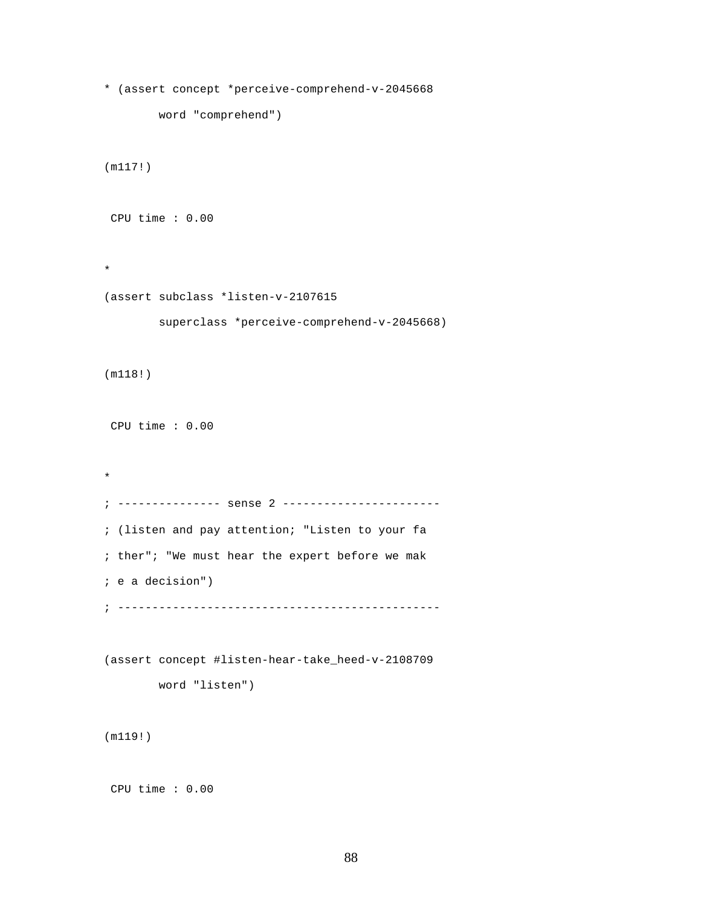```
* (assert concept *perceive-comprehend-v-2045668
        word "comprehend")

(m117!)

 CPU time : 0.00

*
(assert subclass *listen-v-2107615
        superclass *perceive-comprehend-v-2045668)

(m118!)

 CPU time : 0.00

*
; --------------- sense 2 -----------------------
; (listen and pay attention; "Listen to your fa
; ther"; "We must hear the expert before we mak
; e a decision")
; -----------------------------------------------

(assert concept #listen-hear-take_heed-v-2108709
        word "listen")

(m119!)

 CPU time : 0.00
```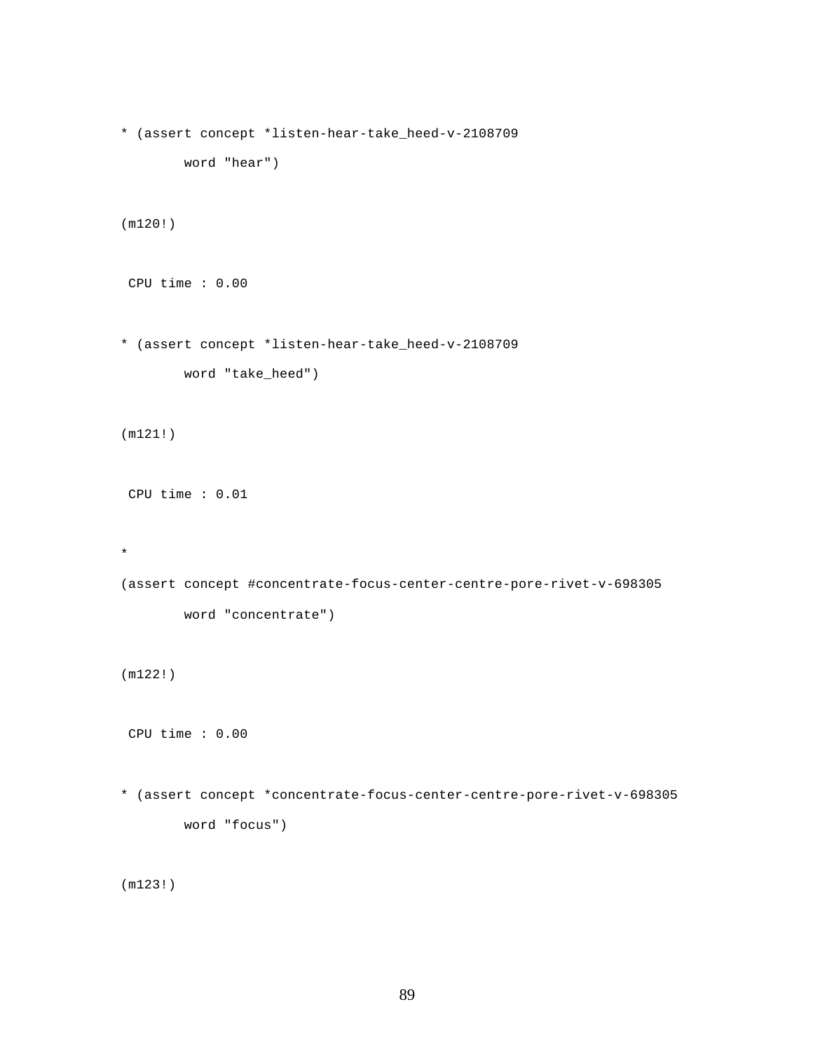```
* (assert concept *listen-hear-take_heed-v-2108709
        word "hear")

(m120!)

 CPU time : 0.00

* (assert concept *listen-hear-take_heed-v-2108709
        word "take_heed")

(m121!)

 CPU time : 0.01

*
(assert concept #concentrate-focus-center-centre-pore-rivet-v-698305
        word "concentrate")

(m122!)

 CPU time : 0.00

* (assert concept *concentrate-focus-center-centre-pore-rivet-v-698305
        word "focus")

(m123!)
```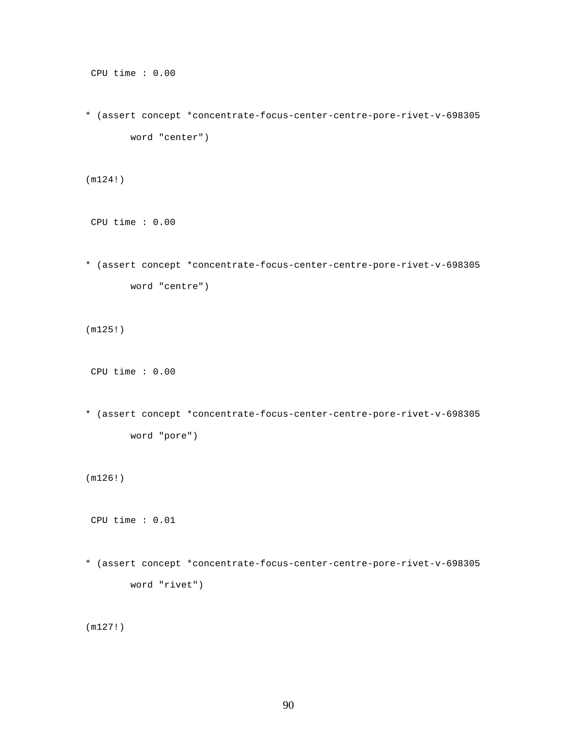```
 CPU time : 0.00

* (assert concept *concentrate-focus-center-centre-pore-rivet-v-698305
        word "center")

(m124!)

 CPU time : 0.00

* (assert concept *concentrate-focus-center-centre-pore-rivet-v-698305
        word "centre")

(m125!)

 CPU time : 0.00

* (assert concept *concentrate-focus-center-centre-pore-rivet-v-698305
        word "pore")

(m126!)

 CPU time : 0.01

* (assert concept *concentrate-focus-center-centre-pore-rivet-v-698305
        word "rivet")

(m127!)
```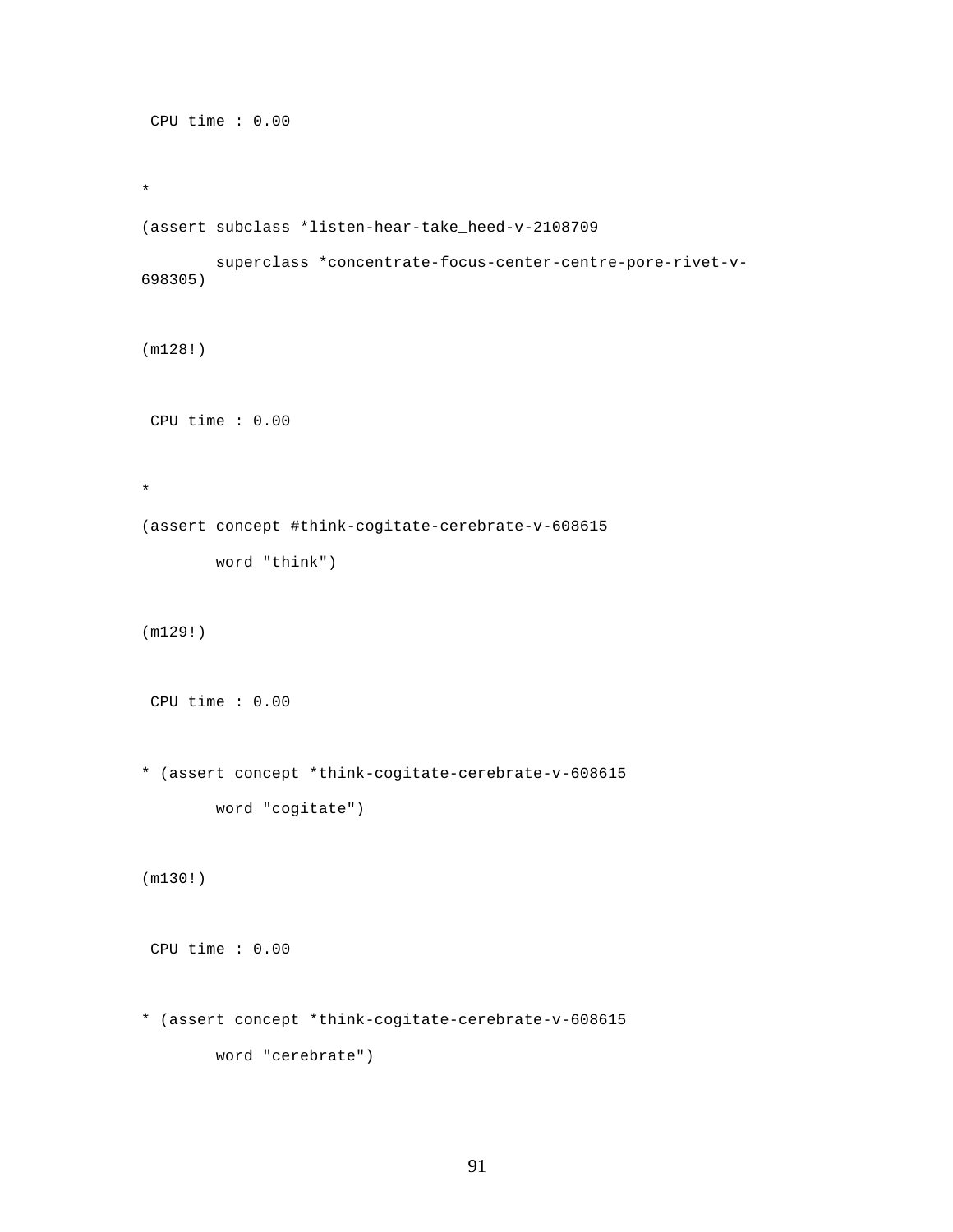```
 CPU time : 0.00

*

(assert subclass *listen-hear-take_heed-v-2108709
        superclass *concentrate-focus-center-centre-pore-rivet-v-
698305)

(m128!)

 CPU time : 0.00

*

(assert concept #think-cogitate-cerebrate-v-608615
        word "think")

(m129!)

 CPU time : 0.00

* (assert concept *think-cogitate-cerebrate-v-608615
        word "cogitate")

(m130!)

 CPU time : 0.00

* (assert concept *think-cogitate-cerebrate-v-608615
        word "cerebrate")
```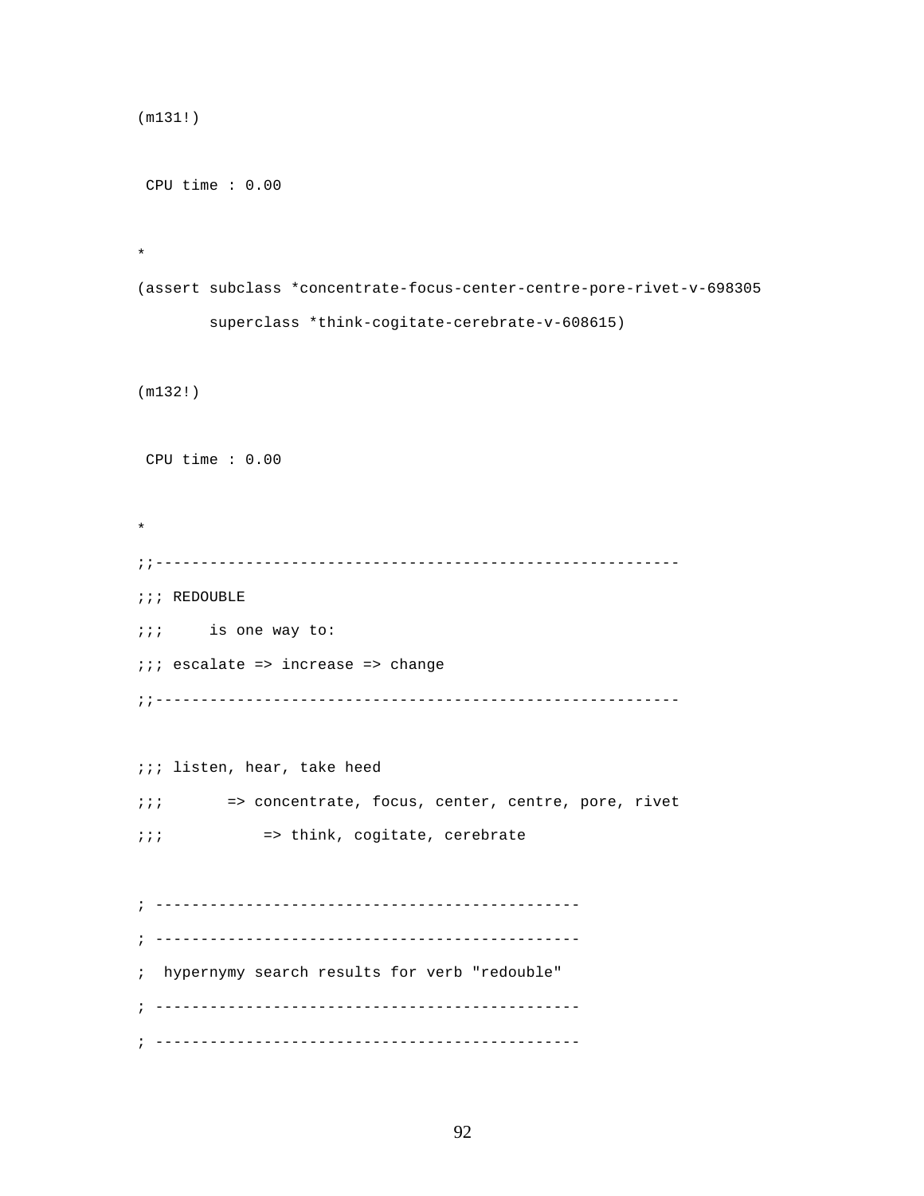```
(m131!)

 CPU time : 0.00

*
(assert subclass *concentrate-focus-center-centre-pore-rivet-v-698305
        superclass *think-cogitate-cerebrate-v-608615)

(m132!)

 CPU time : 0.00

*
;;----------------------------------------------------------
;;; REDOUBLE
;;;     is one way to:
;;; escalate => increase => change
;;----------------------------------------------------------

;;; listen, hear, take heed
;;;       => concentrate, focus, center, centre, pore, rivet
;;;           => think, cogitate, cerebrate

; -----------------------------------------------
; -----------------------------------------------
;  hypernymy search results for verb "redouble"
; -----------------------------------------------
; -----------------------------------------------
```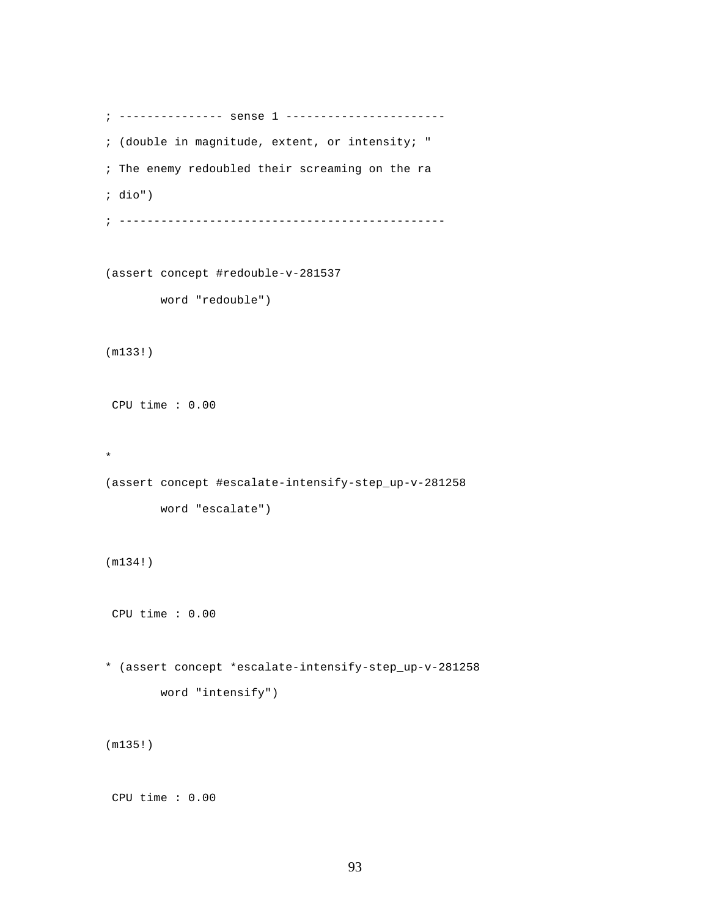```
; --------------- sense 1 -----------------------
; (double in magnitude, extent, or intensity; "
; The enemy redoubled their screaming on the ra
; dio")
; ----------------------------------------------

(assert concept #redouble-v-281537
        word "redouble")

(m133!)

 CPU time : 0.00

*
(assert concept #escalate-intensify-step_up-v-281258
        word "escalate")

(m134!)

 CPU time : 0.00

* (assert concept *escalate-intensify-step_up-v-281258
        word "intensify")

(m135!)

 CPU time : 0.00
```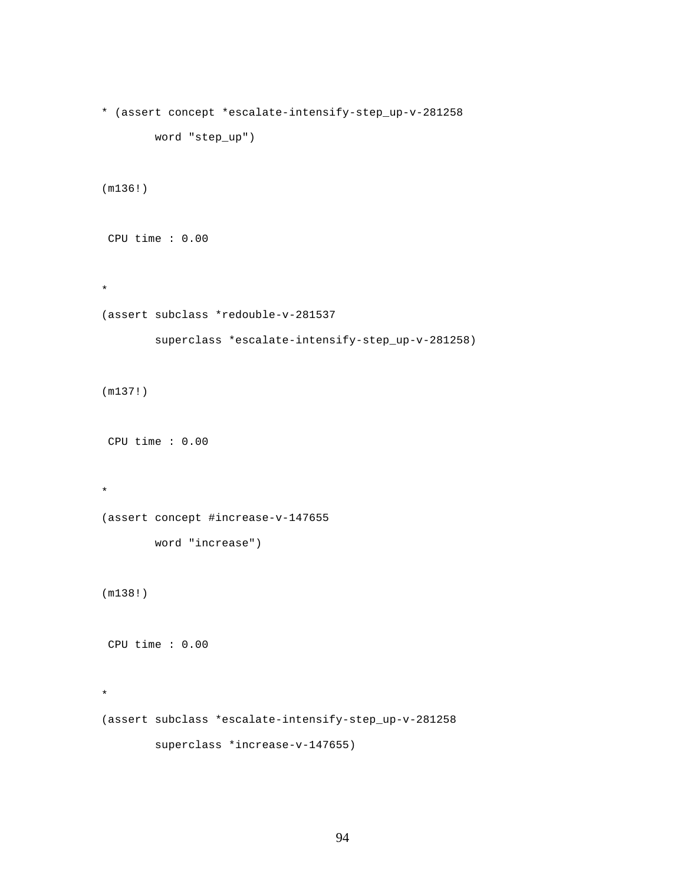```
* (assert concept *escalate-intensify-step_up-v-281258
        word "step_up")

(m136!)

 CPU time : 0.00

*
(assert subclass *redouble-v-281537
        superclass *escalate-intensify-step_up-v-281258)

(m137!)

 CPU time : 0.00

*
(assert concept #increase-v-147655
        word "increase")

(m138!)

 CPU time : 0.00

*
(assert subclass *escalate-intensify-step_up-v-281258
        superclass *increase-v-147655)
```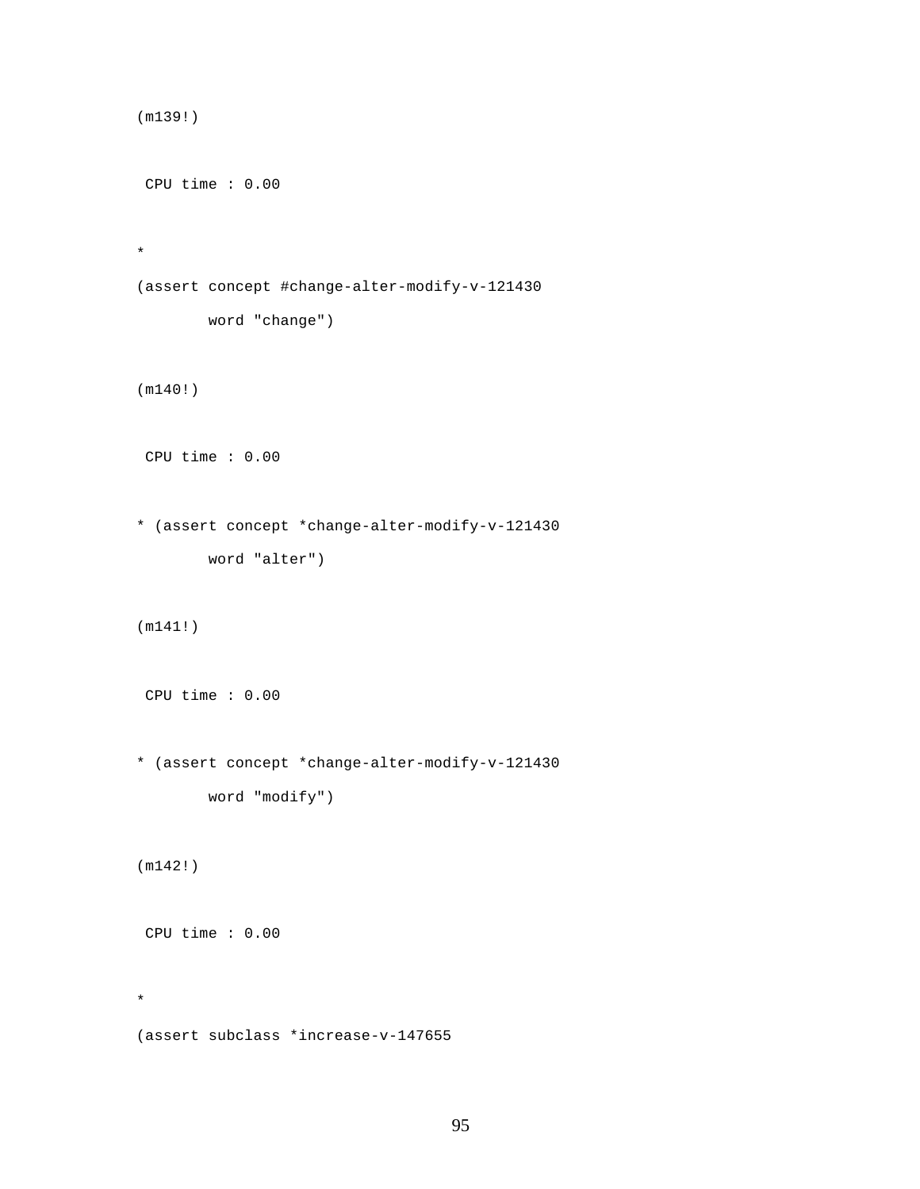```
(m139!)

 CPU time : 0.00

*
(assert concept #change-alter-modify-v-121430
        word "change")

(m140!)

 CPU time : 0.00

* (assert concept *change-alter-modify-v-121430
        word "alter")

(m141!)

 CPU time : 0.00

* (assert concept *change-alter-modify-v-121430
        word "modify")

(m142!)

 CPU time : 0.00

*
(assert subclass *increase-v-147655
```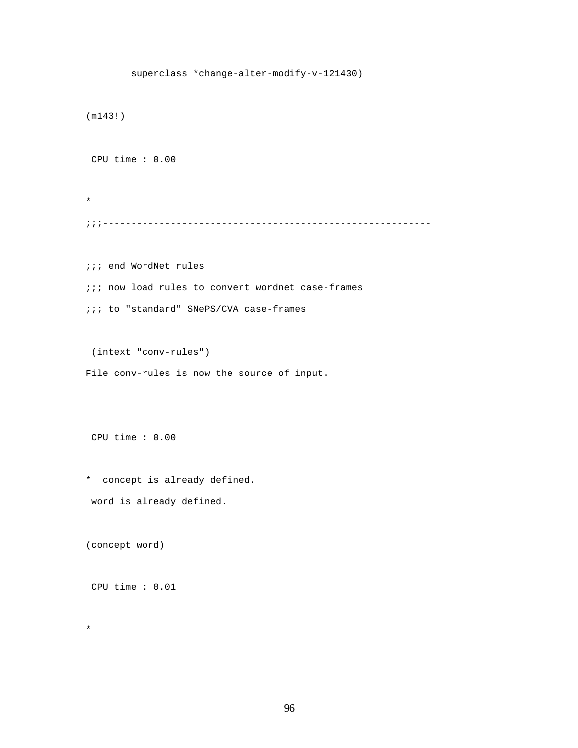```
        superclass *change-alter-modify-v-121430)

(m143!)

 CPU time : 0.00

*
;;;---------------------------------------------------------

;;; end WordNet rules
;;; now load rules to convert wordnet case-frames
;;; to "standard" SNePS/CVA case-frames

 (intext "conv-rules")
File conv-rules is now the source of input.


 CPU time : 0.00

*  concept is already defined.
 word is already defined.

(concept word)

 CPU time : 0.01

*
```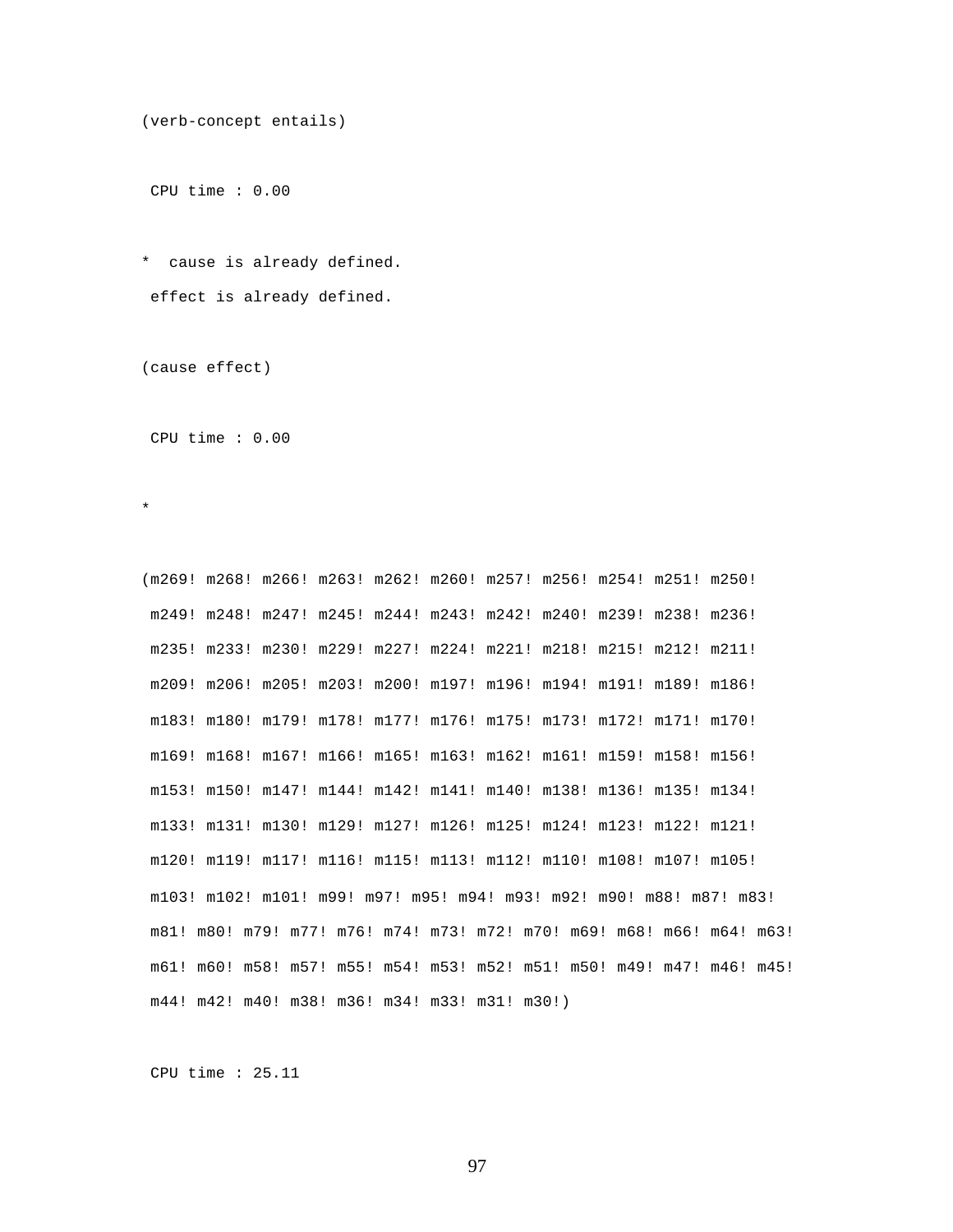```
(verb-concept entails)

 CPU time : 0.00

*  cause is already defined.
 effect is already defined.

(cause effect)

 CPU time : 0.00

*

(m269! m268! m266! m263! m262! m260! m257! m256! m254! m251! m250!
 m249! m248! m247! m245! m244! m243! m242! m240! m239! m238! m236!
 m235! m233! m230! m229! m227! m224! m221! m218! m215! m212! m211!
 m209! m206! m205! m203! m200! m197! m196! m194! m191! m189! m186!
 m183! m180! m179! m178! m177! m176! m175! m173! m172! m171! m170!
 m169! m168! m167! m166! m165! m163! m162! m161! m159! m158! m156!
 m153! m150! m147! m144! m142! m141! m140! m138! m136! m135! m134!
 m133! m131! m130! m129! m127! m126! m125! m124! m123! m122! m121!
 m120! m119! m117! m116! m115! m113! m112! m110! m108! m107! m105!
 m103! m102! m101! m99! m97! m95! m94! m93! m92! m90! m88! m87! m83!
 m81! m80! m79! m77! m76! m74! m73! m72! m70! m69! m68! m66! m64! m63!
 m61! m60! m58! m57! m55! m54! m53! m52! m51! m50! m49! m47! m46! m45!
 m44! m42! m40! m38! m36! m34! m33! m31! m30!)

 CPU time : 25.11
```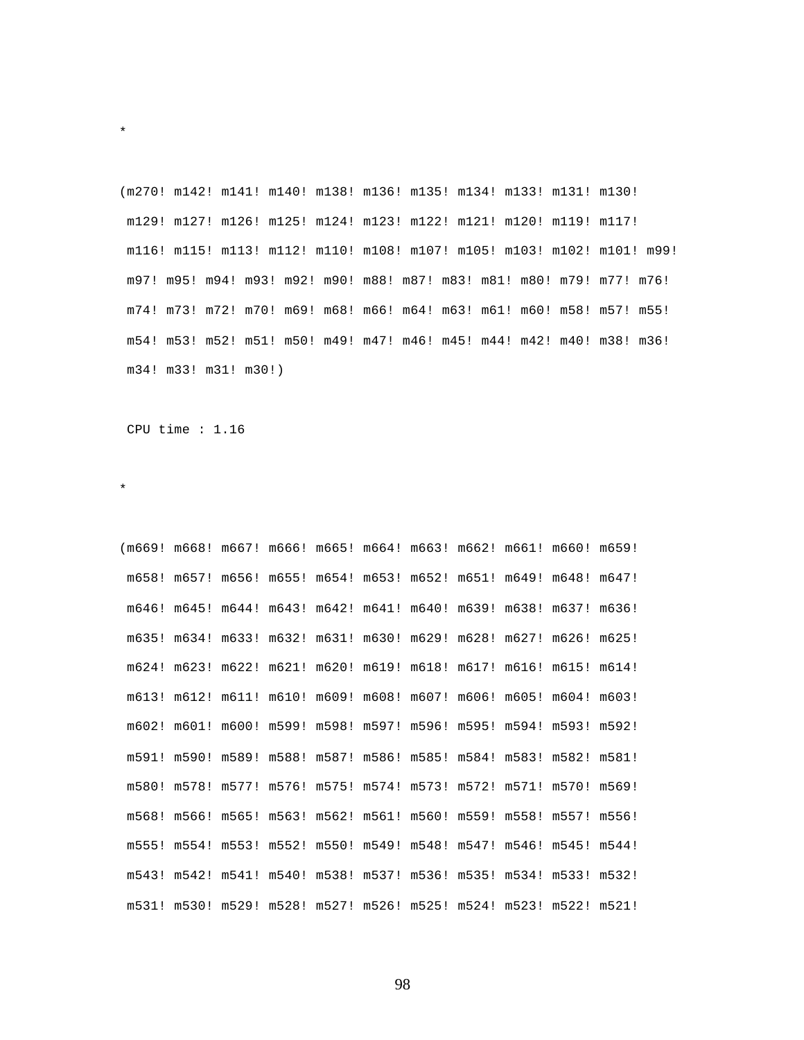```
*

(m270! m142! m141! m140! m138! m136! m135! m134! m133! m131! m130!
 m129! m127! m126! m125! m124! m123! m122! m121! m120! m119! m117!
 m116! m115! m113! m112! m110! m108! m107! m105! m103! m102! m101! m99!
 m97! m95! m94! m93! m92! m90! m88! m87! m83! m81! m80! m79! m77! m76!
 m74! m73! m72! m70! m69! m68! m66! m64! m63! m61! m60! m58! m57! m55!
 m54! m53! m52! m51! m50! m49! m47! m46! m45! m44! m42! m40! m38! m36!
 m34! m33! m31! m30!)

 CPU time : 1.16

*

(m669! m668! m667! m666! m665! m664! m663! m662! m661! m660! m659!
 m658! m657! m656! m655! m654! m653! m652! m651! m649! m648! m647!
 m646! m645! m644! m643! m642! m641! m640! m639! m638! m637! m636!
 m635! m634! m633! m632! m631! m630! m629! m628! m627! m626! m625!
 m624! m623! m622! m621! m620! m619! m618! m617! m616! m615! m614!
 m613! m612! m611! m610! m609! m608! m607! m606! m605! m604! m603!
 m602! m601! m600! m599! m598! m597! m596! m595! m594! m593! m592!
 m591! m590! m589! m588! m587! m586! m585! m584! m583! m582! m581!
 m580! m578! m577! m576! m575! m574! m573! m572! m571! m570! m569!
 m568! m566! m565! m563! m562! m561! m560! m559! m558! m557! m556!
 m555! m554! m553! m552! m550! m549! m548! m547! m546! m545! m544!
 m543! m542! m541! m540! m538! m537! m536! m535! m534! m533! m532!
 m531! m530! m529! m528! m527! m526! m525! m524! m523! m522! m521!
```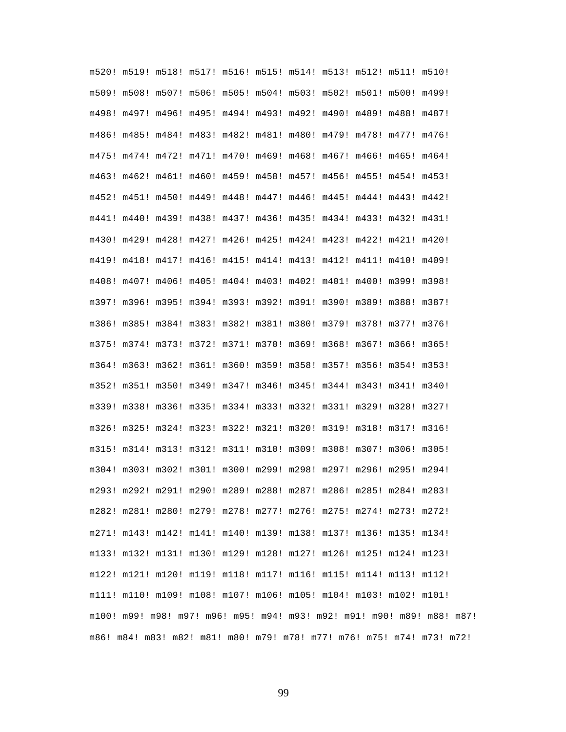m520! m519! m518! m517! m516! m515! m514! m513! m512! m511! m510!
m509! m508! m507! m506! m505! m504! m503! m502! m501! m500! m499!
m498! m497! m496! m495! m494! m493! m492! m490! m489! m488! m487!
m486! m485! m484! m483! m482! m481! m480! m479! m478! m477! m476!
m475! m474! m472! m471! m470! m469! m468! m467! m466! m465! m464!
m463! m462! m461! m460! m459! m458! m457! m456! m455! m454! m453!
m452! m451! m450! m449! m448! m447! m446! m445! m444! m443! m442!
m441! m440! m439! m438! m437! m436! m435! m434! m433! m432! m431!
m430! m429! m428! m427! m426! m425! m424! m423! m422! m421! m420!
m419! m418! m417! m416! m415! m414! m413! m412! m411! m410! m409!
m408! m407! m406! m405! m404! m403! m402! m401! m400! m399! m398!
m397! m396! m395! m394! m393! m392! m391! m390! m389! m388! m387!
m386! m385! m384! m383! m382! m381! m380! m379! m378! m377! m376!
m375! m374! m373! m372! m371! m370! m369! m368! m367! m366! m365!
m364! m363! m362! m361! m360! m359! m358! m357! m356! m354! m353!
m352! m351! m350! m349! m347! m346! m345! m344! m343! m341! m340!
m339! m338! m336! m335! m334! m333! m332! m331! m329! m328! m327!
m326! m325! m324! m323! m322! m321! m320! m319! m318! m317! m316!
m315! m314! m313! m312! m311! m310! m309! m308! m307! m306! m305!
m304! m303! m302! m301! m300! m299! m298! m297! m296! m295! m294!
m293! m292! m291! m290! m289! m288! m287! m286! m285! m284! m283!
m282! m281! m280! m279! m278! m277! m276! m275! m274! m273! m272!
m271! m143! m142! m141! m140! m139! m138! m137! m136! m135! m134!
m133! m132! m131! m130! m129! m128! m127! m126! m125! m124! m123!
m122! m121! m120! m119! m118! m117! m116! m115! m114! m113! m112!
m111! m110! m109! m108! m107! m106! m105! m104! m103! m102! m101!
m100! m99! m98! m97! m96! m95! m94! m93! m92! m91! m90! m89! m88! m87!
m86! m84! m83! m82! m81! m80! m79! m78! m77! m76! m75! m74! m73! m72!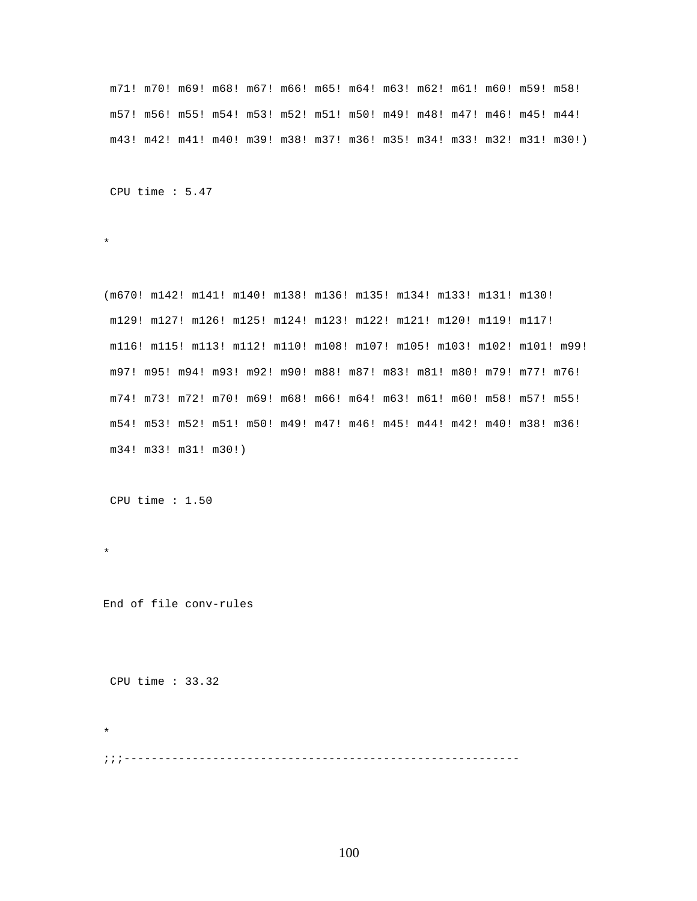```
 m71! m70! m69! m68! m67! m66! m65! m64! m63! m62! m61! m60! m59! m58!
 m57! m56! m55! m54! m53! m52! m51! m50! m49! m48! m47! m46! m45! m44!
 m43! m42! m41! m40! m39! m38! m37! m36! m35! m34! m33! m32! m31! m30!)

 CPU time : 5.47

*

(m670! m142! m141! m140! m138! m136! m135! m134! m133! m131! m130!
 m129! m127! m126! m125! m124! m123! m122! m121! m120! m119! m117!
 m116! m115! m113! m112! m110! m108! m107! m105! m103! m102! m101! m99!
 m97! m95! m94! m93! m92! m90! m88! m87! m83! m81! m80! m79! m77! m76!
 m74! m73! m72! m70! m69! m68! m66! m64! m63! m61! m60! m58! m57! m55!
 m54! m53! m52! m51! m50! m49! m47! m46! m45! m44! m42! m40! m38! m36!
 m34! m33! m31! m30!)

 CPU time : 1.50

*

End of file conv-rules


 CPU time : 33.32

*
;;;----------------------------------------------------------
```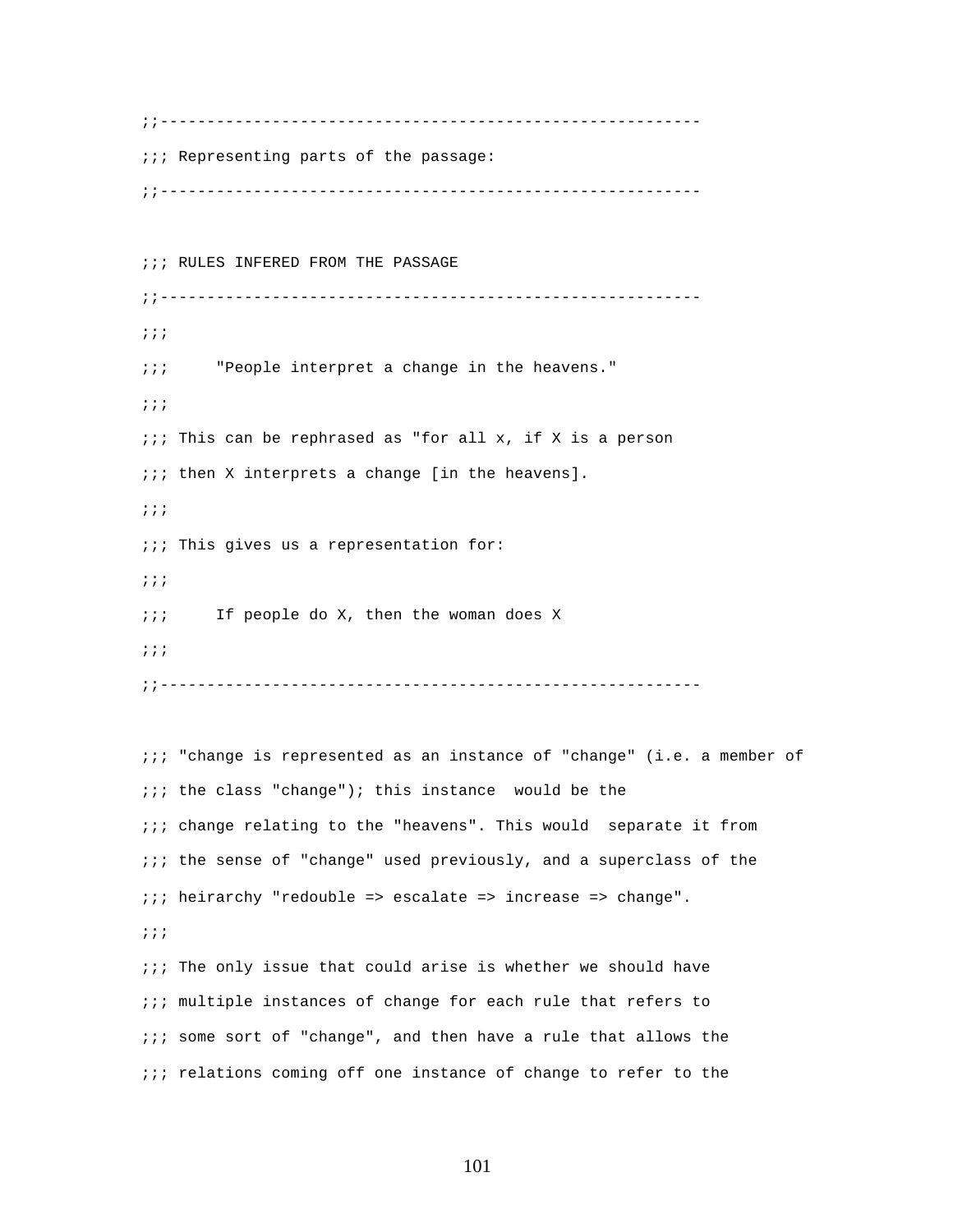```
;;---------------------------------------------------------
;;; Representing parts of the passage:
;;---------------------------------------------------------

;;; RULES INFERED FROM THE PASSAGE
;;---------------------------------------------------------
;;;
;;;     "People interpret a change in the heavens."
;;;
;;; This can be rephrased as "for all x, if X is a person
;;; then X interprets a change [in the heavens].
;;;
;;; This gives us a representation for:
;;;
;;;     If people do X, then the woman does X
;;;
;;---------------------------------------------------------

;;; "change is represented as an instance of "change" (i.e. a member of
;;; the class "change"); this instance  would be the
;;; change relating to the "heavens". This would  separate it from
;;; the sense of "change" used previously, and a superclass of the
;;; heirarchy "redouble => escalate => increase => change".
;;;
;;; The only issue that could arise is whether we should have
;;; multiple instances of change for each rule that refers to
;;; some sort of "change", and then have a rule that allows the
;;; relations coming off one instance of change to refer to the
```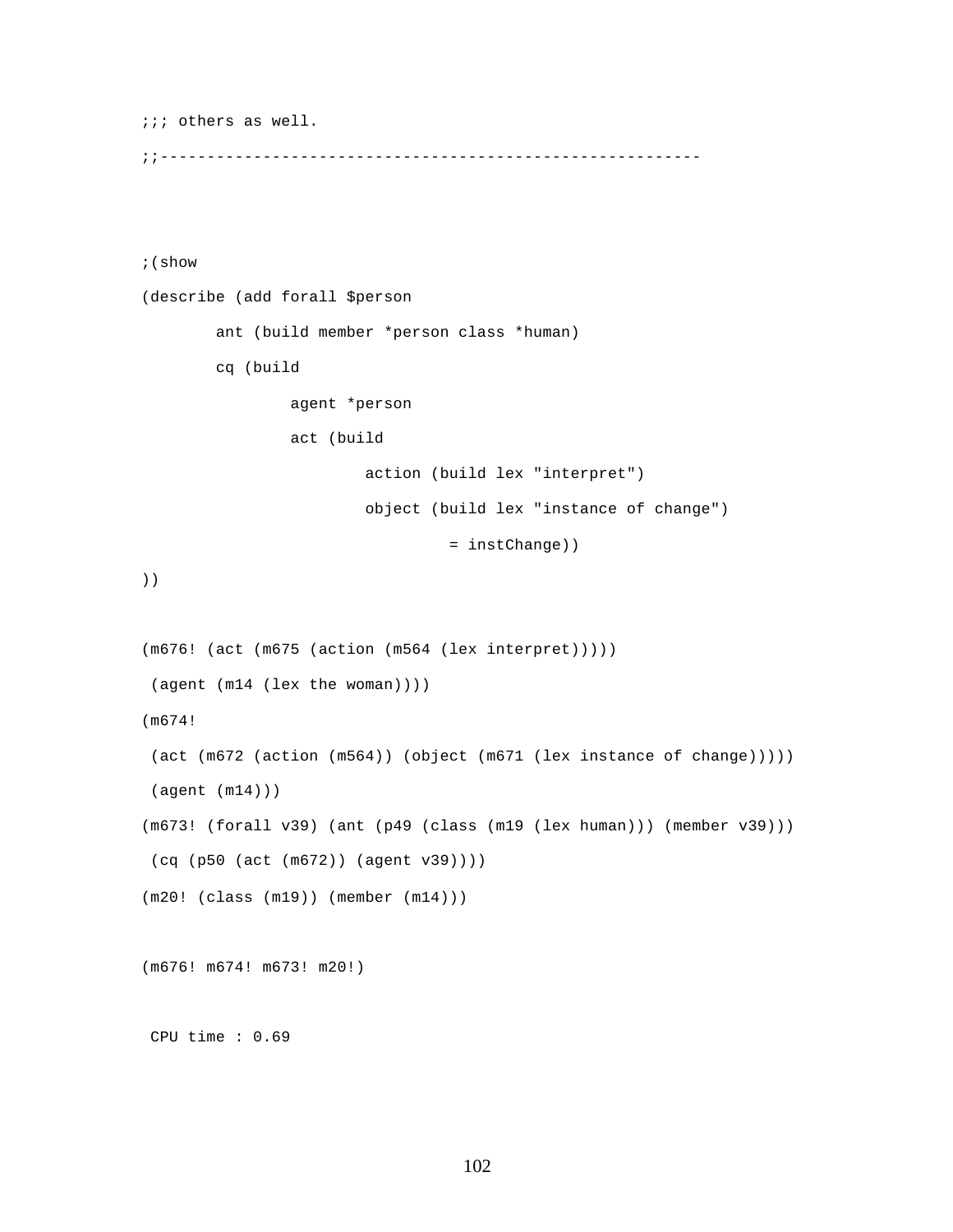```
;;; others as well.
;;-----------------------------------------------------------



;(show
(describe (add forall $person
        ant (build member *person class *human)
        cq (build
                agent *person
                act (build
                        action (build lex "interpret")
                        object (build lex "instance of change")
                                = instChange))
))


(m676! (act (m675 (action (m564 (lex interpret)))))
 (agent (m14 (lex the woman))))
(m674!
 (act (m672 (action (m564)) (object (m671 (lex instance of change)))))
 (agent (m14)))
(m673! (forall v39) (ant (p49 (class (m19 (lex human))) (member v39)))
 (cq (p50 (act (m672)) (agent v39))))
(m20! (class (m19)) (member (m14)))


(m676! m674! m673! m20!)


 CPU time : 0.69
```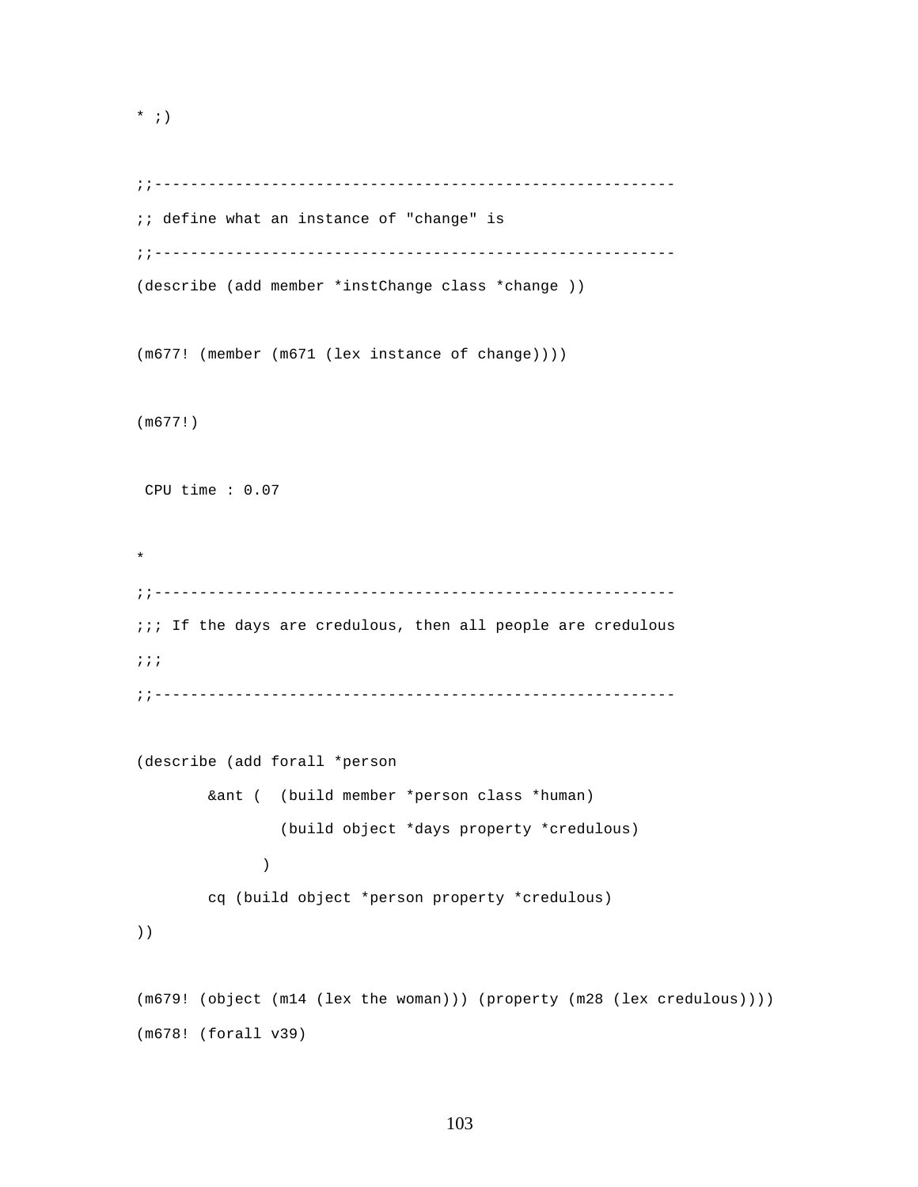```
* ;)

;;---------------------------------------------------------
;; define what an instance of "change" is
;;---------------------------------------------------------
(describe (add member *instChange class *change ))

(m677! (member (m671 (lex instance of change))))

(m677!)

 CPU time : 0.07

*
;;---------------------------------------------------------
;;; If the days are credulous, then all people are credulous
;;;
;;---------------------------------------------------------

(describe (add forall *person
        &ant (  (build member *person class *human)
                (build object *days property *credulous)
              )
        cq (build object *person property *credulous)
))

(m679! (object (m14 (lex the woman))) (property (m28 (lex credulous))))
(m678! (forall v39)
```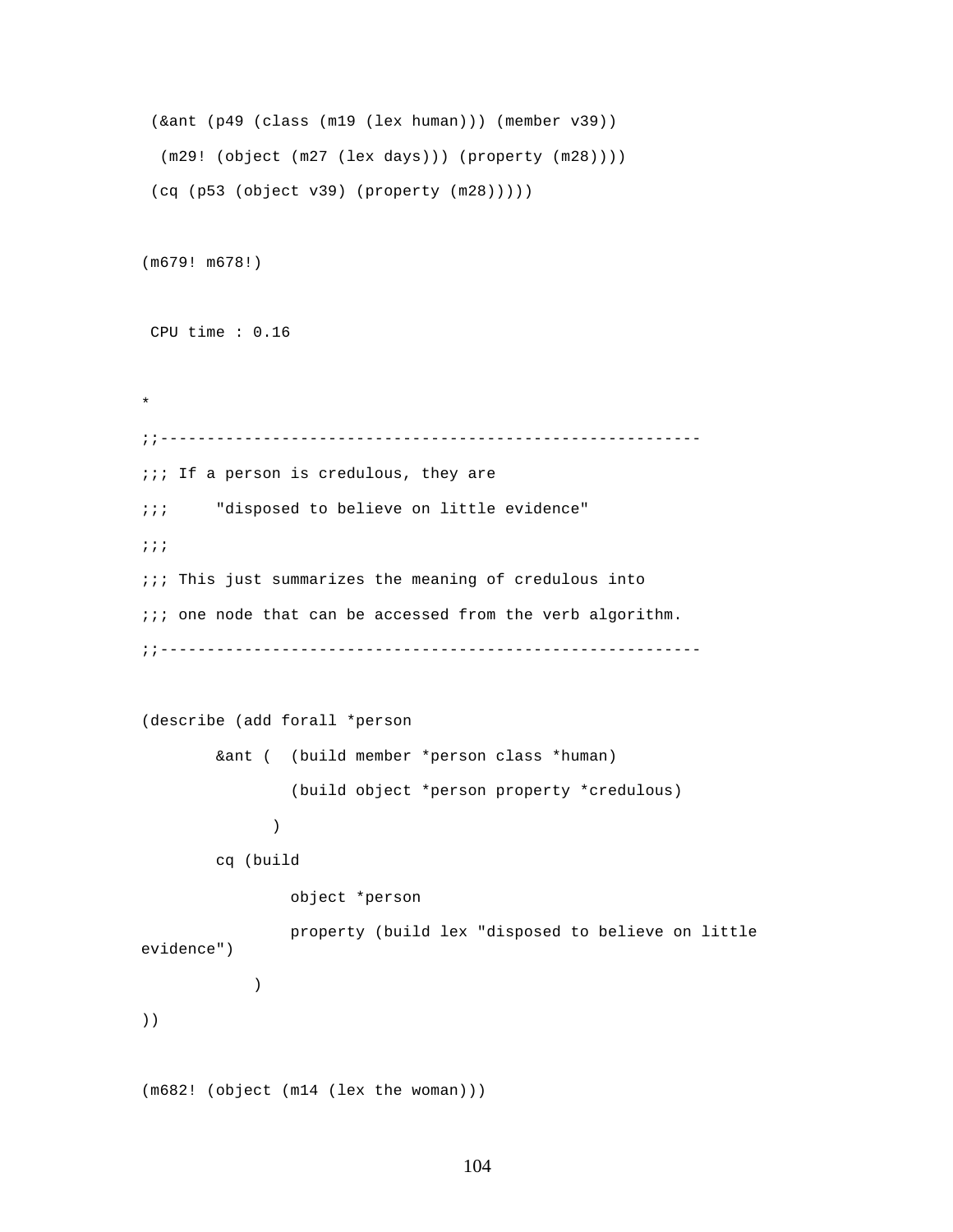```
 (&ant (p49 (class (m19 (lex human))) (member v39))
  (m29! (object (m27 (lex days))) (property (m28))))
 (cq (p53 (object v39) (property (m28)))))

(m679! m678!)

 CPU time : 0.16

*
;;---------------------------------------------------------
;;; If a person is credulous, they are
;;;     "disposed to believe on little evidence"
;;;
;;; This just summarizes the meaning of credulous into
;;; one node that can be accessed from the verb algorithm.
;;---------------------------------------------------------

(describe (add forall *person
        &ant (  (build member *person class *human)
                (build object *person property *credulous)
              )
        cq (build
                object *person
                property (build lex "disposed to believe on little
evidence")
            )
))

(m682! (object (m14 (lex the woman)))
```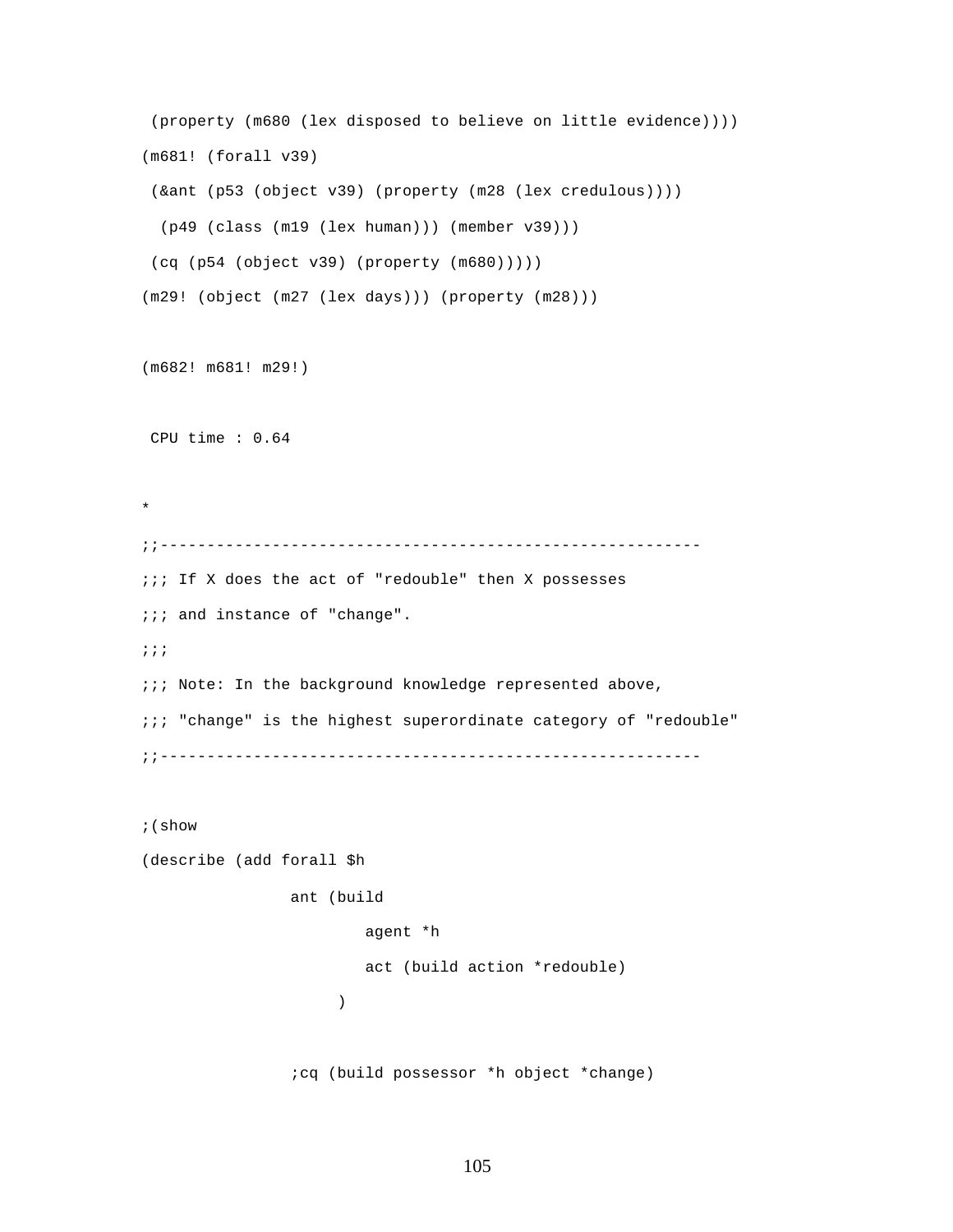```
 (property (m680 (lex disposed to believe on little evidence))))
(m681! (forall v39)
 (&ant (p53 (object v39) (property (m28 (lex credulous))))
  (p49 (class (m19 (lex human))) (member v39)))
 (cq (p54 (object v39) (property (m680)))))
(m29! (object (m27 (lex days))) (property (m28)))

(m682! m681! m29!)

 CPU time : 0.64

*
;;---------------------------------------------------------
;;; If X does the act of "redouble" then X possesses
;;; and instance of "change".
;;;
;;; Note: In the background knowledge represented above,
;;; "change" is the highest superordinate category of "redouble"
;;---------------------------------------------------------

;(show
(describe (add forall $h
                ant (build
                        agent *h
                        act (build action *redouble)
                     )

                ;cq (build possessor *h object *change)
```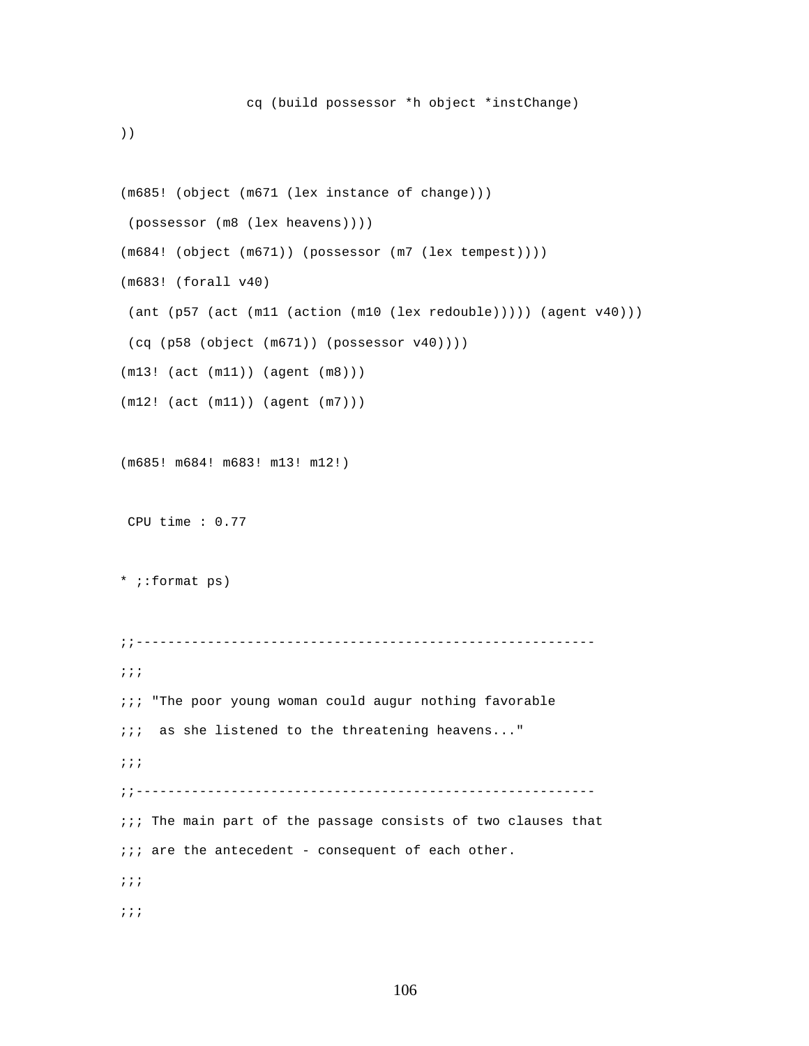```
                cq (build possessor *h object *instChange)
))

(m685! (object (m671 (lex instance of change)))
 (possessor (m8 (lex heavens))))
(m684! (object (m671)) (possessor (m7 (lex tempest))))
(m683! (forall v40)
 (ant (p57 (act (m11 (action (m10 (lex redouble))))) (agent v40)))
 (cq (p58 (object (m671)) (possessor v40))))
(m13! (act (m11)) (agent (m8)))
(m12! (act (m11)) (agent (m7)))

(m685! m684! m683! m13! m12!)

 CPU time : 0.77

* ;:format ps)

;;----------------------------------------------------------
;;;
;;; "The poor young woman could augur nothing favorable
;;;  as she listened to the threatening heavens..."
;;;
;;----------------------------------------------------------
;;; The main part of the passage consists of two clauses that
;;; are the antecedent - consequent of each other.
;;;
;;;
```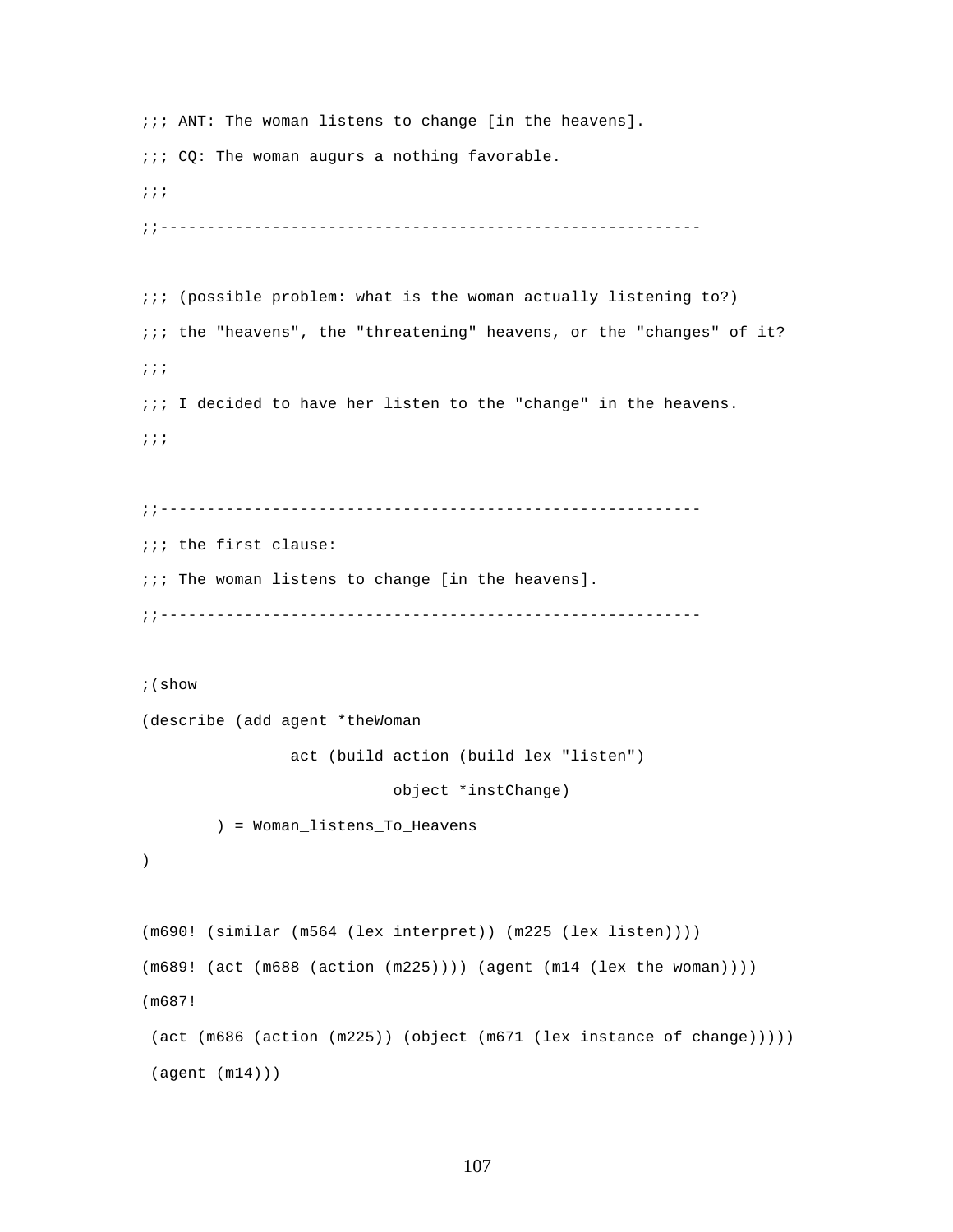```
;;; ANT: The woman listens to change [in the heavens].
;;; CQ: The woman augurs a nothing favorable.
;;;
;;---------------------------------------------------------

;;; (possible problem: what is the woman actually listening to?)
;;; the "heavens", the "threatening" heavens, or the "changes" of it?
;;;
;;; I decided to have her listen to the "change" in the heavens.
;;;

;;---------------------------------------------------------
;;; the first clause:
;;; The woman listens to change [in the heavens].
;;---------------------------------------------------------

;(show
(describe (add agent *theWoman
                act (build action (build lex "listen")
                           object *instChange)
        ) = Woman_listens_To_Heavens
)

(m690! (similar (m564 (lex interpret)) (m225 (lex listen))))
(m689! (act (m688 (action (m225)))) (agent (m14 (lex the woman))))
(m687!
 (act (m686 (action (m225)) (object (m671 (lex instance of change)))))
 (agent (m14)))
```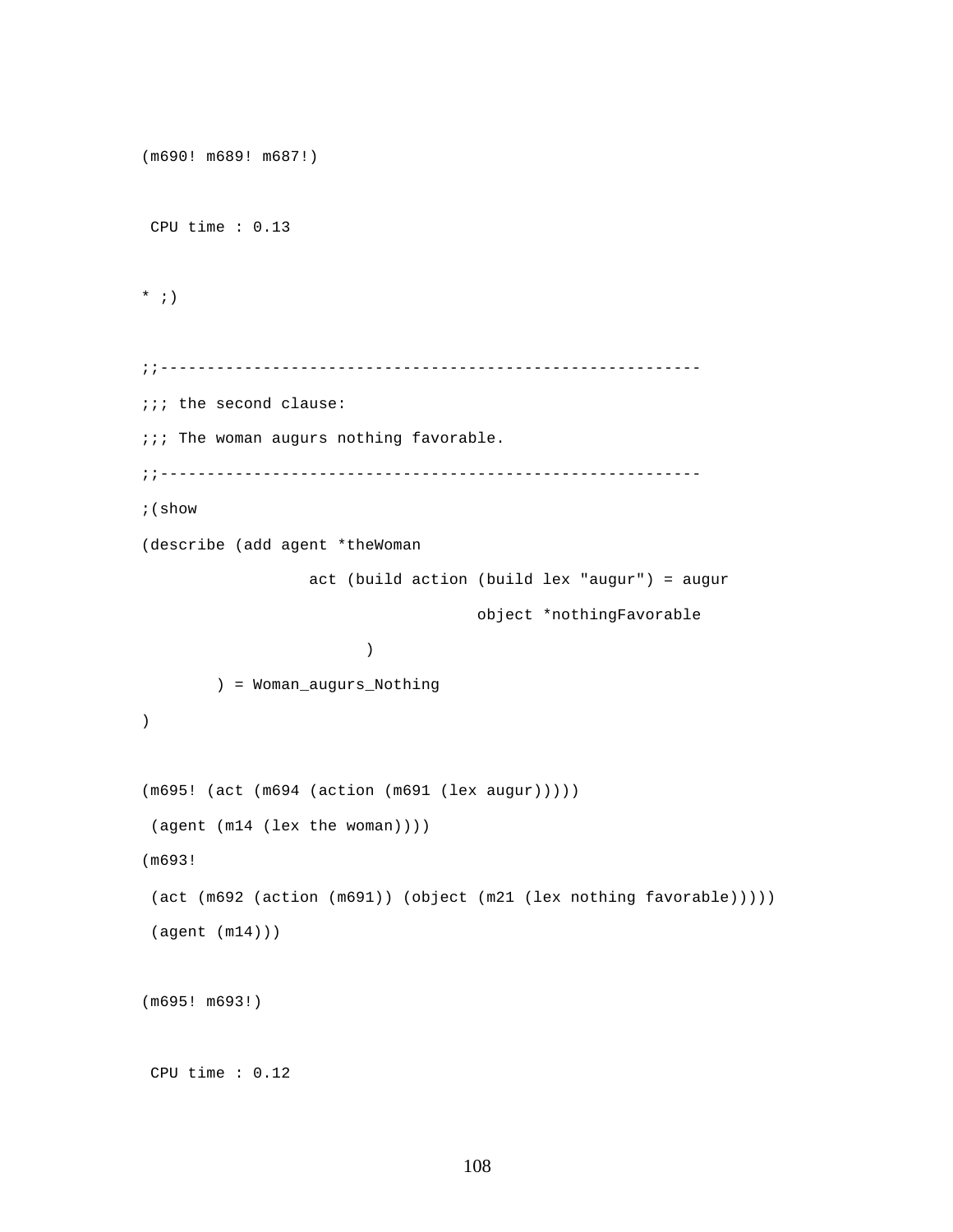```
(m690! m689! m687!)

 CPU time : 0.13

* ;)

;;---------------------------------------------------------
;;; the second clause:
;;; The woman augurs nothing favorable.
;;---------------------------------------------------------
;(show
(describe (add agent *theWoman
                 act (build action (build lex "augur") = augur
                                   object *nothingFavorable
                       )
        ) = Woman_augurs_Nothing
)

(m695! (act (m694 (action (m691 (lex augur)))))
 (agent (m14 (lex the woman))))
(m693!
 (act (m692 (action (m691)) (object (m21 (lex nothing favorable)))))
 (agent (m14)))

(m695! m693!)

 CPU time : 0.12
```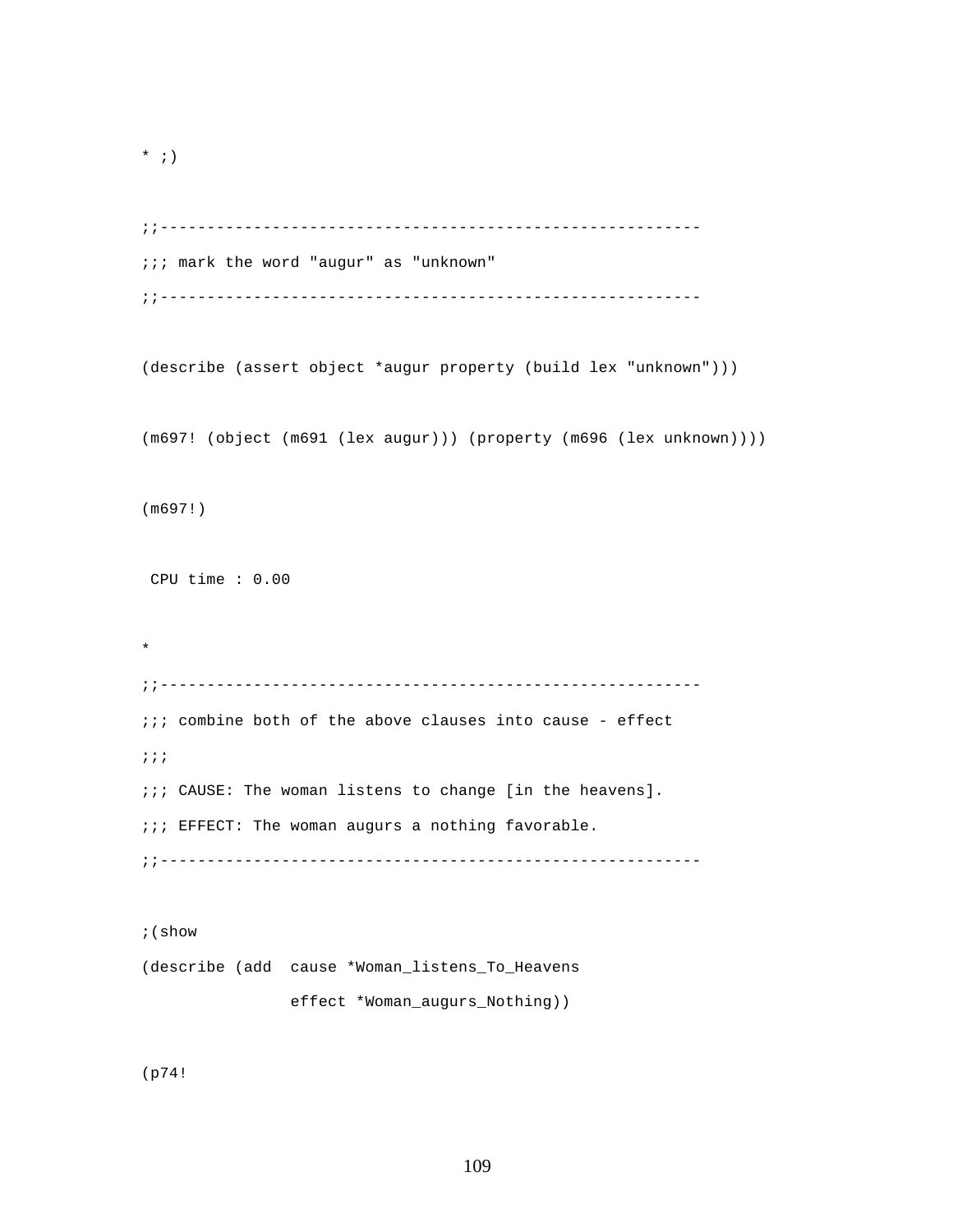```
* ;)

;;--------------------------------------------------------
;;; mark the word "augur" as "unknown"
;;--------------------------------------------------------

(describe (assert object *augur property (build lex "unknown")))

(m697! (object (m691 (lex augur))) (property (m696 (lex unknown))))

(m697!)

 CPU time : 0.00

*
;;--------------------------------------------------------
;;; combine both of the above clauses into cause - effect
;;;
;;; CAUSE: The woman listens to change [in the heavens].
;;; EFFECT: The woman augurs a nothing favorable.
;;--------------------------------------------------------

;(show
(describe (add  cause *Woman_listens_To_Heavens
                effect *Woman_augurs_Nothing))

(p74!
```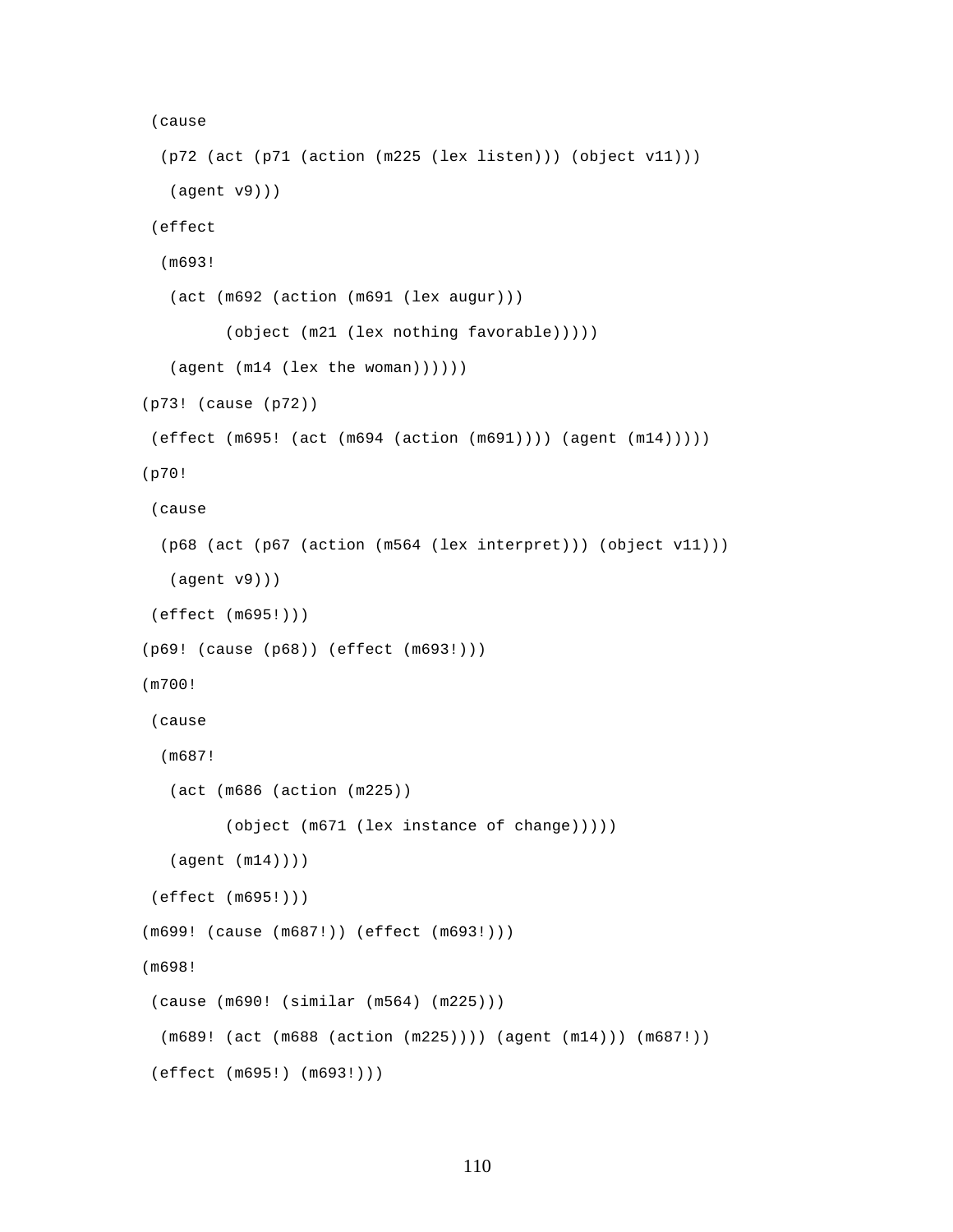```
 (cause
  (p72 (act (p71 (action (m225 (lex listen))) (object v11)))
   (agent v9)))
 (effect
  (m693!
   (act (m692 (action (m691 (lex augur)))
         (object (m21 (lex nothing favorable)))))
   (agent (m14 (lex the woman))))))
(p73! (cause (p72))
 (effect (m695! (act (m694 (action (m691)))) (agent (m14)))))
(p70!
 (cause
  (p68 (act (p67 (action (m564 (lex interpret))) (object v11)))
   (agent v9)))
 (effect (m695!)))
(p69! (cause (p68)) (effect (m693!)))
(m700!
 (cause
  (m687!
   (act (m686 (action (m225))
         (object (m671 (lex instance of change)))))
   (agent (m14))))
 (effect (m695!)))
(m699! (cause (m687!)) (effect (m693!)))
(m698!
 (cause (m690! (similar (m564) (m225)))
  (m689! (act (m688 (action (m225)))) (agent (m14))) (m687!))
 (effect (m695!) (m693!)))
```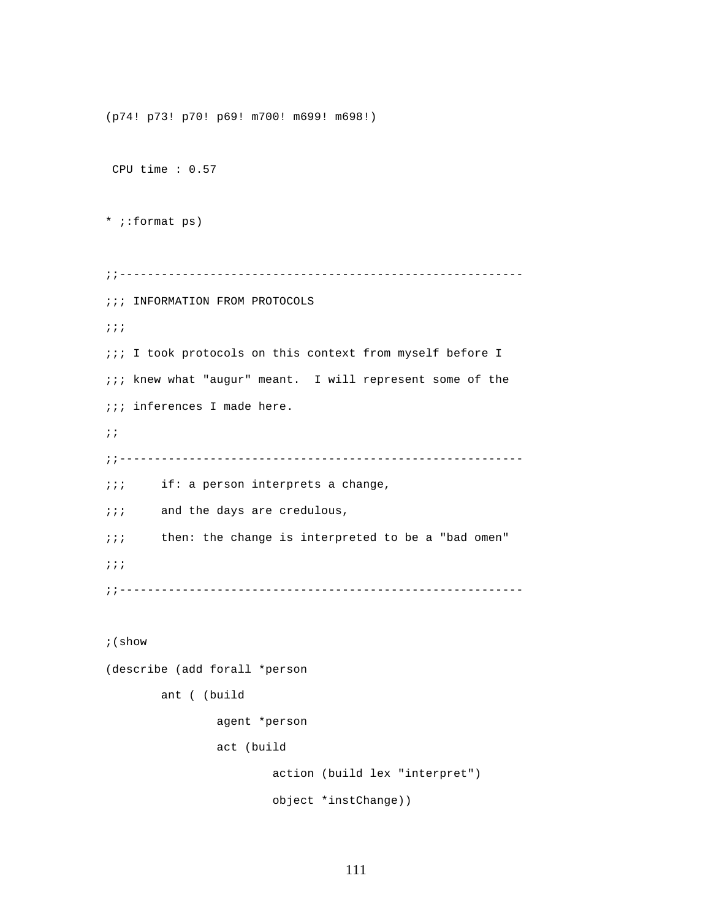```
(p74! p73! p70! p69! m700! m699! m698!)

 CPU time : 0.57

* ;:format ps)

;;---------------------------------------------------------
;;; INFORMATION FROM PROTOCOLS
;;;
;;; I took protocols on this context from myself before I
;;; knew what "augur" meant.  I will represent some of the
;;; inferences I made here.
;;
;;---------------------------------------------------------
;;;     if: a person interprets a change,
;;;     and the days are credulous,
;;;     then: the change is interpreted to be a "bad omen"
;;;
;;---------------------------------------------------------

;(show
(describe (add forall *person
        ant ( (build
                agent *person
                act (build
                        action (build lex "interpret")
                        object *instChange))
```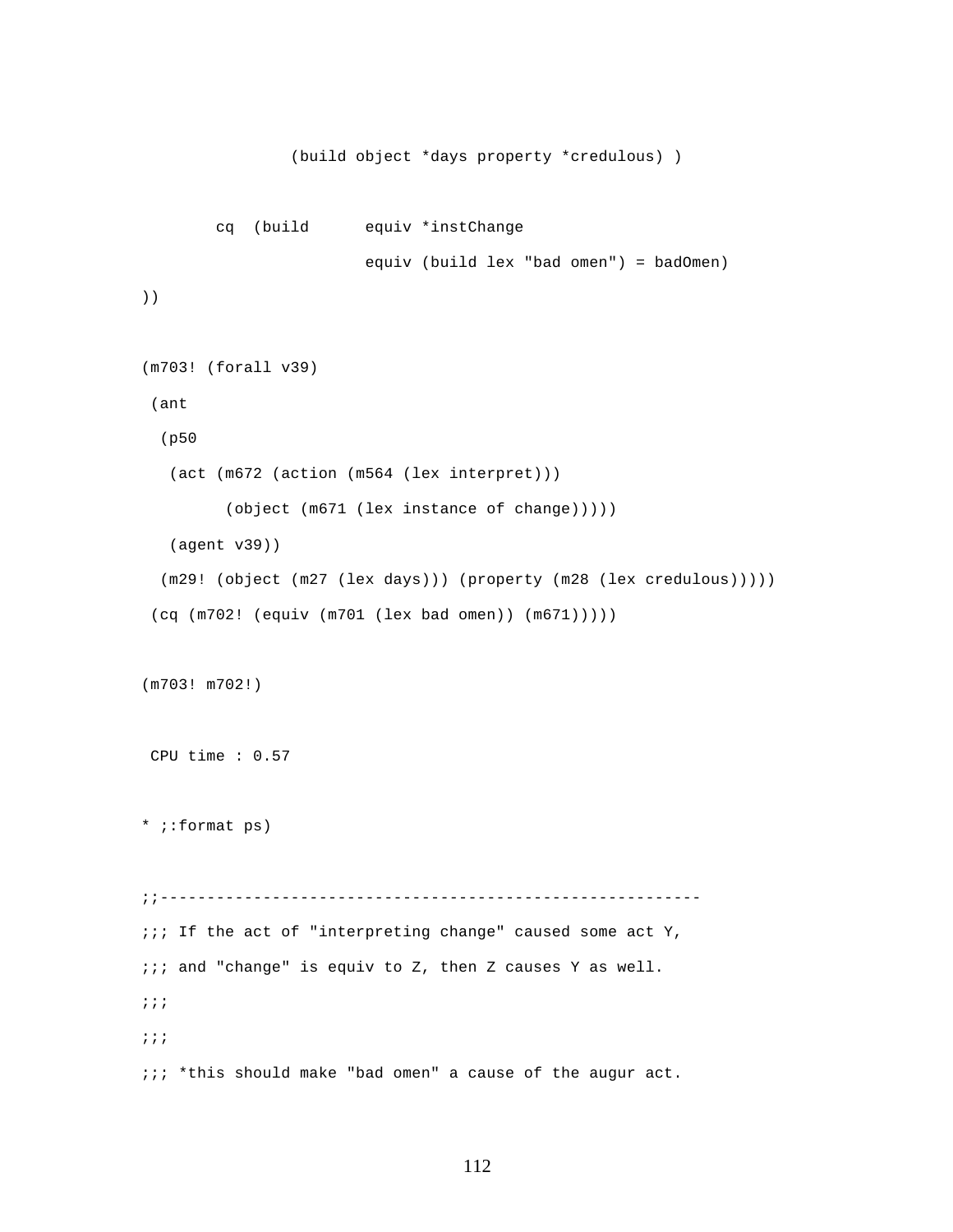```
                (build object *days property *credulous) )


        cq  (build      equiv *instChange
                        equiv (build lex "bad omen") = badOmen)
))


(m703! (forall v39)
 (ant
  (p50
   (act (m672 (action (m564 (lex interpret)))
         (object (m671 (lex instance of change)))))
   (agent v39))
  (m29! (object (m27 (lex days))) (property (m28 (lex credulous)))))
 (cq (m702! (equiv (m701 (lex bad omen)) (m671)))))


(m703! m702!)


 CPU time : 0.57


* ;:format ps)


;;----------------------------------------------------------
;;; If the act of "interpreting change" caused some act Y,
;;; and "change" is equiv to Z, then Z causes Y as well.
;;;
;;;
;;; *this should make "bad omen" a cause of the augur act.
```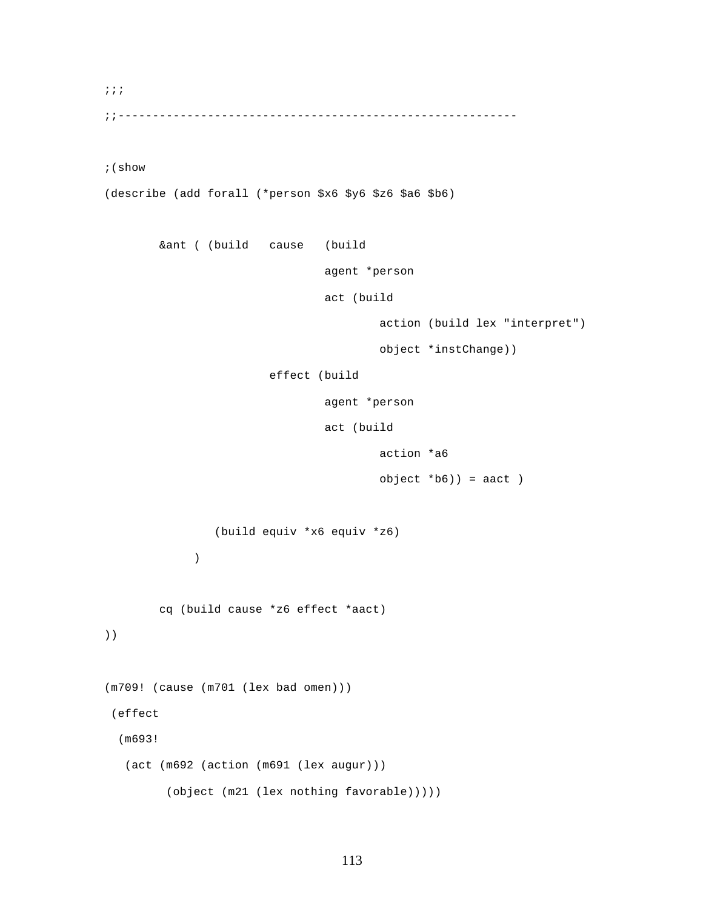```
;;;
;;-----------------------------------------------------------

;(show
(describe (add forall (*person $x6 $y6 $z6 $a6 $b6)

        &ant ( (build   cause   (build
                                agent *person
                                act (build
                                        action (build lex "interpret")
                                        object *instChange))
                        effect (build
                                agent *person
                                act (build
                                        action *a6
                                        object *b6)) = aact )

                (build equiv *x6 equiv *z6)
             )

        cq (build cause *z6 effect *aact)
))

(m709! (cause (m701 (lex bad omen)))
 (effect
  (m693!
   (act (m692 (action (m691 (lex augur)))
         (object (m21 (lex nothing favorable)))))
```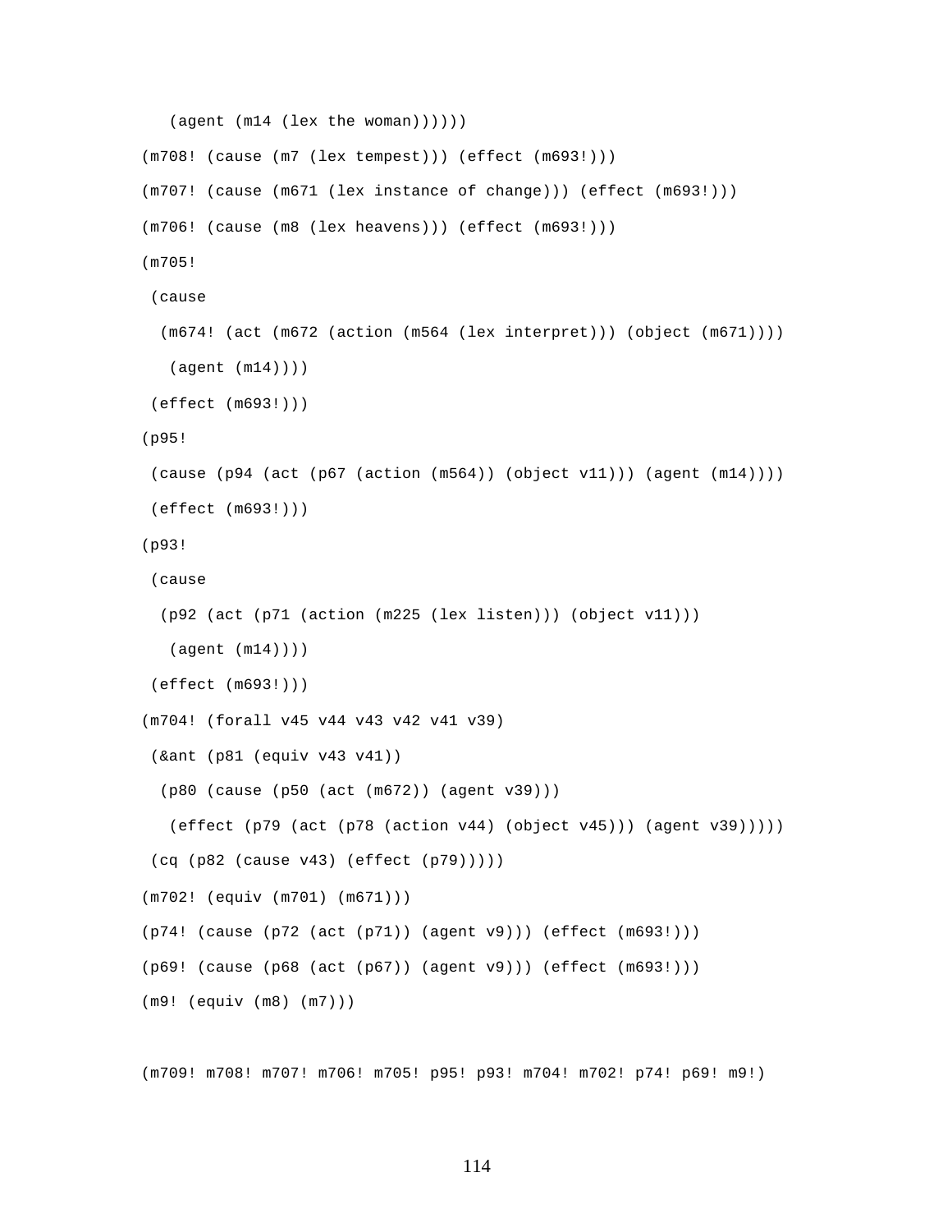```
   (agent (m14 (lex the woman))))))
(m708! (cause (m7 (lex tempest))) (effect (m693!)))
(m707! (cause (m671 (lex instance of change))) (effect (m693!)))
(m706! (cause (m8 (lex heavens))) (effect (m693!)))
(m705!
 (cause
  (m674! (act (m672 (action (m564 (lex interpret))) (object (m671))))
   (agent (m14))))
 (effect (m693!)))
(p95!
 (cause (p94 (act (p67 (action (m564)) (object v11))) (agent (m14))))
 (effect (m693!)))
(p93!
 (cause
  (p92 (act (p71 (action (m225 (lex listen))) (object v11)))
   (agent (m14))))
 (effect (m693!)))
(m704! (forall v45 v44 v43 v42 v41 v39)
 (&ant (p81 (equiv v43 v41))
  (p80 (cause (p50 (act (m672)) (agent v39)))
   (effect (p79 (act (p78 (action v44) (object v45))) (agent v39)))))
 (cq (p82 (cause v43) (effect (p79)))))
(m702! (equiv (m701) (m671)))
(p74! (cause (p72 (act (p71)) (agent v9))) (effect (m693!)))
(p69! (cause (p68 (act (p67)) (agent v9))) (effect (m693!)))
(m9! (equiv (m8) (m7)))

(m709! m708! m707! m706! m705! p95! p93! m704! m702! p74! p69! m9!)
```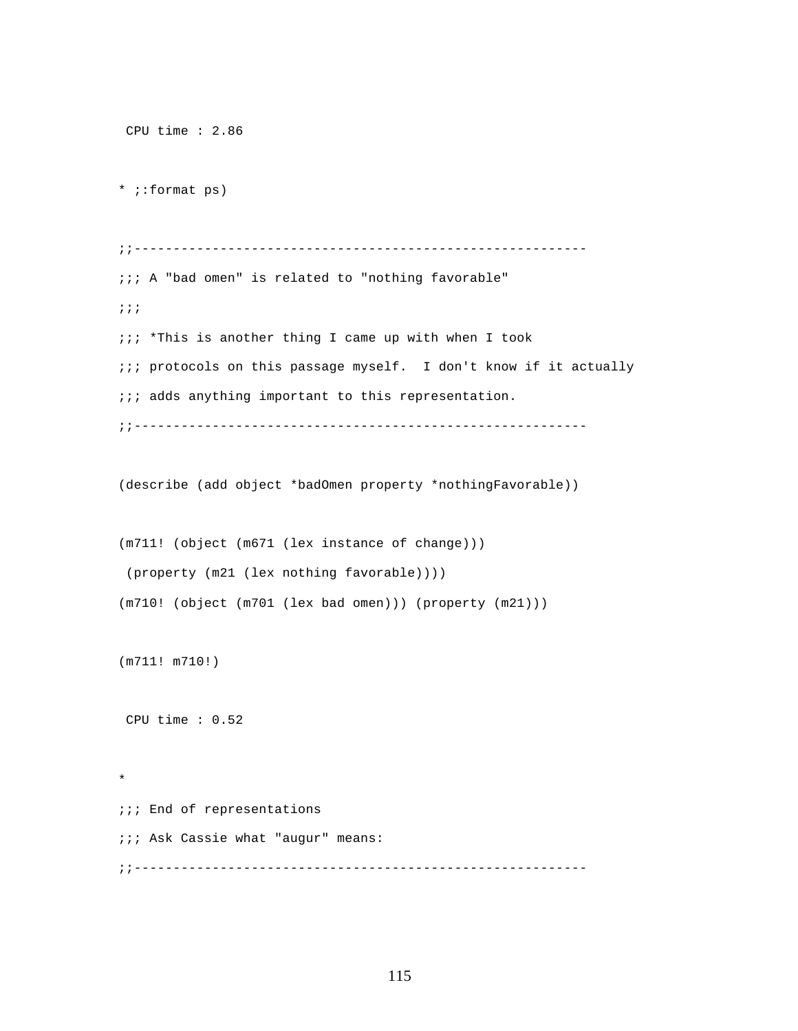```
 CPU time : 2.86

* ;:format ps)

;;---------------------------------------------------------
;;; A "bad omen" is related to "nothing favorable"
;;;
;;; *This is another thing I came up with when I took
;;; protocols on this passage myself.  I don't know if it actually
;;; adds anything important to this representation.
;;---------------------------------------------------------

(describe (add object *badOmen property *nothingFavorable))

(m711! (object (m671 (lex instance of change)))
 (property (m21 (lex nothing favorable))))
(m710! (object (m701 (lex bad omen))) (property (m21)))

(m711! m710!)

 CPU time : 0.52

*
;;; End of representations
;;; Ask Cassie what "augur" means:
;;---------------------------------------------------------
```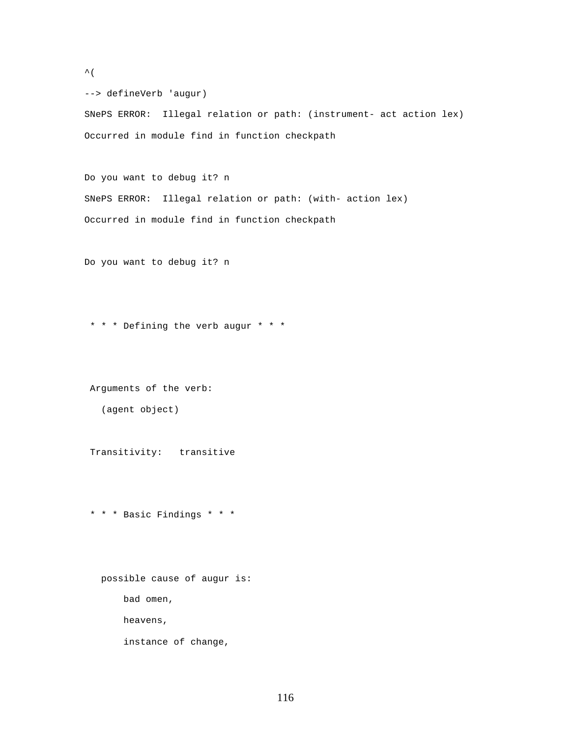```
^(
--> defineVerb 'augur)
SNePS ERROR:  Illegal relation or path: (instrument- act action lex)
Occurred in module find in function checkpath


Do you want to debug it? n
SNePS ERROR:  Illegal relation or path: (with- action lex)
Occurred in module find in function checkpath


Do you want to debug it? n



 * * * Defining the verb augur * * *



 Arguments of the verb:
   (agent object)


 Transitivity:   transitive



 * * * Basic Findings * * *



   possible cause of augur is:
       bad omen,
       heavens,
       instance of change,
```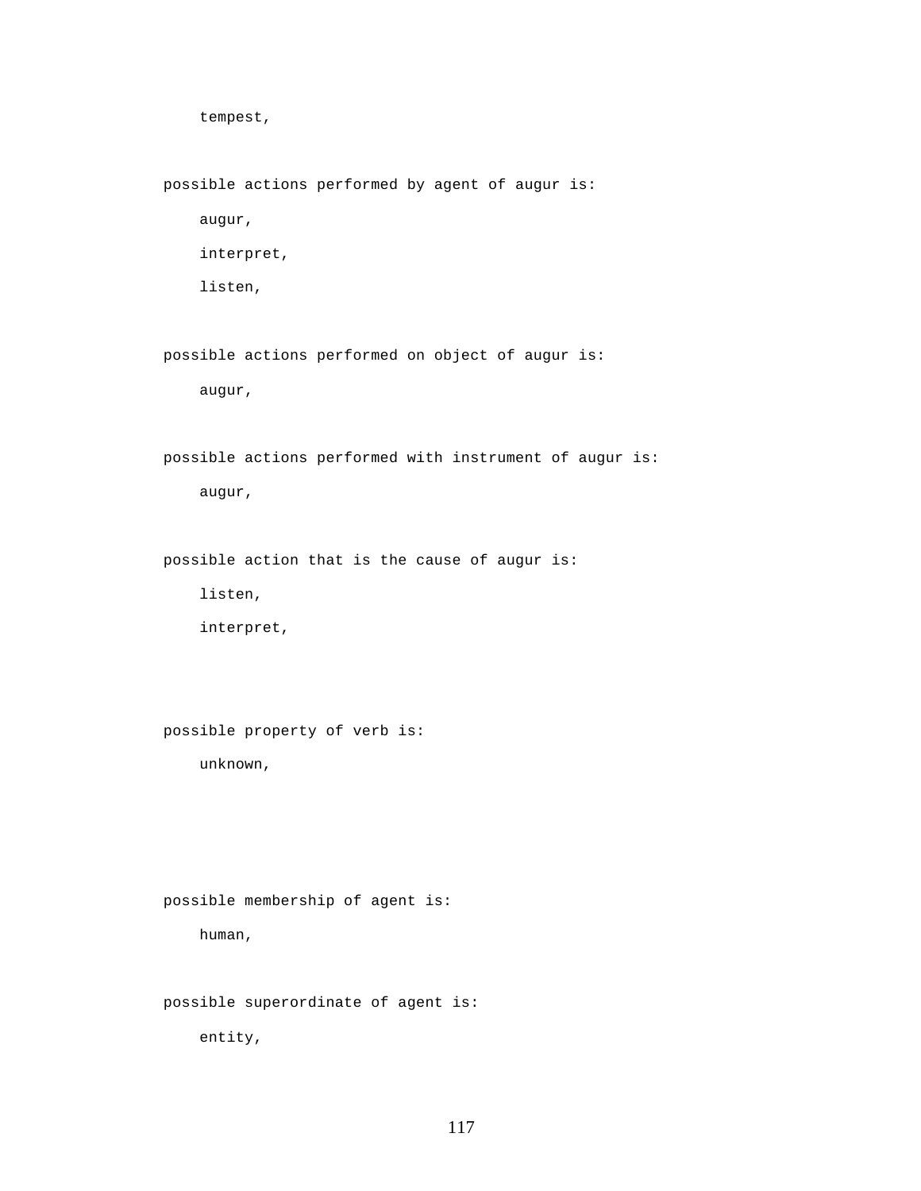```
    tempest,

possible actions performed by agent of augur is:
    augur,
    interpret,
    listen,

possible actions performed on object of augur is:
    augur,

possible actions performed with instrument of augur is:
    augur,

possible action that is the cause of augur is:
    listen,
    interpret,


possible property of verb is:
    unknown,




possible membership of agent is:
    human,

possible superordinate of agent is:
    entity,
```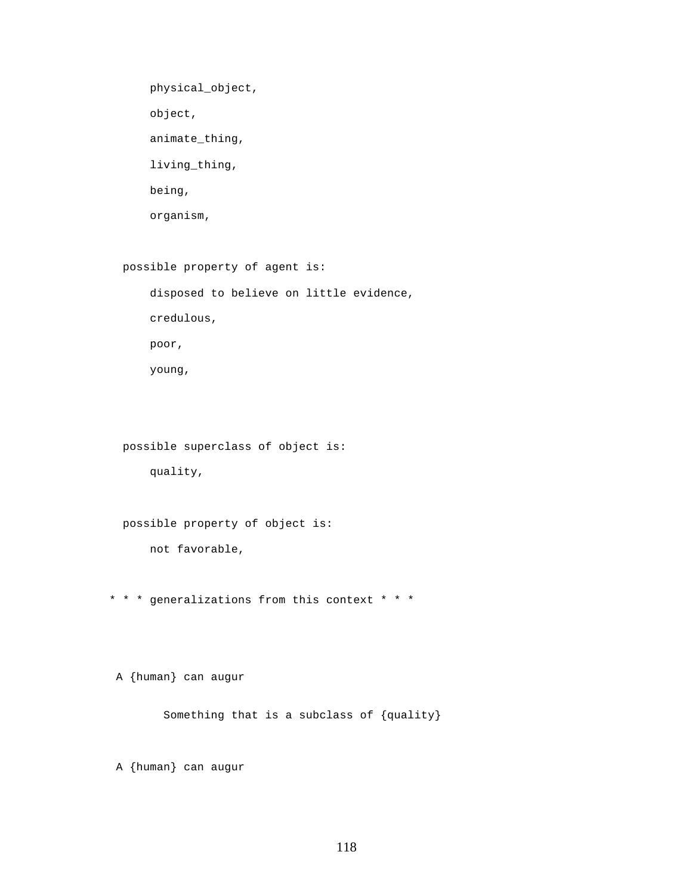```
      physical_object,
      object,
      animate_thing,
      living_thing,
      being,
      organism,

  possible property of agent is:
      disposed to believe on little evidence,
      credulous,
      poor,
      young,



  possible superclass of object is:
      quality,

  possible property of object is:
      not favorable,

* * * generalizations from this context * * *



 A {human} can augur

       Something that is a subclass of {quality}

 A {human} can augur
```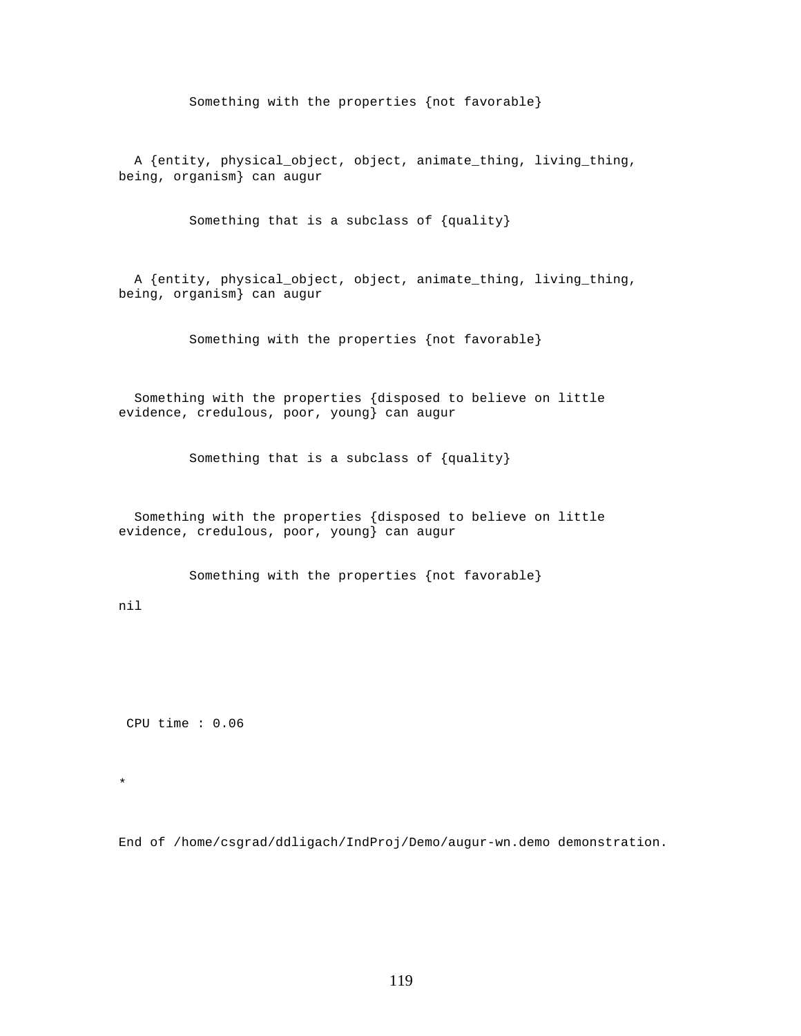```
         Something with the properties {not favorable}


  A {entity, physical_object, object, animate_thing, living_thing,
being, organism} can augur


         Something that is a subclass of {quality}


  A {entity, physical_object, object, animate_thing, living_thing,
being, organism} can augur


         Something with the properties {not favorable}


  Something with the properties {disposed to believe on little
evidence, credulous, poor, young} can augur


         Something that is a subclass of {quality}


  Something with the properties {disposed to believe on little
evidence, credulous, poor, young} can augur


         Something with the properties {not favorable}

nil




 CPU time : 0.06


*


End of /home/csgrad/ddligach/IndProj/Demo/augur-wn.demo demonstration.
```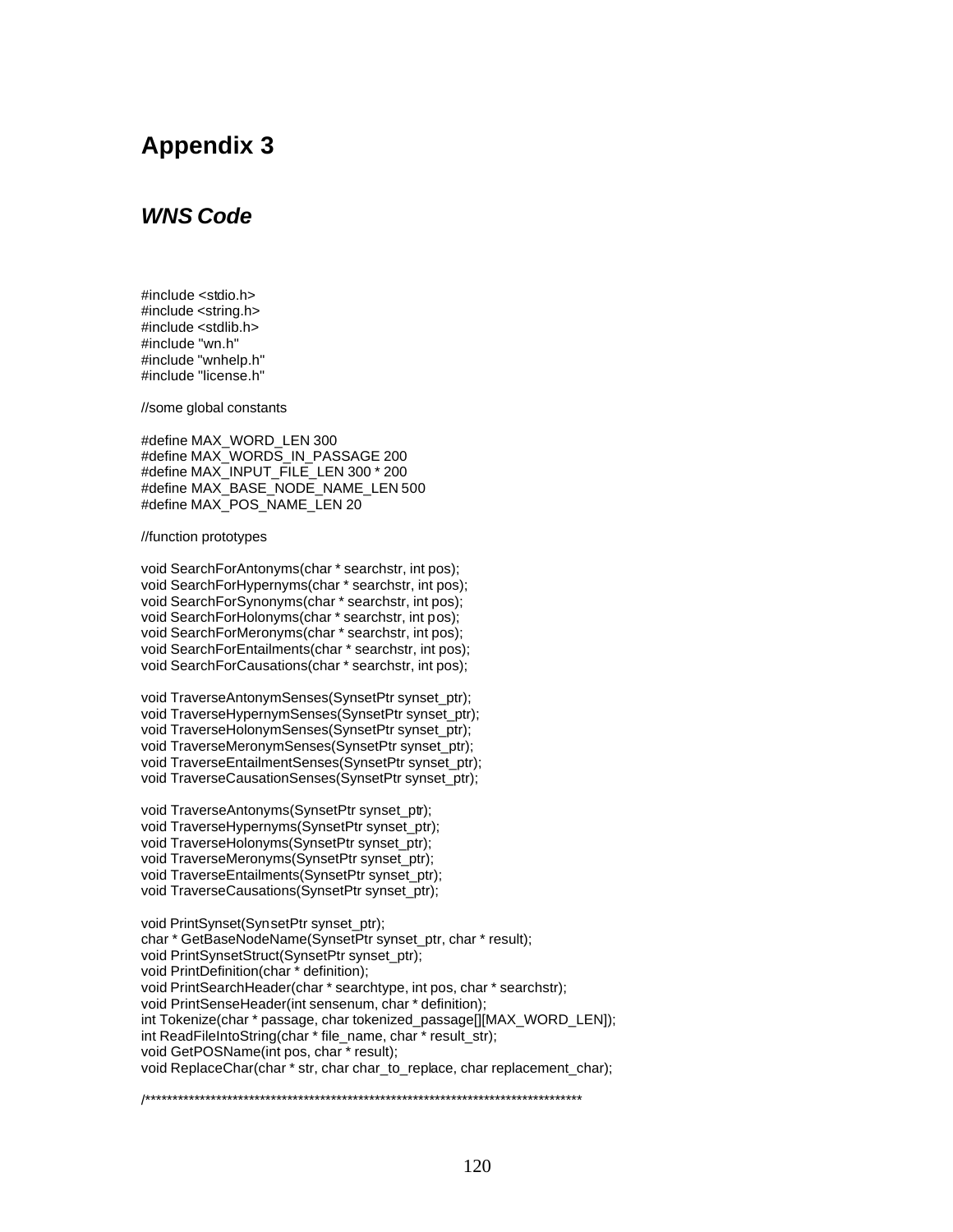# Appendix 3

## *WNS Code*

```
#include <stdio.h>
#include <string.h>
#include <stdlib.h>
#include "wn.h"
#include "wnhelp.h"
#include "license.h"

//some global constants

#define MAX_WORD_LEN 300
#define MAX_WORDS_IN_PASSAGE 200
#define MAX_INPUT_FILE_LEN 300 * 200
#define MAX_BASE_NODE_NAME_LEN 500
#define MAX_POS_NAME_LEN 20

//function prototypes

void SearchForAntonyms(char * searchstr, int pos);
void SearchForHypernyms(char * searchstr, int pos);
void SearchForSynonyms(char * searchstr, int pos);
void SearchForHolonyms(char * searchstr, int pos);
void SearchForMeronyms(char * searchstr, int pos);
void SearchForEntailments(char * searchstr, int pos);
void SearchForCausations(char * searchstr, int pos);

void TraverseAntonymSenses(SynsetPtr synset_ptr);
void TraverseHypernymSenses(SynsetPtr synset_ptr);
void TraverseHolonymSenses(SynsetPtr synset_ptr);
void TraverseMeronymSenses(SynsetPtr synset_ptr);
void TraverseEntailmentSenses(SynsetPtr synset_ptr);
void TraverseCausationSenses(SynsetPtr synset_ptr);

void TraverseAntonyms(SynsetPtr synset_ptr);
void TraverseHypernyms(SynsetPtr synset_ptr);
void TraverseHolonyms(SynsetPtr synset_ptr);
void TraverseMeronyms(SynsetPtr synset_ptr);
void TraverseEntailments(SynsetPtr synset_ptr);
void TraverseCausations(SynsetPtr synset_ptr);

void PrintSynset(SynsetPtr synset_ptr);
char * GetBaseNodeName(SynsetPtr synset_ptr, char * result);
void PrintSynsetStruct(SynsetPtr synset_ptr);
void PrintDefinition(char * definition);
void PrintSearchHeader(char * searchtype, int pos, char * searchstr);
void PrintSenseHeader(int sensenum, char * definition);
int Tokenize(char * passage, char tokenized_passage[][MAX_WORD_LEN]);
int ReadFileIntoString(char * file_name, char * result_str);
void GetPOSName(int pos, char * result);
void ReplaceChar(char * str, char char_to_replace, char replacement_char);

/*******************************************************************************
```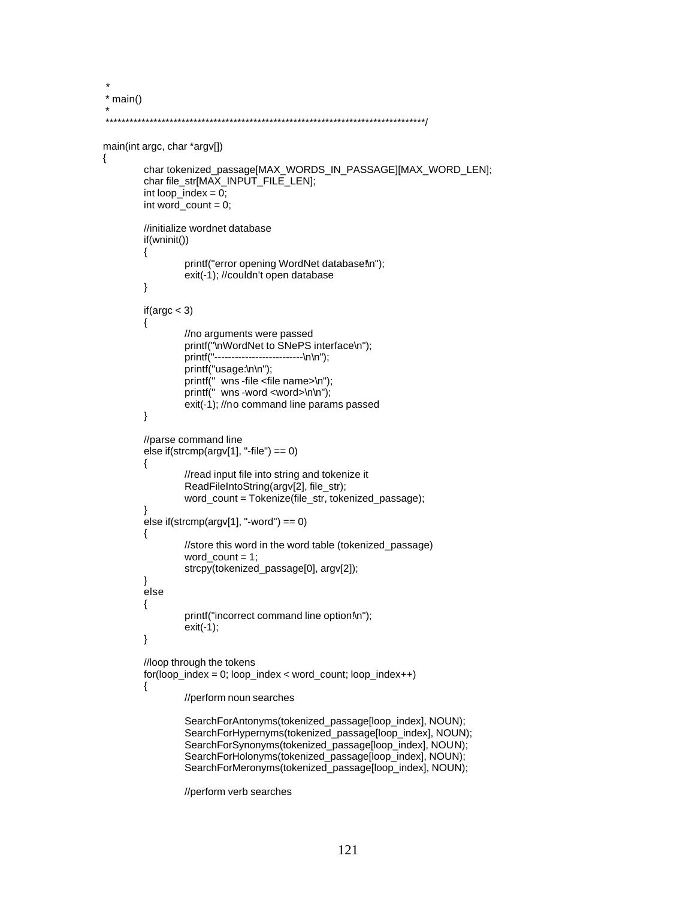```
 *
 * main()
 *
 ******************************************************************************/

main(int argc, char *argv[])
{
	char tokenized_passage[MAX_WORDS_IN_PASSAGE][MAX_WORD_LEN];
	char file_str[MAX_INPUT_FILE_LEN];
	int loop_index = 0;
	int word_count = 0;

	//initialize wordnet database
	if(wninit())
	{
		printf("error opening WordNet database!\n");
		exit(-1); //couldn't open database
	}

	if(argc < 3)
	{
		//no arguments were passed
		printf("\nWordNet to SNePS interface\n");
		printf("--------------------------\n\n");
		printf("usage:\n\n");
		printf("  wns -file <file name>\n");
		printf("  wns -word <word>\n\n");
		exit(-1); //no command line params passed
	}

	//parse command line
	else if(strcmp(argv[1], "-file") == 0)
	{
		//read input file into string and tokenize it
		ReadFileIntoString(argv[2], file_str);
		word_count = Tokenize(file_str, tokenized_passage);
	}
	else if(strcmp(argv[1], "-word") == 0)
	{
		//store this word in the word table (tokenized_passage)
		word_count = 1;
		strcpy(tokenized_passage[0], argv[2]);
	}
	else
	{
		printf("incorrect command line option!\n");
		exit(-1);
	}

	//loop through the tokens
	for(loop_index = 0; loop_index < word_count; loop_index++)
	{
		//perform noun searches

		SearchForAntonyms(tokenized_passage[loop_index], NOUN);
		SearchForHypernyms(tokenized_passage[loop_index], NOUN);
		SearchForSynonyms(tokenized_passage[loop_index], NOUN);
		SearchForHolonyms(tokenized_passage[loop_index], NOUN);
		SearchForMeronyms(tokenized_passage[loop_index], NOUN);

		//perform verb searches
```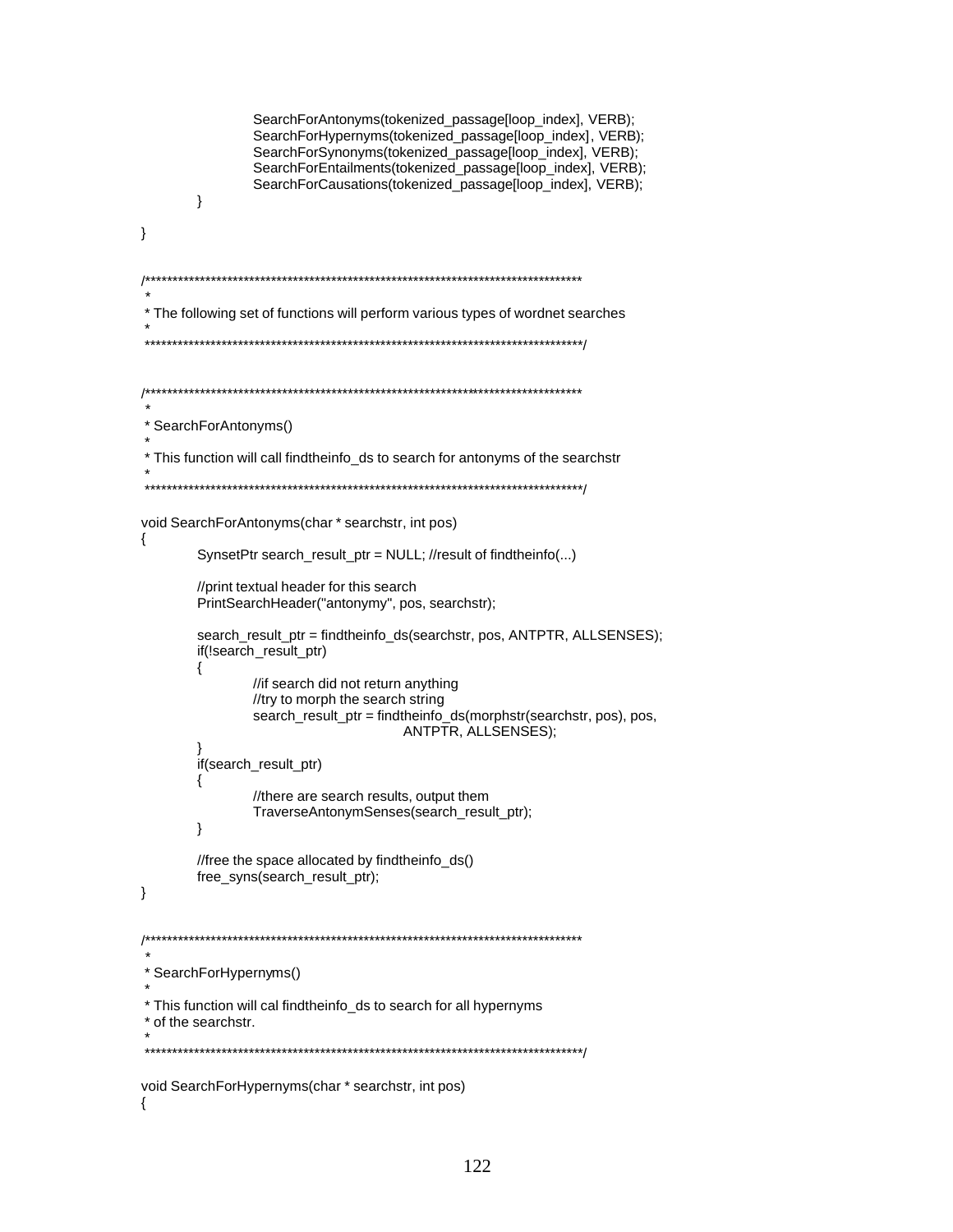```
			SearchForAntonyms(tokenized_passage[loop_index], VERB);
			SearchForHypernyms(tokenized_passage[loop_index], VERB);
			SearchForSynonyms(tokenized_passage[loop_index], VERB);
			SearchForEntailments(tokenized_passage[loop_index], VERB);
			SearchForCausations(tokenized_passage[loop_index], VERB);
		}

}


/*******************************************************************************
 *
 * The following set of functions will perform various types of wordnet searches
 *
 *******************************************************************************/


/*******************************************************************************
 *
 * SearchForAntonyms()
 *
 * This function will call findtheinfo_ds to search for antonyms of the searchstr
 *
 *******************************************************************************/

void SearchForAntonyms(char * searchstr, int pos)
{
	SynsetPtr search_result_ptr = NULL; //result of findtheinfo(...)

	//print textual header for this search
	PrintSearchHeader("antonymy", pos, searchstr);

	search_result_ptr = findtheinfo_ds(searchstr, pos, ANTPTR, ALLSENSES);
	if(!search_result_ptr)
	{
		//if search did not return anything
		//try to morph the search string
		search_result_ptr = findtheinfo_ds(morphstr(searchstr, pos), pos,
						ANTPTR, ALLSENSES);
	}
	if(search_result_ptr)
	{
		//there are search results, output them
		TraverseAntonymSenses(search_result_ptr);
	}

	//free the space allocated by findtheinfo_ds()
	free_syns(search_result_ptr);
}


/*******************************************************************************
 *
 * SearchForHypernyms()
 *
 * This function will cal findtheinfo_ds to search for all hypernyms
 * of the searchstr.
 *
 *******************************************************************************/

void SearchForHypernyms(char * searchstr, int pos)
{
```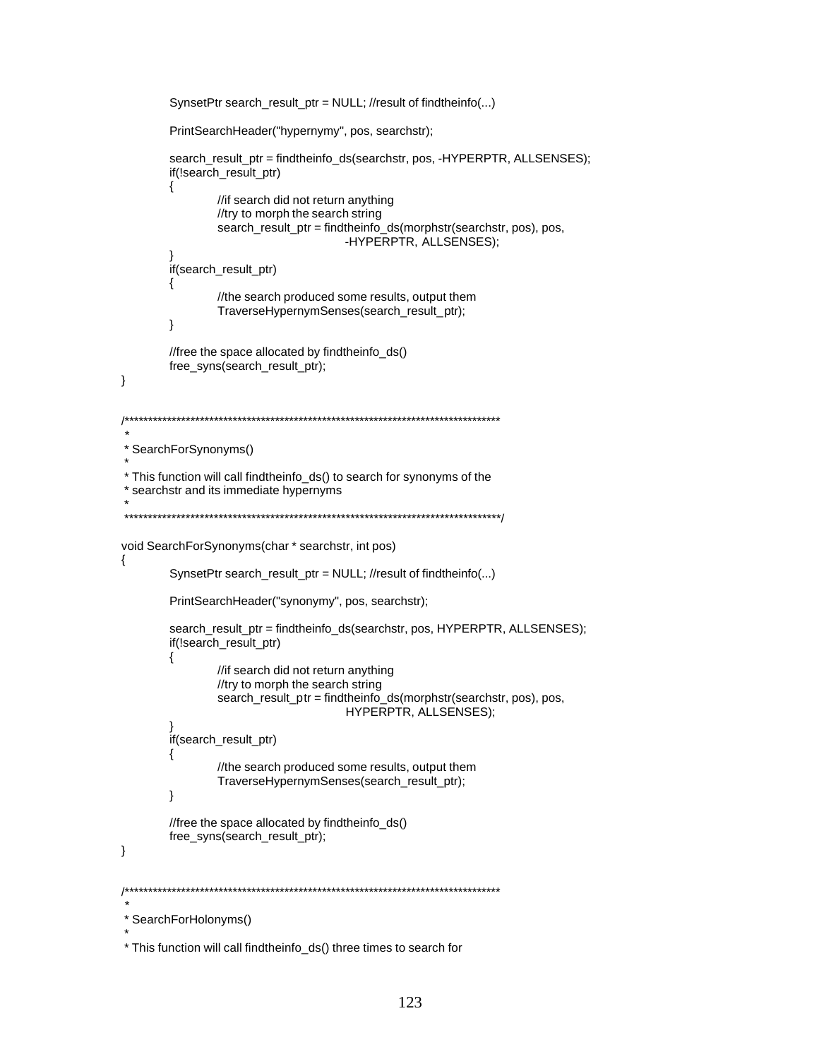```
        SynsetPtr search_result_ptr = NULL; //result of findtheinfo(...)

        PrintSearchHeader("hypernymy", pos, searchstr);

        search_result_ptr = findtheinfo_ds(searchstr, pos, -HYPERPTR, ALLSENSES);
        if(!search_result_ptr)
        {
                //if search did not return anything
                //try to morph the search string
                search_result_ptr = findtheinfo_ds(morphstr(searchstr, pos), pos,
                                        -HYPERPTR, ALLSENSES);
        }
        if(search_result_ptr)
        {
                //the search produced some results, output them
                TraverseHypernymSenses(search_result_ptr);
        }

        //free the space allocated by findtheinfo_ds()
        free_syns(search_result_ptr);
}


/********************************************************************************
 *
 * SearchForSynonyms()
 *
 * This function will call findtheinfo_ds() to search for synonyms of the
 * searchstr and its immediate hypernyms
 *
 ********************************************************************************/

void SearchForSynonyms(char * searchstr, int pos)
{
        SynsetPtr search_result_ptr = NULL; //result of findtheinfo(...)

        PrintSearchHeader("synonymy", pos, searchstr);

        search_result_ptr = findtheinfo_ds(searchstr, pos, HYPERPTR, ALLSENSES);
        if(!search_result_ptr)
        {
                //if search did not return anything
                //try to morph the search string
                search_result_ptr = findtheinfo_ds(morphstr(searchstr, pos), pos,
                                        HYPERPTR, ALLSENSES);
        }
        if(search_result_ptr)
        {
                //the search produced some results, output them
                TraverseHypernymSenses(search_result_ptr);
        }

        //free the space allocated by findtheinfo_ds()
        free_syns(search_result_ptr);
}


/********************************************************************************
 *
 * SearchForHolonyms()
 *
 * This function will call findtheinfo_ds() three times to search for
```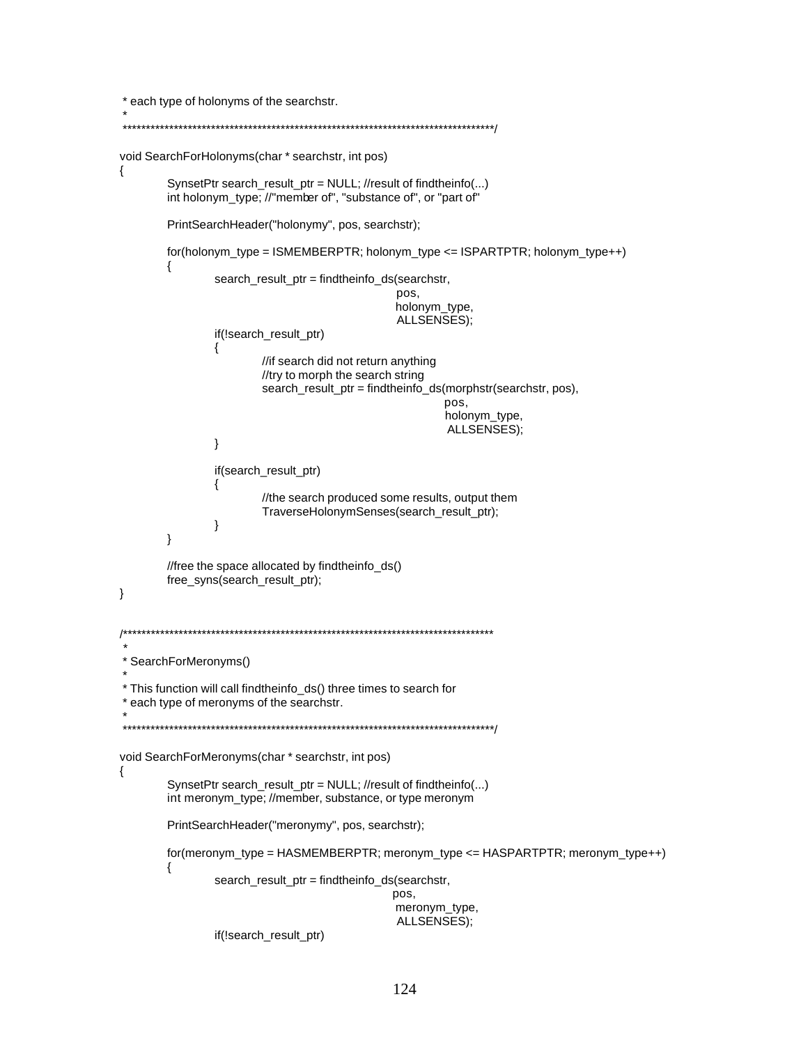```
 * each type of holonyms of the searchstr.
 *
 ********************************************************************************/

void SearchForHolonyms(char * searchstr, int pos)
{
	SynsetPtr search_result_ptr = NULL; //result of findtheinfo(...)
	int holonym_type; //"member of", "substance of", or "part of"

	PrintSearchHeader("holonymy", pos, searchstr);

	for(holonym_type = ISMEMBERPTR; holonym_type <= ISPARTPTR; holonym_type++)
	{
		search_result_ptr = findtheinfo_ds(searchstr,
						pos,
						holonym_type,
						ALLSENSES);
		if(!search_result_ptr)
		{
			//if search did not return anything
			//try to morph the search string
			search_result_ptr = findtheinfo_ds(morphstr(searchstr, pos),
							pos,
							holonym_type,
							ALLSENSES);
		}

		if(search_result_ptr)
		{
			//the search produced some results, output them
			TraverseHolonymSenses(search_result_ptr);
		}
	}

	//free the space allocated by findtheinfo_ds()
	free_syns(search_result_ptr);
}


/********************************************************************************
 *
 * SearchForMeronyms()
 *
 * This function will call findtheinfo_ds() three times to search for
 * each type of meronyms of the searchstr.
 *
 ********************************************************************************/

void SearchForMeronyms(char * searchstr, int pos)
{
	SynsetPtr search_result_ptr = NULL; //result of findtheinfo(...)
	int meronym_type; //member, substance, or type meronym

	PrintSearchHeader("meronymy", pos, searchstr);

	for(meronym_type = HASMEMBERPTR; meronym_type <= HASPARTPTR; meronym_type++)
	{
		search_result_ptr = findtheinfo_ds(searchstr,
						pos,
						meronym_type,
						ALLSENSES);
		if(!search_result_ptr)
```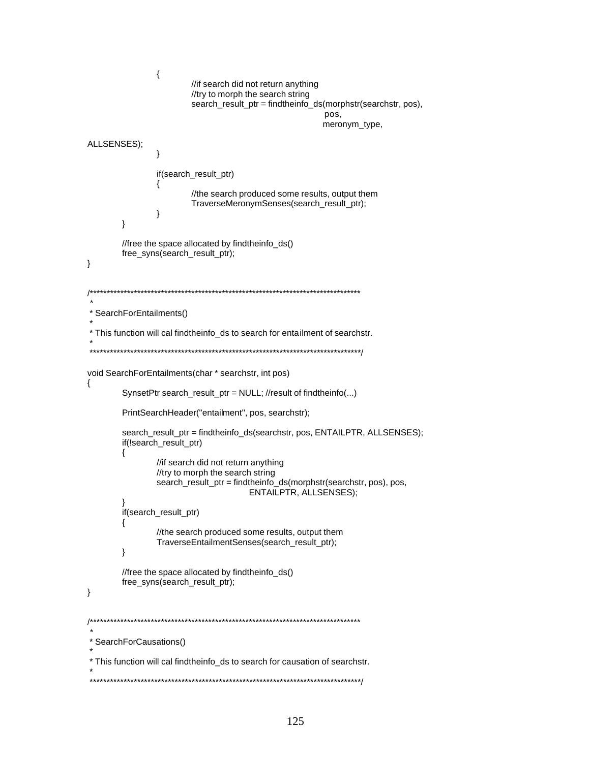```
		{
			//if search did not return anything
			//try to morph the search string
			search_result_ptr = findtheinfo_ds(morphstr(searchstr, pos),
									pos,
									meronym_type,
ALLSENSES);
		}

		if(search_result_ptr)
		{
			//the search produced some results, output them
			TraverseMeronymSenses(search_result_ptr);
		}
	}

	//free the space allocated by findtheinfo_ds()
	free_syns(search_result_ptr);
}


/*********************************************************************************
 *
 * SearchForEntailments()
 *
 * This function will cal findtheinfo_ds to search for entailment of searchstr.
 *
 ********************************************************************************/

void SearchForEntailments(char * searchstr, int pos)
{
	SynsetPtr search_result_ptr = NULL; //result of findtheinfo(...)

	PrintSearchHeader("entailment", pos, searchstr);

	search_result_ptr = findtheinfo_ds(searchstr, pos, ENTAILPTR, ALLSENSES);
	if(!search_result_ptr)
	{
		//if search did not return anything
		//try to morph the search string
		search_result_ptr = findtheinfo_ds(morphstr(searchstr, pos), pos,
						ENTAILPTR, ALLSENSES);
	}
	if(search_result_ptr)
	{
		//the search produced some results, output them
		TraverseEntailmentSenses(search_result_ptr);
	}

	//free the space allocated by findtheinfo_ds()
	free_syns(search_result_ptr);
}


/*********************************************************************************
 *
 * SearchForCausations()
 *
 * This function will cal findtheinfo_ds to search for causation of searchstr.
 *
 ********************************************************************************/
```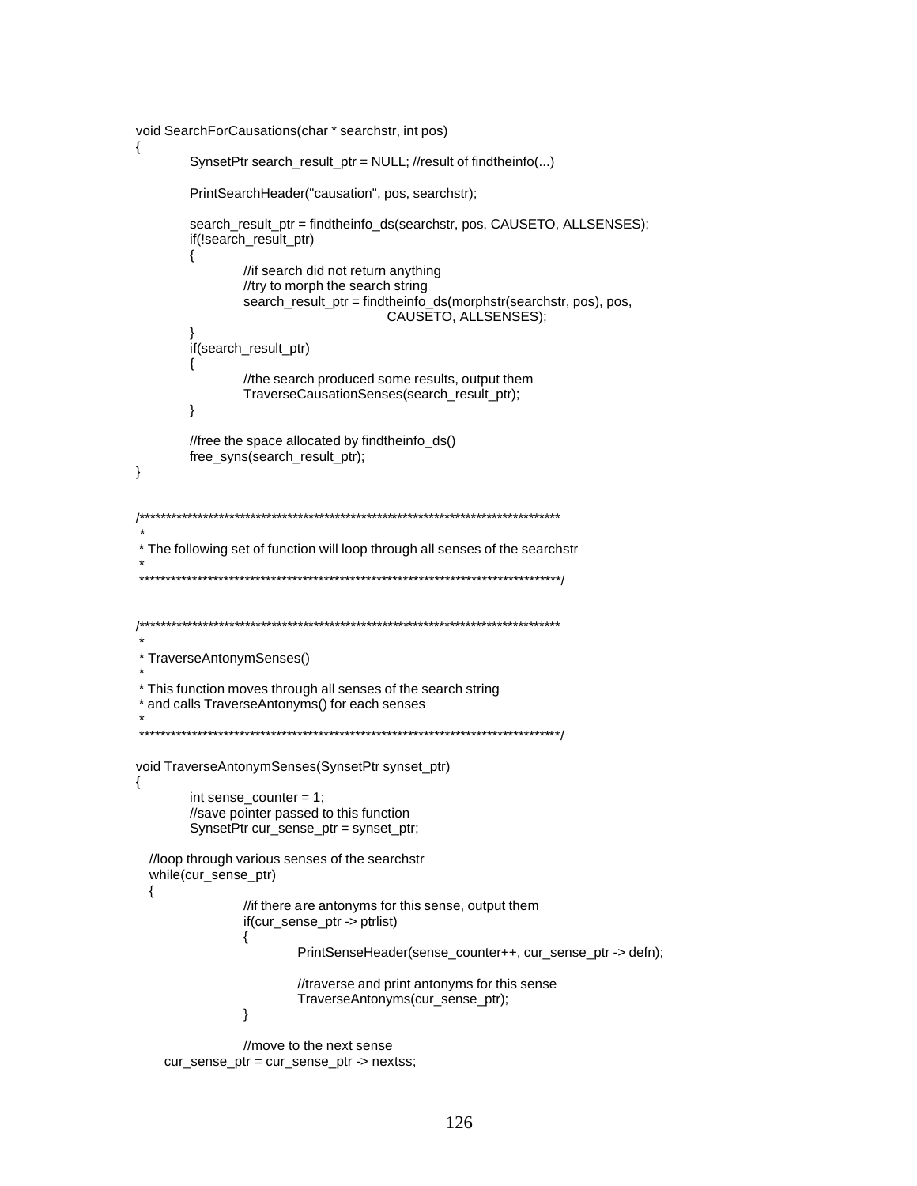```
void SearchForCausations(char * searchstr, int pos)
{
	SynsetPtr search_result_ptr = NULL; //result of findtheinfo(...)

	PrintSearchHeader("causation", pos, searchstr);

	search_result_ptr = findtheinfo_ds(searchstr, pos, CAUSETO, ALLSENSES);
	if(!search_result_ptr)
	{
		//if search did not return anything
		//try to morph the search string
		search_result_ptr = findtheinfo_ds(morphstr(searchstr, pos), pos,
						CAUSETO, ALLSENSES);
	}
	if(search_result_ptr)
	{
		//the search produced some results, output them
		TraverseCausationSenses(search_result_ptr);
	}

	//free the space allocated by findtheinfo_ds()
	free_syns(search_result_ptr);
}


/*********************************************************************************
 *
 * The following set of function will loop through all senses of the searchstr
 *
 *********************************************************************************/


/*********************************************************************************
 *
 * TraverseAntonymSenses()
 *
 * This function moves through all senses of the search string
 * and calls TraverseAntonyms() for each senses
 *
 *********************************************************************************/

void TraverseAntonymSenses(SynsetPtr synset_ptr)
{
	int sense_counter = 1;
	//save pointer passed to this function
	SynsetPtr cur_sense_ptr = synset_ptr;

   //loop through various senses of the searchstr
   while(cur_sense_ptr)
   {
		//if there are antonyms for this sense, output them
		if(cur_sense_ptr -> ptrlist)
		{
			PrintSenseHeader(sense_counter++, cur_sense_ptr -> defn);

			//traverse and print antonyms for this sense
			TraverseAntonyms(cur_sense_ptr);
		}

		//move to the next sense
      cur_sense_ptr = cur_sense_ptr -> nextss;
```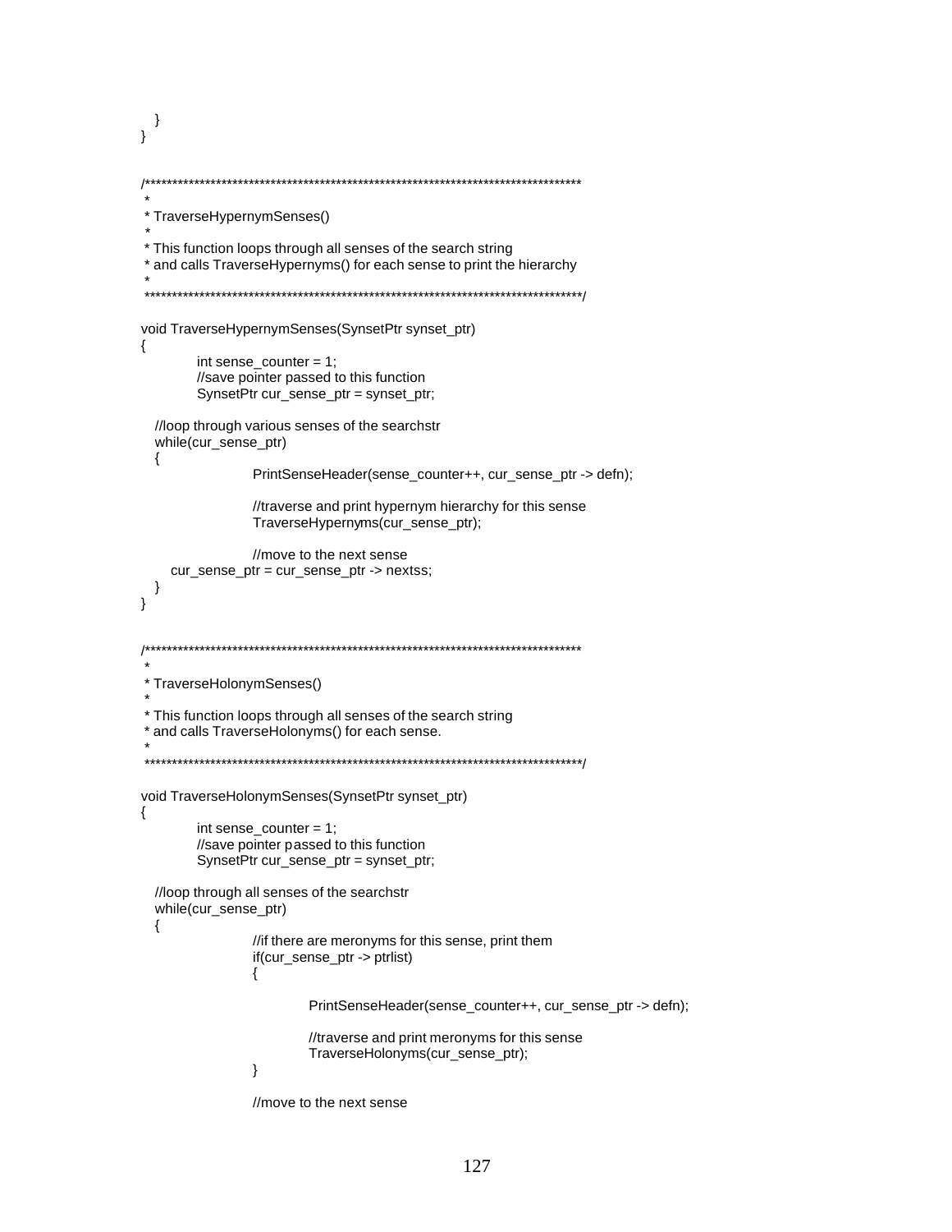```
   }
}


/*******************************************************************************
 *
 * TraverseHypernymSenses()
 *
 * This function loops through all senses of the search string
 * and calls TraverseHypernyms() for each sense to print the hierarchy
 *
 *******************************************************************************/

void TraverseHypernymSenses(SynsetPtr synset_ptr)
{
        int sense_counter = 1;
        //save pointer passed to this function
        SynsetPtr cur_sense_ptr = synset_ptr;

   //loop through various senses of the searchstr
   while(cur_sense_ptr)
   {
                PrintSenseHeader(sense_counter++, cur_sense_ptr -> defn);

                //traverse and print hypernym hierarchy for this sense
                TraverseHypernyms(cur_sense_ptr);

                //move to the next sense
      cur_sense_ptr = cur_sense_ptr -> nextss;
   }
}


/*******************************************************************************
 *
 * TraverseHolonymSenses()
 *
 * This function loops through all senses of the search string
 * and calls TraverseHolonyms() for each sense.
 *
 *******************************************************************************/

void TraverseHolonymSenses(SynsetPtr synset_ptr)
{
        int sense_counter = 1;
        //save pointer passed to this function
        SynsetPtr cur_sense_ptr = synset_ptr;

   //loop through all senses of the searchstr
   while(cur_sense_ptr)
   {
                //if there are meronyms for this sense, print them
                if(cur_sense_ptr -> ptrlist)
                {

                        PrintSenseHeader(sense_counter++, cur_sense_ptr -> defn);

                        //traverse and print meronyms for this sense
                        TraverseHolonyms(cur_sense_ptr);
                }

                //move to the next sense
```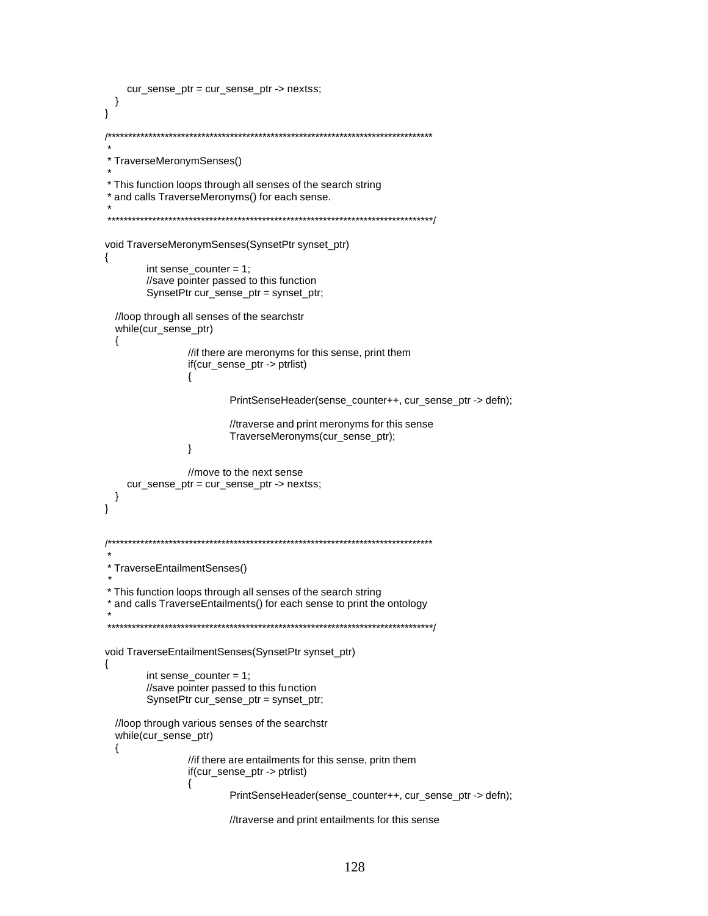```
        cur_sense_ptr = cur_sense_ptr -> nextss;
    }
}

/******************************************************************************
 *
 * TraverseMeronymSenses()
 *
 * This function loops through all senses of the search string
 * and calls TraverseMeronyms() for each sense.
 *
 ******************************************************************************/

void TraverseMeronymSenses(SynsetPtr synset_ptr)
{
        int sense_counter = 1;
        //save pointer passed to this function
        SynsetPtr cur_sense_ptr = synset_ptr;

    //loop through all senses of the searchstr
    while(cur_sense_ptr)
    {
                //if there are meronyms for this sense, print them
                if(cur_sense_ptr -> ptrlist)
                {

                        PrintSenseHeader(sense_counter++, cur_sense_ptr -> defn);

                        //traverse and print meronyms for this sense
                        TraverseMeronyms(cur_sense_ptr);
                }

                //move to the next sense
        cur_sense_ptr = cur_sense_ptr -> nextss;
    }
}


/******************************************************************************
 *
 * TraverseEntailmentSenses()
 *
 * This function loops through all senses of the search string
 * and calls TraverseEntailments() for each sense to print the ontology
 *
 ******************************************************************************/

void TraverseEntailmentSenses(SynsetPtr synset_ptr)
{
        int sense_counter = 1;
        //save pointer passed to this function
        SynsetPtr cur_sense_ptr = synset_ptr;

    //loop through various senses of the searchstr
    while(cur_sense_ptr)
    {
                //if there are entailments for this sense, pritn them
                if(cur_sense_ptr -> ptrlist)
                {
                        PrintSenseHeader(sense_counter++, cur_sense_ptr -> defn);

                        //traverse and print entailments for this sense
```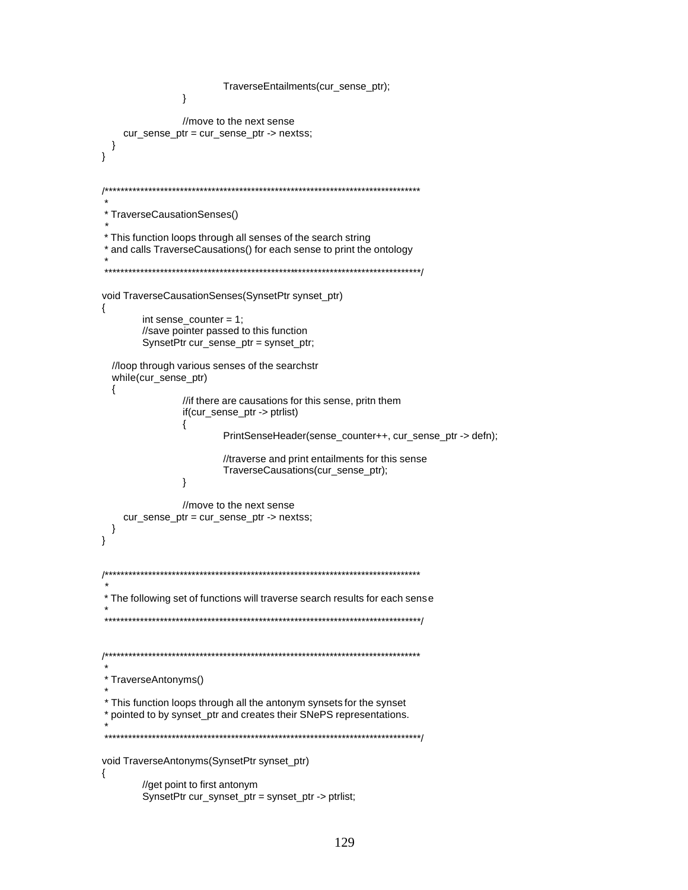```
                    TraverseEntailments(cur_sense_ptr);
            }

            //move to the next sense
        cur_sense_ptr = cur_sense_ptr -> nextss;
    }
}


/*****************************************************************************
 *
 * TraverseCausationSenses()
 *
 * This function loops through all senses of the search string
 * and calls TraverseCausations() for each sense to print the ontology
 *
 *****************************************************************************/

void TraverseCausationSenses(SynsetPtr synset_ptr)
{
        int sense_counter = 1;
        //save pointer passed to this function
        SynsetPtr cur_sense_ptr = synset_ptr;

    //loop through various senses of the searchstr
    while(cur_sense_ptr)
    {
            //if there are causations for this sense, pritn them
            if(cur_sense_ptr -> ptrlist)
            {
                    PrintSenseHeader(sense_counter++, cur_sense_ptr -> defn);

                    //traverse and print entailments for this sense
                    TraverseCausations(cur_sense_ptr);
            }

            //move to the next sense
        cur_sense_ptr = cur_sense_ptr -> nextss;
    }
}


/*****************************************************************************
 *
 * The following set of functions will traverse search results for each sense
 *
 *****************************************************************************/


/*****************************************************************************
 *
 * TraverseAntonyms()
 *
 * This function loops through all the antonym synsets for the synset
 * pointed to by synset_ptr and creates their SNePS representations.
 *
 *****************************************************************************/

void TraverseAntonyms(SynsetPtr synset_ptr)
{
        //get point to first antonym
        SynsetPtr cur_synset_ptr = synset_ptr -> ptrlist;
```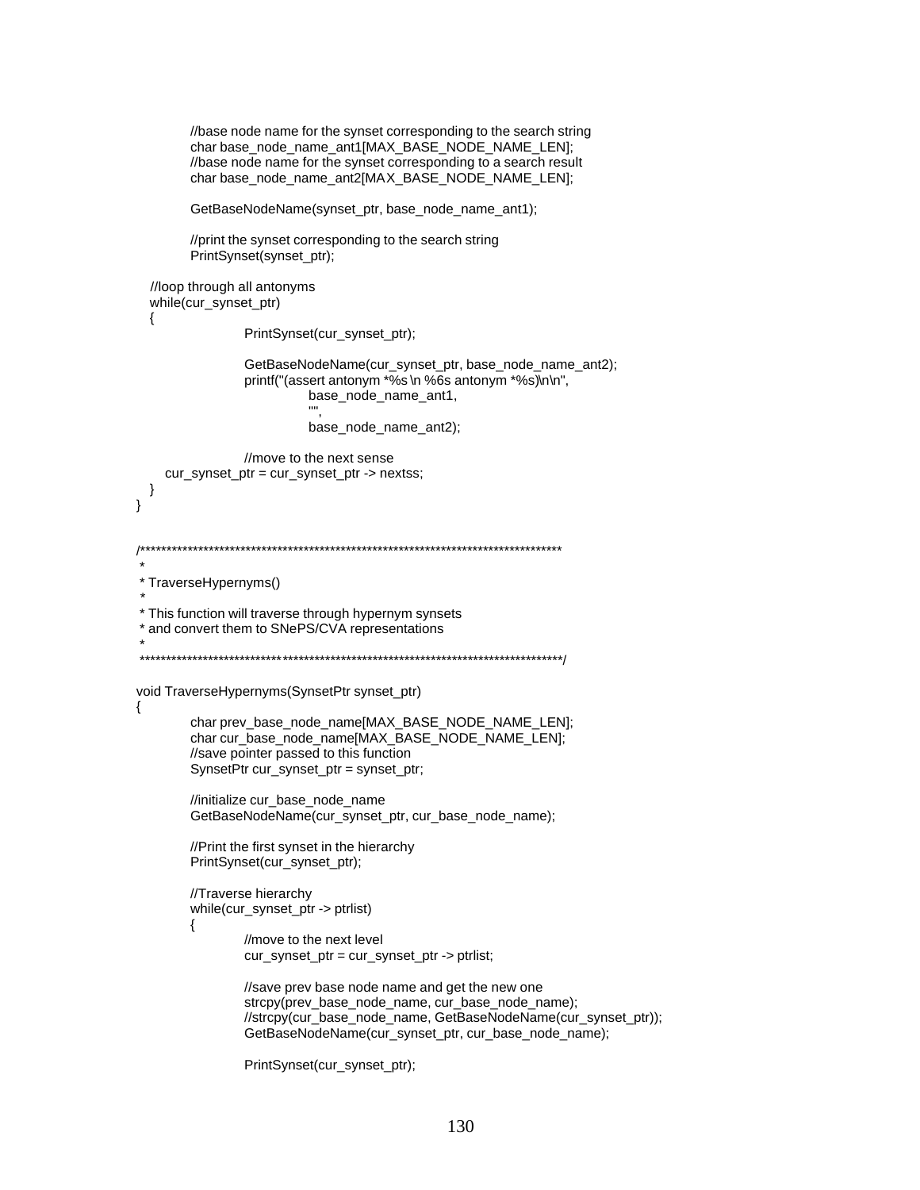```
        //base node name for the synset corresponding to the search string
        char base_node_name_ant1[MAX_BASE_NODE_NAME_LEN];
        //base node name for the synset corresponding to a search result
        char base_node_name_ant2[MAX_BASE_NODE_NAME_LEN];

        GetBaseNodeName(synset_ptr, base_node_name_ant1);

        //print the synset corresponding to the search string
        PrintSynset(synset_ptr);

    //loop through all antonyms
    while(cur_synset_ptr)
    {
                PrintSynset(cur_synset_ptr);

                GetBaseNodeName(cur_synset_ptr, base_node_name_ant2);
                printf("(assert antonym *%s \n %6s antonym *%s)\n\n",
                        base_node_name_ant1,
                        "",
                        base_node_name_ant2);

                //move to the next sense
      cur_synset_ptr = cur_synset_ptr -> nextss;
    }
}


/*******************************************************************************
 *
 * TraverseHypernyms()
 *
 * This function will traverse through hypernym synsets
 * and convert them to SNePS/CVA representations
 *
 *******************************************************************************/

void TraverseHypernyms(SynsetPtr synset_ptr)
{
        char prev_base_node_name[MAX_BASE_NODE_NAME_LEN];
        char cur_base_node_name[MAX_BASE_NODE_NAME_LEN];
        //save pointer passed to this function
        SynsetPtr cur_synset_ptr = synset_ptr;

        //initialize cur_base_node_name
        GetBaseNodeName(cur_synset_ptr, cur_base_node_name);

        //Print the first synset in the hierarchy
        PrintSynset(cur_synset_ptr);

        //Traverse hierarchy
        while(cur_synset_ptr -> ptrlist)
        {
                //move to the next level
                cur_synset_ptr = cur_synset_ptr -> ptrlist;

                //save prev base node name and get the new one
                strcpy(prev_base_node_name, cur_base_node_name);
                //strcpy(cur_base_node_name, GetBaseNodeName(cur_synset_ptr));
                GetBaseNodeName(cur_synset_ptr, cur_base_node_name);

                PrintSynset(cur_synset_ptr);
```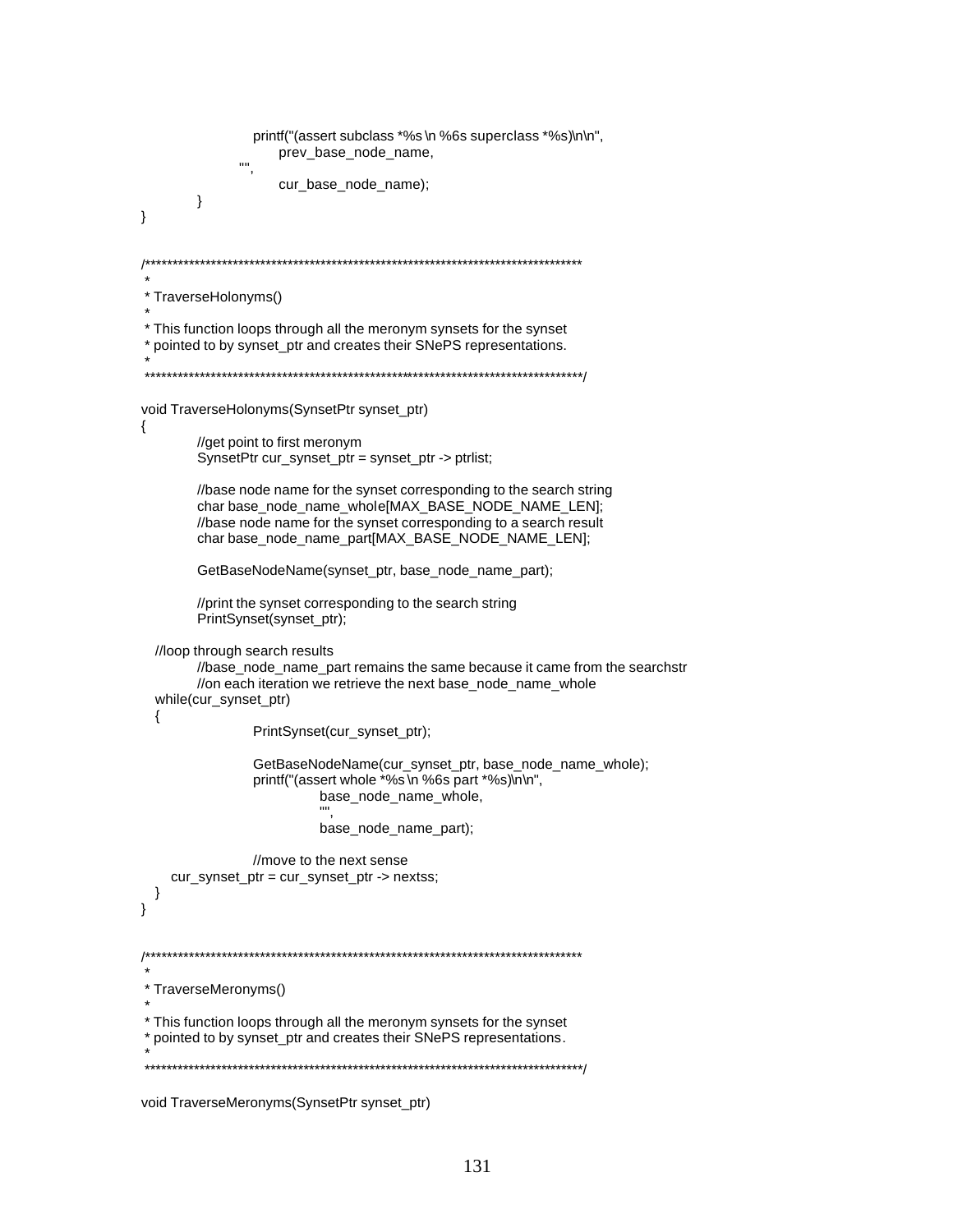```
                    printf("(assert subclass *%s \n %6s superclass *%s)\n\n",
                        prev_base_node_name,
                    "",
                        cur_base_node_name);
        }
}


/*******************************************************************************
 *
 * TraverseHolonyms()
 *
 * This function loops through all the meronym synsets for the synset
 * pointed to by synset_ptr and creates their SNePS representations.
 *
 *******************************************************************************/

void TraverseHolonyms(SynsetPtr synset_ptr)
{
        //get point to first meronym
        SynsetPtr cur_synset_ptr = synset_ptr -> ptrlist;

        //base node name for the synset corresponding to the search string
        char base_node_name_whole[MAX_BASE_NODE_NAME_LEN];
        //base node name for the synset corresponding to a search result
        char base_node_name_part[MAX_BASE_NODE_NAME_LEN];

        GetBaseNodeName(synset_ptr, base_node_name_part);

        //print the synset corresponding to the search string
        PrintSynset(synset_ptr);

   //loop through search results
        //base_node_name_part remains the same because it came from the searchstr
        //on each iteration we retrieve the next base_node_name_whole
   while(cur_synset_ptr)
   {
                PrintSynset(cur_synset_ptr);

                GetBaseNodeName(cur_synset_ptr, base_node_name_whole);
                printf("(assert whole *%s \n %6s part *%s)\n\n",
                        base_node_name_whole,
                        "",
                        base_node_name_part);

                //move to the next sense
      cur_synset_ptr = cur_synset_ptr -> nextss;
   }
}


/*******************************************************************************
 *
 * TraverseMeronyms()
 *
 * This function loops through all the meronym synsets for the synset
 * pointed to by synset_ptr and creates their SNePS representations.
 *
 *******************************************************************************/

void TraverseMeronyms(SynsetPtr synset_ptr)
```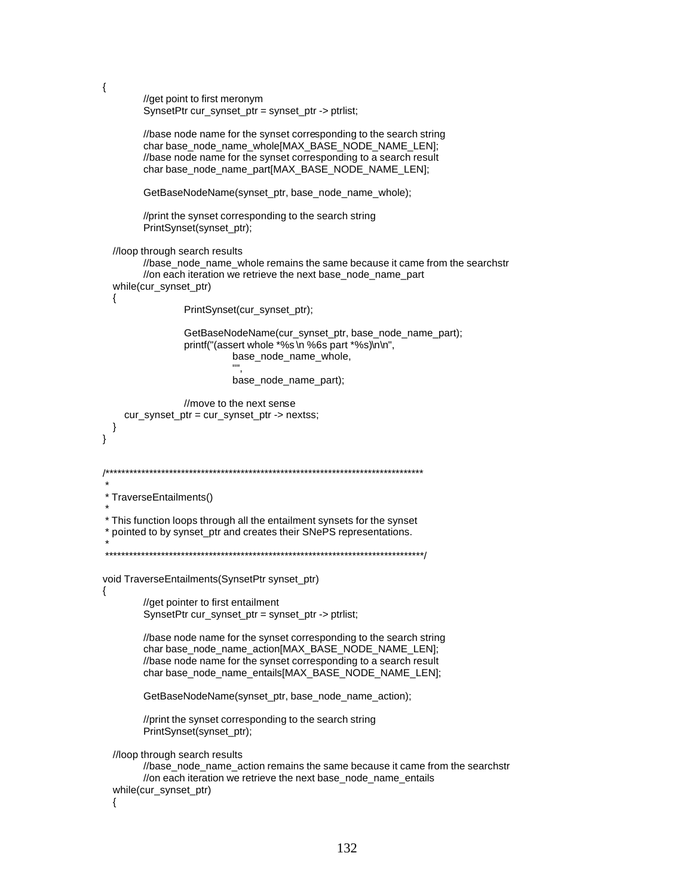```
{
        //get point to first meronym
        SynsetPtr cur_synset_ptr = synset_ptr -> ptrlist;

        //base node name for the synset corresponding to the search string
        char base_node_name_whole[MAX_BASE_NODE_NAME_LEN];
        //base node name for the synset corresponding to a search result
        char base_node_name_part[MAX_BASE_NODE_NAME_LEN];

        GetBaseNodeName(synset_ptr, base_node_name_whole);

        //print the synset corresponding to the search string
        PrintSynset(synset_ptr);

   //loop through search results
        //base_node_name_whole remains the same because it came from the searchstr
        //on each iteration we retrieve the next base_node_name_part
   while(cur_synset_ptr)
   {
                PrintSynset(cur_synset_ptr);

                GetBaseNodeName(cur_synset_ptr, base_node_name_part);
                printf("(assert whole *%s \n %6s part *%s)\n\n",
                        base_node_name_whole,
                        "",
                        base_node_name_part);

                //move to the next sense
      cur_synset_ptr = cur_synset_ptr -> nextss;
   }
}


/*******************************************************************************
 *
 * TraverseEntailments()
 *
 * This function loops through all the entailment synsets for the synset
 * pointed to by synset_ptr and creates their SNePS representations.
 *
 *******************************************************************************/

void TraverseEntailments(SynsetPtr synset_ptr)
{
        //get pointer to first entailment
        SynsetPtr cur_synset_ptr = synset_ptr -> ptrlist;

        //base node name for the synset corresponding to the search string
        char base_node_name_action[MAX_BASE_NODE_NAME_LEN];
        //base node name for the synset corresponding to a search result
        char base_node_name_entails[MAX_BASE_NODE_NAME_LEN];

        GetBaseNodeName(synset_ptr, base_node_name_action);

        //print the synset corresponding to the search string
        PrintSynset(synset_ptr);

   //loop through search results
        //base_node_name_action remains the same because it came from the searchstr
        //on each iteration we retrieve the next base_node_name_entails
   while(cur_synset_ptr)
   {
```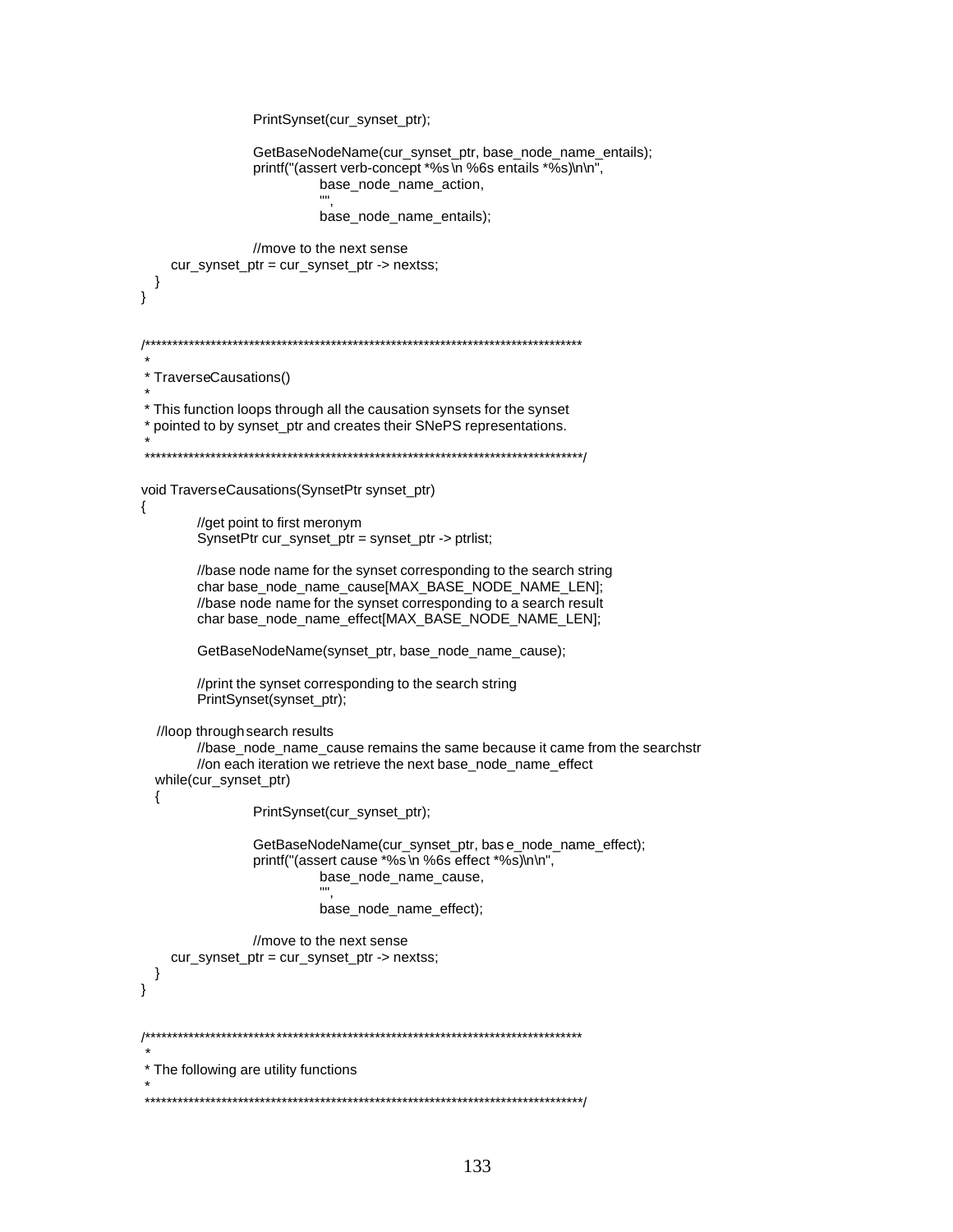```
                        PrintSynset(cur_synset_ptr);

                        GetBaseNodeName(cur_synset_ptr, base_node_name_entails);
                        printf("(assert verb-concept *%s \n %6s entails *%s)\n\n",
                                  base_node_name_action,
                                  "",
                                  base_node_name_entails);

                        //move to the next sense
        cur_synset_ptr = cur_synset_ptr -> nextss;
    }
}


/*******************************************************************************
 *
 * TraverseCausations()
 *
 * This function loops through all the causation synsets for the synset
 * pointed to by synset_ptr and creates their SNePS representations.
 *
 *******************************************************************************/

void TraverseCausations(SynsetPtr synset_ptr)
{
            //get point to first meronym
            SynsetPtr cur_synset_ptr = synset_ptr -> ptrlist;

            //base node name for the synset corresponding to the search string
            char base_node_name_cause[MAX_BASE_NODE_NAME_LEN];
            //base node name for the synset corresponding to a search result
            char base_node_name_effect[MAX_BASE_NODE_NAME_LEN];

            GetBaseNodeName(synset_ptr, base_node_name_cause);

            //print the synset corresponding to the search string
            PrintSynset(synset_ptr);

    //loop through search results
            //base_node_name_cause remains the same because it came from the searchstr
            //on each iteration we retrieve the next base_node_name_effect
    while(cur_synset_ptr)
    {
                        PrintSynset(cur_synset_ptr);

                        GetBaseNodeName(cur_synset_ptr, base_node_name_effect);
                        printf("(assert cause *%s \n %6s effect *%s)\n\n",
                                  base_node_name_cause,
                                  "",
                                  base_node_name_effect);

                        //move to the next sense
        cur_synset_ptr = cur_synset_ptr -> nextss;
    }
}


/*******************************************************************************
 *
 * The following are utility functions
 *
 *******************************************************************************/
```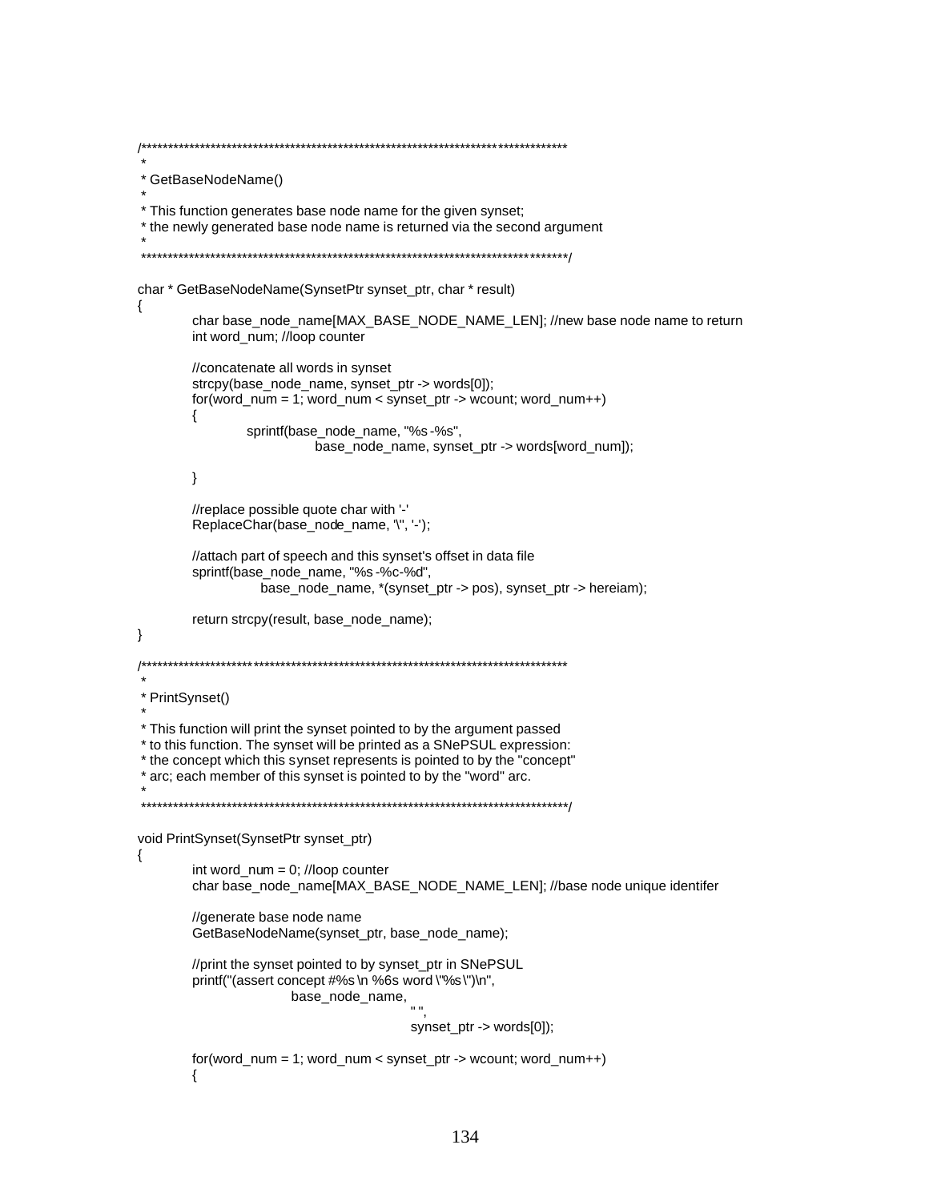```
/*******************************************************************************
 *
 * GetBaseNodeName()
 *
 * This function generates base node name for the given synset;
 * the newly generated base node name is returned via the second argument
 *
 *******************************************************************************/

char * GetBaseNodeName(SynsetPtr synset_ptr, char * result)
{
        char base_node_name[MAX_BASE_NODE_NAME_LEN]; //new base node name to return
        int word_num; //loop counter

        //concatenate all words in synset
        strcpy(base_node_name, synset_ptr -> words[0]);
        for(word_num = 1; word_num < synset_ptr -> wcount; word_num++)
        {
                sprintf(base_node_name, "%s -%s",
                        base_node_name, synset_ptr -> words[word_num]);

        }

        //replace possible quote char with '-'
        ReplaceChar(base_node_name, '\"', '-');

        //attach part of speech and this synset's offset in data file
        sprintf(base_node_name, "%s -%c-%d",
                base_node_name, *(synset_ptr -> pos), synset_ptr -> hereiam);

        return strcpy(result, base_node_name);
}

/*******************************************************************************
 *
 * PrintSynset()
 *
 * This function will print the synset pointed to by the argument passed
 * to this function. The synset will be printed as a SNePSUL expression:
 * the concept which this synset represents is pointed to by the "concept"
 * arc; each member of this synset is pointed to by the "word" arc.
 *
 *******************************************************************************/

void PrintSynset(SynsetPtr synset_ptr)
{
        int word_num = 0; //loop counter
        char base_node_name[MAX_BASE_NODE_NAME_LEN]; //base node unique identifer

        //generate base node name
        GetBaseNodeName(synset_ptr, base_node_name);

        //print the synset pointed to by synset_ptr in SNePSUL
        printf("(assert concept #%s \n %6s word \"%s \")\n",
                        base_node_name,
                                        " ",
                                        synset_ptr -> words[0]);

        for(word_num = 1; word_num < synset_ptr -> wcount; word_num++)
        {
```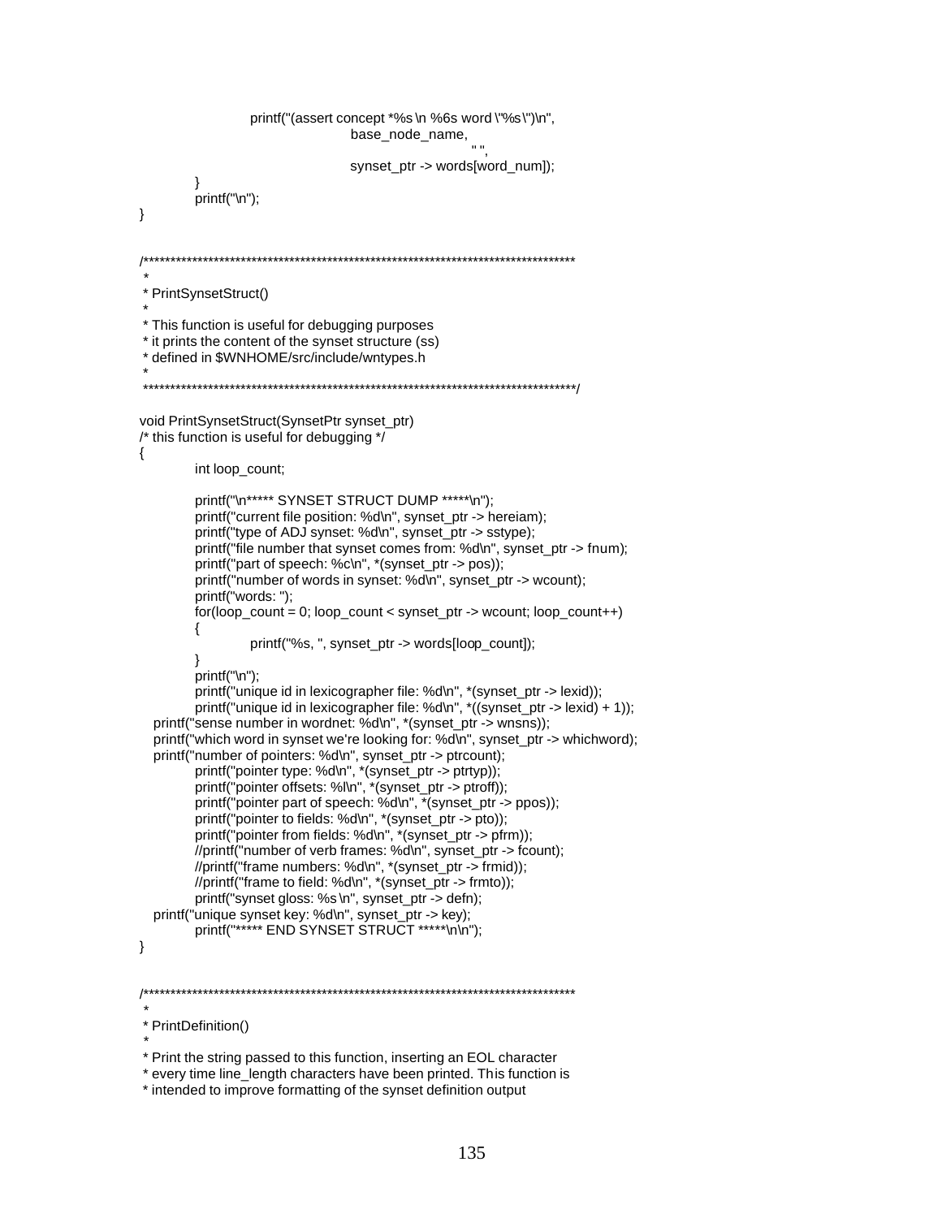```
                        printf("(assert concept *%s \n %6s word \"%s\")\n",
                                        base_node_name,
                                                        " ",
                                        synset_ptr -> words[word_num]);
        }
        printf("\n");
}


/*******************************************************************************
 *
 * PrintSynsetStruct()
 *
 * This function is useful for debugging purposes
 * it prints the content of the synset structure (ss)
 * defined in $WNHOME/src/include/wntypes.h
 *
 *******************************************************************************/

void PrintSynsetStruct(SynsetPtr synset_ptr)
/* this function is useful for debugging */
{
        int loop_count;

        printf("\n***** SYNSET STRUCT DUMP *****\n");
        printf("current file position: %d\n", synset_ptr -> hereiam);
        printf("type of ADJ synset: %d\n", synset_ptr -> sstype);
        printf("file number that synset comes from: %d\n", synset_ptr -> fnum);
        printf("part of speech: %c\n", *(synset_ptr -> pos));
        printf("number of words in synset: %d\n", synset_ptr -> wcount);
        printf("words: ");
        for(loop_count = 0; loop_count < synset_ptr -> wcount; loop_count++)
        {
                printf("%s, ", synset_ptr -> words[loop_count]);
        }
        printf("\n");
        printf("unique id in lexicographer file: %d\n", *(synset_ptr -> lexid));
        printf("unique id in lexicographer file: %d\n", *((synset_ptr -> lexid) + 1));
   printf("sense number in wordnet: %d\n", *(synset_ptr -> wnsns));
   printf("which word in synset we're looking for: %d\n", synset_ptr -> whichword);
   printf("number of pointers: %d\n", synset_ptr -> ptrcount);
        printf("pointer type: %d\n", *(synset_ptr -> ptrtyp));
        printf("pointer offsets: %l\n", *(synset_ptr -> ptroff));
        printf("pointer part of speech: %d\n", *(synset_ptr -> ppos));
        printf("pointer to fields: %d\n", *(synset_ptr -> pto));
        printf("pointer from fields: %d\n", *(synset_ptr -> pfrm));
        //printf("number of verb frames: %d\n", synset_ptr -> fcount);
        //printf("frame numbers: %d\n", *(synset_ptr -> frmid));
        //printf("frame to field: %d\n", *(synset_ptr -> frmto));
        printf("synset gloss: %s \n", synset_ptr -> defn);
   printf("unique synset key: %d\n", synset_ptr -> key);
        printf("***** END SYNSET STRUCT *****\n\n");
}


/*******************************************************************************
 *
 * PrintDefinition()
 *
 * Print the string passed to this function, inserting an EOL character
 * every time line_length characters have been printed. This function is
 * intended to improve formatting of the synset definition output
```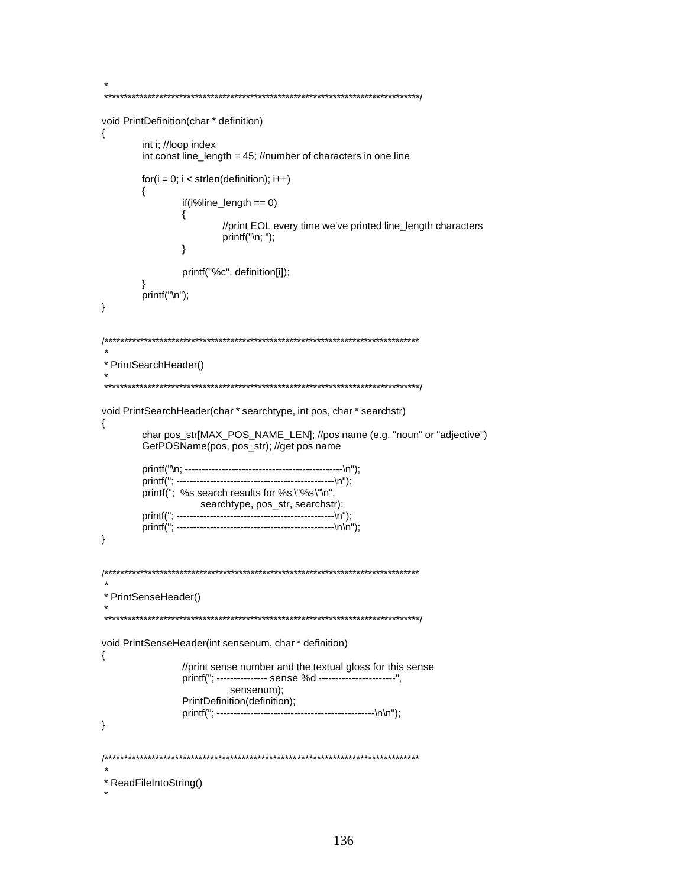```
 *
 ********************************************************************************/

void PrintDefinition(char * definition)
{
	int i; //loop index
	int const line_length = 45; //number of characters in one line

	for(i = 0; i < strlen(definition); i++)
	{
		if(i%line_length == 0)
		{
			//print EOL every time we've printed line_length characters
			printf("\n; ");
		}

		printf("%c", definition[i]);
	}
	printf("\n");
}


/********************************************************************************
 *
 * PrintSearchHeader()
 *
 ********************************************************************************/

void PrintSearchHeader(char * searchtype, int pos, char * searchstr)
{
	char pos_str[MAX_POS_NAME_LEN]; //pos name (e.g. "noun" or "adjective")
	GetPOSName(pos, pos_str); //get pos name

	printf("\n; ------------------------------------------------\n");
	printf("; ------------------------------------------------\n");
	printf(";  %s search results for %s \"%s\"\n",
			searchtype, pos_str, searchstr);
	printf("; ------------------------------------------------\n");
	printf("; ------------------------------------------------\n\n");
}


/********************************************************************************
 *
 * PrintSenseHeader()
 *
 ********************************************************************************/

void PrintSenseHeader(int sensenum, char * definition)
{
		//print sense number and the textual gloss for this sense
		printf("; --------------- sense %d ----------------------",
			sensenum);
		PrintDefinition(definition);
		printf("; ------------------------------------------------\n\n");
}


/********************************************************************************
 *
 * ReadFileIntoString()
 *
```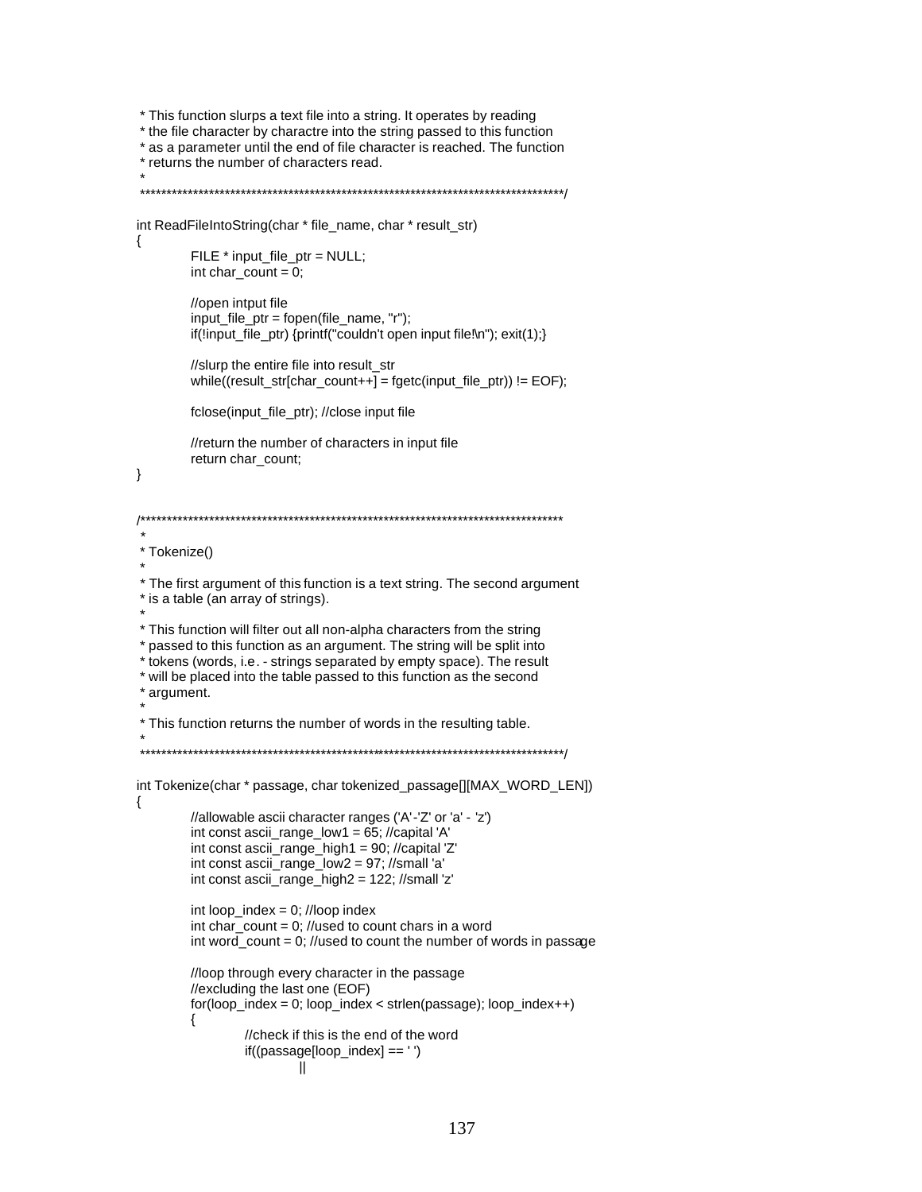```
 * This function slurps a text file into a string. It operates by reading
 * the file character by charactre into the string passed to this function
 * as a parameter until the end of file character is reached. The function
 * returns the number of characters read.
 *
 *********************************************************************************/

int ReadFileIntoString(char * file_name, char * result_str)
{
	FILE * input_file_ptr = NULL;
	int char_count = 0;

	//open intput file
	input_file_ptr = fopen(file_name, "r");
	if(!input_file_ptr) {printf("couldn't open input file!\n"); exit(1);}

	//slurp the entire file into result_str
	while((result_str[char_count++] = fgetc(input_file_ptr)) != EOF);

	fclose(input_file_ptr); //close input file

	//return the number of characters in input file
	return char_count;
}


/*********************************************************************************
 *
 * Tokenize()
 *
 * The first argument of this function is a text string. The second argument
 * is a table (an array of strings).
 *
 * This function will filter out all non-alpha characters from the string
 * passed to this function as an argument. The string will be split into
 * tokens (words, i.e. - strings separated by empty space). The result
 * will be placed into the table passed to this function as the second
 * argument.
 *
 * This function returns the number of words in the resulting table.
 *
 *********************************************************************************/

int Tokenize(char * passage, char tokenized_passage[][MAX_WORD_LEN])
{
	//allowable ascii character ranges ('A'-'Z' or 'a' - 'z')
	int const ascii_range_low1 = 65; //capital 'A'
	int const ascii_range_high1 = 90; //capital 'Z'
	int const ascii_range_low2 = 97; //small 'a'
	int const ascii_range_high2 = 122; //small 'z'

	int loop_index = 0; //loop index
	int char_count = 0; //used to count chars in a word
	int word_count = 0; //used to count the number of words in passage

	//loop through every character in the passage
	//excluding the last one (EOF)
	for(loop_index = 0; loop_index < strlen(passage); loop_index++)
	{
		//check if this is the end of the word
		if((passage[loop_index] == ' ')
			||
```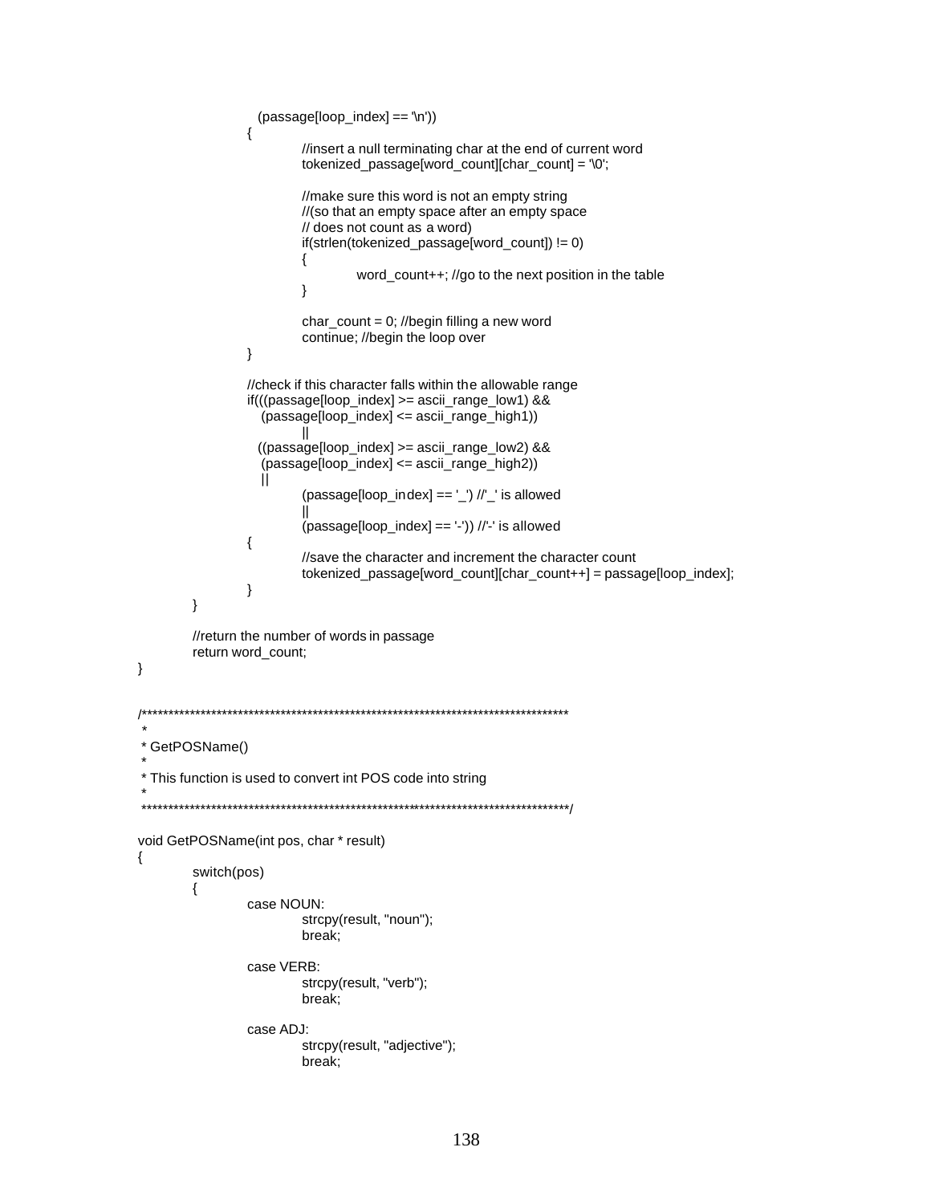```
                   (passage[loop_index] == '\n'))
                {
                        //insert a null terminating char at the end of current word
                        tokenized_passage[word_count][char_count] = '\0';

                        //make sure this word is not an empty string
                        //(so that an empty space after an empty space
                        // does not count as a word)
                        if(strlen(tokenized_passage[word_count]) != 0)
                        {
                                word_count++; //go to the next position in the table
                        }

                        char_count = 0; //begin filling a new word
                        continue; //begin the loop over
                }

                //check if this character falls within the allowable range
                if(((passage[loop_index] >= ascii_range_low1) &&
                    (passage[loop_index] <= ascii_range_high1))
                        ||
                   ((passage[loop_index] >= ascii_range_low2) &&
                    (passage[loop_index] <= ascii_range_high2))
                    ||
                        (passage[loop_index] == '_') //'_' is allowed
                        ||
                        (passage[loop_index] == '-')) //'-' is allowed
                {
                        //save the character and increment the character count
                        tokenized_passage[word_count][char_count++] = passage[loop_index];
                }
        }

        //return the number of words in passage
        return word_count;
}


/*******************************************************************************
 *
 * GetPOSName()
 *
 * This function is used to convert int POS code into string
 *
 *******************************************************************************/

void GetPOSName(int pos, char * result)
{
        switch(pos)
        {
                case NOUN:
                        strcpy(result, "noun");
                        break;

                case VERB:
                        strcpy(result, "verb");
                        break;

                case ADJ:
                        strcpy(result, "adjective");
                        break;
```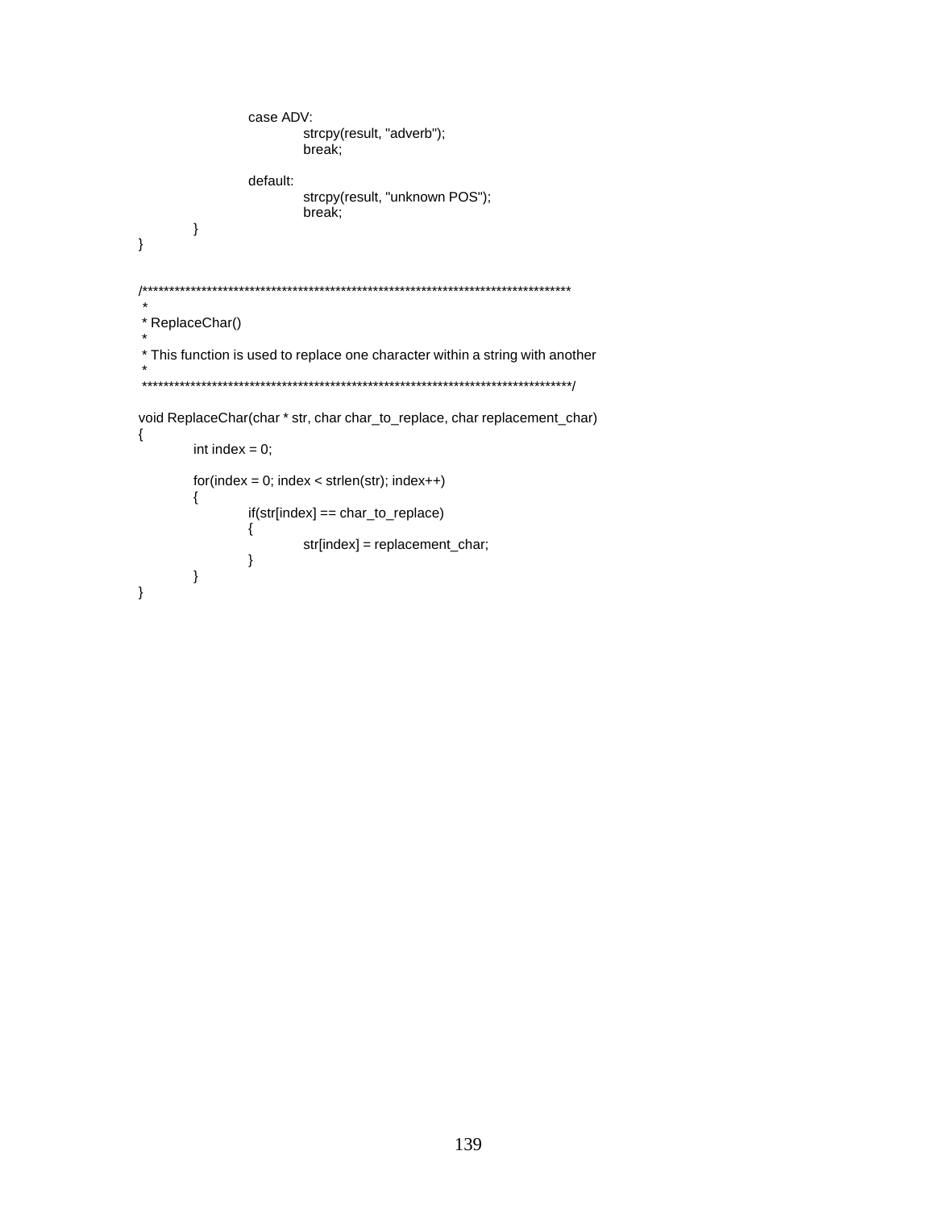```c
		case ADV:
			strcpy(result, "adverb");
			break;

		default:
			strcpy(result, "unknown POS");
			break;
	}
}


/*******************************************************************************
 *
 * ReplaceChar()
 *
 * This function is used to replace one character within a string with another
 *
 *******************************************************************************/

void ReplaceChar(char * str, char char_to_replace, char replacement_char)
{
	int index = 0;

	for(index = 0; index < strlen(str); index++)
	{
		if(str[index] == char_to_replace)
		{
			str[index] = replacement_char;
		}
	}
}
```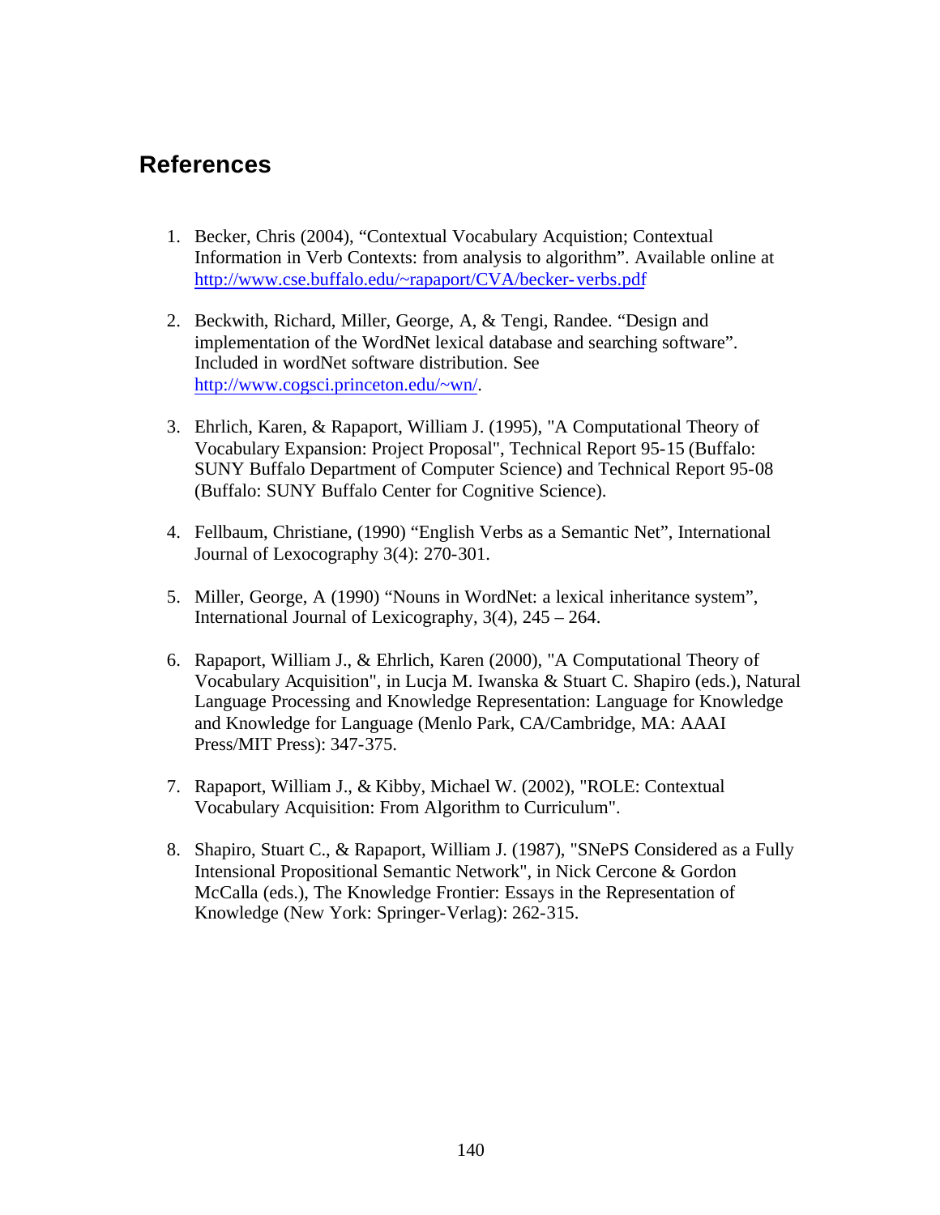## References

1. Becker, Chris (2004), "Contextual Vocabulary Acquistion; Contextual Information in Verb Contexts: from analysis to algorithm". Available online at http://www.cse.buffalo.edu/~rapaport/CVA/becker-verbs.pdf

2. Beckwith, Richard, Miller, George, A, & Tengi, Randee. "Design and implementation of the WordNet lexical database and searching software". Included in wordNet software distribution. See http://www.cogsci.princeton.edu/~wn/.

3. Ehrlich, Karen, & Rapaport, William J. (1995), "A Computational Theory of Vocabulary Expansion: Project Proposal", Technical Report 95-15 (Buffalo: SUNY Buffalo Department of Computer Science) and Technical Report 95-08 (Buffalo: SUNY Buffalo Center for Cognitive Science).

4. Fellbaum, Christiane, (1990) "English Verbs as a Semantic Net", International Journal of Lexocography 3(4): 270-301.

5. Miller, George, A (1990) "Nouns in WordNet: a lexical inheritance system", International Journal of Lexicography, 3(4), 245 – 264.

6. Rapaport, William J., & Ehrlich, Karen (2000), "A Computational Theory of Vocabulary Acquisition", in Lucja M. Iwanska & Stuart C. Shapiro (eds.), Natural Language Processing and Knowledge Representation: Language for Knowledge and Knowledge for Language (Menlo Park, CA/Cambridge, MA: AAAI Press/MIT Press): 347-375.

7. Rapaport, William J., & Kibby, Michael W. (2002), "ROLE: Contextual Vocabulary Acquisition: From Algorithm to Curriculum".

8. Shapiro, Stuart C., & Rapaport, William J. (1987), "SNePS Considered as a Fully Intensional Propositional Semantic Network", in Nick Cercone & Gordon McCalla (eds.), The Knowledge Frontier: Essays in the Representation of Knowledge (New York: Springer-Verlag): 262-315.